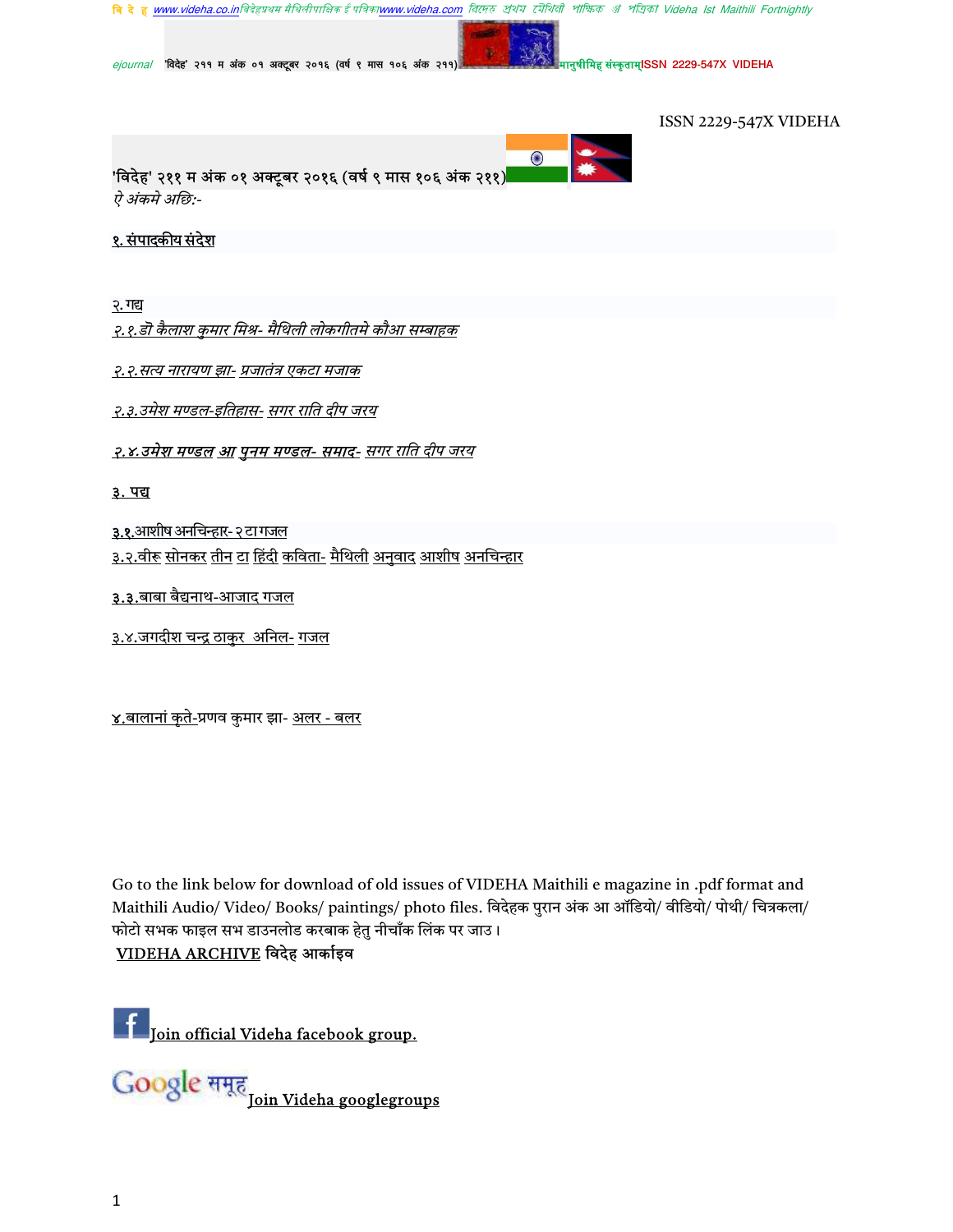ISSN 2229-547X VIDEHA

'विदेह' २११ म अंक ०१ अक्टूबर २०१६ (वर्ष ९ मास १०६ अंक २११)

*ऐ अंकमे अछि:-*

१. संपादकीय संदेश

२. गद्य

*२.१.डॉ कैलाश कुमार मिश्र- मैथिली लोकगीतमे कौआ सम्बाहक*

*२.२.सत्य नारायण झा- प्रजातंत्र एकटा मजाक*

*२.३.उमेश मण्डल-इतिहास- सगर राति दीप जरय*

*२.४.उमेश मण्डल आ पुनम मण्डल- समाद- सगर राति दीप जरय*

३. पद्य

३.१.आशीष अनचिन्हार- २ टा गजल

३.२.वीरू सोनकर तीन टा हिंदी कविता- मैथिली अनुवाद आशीष अनचिन्हार

३.३.बाबा बैद्यनाथ-आजाद गजल

३.४.जगदीश चन्द्र ठाकुर अनिल- गजल

४.बालानां कृते-प्रणव कुमार झा- अलर - बलर

Go to the link below for download of old issues of VIDEHA Maithili e magazine in .pdf format and Maithili Audio/ Video/ Books/ paintings/ photo files. विदेहक पुरान अंक आ ऑडियो/ वीडियो/ पोथी/ चित्रकला/ फोटो सभक फाइल सभ डाउनलोड करबाक हेतु नीचाँक लिंक पर जाउ।

VIDEHA ARCHIVE विदेह आर्काइव

Join official Videha facebook group.

Google समूह Join Videha googlegroups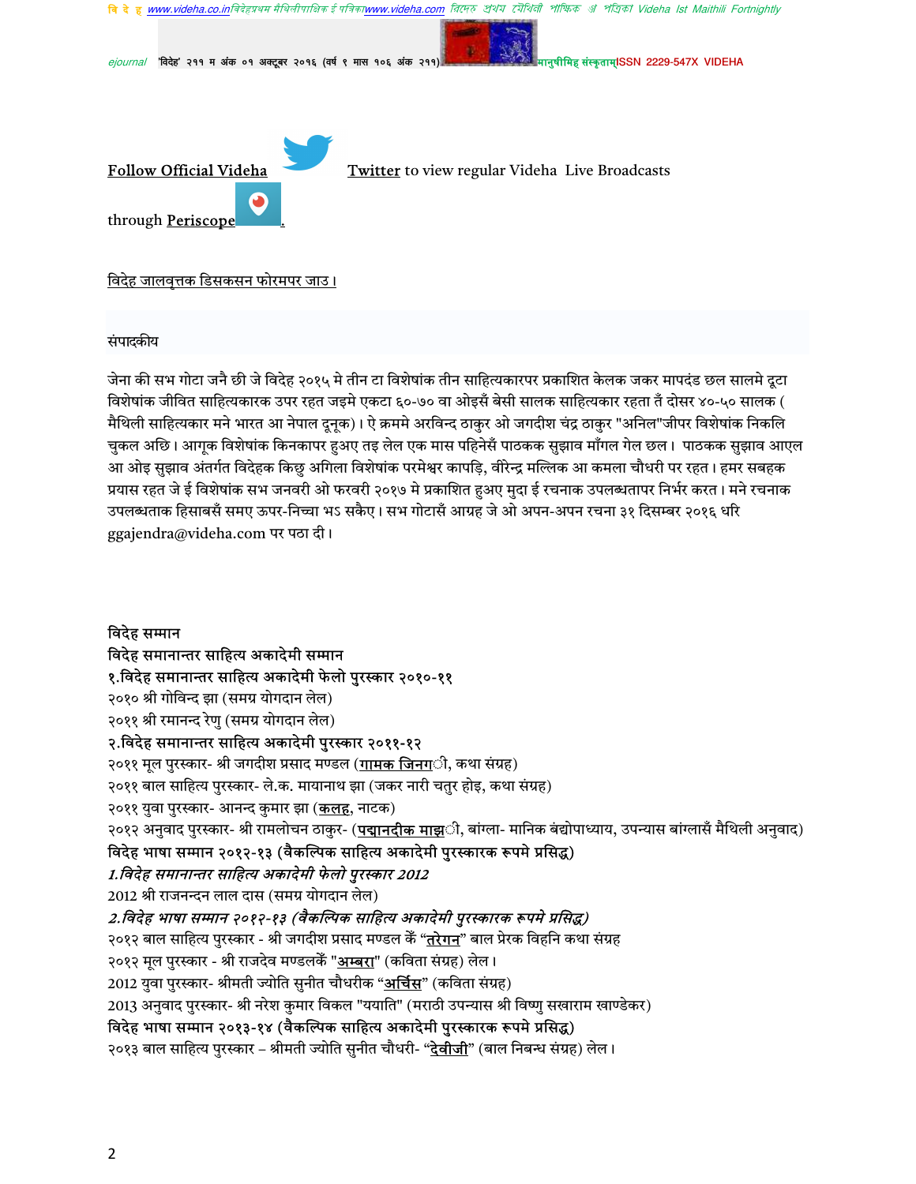Follow Official Videha Twitter to view regular Videha Live Broadcasts through Periscope.

विदेह जालवृत्तक डिसकसन फोरमपर जाउ।

संपादकीय

जेना की सभ गोटा जनै छी जे विदेह २०१५ मे तीन टा विशेषांक तीन साहित्यकारपर प्रकाशित केलक जकर मापदंड छल सालमे दूटा विशेषांक जीवित साहित्यकारक उपर रहत जइमे एकटा ६०-७० वा ओइसँ बेसी सालक साहित्यकार रहता तँ दोसर ४०-५० सालक ( मैथिली साहित्यकार मने भारत आ नेपाल दूनूक)। ऐ क्रममे अरविन्द ठाकुर ओ जगदीश चंद्र ठाकुर "अनिल"जीपर विशेषांक निकलि चुकल अछि। आगूक विशेषांक किनकापर हुअए तइ लेल एक मास पहिनेसँ पाठकक सुझाव माँगल गेल छल। पाठकक सुझाव आएल आ ओइ सुझाव अंतर्गत विदेहक किछु अगिला विशेषांक परमेश्वर कापड़ि, वीरेन्द्र मल्लिक आ कमला चौधरी पर रहत। हमर सबहक प्रयास रहत जे ई विशेषांक सभ जनवरी ओ फरवरी २०१७ मे प्रकाशित हुअए मुदा ई रचनाक उपलब्धतापर निर्भर करत। मने रचनाक उपलब्धताक हिसाबसँ समए ऊपर-निच्चा भऽ सकैए। सभ गोटाँसँ आग्रह जे ओ अपन-अपन रचना ३१ दिसम्बर २०१६ धरि ggajendra@videha.com पर पठा दी।

**विदेह सम्मान**

**विदेह समानान्तर साहित्य अकादेमी सम्मान**

**१.विदेह समानान्तर साहित्य अकादेमी फेलो पुरस्कार २०१०-११**

२०१० श्री गोविन्द झा (समग्र योगदान लेल)

२०११ श्री रमानन्द रेणु (समग्र योगदान लेल)

**२.विदेह समानान्तर साहित्य अकादेमी पुरस्कार २०११-१२**

२०११ मूल पुरस्कार- श्री जगदीश प्रसाद मण्डल (गामक जिनगी, कथा संग्रह)

२०११ बाल साहित्य पुरस्कार- ले.क. मायानाथ झा (जकर नारी चतुर होइ, कथा संग्रह)

२०११ युवा पुरस्कार- आनन्द कुमार झा (कलह, नाटक)

२०१२ अनुवाद पुरस्कार- श्री रामलोचन ठाकुर- (पद्मानदीक माझी, बांग्ला- मानिक बंद्योपाध्याय, उपन्यास बांग्लासँ मैथिली अनुवाद)

**विदेह भाषा सम्मान २०१२-१३ (वैकल्पिक साहित्य अकादेमी पुरस्कारक रूपमे प्रसिद्ध)**

***1.विदेह समानान्तर साहित्य अकादेमी फेलो पुरस्कार 2012***

2012 श्री राजनन्दन लाल दास (समग्र योगदान लेल)

***2.विदेह भाषा सम्मान २०१२-१३ (वैकल्पिक साहित्य अकादेमी पुरस्कारक रूपमे प्रसिद्ध)***

२०१२ बाल साहित्य पुरस्कार - श्री जगदीश प्रसाद मण्डल केँ "तरेगन" बाल प्रेरक विहनि कथा संग्रह

२०१२ मूल पुरस्कार - श्री राजदेव मण्डलकेँ "अम्बरा" (कविता संग्रह) लेल।

2012 युवा पुरस्कार- श्रीमती ज्योति सुनीत चौधरीक "अर्चिस" (कविता संग्रह)

2013 अनुवाद पुरस्कार- श्री नरेश कुमार विकल "ययाति" (मराठी उपन्यास श्री विष्णु सखाराम खाण्डेकर)

**विदेह भाषा सम्मान २०१३-१४ (वैकल्पिक साहित्य अकादेमी पुरस्कारक रूपमे प्रसिद्ध)**

२०१३ बाल साहित्य पुरस्कार – श्रीमती ज्योति सुनीत चौधरी- "देवीजी" (बाल निबन्ध संग्रह) लेल।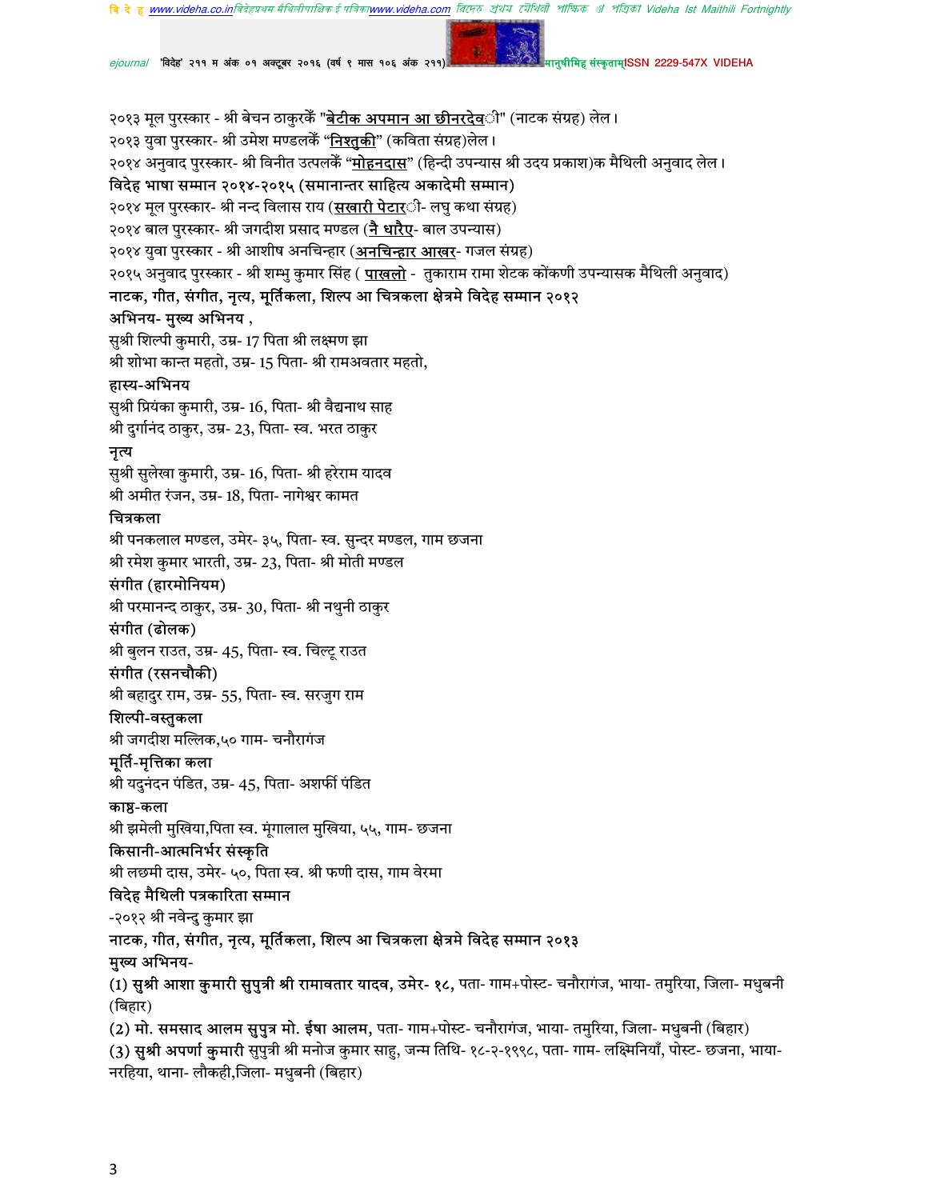२०१३ मूल पुरस्कार - श्री बेचन ठाकुरकेँ "बेटीक अपमान आ छीनरदेवी" (नाटक संग्रह) लेल।
२०१३ युवा पुरस्कार- श्री उमेश मण्डलकेँ "निश्तुकी" (कविता संग्रह)लेल।
२०१४ अनुवाद पुरस्कार- श्री विनीत उत्पलकेँ "मोहनदास" (हिन्दी उपन्यास श्री उदय प्रकाश)क मैथिली अनुवाद लेल।

**विदेह भाषा सम्मान २०१४-२०१५ (समानान्तर साहित्य अकादेमी सम्मान)**

२०१४ मूल पुरस्कार- श्री नन्द विलास राय (सखारी पेटारी- लघु कथा संग्रह)
२०१४ बाल पुरस्कार- श्री जगदीश प्रसाद मण्डल (नै धारैए- बाल उपन्यास)
२०१४ युवा पुरस्कार - श्री आशीष अनचिन्हार (अनचिन्हार आखर- गजल संग्रह)
२०१५ अनुवाद पुरस्कार - श्री शम्भु कुमार सिंह ( पाखलो - तुकाराम रामा शेटक कोंकणी उपन्यासक मैथिली अनुवाद)

**नाटक, गीत, संगीत, नृत्य, मूर्तिकला, शिल्प आ चित्रकला क्षेत्रमे विदेह सम्मान २०१२**

**अभिनय- मुख्य अभिनय ,**

सुश्री शिल्पी कुमारी, उम्र- 17 पिता श्री लक्ष्मण झा
श्री शोभा कान्त महतो, उम्र- 15 पिता- श्री रामअवतार महतो,

**हास्य-अभिनय**

सुश्री प्रियंका कुमारी, उम्र- 16, पिता- श्री वैद्यनाथ साह
श्री दुर्गानंद ठाकुर, उम्र- 23, पिता- स्व. भरत ठाकुर

**नृत्य**

सुश्री सुलेखा कुमारी, उम्र- 16, पिता- श्री हरेराम यादव
श्री अमीत रंजन, उम्र- 18, पिता- नागेश्वर कामत

**चित्रकला**

श्री पनकलाल मण्डल, उमेर- ३५, पिता- स्व. सुन्दर मण्डल, गाम छजना
श्री रमेश कुमार भारती, उम्र- 23, पिता- श्री मोती मण्डल

**संगीत (हारमोनियम)**

श्री परमानन्द ठाकुर, उम्र- 30, पिता- श्री नथुनी ठाकुर

**संगीत (ढोलक)**

श्री बुलन राउत, उम्र- 45, पिता- स्व. चिल्टू राउत

**संगीत (रसनचौकी)**

श्री बहादुर राम, उम्र- 55, पिता- स्व. सरजुग राम

**शिल्पी-वस्तुकला**

श्री जगदीश मल्लिक,५० गाम- चनौरागंज

**मूर्ति-मृत्तिका कला**

श्री यदुनंदन पंडित, उम्र- 45, पिता- अशर्फी पंडित

**काष्ठ-कला**

श्री झमेली मुखिया,पिता स्व. मूंगालाल मुखिया, ५५, गाम- छजना

**किसानी-आत्मनिर्भर संस्कृति**

श्री लछमी दास, उमेर- ५०, पिता स्व. श्री फणी दास, गाम वेरमा

**विदेह मैथिली पत्रकारिता सम्मान**

-२०१२ श्री नवेन्दु कुमार झा

**नाटक, गीत, संगीत, नृत्य, मूर्तिकला, शिल्प आ चित्रकला क्षेत्रमे विदेह सम्मान २०१३**

**मुख्य अभिनय-**

(1) **सुश्री आशा कुमारी सुपुत्री श्री रामावतार यादव, उमेर- १८,** पता- गाम+पोस्ट- चनौरागंज, भाया- तमुरिया, जिला- मधुबनी (बिहार)
(2) **मो. समसाद आलम सुपुत्र मो. ईषा आलम,** पता- गाम+पोस्ट- चनौरागंज, भाया- तमुरिया, जिला- मधुबनी (बिहार)
(3) **सुश्री अपर्णा कुमारी** सुपुत्री श्री मनोज कुमार साहु, जन्म तिथि- १८-२-१९९८, पता- गाम- लक्ष्मिनियाँ, पोस्ट- छजना, भाया- नरहिया, थाना- लौकही,जिला- मधुबनी (बिहार)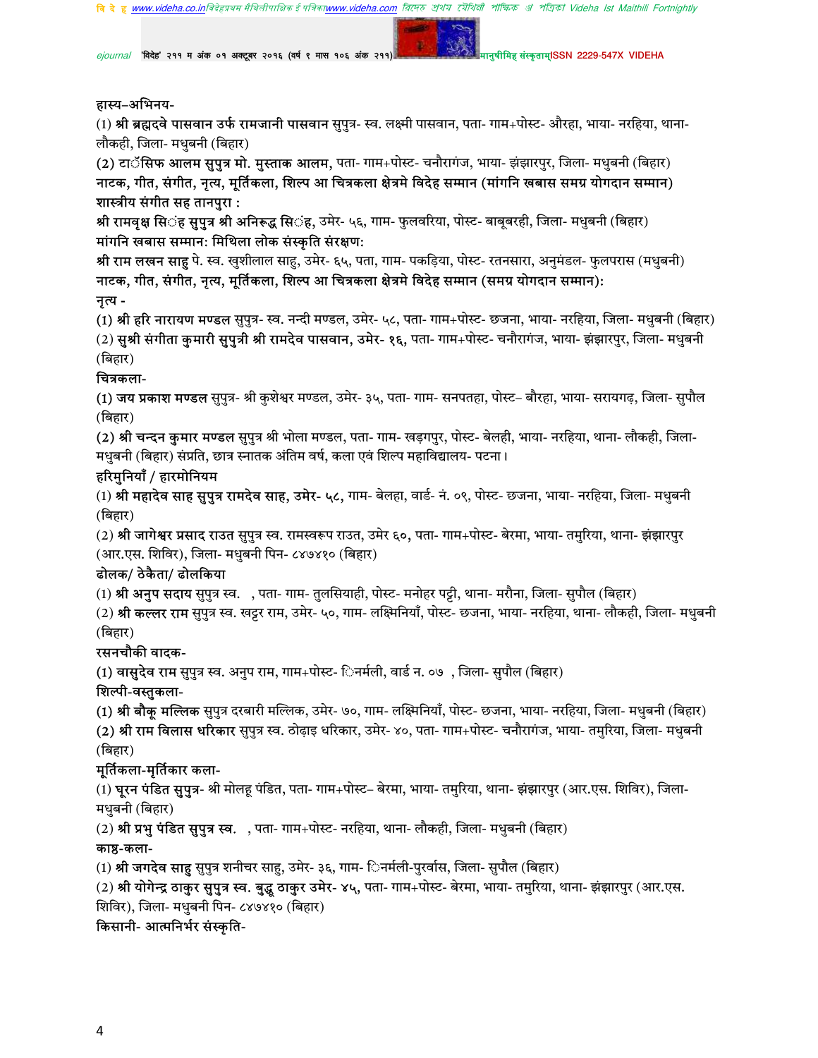हास्य–अभिनय-

(1) **श्री ब्रह्मदवे पासवान उर्फ रामजानी पासवान** सुपुत्र- स्व. लक्ष्मी पासवान, पता- गाम+पोस्ट- औरहा, भाया- नरहिया, थाना- लौकही, जिला- मधुबनी (बिहार)

**(2) टाॅसिफ आलम सुपुत्र मो. मुस्ताक आलम,** पता- गाम+पोस्ट- चनौरागंज, भाया- झंझारपुर, जिला- मधुबनी (बिहार)

**नाटक, गीत, संगीत, नृत्य, मूर्तिकला, शिल्प आ चित्रकला क्षेत्रमे विदेह सम्मान (मांगनि खबास समग्र योगदान सम्मान)**

**शास्त्रीय संगीत सह तानपुरा :**

**श्री रामवृक्ष सिंह सुपुत्र श्री अनिरूद्ध सिंह,** उमेर- ५६, गाम- फुलवरिया, पोस्ट- बाबूबरही, जिला- मधुबनी (बिहार)

**मांगनि खबास सम्मान: मिथिला लोक संस्कृति संरक्षण:**

**श्री राम लखन साहु** पे. स्व. खुशीलाल साहु, उमेर- ६५, पता, गाम- पकड़िया, पोस्ट- रतनसारा, अनुमंडल- फुलपरास (मधुबनी)

**नाटक, गीत, संगीत, नृत्य, मूर्तिकला, शिल्प आ चित्रकला क्षेत्रमे विदेह सम्मान (समग्र योगदान सम्मान):**

नृत्य -

(1) **श्री हरि नारायण मण्डल** सुपुत्र- स्व. नन्दी मण्डल, उमेर- ५८, पता- गाम+पोस्ट- छजना, भाया- नरहिया, जिला- मधुबनी (बिहार)

(2) **सुश्री संगीता कुमारी सुपुत्री श्री रामदेव पासवान, उमेर- १६,** पता- गाम+पोस्ट- चनौरागंज, भाया- झंझारपुर, जिला- मधुबनी (बिहार)

चित्रकला-

(1) **जय प्रकाश मण्डल** सुपुत्र- श्री कुशेश्वर मण्डल, उमेर- ३५, पता- गाम- सनपतहा, पोस्ट– बौरहा, भाया- सरायगढ़, जिला- सुपौल (बिहार)

(2) **श्री चन्दन कुमार मण्डल** सुपुत्र श्री भोला मण्डल, पता- गाम- खड़गपुर, पोस्ट- बेलही, भाया- नरहिया, थाना- लौकही, जिला- मधुबनी (बिहार) संप्रति, छात्र स्नातक अंतिम वर्ष, कला एवं शिल्प महाविद्यालय- पटना।

हरिमुनियाँ / हारमोनियम

(1) **श्री महादेव साह सुपुत्र रामदेव साह, उमेर- ५८,** गाम- बेलहा, वार्ड- नं. ०९, पोस्ट- छजना, भाया- नरहिया, जिला- मधुबनी (बिहार)

(2) **श्री जागेश्वर प्रसाद राउत** सुपुत्र स्व. रामस्वरूप राउत, उमेर ६०, पता- गाम+पोस्ट- बेरमा, भाया- तमुरिया, थाना- झंझारपुर (आर.एस. शिविर), जिला- मधुबनी पिन- ८४७४१० (बिहार)

ढोलक/ ठेकैता/ ढोलकिया

(1) **श्री अनुप सदाय** सुपुत्र स्व.   , पता- गाम- तुलसियाही, पोस्ट- मनोहर पट्टी, थाना- मरौना, जिला- सुपौल (बिहार)

(2) **श्री कल्लर राम** सुपुत्र स्व. खट्टर राम, उमेर- ५०, गाम- लक्ष्मिनियाँ, पोस्ट- छजना, भाया- नरहिया, थाना- लौकही, जिला- मधुबनी (बिहार)

रसनचौकी वादक-

(1) **वासुदेव राम** सुपुत्र स्व. अनुप राम, गाम+पोस्ट- िनर्मली, वार्ड न. ०७  , जिला- सुपौल (बिहार)

शिल्पी-वस्तुकला-

(1) **श्री बौकू मल्लिक** सुपुत्र दरबारी मल्लिक, उमेर- ७०, गाम- लक्ष्मिनियाँ, पोस्ट- छजना, भाया- नरहिया, जिला- मधुबनी (बिहार)

(2) **श्री राम विलास धरिकार** सुपुत्र स्व. ठोढ़ाइ धरिकार, उमेर- ४०, पता- गाम+पोस्ट- चनौरागंज, भाया- तमुरिया, जिला- मधुबनी (बिहार)

मूर्तिकला-मृर्तिकार कला-

(1) **घूरन पंडित सुपुत्र-** श्री मोलहू पंडित, पता- गाम+पोस्ट– बेरमा, भाया- तमुरिया, थाना- झंझारपुर (आर.एस. शिविर), जिला- मधुबनी (बिहार)

(2) **श्री प्रभु पंडित सुपुत्र स्व.**   , पता- गाम+पोस्ट- नरहिया, थाना- लौकही, जिला- मधुबनी (बिहार)

काष्ठ-कला-

(1) **श्री जगदेव साहु** सुपुत्र शनीचर साहु, उमेर- ३६, गाम- िनर्मली-पुरर्वास, जिला- सुपौल (बिहार)

(2) **श्री योगेन्द्र ठाकुर सुपुत्र स्व. बुद्धू ठाकुर उमेर- ४५,** पता- गाम+पोस्ट- बेरमा, भाया- तमुरिया, थाना- झंझारपुर (आर.एस. शिविर), जिला- मधुबनी पिन- ८४७४१० (बिहार)

किसानी- आत्मनिर्भर संस्कृति-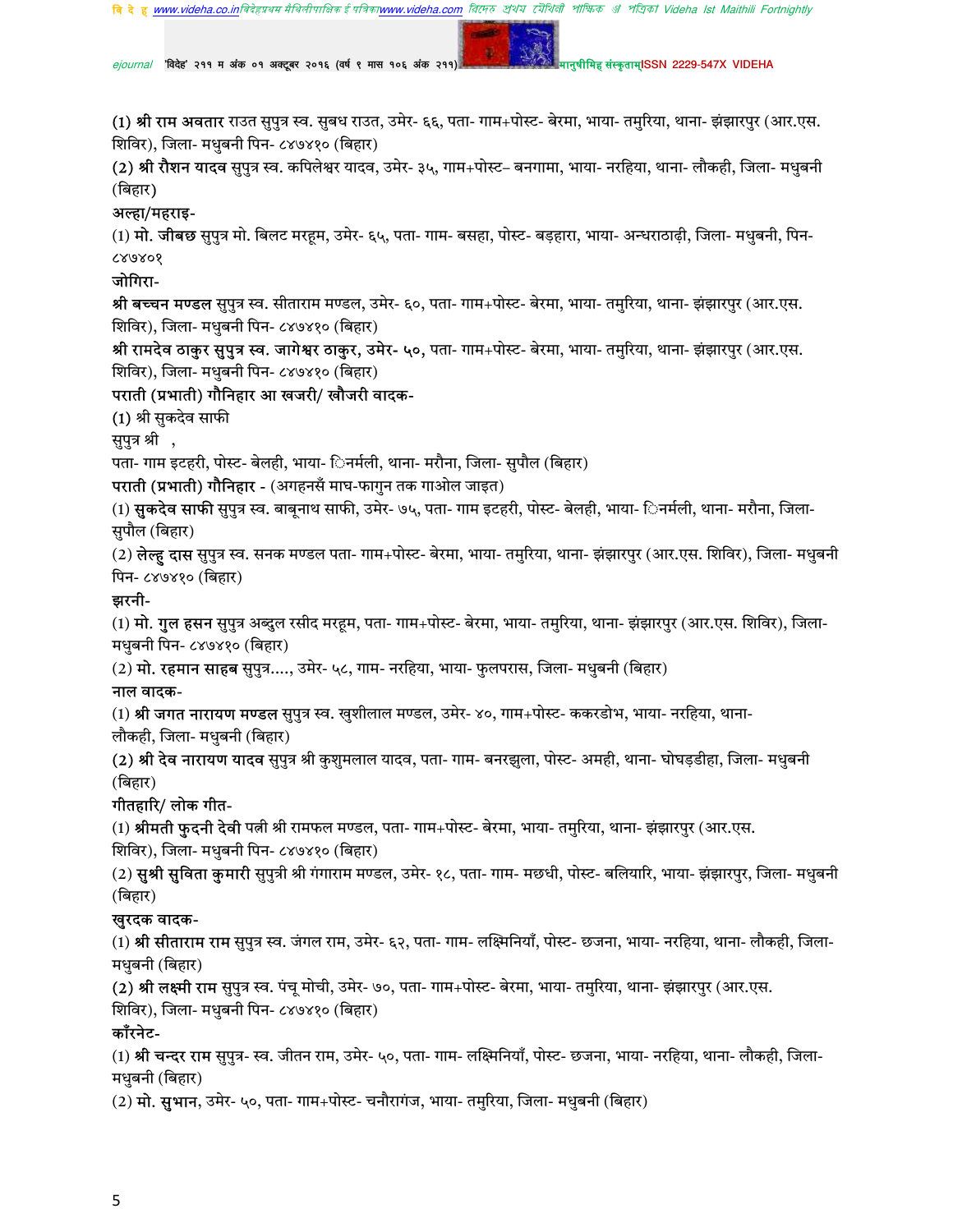(1) **श्री राम अवतार** राउत सुपुत्र स्व. सुबध राउत, उमेर- ६६, पता- गाम+पोस्ट- बेरमा, भाया- तमुरिया, थाना- झंझारपुर (आर.एस. शिविर), जिला- मधुबनी पिन- ८४७४१० (बिहार)

(2) **श्री रौशन यादव** सुपुत्र स्व. कपिलेश्वर यादव, उमेर- ३५, गाम+पोस्ट– बनगामा, भाया- नरहिया, थाना- लौकही, जिला- मधुबनी (बिहार)

**अल्हा/महराइ-**

(1) **मो. जीबछ** सुपुत्र मो. बिलट मरहूम, उमेर- ६५, पता- गाम- बसहा, पोस्ट- बड़हारा, भाया- अन्धराठाढ़ी, जिला- मधुबनी, पिन- ८४७४०१

**जोगिरा-**

**श्री बच्चन मण्डल** सुपुत्र स्व. सीताराम मण्डल, उमेर- ६०, पता- गाम+पोस्ट- बेरमा, भाया- तमुरिया, थाना- झंझारपुर (आर.एस. शिविर), जिला- मधुबनी पिन- ८४७४१० (बिहार)

**श्री रामदेव ठाकुर सुपुत्र स्व. जागेश्वर ठाकुर, उमेर- ५०,** पता- गाम+पोस्ट- बेरमा, भाया- तमुरिया, थाना- झंझारपुर (आर.एस. शिविर), जिला- मधुबनी पिन- ८४७४१० (बिहार)

**पराती (प्रभाती) गौनिहार आ खजरी/ खौजरी वादक-**

(1) श्री सुकदेव साफी

सुपुत्र श्री ,

पता- गाम इटहरी, पोस्ट- बेलही, भाया- िनर्मली, थाना- मरौना, जिला- सुपौल (बिहार)

**पराती (प्रभाती) गौनिहार** - (अगहनसँ माघ-फागुन तक गाओल जाइत)

(1) **सुकदेव साफी** सुपुत्र स्व. बाबूनाथ साफी, उमेर- ७५, पता- गाम इटहरी, पोस्ट- बेलही, भाया- िनर्मली, थाना- मरौना, जिला- सुपौल (बिहार)

(2) **लेल्हु दास** सुपुत्र स्व. सनक मण्डल पता- गाम+पोस्ट- बेरमा, भाया- तमुरिया, थाना- झंझारपुर (आर.एस. शिविर), जिला- मधुबनी पिन- ८४७४१० (बिहार)

**झरनी-**

(1) **मो. गुल हसन** सुपुत्र अब्दुल रसीद मरहूम, पता- गाम+पोस्ट- बेरमा, भाया- तमुरिया, थाना- झंझारपुर (आर.एस. शिविर), जिला- मधुबनी पिन- ८४७४१० (बिहार)

(2) **मो. रहमान साहब** सुपुत्र...., उमेर- ५८, गाम- नरहिया, भाया- फुलपरास, जिला- मधुबनी (बिहार)

**नाल वादक-**

(1) **श्री जगत नारायण मण्डल** सुपुत्र स्व. खुशीलाल मण्डल, उमेर- ४०, गाम+पोस्ट- ककरडोभ, भाया- नरहिया, थाना- लौकही, जिला- मधुबनी (बिहार)

(2) **श्री देव नारायण यादव** सुपुत्र श्री कुशुमलाल यादव, पता- गाम- बनरझुला, पोस्ट- अमही, थाना- घोघड़डीहा, जिला- मधुबनी (बिहार)

**गीतहारि/ लोक गीत-**

(1) **श्रीमती फुदनी देवी** पत्नी श्री रामफल मण्डल, पता- गाम+पोस्ट- बेरमा, भाया- तमुरिया, थाना- झंझारपुर (आर.एस. शिविर), जिला- मधुबनी पिन- ८४७४१० (बिहार)

(2) **सुश्री सुविता कुमारी** सुपुत्री श्री गंगाराम मण्डल, उमेर- १८, पता- गाम- मछधी, पोस्ट- बलियारि, भाया- झंझारपुर, जिला- मधुबनी (बिहार)

**खुरदक वादक-**

(1) **श्री सीताराम राम** सुपुत्र स्व. जंगल राम, उमेर- ६२, पता- गाम- लक्ष्मिनियाँ, पोस्ट- छजना, भाया- नरहिया, थाना- लौकही, जिला- मधुबनी (बिहार)

(2) **श्री लक्ष्मी राम** सुपुत्र स्व. पंचू मोची, उमेर- ७०, पता- गाम+पोस्ट- बेरमा, भाया- तमुरिया, थाना- झंझारपुर (आर.एस. शिविर), जिला- मधुबनी पिन- ८४७४१० (बिहार)

**कॉंरनेट-**

(1) **श्री चन्दर राम** सुपुत्र- स्व. जीतन राम, उमेर- ५०, पता- गाम- लक्ष्मिनियाँ, पोस्ट- छजना, भाया- नरहिया, थाना- लौकही, जिला- मधुबनी (बिहार)

(2) **मो. सुभान**, उमेर- ५०, पता- गाम+पोस्ट- चनौरागंज, भाया- तमुरिया, जिला- मधुबनी (बिहार)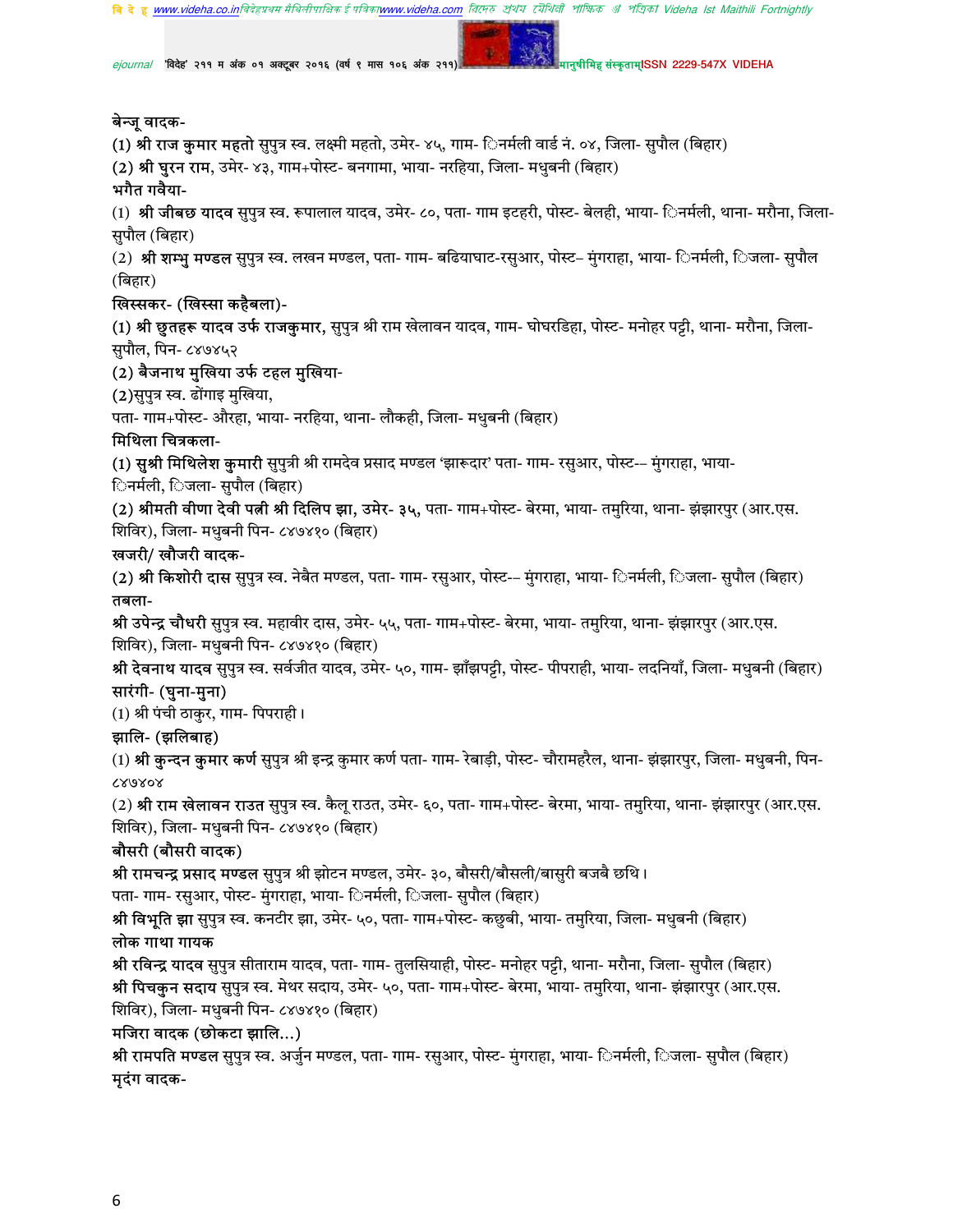**बेन्जू वादक-**

(1) **श्री राज कुमार महतो** सुपुत्र स्व. लक्ष्मी महतो, उमेर- ४५, गाम- िनर्मली वार्ड नं. ०४, जिला- सुपौल (बिहार)

(2) **श्री घुरन राम**, उमेर- ४३, गाम+पोस्ट- बनगामा, भाया- नरहिया, जिला- मधुबनी (बिहार)

**भगैत गवैया-**

(1) **श्री जीबछ यादव** सुपुत्र स्व. रूपालाल यादव, उमेर- ८०, पता- गाम इटहरी, पोस्ट- बेलही, भाया- िनर्मली, थाना- मरौना, जिला- सुपौल (बिहार)

(2) **श्री शम्भु मण्डल** सुपुत्र स्व. लखन मण्डल, पता- गाम- बढियाघाट-रसुआर, पोस्ट– मुंगराहा, भाया- िनर्मली, िजला- सुपौल (बिहार)

**खिस्सकर- (खिस्सा कहैबला)-**

(1) **श्री छुतहरू यादव उर्फ राजकुमार,** सुपुत्र श्री राम खेलावन यादव, गाम- घोघरडिहा, पोस्ट- मनोहर पट्टी, थाना- मरौना, जिला- सुपौल, पिन- ८४७४५२

(2) **बैजनाथ मुखिया उर्फ टहल मुखिया-**

(2)सुपुत्र स्व. ढोंगाइ मुखिया,

पता- गाम+पोस्ट- औरहा, भाया- नरहिया, थाना- लौकही, जिला- मधुबनी (बिहार)

**मिथिला चित्रकला-**

(1) **सुश्री मिथिलेश कुमारी** सुपुत्री श्री रामदेव प्रसाद मण्डल 'झारूदार' पता- गाम- रसुआर, पोस्ट-– मुंगराहा, भाया- िनर्मली, िजला- सुपौल (बिहार)

(2) **श्रीमती वीणा देवी पत्नी श्री दिलिप झा, उमेर- ३५,** पता- गाम+पोस्ट- बेरमा, भाया- तमुरिया, थाना- झंझारपुर (आर.एस. शिविर), जिला- मधुबनी पिन- ८४७४१० (बिहार)

**खजरी/ खौजरी वादक-**

(2) **श्री किशोरी दास** सुपुत्र स्व. नेबैत मण्डल, पता- गाम- रसुआर, पोस्ट-– मुंगराहा, भाया- िनर्मली, िजला- सुपौल (बिहार)

**तबला-**

**श्री उपेन्द्र चौधरी** सुपुत्र स्व. महावीर दास, उमेर- ५५, पता- गाम+पोस्ट- बेरमा, भाया- तमुरिया, थाना- झंझारपुर (आर.एस. शिविर), जिला- मधुबनी पिन- ८४७४१० (बिहार)

**श्री देवनाथ यादव** सुपुत्र स्व. सर्वजीत यादव, उमेर- ५०, गाम- झाँझपट्टी, पोस्ट- पीपराही, भाया- लदनियाँ, जिला- मधुबनी (बिहार)

**सारंगी- (घुना-मुना)**

(1) श्री पंची ठाकुर, गाम- पिपराही।

**झालि- (झलिबाह)**

(1) **श्री कुन्दन कुमार कर्ण** सुपुत्र श्री इन्द्र कुमार कर्ण पता- गाम- रेबाड़ी, पोस्ट- चौरामहरैल, थाना- झंझारपुर, जिला- मधुबनी, पिन- ८४७४०४

(2) **श्री राम खेलावन राउत** सुपुत्र स्व. कैलू राउत, उमेर- ६०, पता- गाम+पोस्ट- बेरमा, भाया- तमुरिया, थाना- झंझारपुर (आर.एस. शिविर), जिला- मधुबनी पिन- ८४७४१० (बिहार)

**बौसरी (बौसरी वादक)**

**श्री रामचन्द्र प्रसाद मण्डल** सुपुत्र श्री झोटन मण्डल, उमेर- ३०, बौसरी/बौसली/बासुरी बजबै छथि।

पता- गाम- रसुआर, पोस्ट- मुंगराहा, भाया- िनर्मली, िजला- सुपौल (बिहार)

**श्री विभूति झा** सुपुत्र स्व. कनटीर झा, उमेर- ५०, पता- गाम+पोस्ट- कछुबी, भाया- तमुरिया, जिला- मधुबनी (बिहार)

**लोक गाथा गायक**

**श्री रविन्द्र यादव** सुपुत्र सीताराम यादव, पता- गाम- तुलसियाही, पोस्ट- मनोहर पट्टी, थाना- मरौना, जिला- सुपौल (बिहार)

**श्री पिचकुन सदाय** सुपुत्र स्व. मेथर सदाय, उमेर- ५०, पता- गाम+पोस्ट- बेरमा, भाया- तमुरिया, थाना- झंझारपुर (आर.एस. शिविर), जिला- मधुबनी पिन- ८४७४१० (बिहार)

**मजिरा वादक (छोकटा झालि...)**

**श्री रामपति मण्डल** सुपुत्र स्व. अर्जुन मण्डल, पता- गाम- रसुआर, पोस्ट- मुंगराहा, भाया- िनर्मली, िजला- सुपौल (बिहार)

**मृदंग वादक-**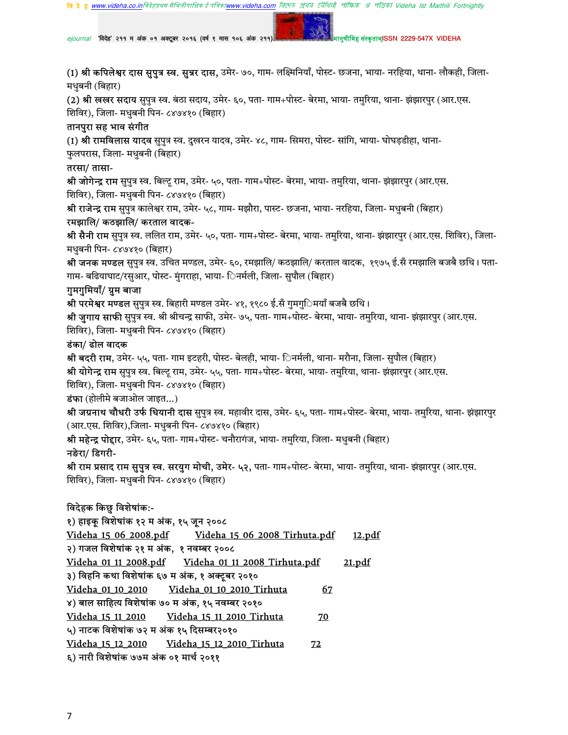(1) **श्री कपिलेश्वर दास सुपुत्र स्व. सुन्नर दास,** उमेर- ७०, गाम- लक्ष्मिनियाँ, पोस्ट- छजना, भाया- नरहिया, थाना- लौकही, जिला- मधुबनी (बिहार)

(2) **श्री खखर सदाय** सुपुत्र स्व. बंठा सदाय, उमेर- ६०, पता- गाम+पोस्ट- बेरमा, भाया- तमुरिया, थाना- झंझारपुर (आर.एस. शिविर), जिला- मधुबनी पिन- ८४७४१० (बिहार)

**तानपुरा सह भाव संगीत**

(1) **श्री रामविलास यादव** सुपुत्र स्व. दुखरन यादव, उमेर- ४८, गाम- सिमरा, पोस्ट- सांगि, भाया- घोघड़डीहा, थाना- फुलपरास, जिला- मधुबनी (बिहार)

**तरसा/ तासा-**

**श्री जोगेन्द्र राम** सुपुत्र स्व. बिल्टू राम, उमेर- ५०, पता- गाम+पोस्ट- बेरमा, भाया- तमुरिया, थाना- झंझारपुर (आर.एस. शिविर), जिला- मधुबनी पिन- ८४७४१० (बिहार)

**श्री राजेन्द्र राम** सुपुत्र कालेश्वर राम, उमेर- ५८, गाम- मझौरा, पास्ट- छजना, भाया- नरहिया, जिला- मधुबनी (बिहार)

**रमझालि/ कठझालि/ करताल वादक-**

**श्री सैनी राम** सुपुत्र स्व. ललित राम, उमेर- ५०, पता- गाम+पोस्ट- बेरमा, भाया- तमुरिया, थाना- झंझारपुर (आर.एस. शिविर), जिला- मधुबनी पिन- ८४७४१० (बिहार)

**श्री जनक मण्डल** सुपुत्र स्व. उचित मण्डल, उमेर- ६०, रमझालि/ कठझालि/ करताल वादक, १९७५ ई.सँ रमझालि बजबै छथि। पता- गाम- बढियाघाट/रसुआर, पोस्ट- मुंगराहा, भाया- िनर्मली, जिला- सुपौल (बिहार)

**गुमगुमियाँ/ ग्रुम बाजा**

**श्री परमेश्वर मण्डल** सुपुत्र स्व. बिहारी मण्डल उमेर- ४१, १९८० ई.सँ गुमगुिमयाँ बजबै छथि।

**श्री जुगाय साफी** सुपुत्र स्व. श्री श्रीचन्द्र साफी, उमेर- ७५, पता- गाम+पोस्ट- बेरमा, भाया- तमुरिया, थाना- झंझारपुर (आर.एस. शिविर), जिला- मधुबनी पिन- ८४७४१० (बिहार)

**डंका/ ढोल वादक**

**श्री बदरी राम**, उमेर- ५५, पता- गाम इटहरी, पोस्ट- बेलही, भाया- िनर्मली, थाना- मरौना, जिला- सुपौल (बिहार)

**श्री योगेन्द्र राम** सुपुत्र स्व. बिल्टू राम, उमेर- ५५, पता- गाम+पोस्ट- बेरमा, भाया- तमुरिया, थाना- झंझारपुर (आर.एस. शिविर), जिला- मधुबनी पिन- ८४७४१० (बिहार)

**डंफा** (होलीमे बजाओल जाइत...)

**श्री जग्रनाथ चौधरी उर्फ धियानी दास** सुपुत्र स्व. महावीर दास, उमेर- ६५, पता- गाम+पोस्ट- बेरमा, भाया- तमुरिया, थाना- झंझारपुर (आर.एस. शिविर),जिला- मधुबनी पिन- ८४७४१० (बिहार)

**श्री महेन्द्र पोद्दार**, उमेर- ६५, पता- गाम+पोस्ट- चनौरागंज, भाया- तमुरिया, जिला- मधुबनी (बिहार)

**नङेरा/ डिगरी-**

**श्री राम प्रसाद राम सुपुत्र** स्व. सरयुग मोची, उमेर- ५२, पता- गाम+पोस्ट- बेरमा, भाया- तमुरिया, थाना- झंझारपुर (आर.एस. शिविर), जिला- मधुबनी पिन- ८४७४१० (बिहार)

विदेहक किछु विशेषांक:-

१) हाइकू विशेषांक १२ म अंक, १५ जून २००८

Videha_15_06_2008.pdf  Videha_15_06_2008_Tirhuta.pdf  12.pdf

२) गजल विशेषांक २१ म अंक, १ नवम्बर २००८

Videha_01_11_2008.pdf  Videha_01_11_2008_Tirhuta.pdf  21.pdf

३) विहनि कथा विशेषांक ६७ म अंक, १ अक्टूबर २०१०

Videha_01_10_2010  Videha_01_10_2010_Tirhuta  67

४) बाल साहित्य विशेषांक ७० म अंक, १५ नवम्बर २०१०

Videha_15_11_2010  Videha_15_11_2010_Tirhuta  70

५) नाटक विशेषांक ७२ म अंक १५ दिसम्बर२०१०

Videha_15_12_2010  Videha_15_12_2010_Tirhuta  72

६) नारी विशेषांक ७७म अंक ०१ मार्च २०११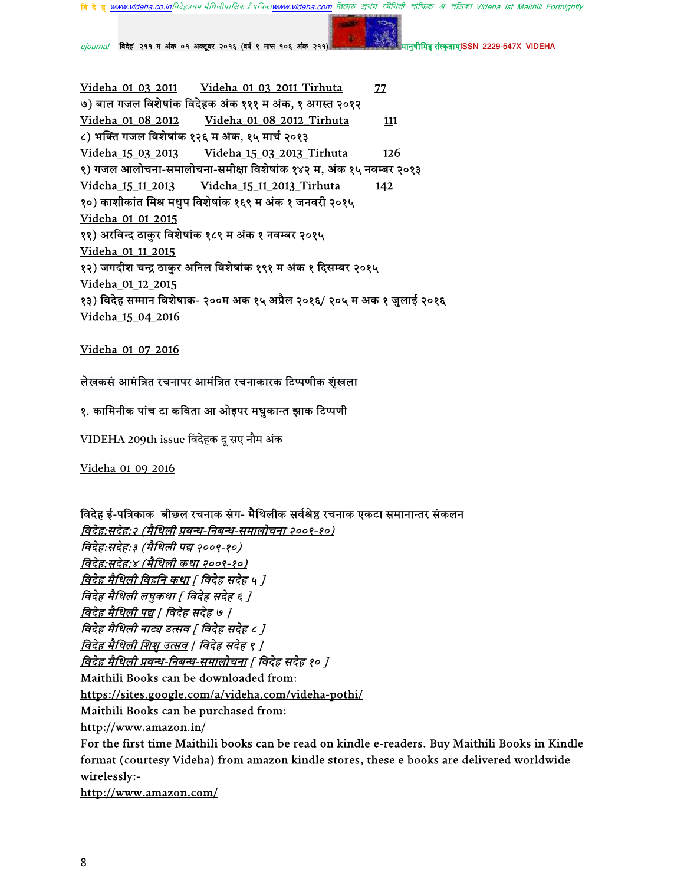Videha_01_03_2011   Videha_01_03_2011_Tirhuta   77

७) बाल गजल विशेषांक विदेहक अंक १११ म अंक, १ अगस्त २०१२

Videha_01_08_2012   Videha_01_08_2012_Tirhuta   111

८) भक्ति गजल विशेषांक १२६ म अंक, १५ मार्च २०१३

Videha_15_03_2013   Videha_15_03_2013_Tirhuta   126

९) गजल आलोचना-समालोचना-समीक्षा विशेषांक १४२ म, अंक १५ नवम्बर २०१३

Videha_15_11_2013   Videha_15_11_2013_Tirhuta   142

१०) काशीकांत मिश्र मधुप विशेषांक १६९ म अंक १ जनवरी २०१५

Videha_01_01_2015

११) अरविन्द ठाकुर विशेषांक १८९ म अंक १ नवम्बर २०१५

Videha_01_11_2015

१२) जगदीश चन्द्र ठाकुर अनिल विशेषांक १९१ म अंक १ दिसम्बर २०१५

Videha_01_12_2015

१३) विदेह सम्मान विशेषाक- २००म अक १५ अप्रैल २०१६/ २०५ म अक १ जुलाई २०१६

Videha_15_04_2016

Videha_01_07_2016

लेखकसं आमंत्रित रचनापर आमंत्रित रचनाकारक टिप्पणीक शृंखला

१. कामिनीक पांच टा कविता आ ओइपर मधुकान्त झाक टिप्पणी

VIDEHA 209th issue विदेहक दू सए नौम अंक

Videha_01_09_2016

विदेह ई-पत्रिकाक  बीछल रचनाक संग- मैथिलीक सर्वश्रेष्ठ रचनाक एकटा समानान्तर संकलन

*विदेह:सदेह:२ (मैथिली प्रबन्ध-निबन्ध-समालोचना २००९-१०)*

*विदेह:सदेह:३ (मैथिली पद्य २००९-१०)*

*विदेह:सदेह:४ (मैथिली कथा २००९-१०)*

*विदेह मैथिली विहनि कथा [ विदेह सदेह ५ ]*

*विदेह मैथिली लघुकथा [ विदेह सदेह ६ ]*

*विदेह मैथिली पद्य [ विदेह सदेह ७ ]*

*विदेह मैथिली नाट्य उत्सव [ विदेह सदेह ८ ]*

*विदेह मैथिली शिशु उत्सव [ विदेह सदेह ९ ]*

*विदेह मैथिली प्रबन्ध-निबन्ध-समालोचना [ विदेह सदेह १० ]*

Maithili Books can be downloaded from:
https://sites.google.com/a/videha.com/videha-pothi/

Maithili Books can be purchased from:
http://www.amazon.in/

For the first time Maithili books can be read on kindle e-readers. Buy Maithili Books in Kindle format (courtesy Videha) from amazon kindle stores, these e books are delivered worldwide wirelessly:-
http://www.amazon.com/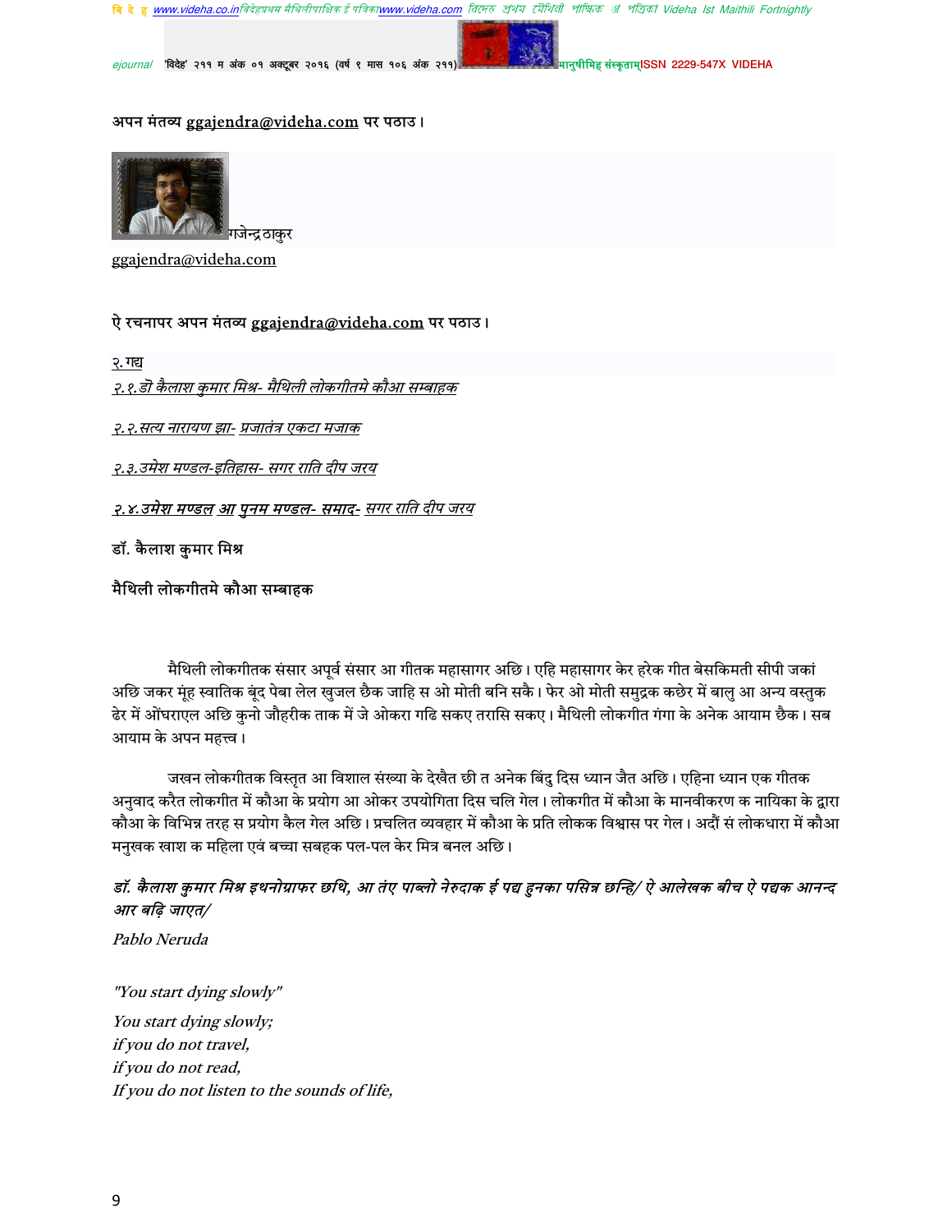अपन मंतव्य ggajendra@videha.com पर पठाउ।

गजेन्द्र ठाकुर

ggajendra@videha.com

ऐ रचनापर अपन मंतव्य ggajendra@videha.com पर पठाउ।

२. गद्य

*२.१.डॉ कैलाश कुमार मिश्र- मैथिली लोकगीतमे कौआ सम्बाहक*

*२.२.सत्य नारायण झा- प्रजातंत्र एकटा मजाक*

*२.३.उमेश मण्डल-इतिहास- सगर राति दीप जरय*

*२.४.उमेश मण्डल आ पुनम मण्डल- समाद- सगर राति दीप जरय*

**डॉ. कैलाश कुमार मिश्र**

**मैथिली लोकगीतमे कौआ सम्बाहक**

मैथिली लोकगीतक संसार अपूर्व संसार आ गीतक महासागर अछि। एहि महासागर केर हरेक गीत बेसकिमती सीपी जकां अछि जकर मूंह स्वातिक बूंद पेबा लेल खुजल छैक जाहि स ओ मोती बनि सकै। फेर ओ मोती समुद्रक कछेर में बालु आ अन्य वस्तुक ढेर में ओंघराएल अछि कुनो जौहरीक ताक में जे ओकरा गढि सकए तरासि सकए। मैथिली लोकगीत गंगा के अनेक आयाम छैक। सब आयाम के अपन महत्त्व।

जखन लोकगीतक विस्तृत आ विशाल संख्या के देखैत छी त अनेक बिंदु दिस ध्यान जैत अछि। एहिना ध्यान एक गीतक अनुवाद करैत लोकगीत में कौआ के प्रयोग आ ओकर उपयोगिता दिस चलि गेल। लोकगीत में कौआ के मानवीकरण क नायिका के द्वारा कौआ के विभिन्न तरह स प्रयोग कैल गेल अछि। प्रचलित व्यवहार में कौआ के प्रति लोकक विश्वास पर गेल। अदौं सं लोकधारा में कौआ मनुखक खाश क महिला एवं बच्चा सबहक पल-पल केर मित्र बनल अछि।

*डॉ. कैलाश कुमार मिश्र इथनोग्राफर छथि, आ तंए पाब्लो नेरुदाक ई पद्य हुनका पसिन्न छन्हि/ ऐ आलेखक बीच ऐ पद्यक आनन्द आर बढ़ि जाएत/*

*Pablo Neruda*

*"You start dying slowly"*

*You start dying slowly;*
*if you do not travel,*
*if you do not read,*
*If you do not listen to the sounds of life,*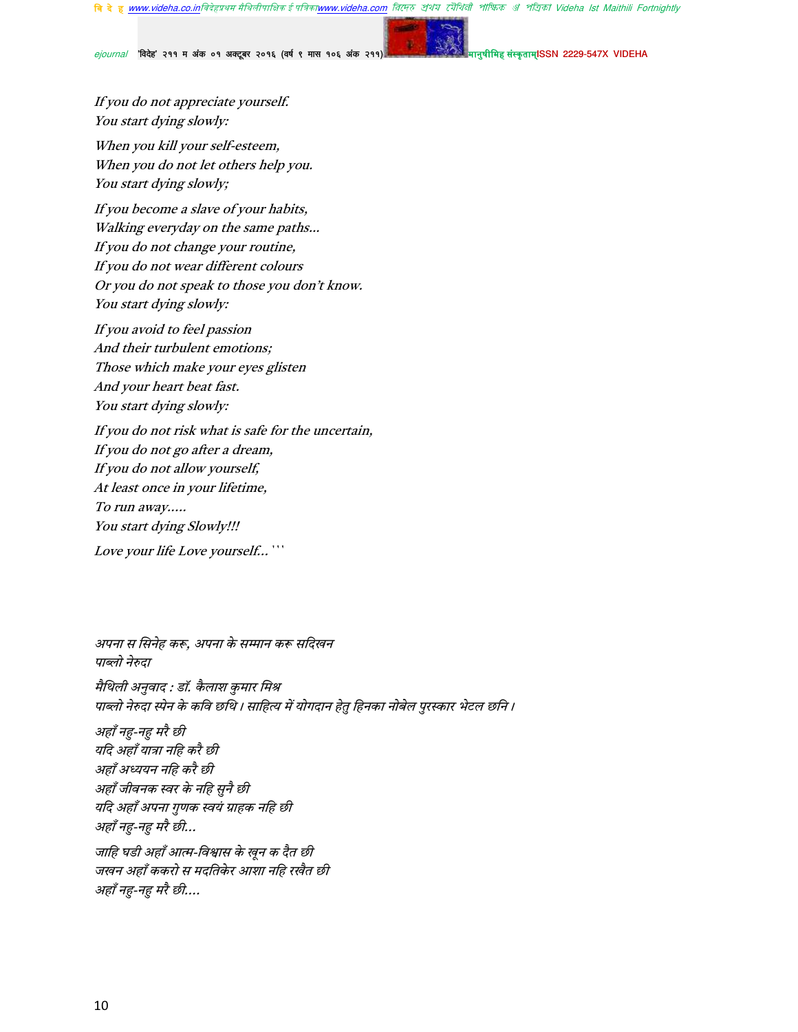*If you do not appreciate yourself.*
*You start dying slowly:*

*When you kill your self-esteem,*
*When you do not let others help you.*
*You start dying slowly;*

*If you become a slave of your habits,*
*Walking everyday on the same paths…*
*If you do not change your routine,*
*If you do not wear different colours*
*Or you do not speak to those you don't know.*
*You start dying slowly:*

*If you avoid to feel passion*
*And their turbulent emotions;*
*Those which make your eyes glisten*
*And your heart beat fast.*
*You start dying slowly:*

*If you do not risk what is safe for the uncertain,*
*If you do not go after a dream,*
*If you do not allow yourself,*
*At least once in your lifetime,*
*To run away…..*
*You start dying Slowly!!!*

*Love your life Love yourself…* ' ' '

*अपना स सिनेह करू, अपना के सम्मान करू सदिखन*
*पाब्लो नेरुदा*

*मैथिली अनुवाद : डॉ. कैलाश कुमार मिश्र*
*पाब्लो नेरुदा स्पेन के कवि छथि। साहित्य में योगदान हेतु हिनका नोबेल पुरस्कार भेटल छनि।*

*अहाँ नहु-नहु मरै छी*
*यदि अहाँ यात्रा नहि करै छी*
*अहाँ अध्ययन नहि करै छी*
*अहाँ जीवनक स्वर के नहि सुनै छी*
*यदि अहाँ अपना गुणक स्वयं ग्राहक नहि छी*
*अहाँ नहु-नहु मरै छी…*

*जाहि घडी अहाँ आत्म-विश्वास के खून क दैत छी*
*जखन अहाँ ककरो स मदतिकेर आशा नहि रखैत छी*
*अहाँ नहु-नहु मरै छी….*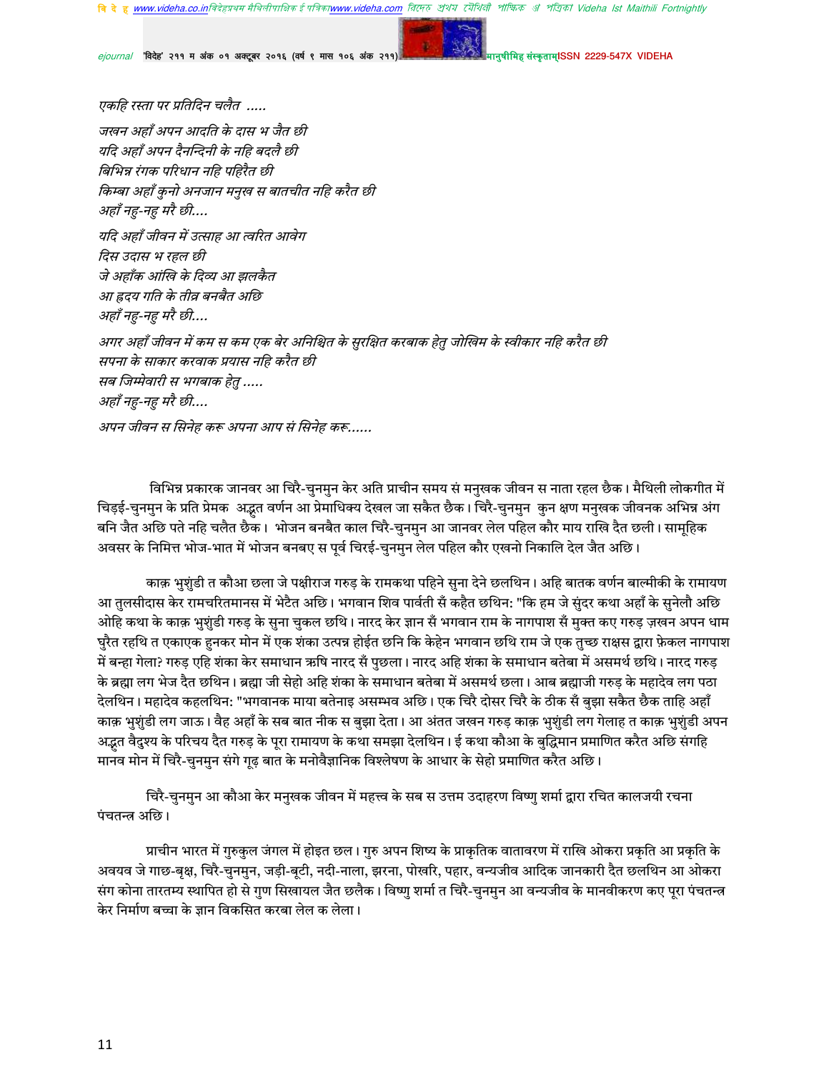*एकहि रस्ता पर प्रतिदिन चलैत .....*

*जखन अहाँ अपन आदति के दास भ जैत छी*
*यदि अहाँ अपन दैनन्दिनी के नहि बदलै छी*
*बिभिन्न रंगक परिधान नहि पहिरैत छी*
*किम्बा अहाँ कुनो अनजान मनुख स बातचीत नहि करैत छी*
*अहाँ नहु-नहु मरै छी....*

*यदि अहाँ जीवन में उत्साह आ त्वरित आवेग*
*दिस उदास भ रहल छी*
*जे अहाँक आंखि के दिव्य आ झलकैत*
*आ ह्रदय गति के तीव्र बनबैत अछि*
*अहाँ नहु-नहु मरै छी....*

*अगर अहाँ जीवन में कम स कम एक बेर अनिश्चित के सुरक्षित करबाक हेतु जोखिम के स्वीकार नहि करैत छी*
*सपना के साकार करवाक प्रयास नहि करैत छी*
*सब जिम्मेवारी स भगबाक हेतु .....*
*अहाँ नहु-नहु मरै छी....*

*अपन जीवन स सिनेह करू अपना आप सं सिनेह करू......*

विभिन्न प्रकारक जानवर आ चिरै-चुनमुन केर अति प्राचीन समय सं मनुखक जीवन स नाता रहल छैक। मैथिली लोकगीत में चिड़ई-चुनमुन के प्रति प्रेमक अद्भुत वर्णन आ प्रेमाधिक्य देखल जा सकैत छैक। चिरै-चुनमुन कुन क्षण मनुखक जीवनक अभिन्न अंग बनि जैत अछि पते नहि चलैत छैक। भोजन बनबैत काल चिरै-चुनमुन आ जानवर लेल पहिल कौर माय राखि दैत छली। सामूहिक अवसर के निमित्त भोज-भात में भोजन बनबए स पूर्व चिरई-चुनमुन लेल पहिल कौर एखनो निकालि देल जैत अछि।

काक़ भुशुंडी त कौआ छला जे पक्षीराज गरुड़ के रामकथा पहिने सुना देने छलथिन। अहि बातक वर्णन बाल्मीकी के रामायण आ तुलसीदास केर रामचरितमानस में भेटैत अछि। भगवान शिव पार्वती सँ कहैत छथिन: "कि हम जे सुंदर कथा अहाँ के सुनेलौ अछि ओहि कथा के काक़ भुशुंडी गरुड़ के सुना चुकल छथि। नारद केर ज्ञान सँ भगवान राम के नागपाश सँ मुक्त कए गरुड़ ज़खन अपन धाम घुरैत रहथि त एकाएक हुनकर मोन में एक शंका उत्पन्न होईत छनि कि केहेन भगवान छथि राम जे एक तुच्छ राक्षस द्वारा फ़ेकल नागपाश में बन्हा गेला? गरुड़ एहि शंका केर समाधान ऋषि नारद सँ पुछला। नारद अहि शंका के समाधान बतेबा में असमर्थ छथि। नारद गरुड़ के ब्रह्मा लग भेज दैत छथिन। ब्रह्मा जी सेहो अहि शंका के समाधान बतेबा में असमर्थ छला। आब ब्रह्माजी गरुड़ के महादेव लग पठा देलथिन। महादेव कहलथिन: "भगवानक माया बतेनाइ असम्भव अछि। एक चिरै दोसर चिरै के ठीक सँ बुझा सकैत छैक ताहि अहाँ काक़ भुशुंडी लग जाऊ। वैह अहाँ के सब बात नीक स बुझा देता। आ अंतत जखन गरुड़ काक़ भुशुंडी लग गेलाह त काक़ भुशुंडी अपन अद्भुत वैदुश्य के परिचय दैत गरुड़ के पूरा रामायण के कथा समझा देलथिन। ई कथा कौआ के बुद्धिमान प्रमाणित करैत अछि संगहि मानव मोन में चिरै-चुनमुन संगे गूढ़ बात के मनोवैज्ञानिक विश्लेषण के आधार के सेहो प्रमाणित करैत अछि।

चिरै-चुनमुन आ कौआ केर मनुखक जीवन में महत्त्व के सब स उत्तम उदाहरण विष्णु शर्मा द्वारा रचित कालजयी रचना पंचतन्त्र अछि।

प्राचीन भारत में गुरुकुल जंगल में होइत छल। गुरु अपन शिष्य के प्राकृतिक वातावरण में राखि ओकरा प्रकृति आ प्रकृति के अवयव जे गाछ-बृक्ष, चिरै-चुनमुन, जड़ी-बूटी, नदी-नाला, झरना, पोखरि, पहार, वन्यजीव आदिक जानकारी दैत छलथिन आ ओकरा संग कोना तारतम्य स्थापित हो से गुण सिखायल जैत छलैक। विष्णु शर्मा त चिरै-चुनमुन आ वन्यजीव के मानवीकरण कए पूरा पंचतन्त्र केर निर्माण बच्चा के ज्ञान विकसित करबा लेल क लेला।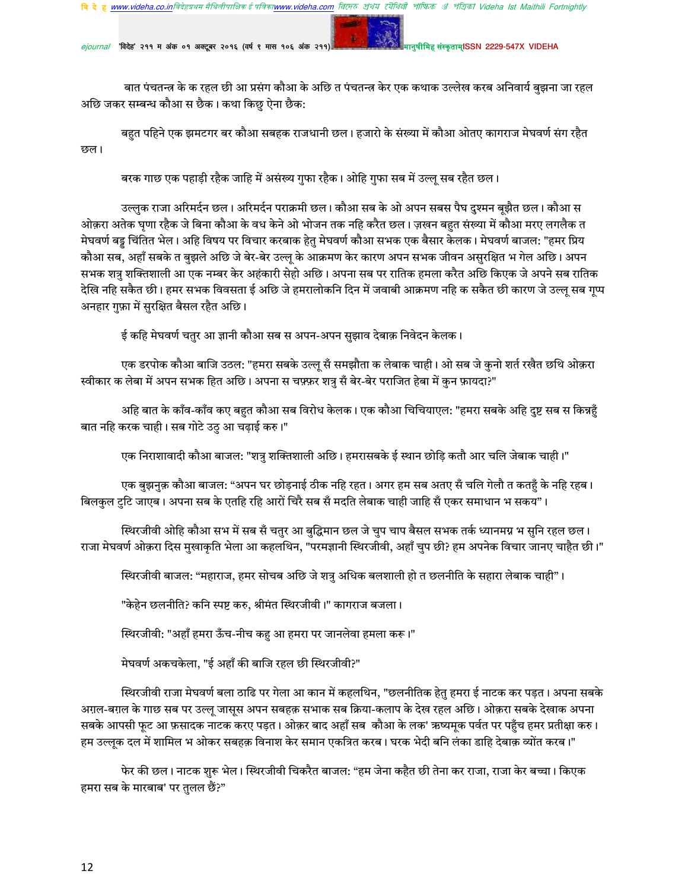बात पंचतन्त्र के क रहल छी आ प्रसंग कौआ के अछि त पंचतन्त्र केर एक कथाक उल्लेख करब अनिवार्य बुझना जा रहल अछि जकर सम्बन्ध कौआ स छैक। कथा किछु ऐना छैक:

बहुत पहिने एक झमटगर बर कौआ सबहक राजधानी छल। हजारो के संख्या में कौआ ओतए कागराज मेघवर्ण संग रहैत छल।

बरक गाछ एक पहाड़ी रहैक जाहि में असंख्य गुफा रहैक। ओहि गुफा सब में उल्लू सब रहैत छल।

उल्लुक राजा अरिमर्दन छल। अरिमर्दन पराक्रमी छल। कौआ सब के ओ अपन सबस पैघ दुश्मन बूझैत छल। कौआ स ओक़रा अतेक घृणा रहैक जे बिना कौआ के वध केने ओ भोजन तक नहि करैत छल। ज़खन बहुत संख्या में कौआ मरए लगलैक त मेघवर्ण बड्ड चिंतित भेल। अहि विषय पर विचार करबाक हेतु मेघवर्ण कौआ सभक एक बैसार केलक। मेघवर्ण बाजल: "हमर प्रिय कौआ सब, अहाँ सबके त बुझले अछि जे बेर-बेर उल्लू के आक्रमण केर कारण अपन सभक जीवन असुरक्षित भ गेल अछि। अपन सभक शत्रु शक्तिशाली आ एक नम्बर केर अहंकारी सेहो अछि। अपना सब पर रातिक हमला करैत अछि किएक जे अपने सब रातिक देखि नहि सकैत छी। हमर सभक विवसता ई अछि जे हमरालोकनि दिन में जवाबी आक्रमण नहि क सकैत छी कारण जे उल्लू सब गूप्प अनहार गुफ़ा में सुरक्षित बैसल रहैत अछि।

ई कहि मेघवर्ण चतुर आ ज्ञानी कौआ सब स अपन-अपन सुझाव देबाक़ निवेदन केलक।

एक डरपोक कौआ बाजि उठल: "हमरा सबके उल्लू सँ समझौता क लेबाक चाही। ओ सब जे कुनो शर्त रखैत छथि ओक़रा स्वीकार क लेबा में अपन सभक हित अछि। अपना स चफ़्फ़र शत्रु सँ बेर-बेर पराजित हेबा में कुन फ़ायदा?"

अहि बात के काँव-काँव कए बहुत कौआ सब विरोध केलक। एक कौआ चिचियाएल: "हमरा सबके अहि दुष्ट सब स किन्नहुँ बात नहि करक चाही। सब गोटे उठु आ चढ़ाई करु।"

एक निराशावादी कौआ बाजल: "शत्रु शक्तिशाली अछि। हमरासबके ई स्थान छोड़ि कतौ आर चलि जेबाक चाही।"

एक बुझनुक़ कौआ बाजल: "अपन घर छोड़नाई ठीक नहि रहत। अगर हम सब अतए सँ चलि गेलौ त कतहुँ के नहि रहब। बिलकुल टुटि जाएब। अपना सब के एतहि रहि आरों चिरै सब सँ मदति लेबाक चाही जाहि सँ एकर समाधान भ सकय"।

स्थिरजीवी ओहि कौआ सभ में सब सँ चतुर आ बुद्धिमान छल जे चुप चाप बैसल सभक तर्क ध्यानमग्न भ सुनि रहल छल। राजा मेघवर्ण ओक़रा दिस मुखाकृति भेला आ कहलथिन, "परमज्ञानी स्थिरजीवी, अहाँ चुप छी? हम अपनेक विचार जानए चाहैत छी।"

स्थिरजीवी बाजल: "महाराज, हमर सोचब अछि जे शत्रु अधिक बलशाली हो त छलनीति के सहारा लेबाक चाही"।

"केहेन छलनीति? कनि स्पष्ट करु, श्रीमंत स्थिरजीवी।" कागराज बजला।

स्थिरजीवी: "अहाँ हमरा ऊँच-नीच कहु आ हमरा पर जानलेवा हमला करू।"

मेघवर्ण अकचकेला, "ई अहाँ की बाजि रहल छी स्थिरजीवी?"

स्थिरजीवी राजा मेघवर्ण बला ठाढि पर गेला आ कान में कहलथिन, "छलनीतिक हेतु हमरा ई नाटक कर पड़त। अपना सबके अग़ल-बग़ल के गाछ सब पर उल्लू जासूस अपन सबहक़ सभाक सब क्रिया-कलाप के देख रहल अछि। ओक़रा सबके देखाक अपना सबके आपसी फूट आ फ़सादक नाटक करए पड़त। ओक़र बाद अहाँ सब कौआ के लक' ऋष्यमूक पर्वत पर पहुँच हमर प्रतीक्षा करु। हम उल्लूक दल में शामिल भ ओकर सबहक़ विनाश केर समान एकत्रित करब। घरक भेदी बनि लंका डाहि देबाक़ व्योंत करब।"

फेर की छल। नाटक शुरू भेल। स्थिरजीवी चिकरैत बाजल: "हम जेना कहैत छी तेना कर राजा, राजा केर बच्चा। किएक हमरा सब के मारबाब' पर तुलल छैं?"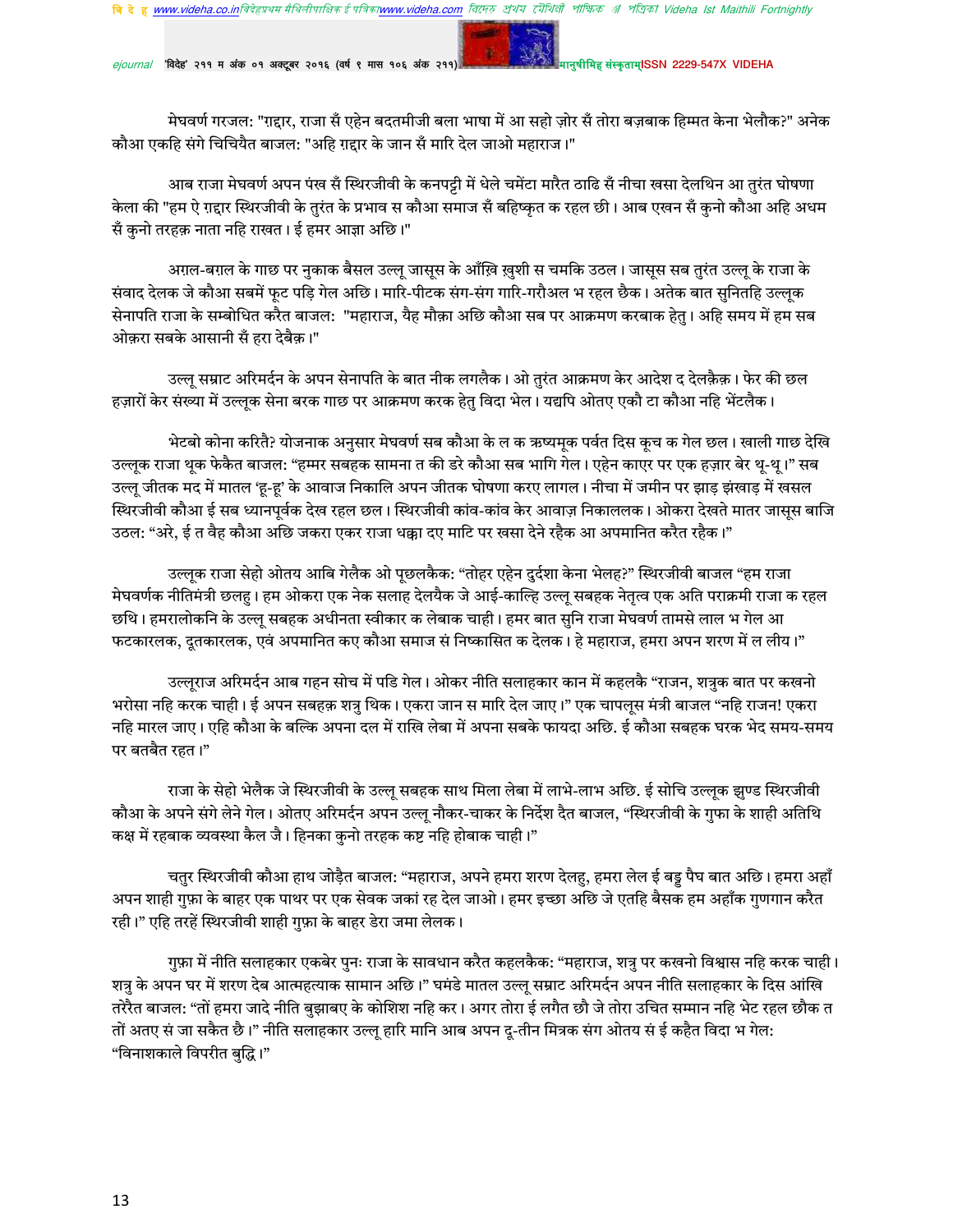मेघवर्ण गरजल: "ग़द्दार, राजा सँ एहेन बदतमीजी बला भाषा में आ सहो ज़ोर सँ तोरा बज़बाक हिम्मत केना भेलौक?" अनेक कौआ एकहि संगे चिचियैत बाजल: "अहि ग़द्दार के जान सँ मारि देल जाओ महाराज।"

आब राजा मेघवर्ण अपन पंख सँ स्थिरजीवी के कनपट्टी में धेले चमेंटा मारैत ठाढि सँ नीचा खसा देलथिन आ तुरंत घोषणा केला की "हम ऐ ग़द्दार स्थिरजीवी के तुरंत के प्रभाव स कौआ समाज सँ बहिष्कृत क रहल छी। आब एखन सँ कुनो कौआ अहि अधम सँ कुनो तरहक़ नाता नहि राखत। ई हमर आज्ञा अछि।"

अग़ल-बग़ल के गाछ पर नुकाक बैसल उल्लू जासूस के आँखि ख़ुशी स चमकि उठल। जासूस सब तुरंत उल्लू के राजा के संवाद देलक जे कौआ सबमें फूट पड़ि गेल अछि। मारि-पीटक संग-संग गारि-गरौअल भ रहल छैक। अतेक बात सुनितहि उल्लूक सेनापति राजा के सम्बोधित करैत बाजल: "महाराज, यैह मौक़ा अछि कौआ सब पर आक्रमण करबाक हेतु। अहि समय में हम सब ओक़रा सबके आसानी सँ हरा देबैक़।"

उल्लू सम्राट अरिमर्दन के अपन सेनापति के बात नीक लगलैक। ओ तुरंत आक्रमण केर आदेश द देलक़ैक़। फेर की छल हज़ारों केर संख्या में उल्लूक सेना बरक गाछ पर आक्रमण करक हेतु विदा भेल। यद्यपि ओतए एकौ टा कौआ नहि भेंटलैक।

भेटबो कोना करितै? योजनाक अनुसार मेघवर्ण सब कौआ के ल क ऋष्यमूक पर्वत दिस कूच क गेल छल। खाली गाछ देखि उल्लूक राजा थूक फेकैत बाजल: "हम्मर सबहक सामना त की डरे कौआ सब भागि गेल। एहेन काएर पर एक हज़ार बेर थू-थू।" सब उल्लू जीतक मद में मातल 'हू-हू' के आवाज निकालि अपन जीतक घोषणा करए लागल। नीचा में जमीन पर झाड़ झंखाड़ में खसल स्थिरजीवी कौआ ई सब ध्यानपूर्वक देख रहल छल। स्थिरजीवी कांव-कांव केर आवाज़ निकाललक। ओकरा देखते मातर जासूस बाजि उठल: "अरे, ई त वैह कौआ अछि जकरा एकर राजा धक्का दए माटि पर खसा देने रहैक आ अपमानित करैत रहैक।"

उल्लूक राजा सेहो ओतय आबि गेलैक ओ पूछलकैक: "तोहर एहेन दुर्दशा केना भेलह?" स्थिरजीवी बाजल "हम राजा मेघवर्णक नीतिमंत्री छलहु। हम ओकरा एक नेक सलाह देलयैक जे आई-काल्हि उल्लू सबहक नेतृत्व एक अति पराक्रमी राजा क रहल छथि। हमरालोकनि के उल्लू सबहक अधीनता स्वीकार क लेबाक चाही। हमर बात सुनि राजा मेघवर्ण तामसे लाल भ गेल आ फटकारलक, दूतकारलक, एवं अपमानित कए कौआ समाज सं निष्कासित क देलक। हे महाराज, हमरा अपन शरण में ल लीय।"

उल्लूराज अरिमर्दन आब गहन सोच में पडि गेल। ओकर नीति सलाहकार कान में कहलकै "राजन, शत्रुक बात पर कखनो भरोसा नहि करक चाही। ई अपन सबहक़ शत्रु थिक। एकरा जान स मारि देल जाए।" एक चापलूस मंत्री बाजल "नहि राजन! एकरा नहि मारल जाए। एहि कौआ के बल्कि अपना दल में राखि लेबा में अपना सबके फायदा अछि. ई कौआ सबहक घरक भेद समय-समय पर बतबैत रहत।"

राजा के सेहो भेलैक जे स्थिरजीवी के उल्लू सबहक साथ मिला लेबा में लाभे-लाभ अछि. ई सोचि उल्लूक झुण्ड स्थिरजीवी कौआ के अपने संगे लेने गेल। ओतए अरिमर्दन अपन उल्लू नौकर-चाकर के निर्देश दैत बाजल, "स्थिरजीवी के गुफा के शाही अतिथि कक्ष में रहबाक व्यवस्था कैल जै। हिनका कुनो तरहक कष्ट नहि होबाक चाही।"

चतुर स्थिरजीवी कौआ हाथ जोड़ैत बाजल: "महाराज, अपने हमरा शरण देलहु, हमरा लेल ई बड्ड पैघ बात अछि। हमरा अहाँ अपन शाही गुफ़ा के बाहर एक पाथर पर एक सेवक जकां रह देल जाओ। हमर इच्छा अछि जे एतहि बैसक हम अहाँक गुणगान करैत रही।" एहि तरहें स्थिरजीवी शाही गुफ़ा के बाहर डेरा जमा लेलक।

गुफ़ा में नीति सलाहकार एकबेर पुनः राजा के सावधान करैत कहलकैक: "महाराज, शत्रु पर कखनो विश्वास नहि करक चाही। शत्रु के अपन घर में शरण देब आत्महत्याक सामान अछि।" घमंडे मातल उल्लू सम्राट अरिमर्दन अपन नीति सलाहकार के दिस आंखि तरेरैत बाजल: "तों हमरा जादे नीति बुझाबए के कोशिश नहि कर। अगर तोरा ई लगैत छौ जे तोरा उचित सम्मान नहि भेट रहल छौक त तों अतए सं जा सकैत छै।" नीति सलाहकार उल्लू हारि मानि आब अपन दू-तीन मित्रक संग ओतय सं ई कहैत विदा भ गेल: "विनाशकाले विपरीत बुद्धि।"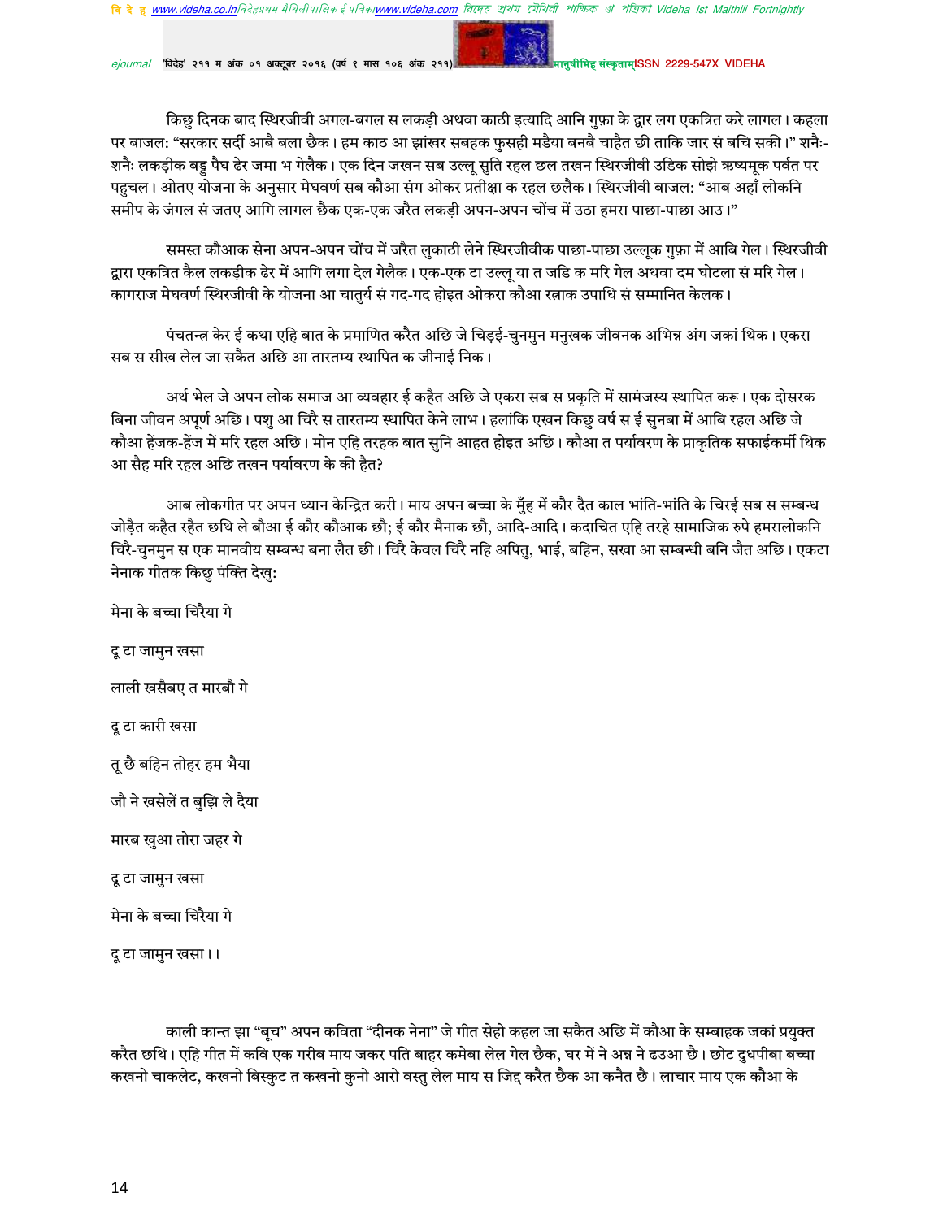किछु दिनक बाद स्थिरजीवी अगल-बगल स लकड़ी अथवा काठी इत्यादि आनि गुफ़ा के द्वार लग एकत्रित करे लागल। कहला पर बाजल: "सरकार सर्दी आबै बला छैक। हम काठ आ झांखर सबहक फुसही मडैया बनबै चाहैत छी ताकि जार सं बचि सकी।" शनैः-शनैः लकड़ीक बड्ड पैघ ढेर जमा भ गेलैक। एक दिन जखन सब उल्लू सुति रहल छल तखन स्थिरजीवी उडिक सोझे ऋष्यमूक पर्वत पर पहुचल। ओतए योजना के अनुसार मेघवर्ण सब कौआ संग ओकर प्रतीक्षा क रहल छलैक। स्थिरजीवी बाजल: "आब अहाँ लोकनि समीप के जंगल सं जतए आगि लागल छैक एक-एक जरैत लकड़ी अपन-अपन चोंच में उठा हमरा पाछा-पाछा आउ।"

समस्त कौआक सेना अपन-अपन चोंच में जरैत लुकाठी लेने स्थिरजीवीक पाछा-पाछा उल्लूक गुफ़ा में आबि गेल। स्थिरजीवी द्वारा एकत्रित कैल लकड़ीक ढेर में आगि लगा देल गेलैक। एक-एक टा उल्लू या त जडि क मरि गेल अथवा दम घोटला सं मरि गेल। कागराज मेघवर्ण स्थिरजीवी के योजना आ चातुर्य सं गद-गद होइत ओकरा कौआ रत्नाक उपाधि सं सम्मानित केलक।

पंचतन्त्र केर ई कथा एहि बात के प्रमाणित करैत अछि जे चिड़ई-चुनमुन मनुखक जीवनक अभिन्न अंग जकां थिक। एकरा सब स सीख लेल जा सकैत अछि आ तारतम्य स्थापित क जीनाई निक।

अर्थ भेल जे अपन लोक समाज आ व्यवहार ई कहैत अछि जे एकरा सब स प्रकृति में सामंजस्य स्थापित करू। एक दोसरक बिना जीवन अपूर्ण अछि। पशु आ चिरै स तारतम्य स्थापित केने लाभ। हलांकि एखन किछु वर्ष स ई सुनबा में आबि रहल अछि जे कौआ हेंजक-हेंज में मरि रहल अछि। मोन एहि तरहक बात सुनि आहत होइत अछि। कौआ त पर्यावरण के प्राकृतिक सफाईकर्मी थिक आ सैह मरि रहल अछि तखन पर्यावरण के की हैत?

आब लोकगीत पर अपन ध्यान केन्द्रित करी। माय अपन बच्चा के मुँह में कौर दैत काल भांति-भांति के चिरई सब स सम्बन्ध जोड़ैत कहैत रहैत छथि ले बौआ ई कौर कौआक छौ; ई कौर मैनाक छौ, आदि-आदि। कदाचित एहि तरहे सामाजिक रुपे हमरालोकनि चिरै-चुनमुन स एक मानवीय सम्बन्ध बना लैत छी। चिरै केवल चिरै नहि अपितु, भाई, बहिन, सखा आ सम्बन्धी बनि जैत अछि। एकटा नेनाक गीतक किछु पंक्ति देखु:

मेना के बच्चा चिरैया गे

दू टा जामुन खसा

लाली खसैबए त मारबौ गे

दू टा कारी खसा

तू छै बहिन तोहर हम भैया

जौ ने खसेलें त बुझि ले दैया

मारब खुआ तोरा जहर गे

दू टा जामुन खसा

मेना के बच्चा चिरैया गे

दू टा जामुन खसा।।

काली कान्त झा "बूच" अपन कविता "दीनक नेना" जे गीत सेहो कहल जा सकैत अछि में कौआ के सम्बाहक जकां प्रयुक्त करैत छथि। एहि गीत में कवि एक गरीब माय जकर पति बाहर कमेबा लेल गेल छैक, घर में ने अन्न ने ढउआ छै। छोट दुधपीबा बच्चा कखनो चाकलेट, कखनो बिस्कुट त कखनो कुनो आरो वस्तु लेल माय स जिद्द करैत छैक आ कनैत छै। लाचार माय एक कौआ के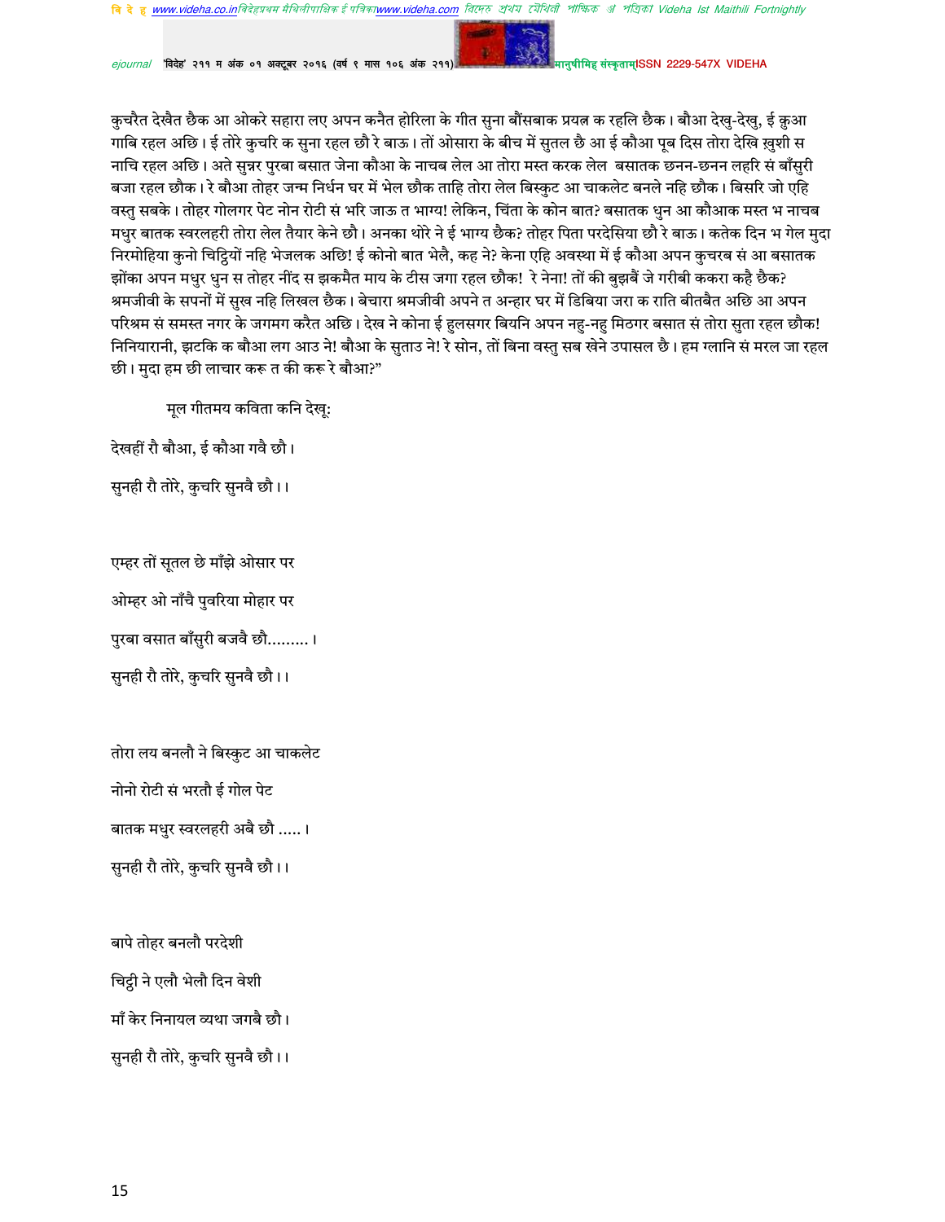कुचरैत देखैत छैक आ ओकरे सहारा लए अपन कनैत होरिला के गीत सुना बौंसबाक प्रयत्न क रहलि छैक। बौआ देखु-देखु, ई कुआ गाबि रहल अछि। ई तोंरे कुचरि क सुना रहल छौ रे बाऊ। तों ओसारा के बीच में सुतल छै आ ई कौआ पूब दिस तोरा देखि ख़ुशी स नाचि रहल अछि। अते सुन्नर पुरबा बसात जेना कौआ के नाचब लेल आ तोरा मस्त करक लेल बसातक छनन-छनन लहरि सं बाँसुरी बजा रहल छौक। रे बौआ तोहर जन्म निर्धन घर में भेल छौक ताहि तोरा लेल बिस्कुट आ चाकलेट बनले नहि छौक। बिसरि जो एहि वस्तु सबके। तोहर गोलगर पेट नोन रोटी सं भरि जाऊ त भाग्य! लेकिन, चिंता के कोन बात? बसातक धुन आ कौआक मस्त भ नाचब मधुर बातक स्वरलहरी तोरा लेल तैयार केने छौ। अनका थोरे ने ई भाग्य छैक? तोहर पिता परदेसिया छौ रे बाऊ। कतेक दिन भ गेल मुदा निरमोहिया कुनो चिट्ठियों नहि भेजलक अछि! ई कोनो बात भेलै, कह ने? केना एहि अवस्था में ई कौआ अपन कुचरब सं आ बसातक झोंका अपन मधुर धुन स तोहर नींद स झकमैत माय के टीस जगा रहल छौक! रे नेना! तों की बुझबैं जे गरीबी ककरा कहै छैक? श्रमजीवी के सपनों में सुख नहि लिखल छैक। बेचारा श्रमजीवी अपने त अन्हार घर में डिबिया जरा क राति बीतबैत अछि आ अपन परिश्रम सं समस्त नगर के जगमग करैत अछि। देख ने कोना ई हुलसगर बियनि अपन नहु-नहु मिठगर बसात सं तोरा सुता रहल छौक! निनियारानी, झटकि क बौआ लग आउ ने! बौआ के सुताउ ने! रे सोन, तों बिना वस्तु सब खेने उपासल छै। हम ग्लानि सं मरल जा रहल छी। मुदा हम छी लाचार करू त की करू रे बौआ?"

मूल गीतमय कविता कनि देखू:

देखहीं रौ बौआ, ई कौआ गवै छौ।

सुनही रौ तोरे, कुचरि सुनवै छौ।।

एम्हर तों सूतल छे माँझे ओसार पर

ओम्हर ओ नाँचै पुवरिया मोहार पर

पुरबा वसात बाँसुरी बजवै छौ.........।

सुनही रौ तोरे, कुचरि सुनवै छौ।।

तोरा लय बनलौ ने बिस्कुट आ चाकलेट

नोनो रोटी सं भरतौ ई गोल पेट

बातक मधुर स्वरलहरी अबै छौ .....।

सुनही रौ तोरे, कुचरि सुनवै छौ।।

बापे तोहर बनलौ परदेशी

चिट्ठी ने एलौ भेलौ दिन वेशी

माँ केर निनायल व्यथा जगबै छौ।

सुनही रौ तोरे, कुचरि सुनवै छौ।।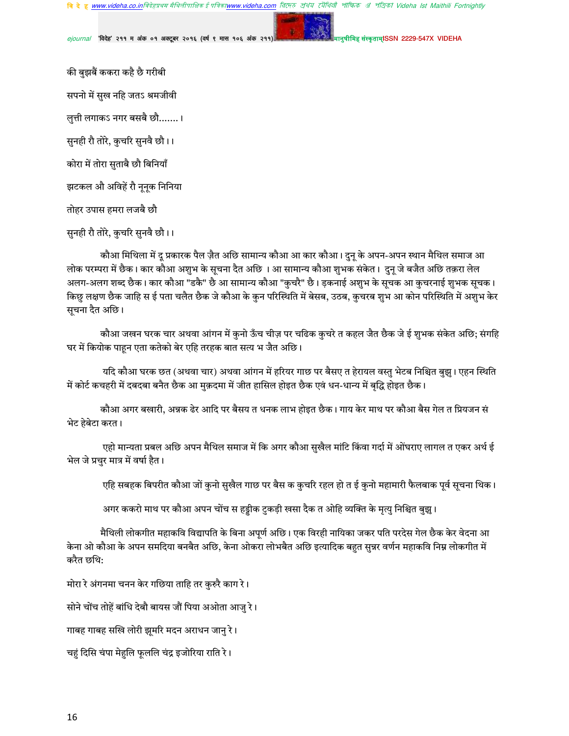की बुझबैं ककरा कहै छै गरीबी

सपनो में सुख नहि जतऽ श्रमजीवी

लुत्ती लगाकऽ नगर बसबै छौ.......।

सुनही रौ तोरे, कुचरि सुनवै छौ।।

कोरा में तोरा सुताबै छौ बिनियाँ

झटकल औ अविहें रौ नूनूक निनिया

तोहर उपास हमरा लजबै छौ

सुनही रौ तोरे, कुचरि सुनवै छौ।।

कौआ मिथिला में दू प्रकारक पैल ज़ैत अछि सामान्य कौआ आ कार कौआ। दुनू के अपन-अपन स्थान मैथिल समाज आ लोक परम्परा में छैक। कार कौआ अशुभ के सूचना दैत अछि । आ सामान्य कौआ शुभक संकेत। दुनू जे बजैत अछि तक्रा लेल अलग-अलग शब्द छैक। कार कौआ "डकै" छै आ सामान्य कौआ "कुचरै" छै। ड़कनाई अशुभ के सूचक आ कुचरनाई शुभक सूचक। किछु लक्षण छैक जाहि स ई पता चलैत छैक जे कौआ के कुन परिस्थिति में बेसब, उठब, कुचरब शुभ आ कोन परिस्थिति में अशुभ केर सूचना दैत अछि।

कौआ जखन घरक चार अथवा आंगन में कुनो ऊँच चीज़ पर चढिक कुचरे त कहल जैत छैक जे ई शुभक संकेत अछि; संगहि घर में कियोक पाहून एता कतेको बेर एहि तरहक बात सत्य भ जैत अछि।

यदि कौआ घरक छत (अथवा चार) अथवा आंगन में हरियर गाछ पर बैसए त हेरायल वस्तु भेटब निश्चित बुझु। एहन स्थिति में कोर्ट कचहरी में दबदबा बनैत छैक आ मुक़दमा में जीत हासिल होइत छैक एवं धन-धान्य में बृद्धि होइत छैक।

कौआ अगर बखारी, अन्नक ढेर आदि पर बैसय त धनक लाभ होइत छैक। गाय केर माथ पर कौआ बैस गेल त प्रियजन सं भेट हेबेटा करत।

एहो मान्यता प्रबल अछि अपन मैथिल समाज में कि अगर कौआ सुखैल मांटि किंवा गर्दा में ओंघराए लागल त एकर अर्थ ई भेल जे प्रचुर मात्र में वर्षा हैत।

एहि सबहक बिपरीत कौआ जों कुनो सुखैल गाछ पर बैस क कुचरि रहल हो त ई कुनो महामारी फैलबाक पूर्व सूचना थिक।

अगर ककरो माथ पर कौआ अपन चोंच स हड्डीक टुकड़ी खसा दैक त ओहि व्यक्ति के मृत्यु निश्चित बुझु।

मैथिली लोकगीत महाकवि विद्यापति के बिना अपूर्ण अछि। एक विरही नायिका जकर पति परदेस गेल छैक केर वेदना आ केना ओ कौआ के अपन समदिया बनबैत अछि, केना ओकरा लोभबैत अछि इत्यादिक बहुत सुन्नर वर्णन महाकवि निम्न लोकगीत में करैत छथि:

मोरा रे अंगनमा चनन केर गछिया ताहि तर कुरुरै काग रे।

सोने चोंच तोहें बांधि देबौ बायस जौं पिया अओता आजु रे।

गाबह गाबह सखि लोरी झूमरि मदन अराधन जानु रे।

चहुं दिसि चंपा मेहुलि फूलिलि चंद्र इजोरिया राति रे।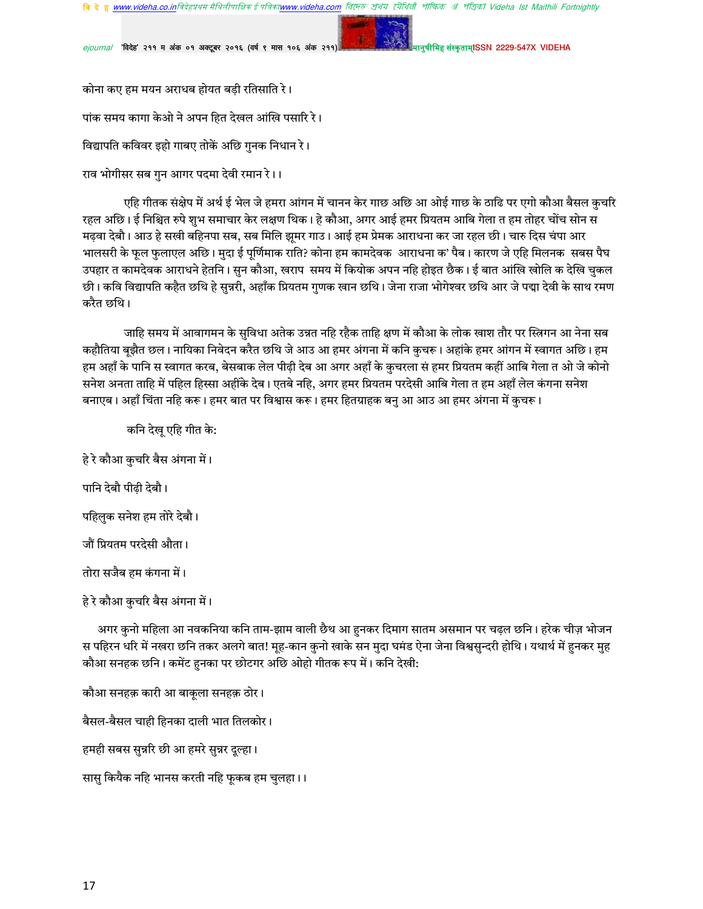कोना कए हम मयन अराधब होयत बड़ी रतिसाति रे।

पांक समय कागा केओ ने अपन हित देखल आंखि पसारि रे।

विद्यापति कविवर इहो गाबए तोकें अछि गुनक निधान रे।

राव भोगीसर सब गुन आगर पदमा देवी रमान रे।।

एहि गीतक संक्षेप में अर्थ ई भेल जे हमरा आंगन में चानन केर गाछ अछि आ ओई गाछ के ठाढि पर एगो कौआ बैसल कुचरि रहल अछि। ई निश्चित रुपे शुभ समाचार केर लक्षण थिक। हे कौआ, अगर आई हमर प्रियतम आबि गेला त हम तोहर चोंच सोन स मढ़वा देबौ। आउ हे सखी बहिनपा सब, सब मिलि झूमर गाउ। आई हम प्रेमक आराधना कर जा रहल छी। चारु दिस चंपा आर भालसरी के फूल फुलाएल अछि। मुदा ई पूर्णिमाक राति? कोना हम कामदेवक आराधना क' पैब। कारण जे एहि मिलनक सबस पैघ उपहार त कामदेवक आराधने हेतनि। सुन कौआ, खराप समय में कियोक अपन नहि होइत छैक। ई बात आंखि खोलि क देखि चुकल छी। कवि विद्यापति कहैत छथि हे सुन्नरी, अहाँक प्रियतम गुणक खान छथि। जेना राजा भोगेश्वर छथि आर जे पद्मा देवी के साथ रमण करैत छथि।

जाहि समय में आवागमन के सुविधा अतेक उन्नत नहि रहैक ताहि क्षण में कौआ के लोक खाश तौर पर स्त्रिगन आ नेना सब कहौतिया बूझैत छल। नायिका निवेदन करैत छथि जे आउ आ हमर अंगना में कनि कुचरू। अहांके हमर आंगन में स्वागत अछि। हम हम अहाँ के पानि स स्वागत करब, बेसबाक लेल पीढ़ी देब आ अगर अहाँ के कुचरला सं हमर प्रियतम कहीं आबि गेला त ओ जे कोनो सनेश अनता ताहि में पहिल हिस्सा अहींके देब। एतबे नहि, अगर हमर प्रियतम परदेसी आबि गेला त हम अहाँ लेल कंगना सनेश बनाएब। अहाँ चिंता नहि करू। हमर बात पर विश्वास करू। हमर हितग्राहक बनु आ आउ आ हमर अंगना में कुचरू।

कनि देखू एहि गीत के:

हे रे कौआ कुचरि बैस अंगना में।

पानि देबौ पीढ़ी देबौ।

पहिलुक सनेश हम तोरे देबौ।

जौं प्रियतम परदेसी औता।

तोरा सजैब हम कंगना में।

हे रे कौआ कुचरि बैस अंगना में।

अगर कुनो महिला आ नवकनिया कनि ताम-झाम वाली छैथ आ हुनकर दिमाग सातम असमान पर चढ़ल छनि। हरेक चीज़ भोजन स पहिरन धरि में नखरा छनि तकर अलगे बात! मूह-कान कुनो खाके सन मुदा घमंड ऐना जेना विश्वसुन्दरी होथि। यथार्थ में हुनकर मुह कौआ सनहक छनि। कमेंट हुनका पर छोटगर अछि ओहो गीतक रूप में। कनि देखी:

कौआ सनहक़ कारी आ बाकूला सनहक़ ठोर।

बैसल-बैसल चाही हिनका दाली भात तिलकोर।

हमही सबस सुन्नरि छी आ हमरे सुन्नर दूल्हा।

सासु कियैक नहि भानस करती नहि फूकब हम चुलहा।।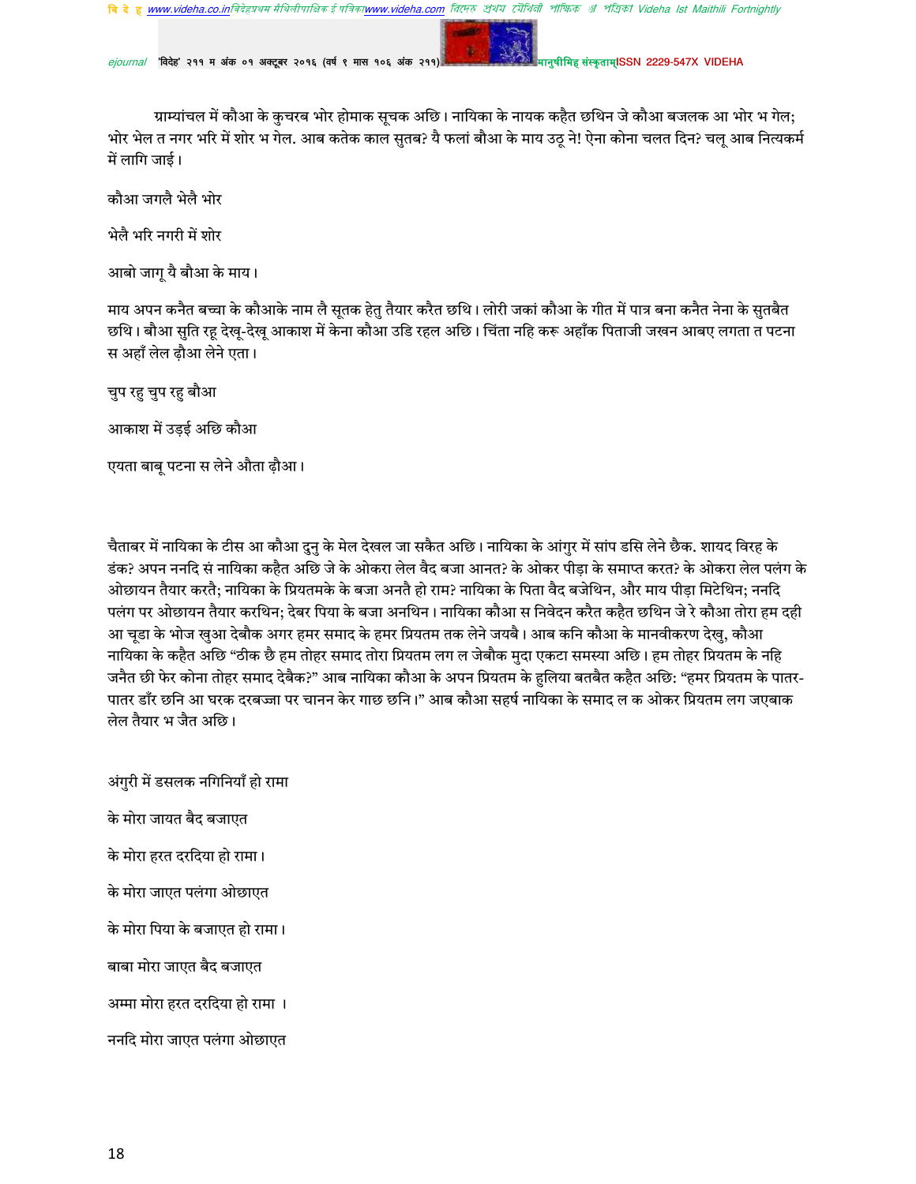ग्राम्यांचल में कौआ के कुचरब भोर होमाक सूचक अछि। नायिका के नायक कहैत छथिन जे कौआ बजलक आ भोर भ गेल; भोर भेल त नगर भरि में शोर भ गेल. आब कतेक काल सुतब? यै फलां बौआ के माय उठू ने! ऐना कोना चलत दिन? चलू आब नित्यकर्म में लागि जाई।

कौआ जगलै भेलै भोर

भेलै भरि नगरी में शोर

आबो जागू यै बौआ के माय।

माय अपन कनैत बच्चा के कौआके नाम लै सूतक हेतु तैयार करैत छथि। लोरी जकां कौआ के गीत में पात्र बना कनैत नेना के सुतबैत छथि। बौआ सुति रहू देखू-देखू आकाश में केना कौआ उडि रहल अछि। चिंता नहि करू अहाँक पिताजी जखन आबए लगता त पटना स अहाँ लेल ढ़ौआ लेने एता।

चुप रहु चुप रहु बौआ

आकाश में उड़ई अछि कौआ

एयता बाबू पटना स लेने औता ढ़ौआ।

चैताबर में नायिका के टीस आ कौआ दुनु के मेल देखल जा सकैत अछि। नायिका के आंगुर में सांप डसि लेने छैक. शायद विरह के डंक? अपन ननदि सं नायिका कहैत अछि जे के ओकरा लेल वैद बजा आनत? के ओकर पीड़ा के समाप्त करत? के ओकरा लेल पलंग के ओछायन तैयार करतै; नायिका के प्रियतमके के बजा अनतै हो राम? नायिका के पिता वैद बजेथिन, और माय पीड़ा मिटेथिन; ननदि पलंग पर ओछायन तैयार करथिन; देबर पिया के बजा अनथिन। नायिका कौआ स निवेदन करैत कहैत छथिन जे रे कौआ तोरा हम दही आ चूडा के भोज खुआ देबौक अगर हमर समाद के हमर प्रियतम तक लेने जयबै। आब कनि कौआ के मानवीकरण देखु, कौआ नायिका के कहैत अछि "ठीक छै हम तोहर समाद तोरा प्रियतम लग ल जेबौक मुदा एकटा समस्या अछि। हम तोहर प्रियतम के नहि जनैत छी फेर कोना तोहर समाद देबैक?" आब नायिका कौआ के अपन प्रियतम के हुलिया बतबैत कहैत अछि: "हमर प्रियतम के पातर-पातर डाँर छनि आ घरक दरबज्जा पर चानन केर गाछ छनि।" आब कौआ सहर्ष नायिका के समाद ल क ओकर प्रियतम लग जएबाक लेल तैयार भ जैत अछि।

अंगुरी में डसलक नगिनियाँ हो रामा

के मोरा जायत बैद बजाएत

के मोरा हरत दरदिया हो रामा।

के मोरा जाएत पलंगा ओछाएत

के मोरा पिया के बजाएत हो रामा।

बाबा मोरा जाएत बैद बजाएत

अम्मा मोरा हरत दरदिया हो रामा ।

ननदि मोरा जाएत पलंगा ओछाएत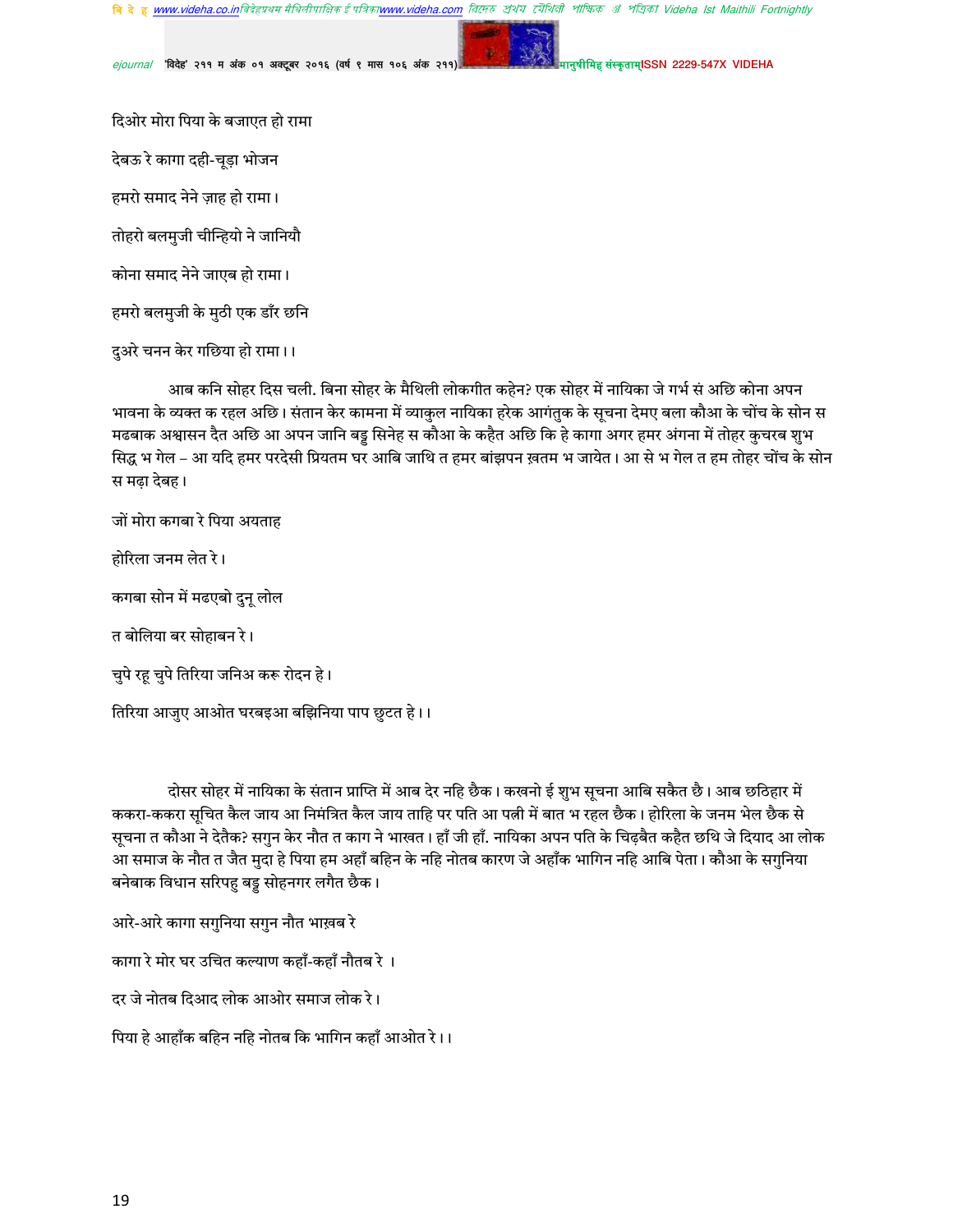दिओर मोरा पिया के बजाएत हो रामा

देबऊ रे कागा दही-चूड़ा भोजन

हमरो समाद नेने ज़ाह हो रामा।

तोहरो बलमुजी चीन्हियो ने जानियौ

कोना समाद नेने जाएब हो रामा।

हमरो बलमुजी के मुठी एक डाँर छनि

दुअरे चनन केर गछिया हो रामा।।

आब कनि सोहर दिस चली. बिना सोहर के मैथिली लोकगीत कहेन? एक सोहर में नायिका जे गर्भ सं अछि कोना अपन भावना के व्यक्त क रहल अछि। संतान केर कामना में व्याकुल नायिका हरेक आगंतुक के सूचना देमए बला कौआ के चोंच के सोन स मढबाक अश्वासन दैत अछि आ अपन जानि बड्ड सिनेह स कौआ के कहैत अछि कि हे कागा अगर हमर अंगना में तोहर कुचरब शुभ सिद्ध भ गेल – आ यदि हमर परदेसी प्रियतम घर आबि जाथि त हमर बांझपन ख़तम भ जायेत। आ से भ गेल त हम तोहर चोंच के सोन स मढ़ा देबह।

जों मोरा कगबा रे पिया अयताह

होरिला जनम लेत रे।

कगबा सोन में मढएबो दुनू लोल

त बोलिया बर सोहाबन रे।

चुपे रहू चुपे तिरिया जनिअ करू रोदन हे।

तिरिया आजुए आओत घरबइआ बझिनिया पाप छुटत हे।।

दोसर सोहर में नायिका के संतान प्राप्ति में आब देर नहि छैक। कखनो ई शुभ सूचना आबि सकैत छै। आब छठिहार में ककरा-ककरा सूचित कैल जाय आ निमंत्रित कैल जाय ताहि पर पति आ पत्नी में बात भ रहल छैक। होरिला के जनम भेल छैक से सूचना त कौआ ने देतैक? सगुन केर नौत त काग ने भाखत। हाँ जी हाँ. नायिका अपन पति के चिढ़बैत कहैत छथि जे दियाद आ लोक आ समाज के नौत त जैत मुदा हे पिया हम अहाँ बहिन के नहि नोतब कारण जे अहाँक भागिन नहि आबि पेता। कौआ के सगुनिया बनेबाक विधान सरिपहु बड्ड सोहनगर लगैत छैक।

आरे-आरे कागा सगुनिया सगुन नौत भाख़ब रे

कागा रे मोर घर उचित कल्याण कहाँ-कहाँ नौतब रे ।

दर जे नोतब दिआद लोक आओर समाज लोक रे।

पिया हे आहाँक बहिन नहि नोतब कि भागिन कहाँ आओत रे।।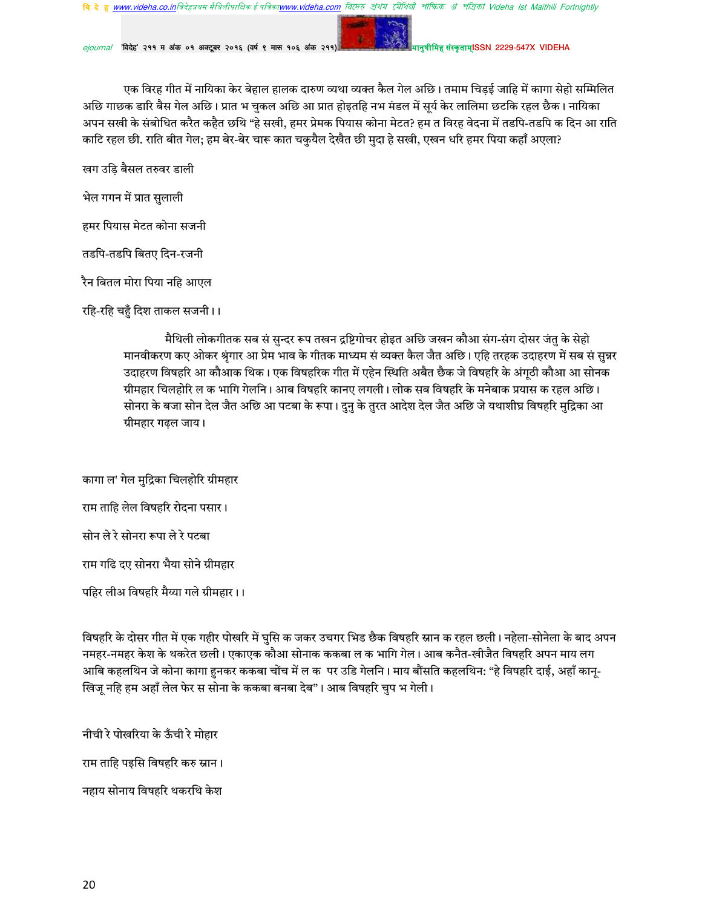एक विरह गीत में नायिका केर बेहाल हालक दारुण व्यथा व्यक्त कैल गेल अछि। तमाम चिड़ई जाहि में कागा सेहो सम्मिलित अछि गाछक डारि बैस गेल अछि। प्रात भ चुकल अछि आ प्रात होइतहि नभ मंडल में सूर्य केर लालिमा छटकि रहल छैक। नायिका अपन सखी के संबोधित करैत कहैत छथि "हे सखी, हमर प्रेमक पियास कोना मेटत? हम त विरह वेदना में तडपि-तडपि क दिन आ राति काटि रहल छी. राति बीत गेल; हम बेर-बेर चारू कात चकुयैल देखैत छी मुदा हे सखी, एखन धरि हमर पिया कहाँ अएला?

खग उड़ि बैसल तरुवर डाली

भेल गगन में प्रात सुलाली

हमर पियास मेटत कोना सजनी

तडपि-तडपि बितए दिन-रजनी

रैन बितल मोरा पिया नहि आएल

रहि-रहि चहुँ दिश ताकल सजनी।।

मैथिली लोकगीतक सब सं सुन्दर रूप तखन द्रष्टिगोचर होइत अछि जखन कौआ संग-संग दोसर जंतु के सेहो मानवीकरण कए ओकर श्रृंगार आ प्रेम भाव के गीतक माध्यम सं व्यक्त कैल जैत अछि। एहि तरहक उदाहरण में सब सं सुन्नर उदाहरण विषहरि आ कौआक थिक। एक विषहरिक गीत में एहेन स्थिति अबैत छैक जे विषहरि के अंगूठी कौआ आ सोनक ग्रीमहार चिलहोरि ल क भागि गेलनि। आब विषहरि कानए लगली। लोक सब विषहरि के मनेबाक प्रयास क रहल अछि। सोनरा के बजा सोन देल जैत अछि आ पटबा के रूपा। दुनु के तुरत आदेश देल जैत अछि जे यथाशीघ्र विषहरि मुद्रिका आ ग्रीमहार गढ़ल जाय।

कागा ल' गेल मुद्रिका चिलहोरि ग्रीमहार

राम ताहि लेल विषहरि रोदना पसार।

सोन ले रे सोनरा रूपा ले रे पटबा

राम गढि दए सोनरा भैया सोने ग्रीमहार

पहिर लीअ विषहरि मैय्या गले ग्रीमहार।।

विषहरि के दोसर गीत में एक गहीर पोखरि में घुसि क जकर उचगर भिड छैक विषहरि स्नान क रहल छली। नहेला-सोनेला के बाद अपन नमहर-नमहर केश के थकरेत छली। एकाएक कौआ सोनाक ककबा ल क भागि गेल। आब कनैत-खीजैत विषहरि अपन माय लग आबि कहलथिन जे कोना कागा हुनकर ककबा चोंच में ल क पर उडि गेलनि। माय बौंसति कहलथिन: "हे विषहरि दाई, अहाँ कानू-खिजू नहि हम अहाँ लेल फेर स सोना के ककबा बनबा देब"। आब विषहरि चुप भ गेली।

नीची रे पोखरिया के ऊँची रे मोहार

राम ताहि पइसि विषहरि करु स्नान।

नहाय सोनाय विषहरि थकरथि केश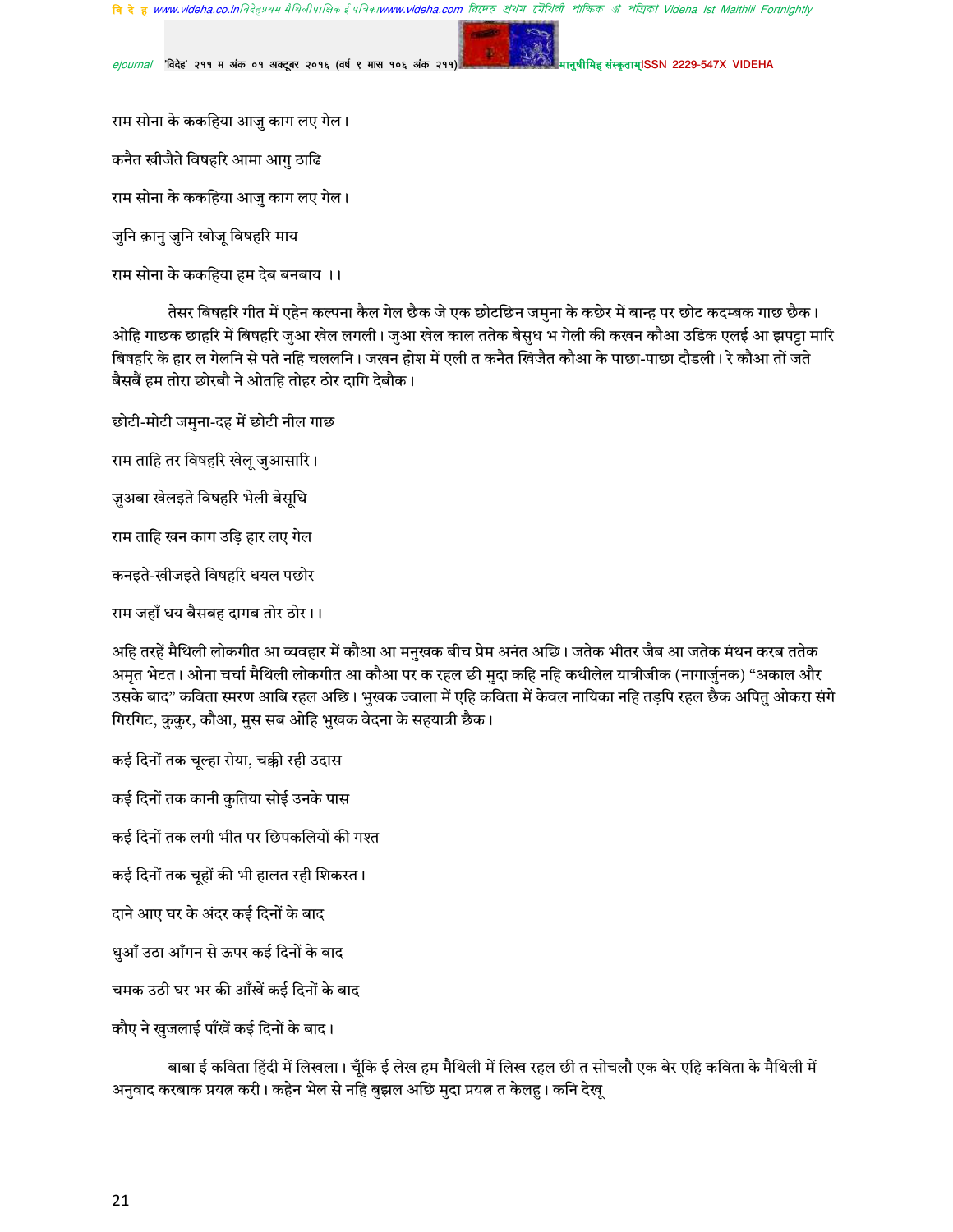राम सोना के ककहिया आजु काग लए गेल।

कनैत खीजैते विषहरि आमा आगु ठाढि

राम सोना के ककहिया आजु काग लए गेल।

जुनि क़ानु जुनि खोजू विषहरि माय

राम सोना के ककहिया हम देब बनबाय ।।

तेसर बिषहरि गीत में एहेन कल्पना कैल गेल छैक जे एक छोटछिन जमुना के कछेर में बान्ह पर छोट कदम्बक गाछ छैक। ओहि गाछक छाहरि में बिषहरि जुआ खेल लगली। जुआ खेल काल ततेक बेसुध भ गेली की करवन कौआ उडिक एलई आ झपट्टा मारि बिषहरि के हार ल गेलनि से पते नहि चललनि। जखन होश में एली त कनैत खिजैत कौआ के पाछा-पाछा दौडली। रे कौआ तों जते बैसबें हम तोरा छोरबौ ने ओतहि तोहर ठोर दागि देबौक।

छोटी-मोटी जमुना-दह में छोटी नील गाछ

राम ताहि तर विषहरि खेलू जुआसारि।

ज़ुअबा खेलइते विषहरि भेली बेसूधि

राम ताहि खन काग उड़ि हार लए गेल

कनइते-खीजइते विषहरि धयल पछोर

राम जहाँ धय बैसबह दागब तोर ठोर।।

अहि तरहें मैथिली लोकगीत आ व्यवहार में कौआ आ मनुखक बीच प्रेम अनंत अछि। जतेक भीतर जैब आ जतेक मंथन करब ततेक अमृत भेटत। ओना चर्चा मैथिली लोकगीत आ कौआ पर क रहल छी मुदा कहि नहि कथीलेल यात्रीजीक (नागार्जुनक) “अकाल और उसके बाद” कविता स्मरण आबि रहल अछि। भुखक ज्वाला में एहि कविता में केवल नायिका नहि तड़पि रहल छैक अपितु ओकरा संगे गिरगिट, कुकुर, कौआ, मुस सब ओहि भुखक वेदना के सहयात्री छैक।

कई दिनों तक चूल्हा रोया, चक्की रही उदास

कई दिनों तक कानी कुतिया सोई उनके पास

कई दिनों तक लगी भीत पर छिपकलियों की गश्त

कई दिनों तक चूहों की भी हालत रही शिकस्त।

दाने आए घर के अंदर कई दिनों के बाद

धुआँ उठा आँगन से ऊपर कई दिनों के बाद

चमक उठी घर भर की आँखें कई दिनों के बाद

कौए ने खुजलाई पाँखें कई दिनों के बाद।

बाबा ई कविता हिंदी में लिखला। चूँकि ई लेख हम मैथिली में लिख रहल छी त सोचलौ एक बेर एहि कविता के मैथिली में अनुवाद करबाक प्रयत्न करी। कहेन भेल से नहि बुझल अछि मुदा प्रयत्न त केलहु। कनि देखू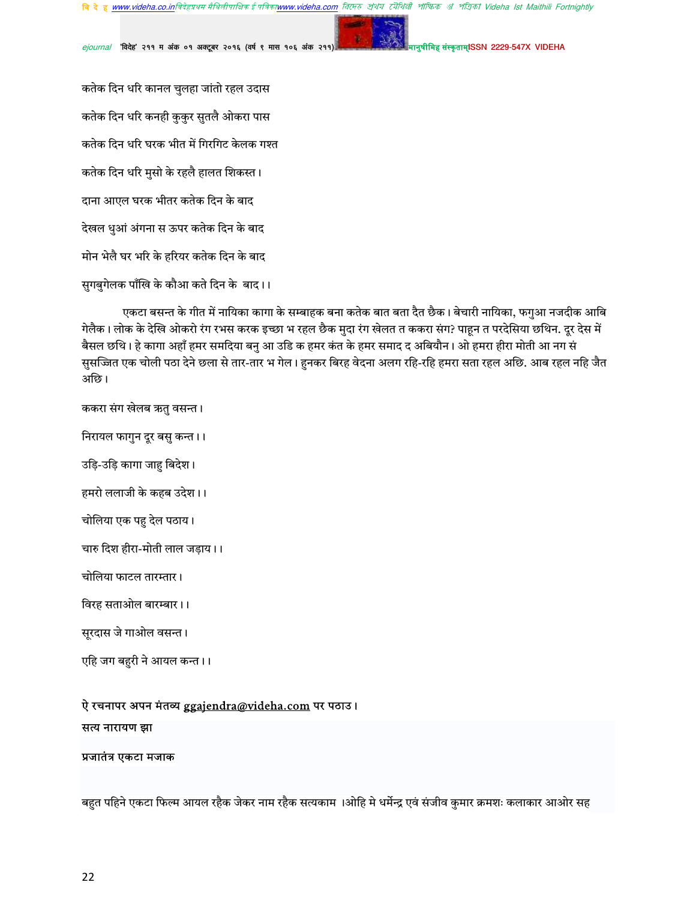कतेक दिन धरि कानल चुलहा जांतो रहल उदास

कतेक दिन धरि कनही कुकुर सुतलै ओकरा पास

कतेक दिन धरि घरक भीत में गिरगिट केलक गश्त

कतेक दिन धरि मुसो के रहलै हालत शिकस्त।

दाना आएल घरक भीतर कतेक दिन के बाद

देखल धुआं अंगना स ऊपर कतेक दिन के बाद

मोन भेलै घर भरि के हरियर कतेक दिन के बाद

सुगबुगेलक पाँखि के कौआ कते दिन के बाद।।

एकटा बसन्त के गीत में नायिका कागा के सम्बाहक बना कतेक बात बता दैत छैक। बेचारी नायिका, फगुआ नजदीक आबि गेलैक। लोक के देखि ओकरो रंग रभस करक इच्छा भ रहल छैक मुदा रंग खेलत त ककरा संग? पाहून त परदेसिया छथिन. दूर देस में बैसल छथि। हे कागा अहाँ हमर समदिया बनु आ उडि क हमर कंत के हमर समाद द अबियौन। ओ हमरा हीरा मोती आ नग सं सुसज्जित एक चोली पठा देने छला से तार-तार भ गेल। हुनकर बिरह वेदना अलग रहि-रहि हमरा सता रहल अछि. आब रहल नहि जैत अछि।

ककरा संग खेलब ऋतु वसन्त।

निरायल फागुन दूर बसु कन्त।।

उड़ि-उड़ि कागा जाहु बिदेश।

हमरो ललाजी के कहब उदेश।।

चोलिया एक पहु देल पठाय।

चारु दिश हीरा-मोती लाल जड़ाय।।

चोलिया फाटल तारम्तार।

विरह सताओल बारम्बार।।

सूरदास जे गाओल वसन्त।

एहि जग बहुरी ने आयल कन्त।।

ऐ रचनापर अपन मंतव्य ggajendra@videha.com पर पठाउ।

**सत्य नारायण झा**

**प्रजातंत्र एकटा मजाक**

बहुत पहिने एकटा फिल्म आयल रहैक जेकर नाम रहैक सत्यकाम ।ओहि मे धर्मेन्द्र एवं संजीव कुमार क्रमशः कलाकार आओर सह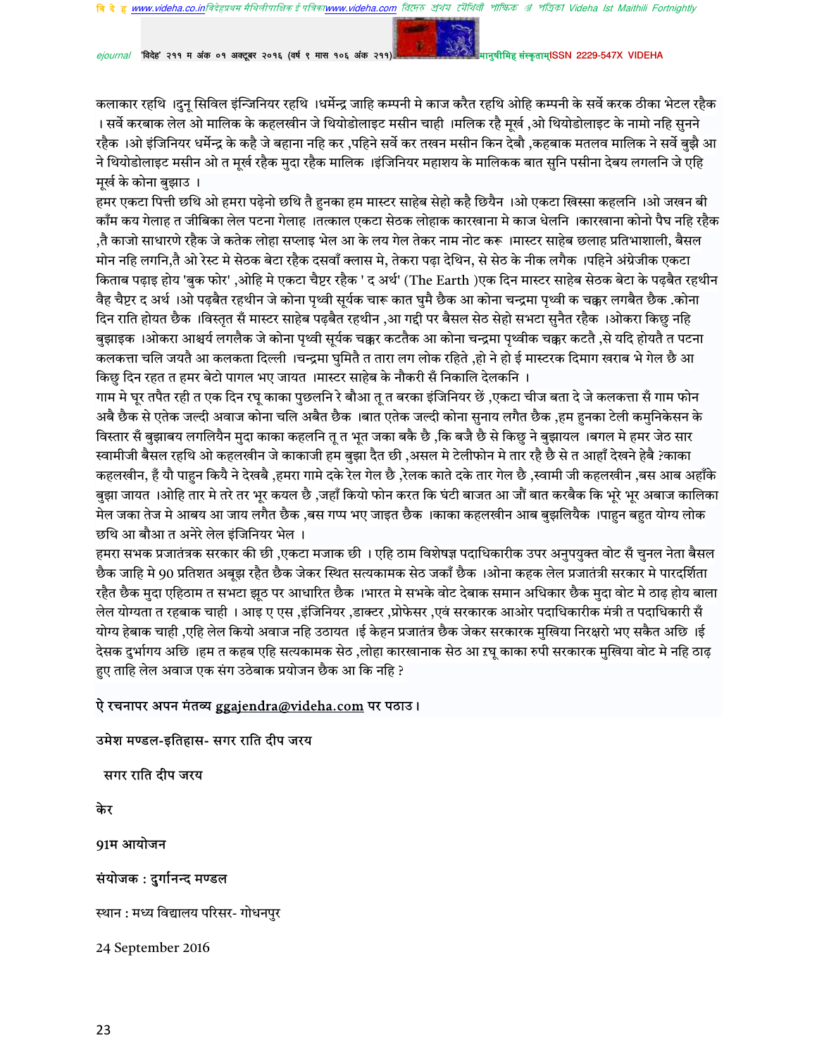कलाकार रहथि ।दुनू सिविल इंन्जिनियर रहथि ।धर्मेन्द्र जाहि कम्पनी मे काज करैत रहथि ओहि कम्पनी के सर्वे करक ठीका भेटल रहैक । सर्वे करबाक लेल ओ मालिक के कहलखीन जे थियोडोलाइट मसीन चाही ।मलिक रहै मूर्ख ,ओ थियोडोलाइट के नामो नहि सुनने रहैक ।ओ इंजिनियर धर्मेन्द्र के कहै जे बहाना नहि कर ,पहिने सर्वे कर तखन मसीन किन देबौ ,कहबाक मतलव मालिक ने सर्वे बुझै आ ने थियोडोलाइट मसीन ओ त मूर्ख रहैक मुदा रहैक मालिक ।इंजिनियर महाशय के मालिकक बात सुनि पसीना देबय लगलनि जे एहि मूर्ख के कोना बुझाउ ।

हमर एकटा पित्ती छथि ओ हमरा पढ़ेनो छथि तै हुनका हम मास्टर साहेब सेहो कहै छियैन ।ओ एकटा खिस्सा कहलनि ।ओ जखन बी काँम कय गेलाह त जीबिका लेल पटना गेलाह ।तत्काल एकटा सेठक लोहाक कारखाना मे काज धेलनि ।कारखाना कोनो पैघ नहि रहैक ,तै काजो साधारणे रहैक जे कतेक लोहा सप्लाइ भेल आ के लय गेल तेकर नाम नोट करू ।मास्टर साहेब छलाह प्रतिभाशाली, बैसल मोन नहि लगनि,तै ओ रेस्ट मे सेठक बेटा रहैक दसवाँ क्लास मे, तेकरा पढ़ा देथिन, से सेठ के नीक लगैक ।पहिने अंग्रेजीक एकटा किताब पढ़ाइ होय 'बुक फोर' ,ओहि मे एकटा चैप्टर रहैक ' द अर्थ' (The Earth )एक दिन मास्टर साहेब सेठक बेटा के पढ़बैत रहथीन वैह चैप्टर द अर्थ ।ओ पढ़बैत रहथीन जे कोना पृथ्वी सूर्यक चारू कात घुमै छैक आ कोना चन्द्रमा पृथ्वी क चक्कर लगबैत छैक .कोना दिन राति होयत छैक ।विस्तृत सँ मास्टर साहेब पढ़बैत रहथीन ,आ गद्दी पर बैसल सेठ सेहो सभटा सुनैत रहैक ।ओकरा किछु नहि बुझाइक ।ओकरा आश्चर्य लगलैक जे कोना पृथ्वी सूर्यक चक्कर कटतैक आ कोना चन्द्रमा पृथ्वीक चक्कर कटतै ,से यदि होयतै त पटना कलकत्ता चलि जयतै आ कलकता दिल्ली ।चन्द्रमा घुमितै त तारा लग लोक रहिते ,हो ने हो ई मास्टरक दिमाग खराब भे गेल छै आ किछु दिन रहत त हमर बेटो पागल भए जायत ।मास्टर साहेब के नौकरी सँ निकालि देलकनि ।

गाम मे घूर तपैत रही त एक दिन रघू काका पुछलनि रे बौआ तू त बरका इंजिनियर छें ,एकटा चीज बता दे जे कलकत्ता सँ गाम फोन अबै छैक से एतेक जल्दी अवाज कोना चलि अबैत छैक ।बात एतेक जल्दी कोना सुनाय लगैत छैक ,हम हुनका टेली कमुनिकेसन के विस्तार सँ बुझाबय लगलियैन मुदा काका कहलनि तू त भूत जका बकै छै ,कि बजै छै से किछु ने बुझायल ।बगल मे हमर जेठ सार स्वामीजी बैसल रहथि ओ कहलखीन जे काकाजी हम बुझा दैत छी ,असल मे टेलीफोन मे तार रहै छै से त आहाँ देखने हेबै ?काका कहलखीन, हँ यौ पाहुन किये ने देखबै ,हमरा गामे दके रेल गेल छै ,रेलक काते दके तार गेल छै ,स्वामी जी कहलखीन ,बस आब अहाँके बुझा जायत ।ओहि तार मे तरे तर भूर कयल छै ,जहाँ कियो फोन करत कि घंटी बाजत आ जौं बात करबैक कि भूरे भूर अबाज कालिका मेल जका तेज मे आबय आ जाय लगैत छैक ,बस गप्प भए जाइत छैक ।काका कहलखीन आब बुझलियैक ।पाहुन बहुत योग्य लोक छथि आ बौआ त अनेरे लेल इंजिनियर भेल ।

हमरा सभक प्रजातंत्रक सरकार की छी ,एकटा मजाक छी । एहि ठाम विशेषज्ञ पदाधिकारीक उपर अनुपयुक्त वोट सँ चुनल नेता बैसल छैक जाहि मे 90 प्रतिशत अबूझ रहैत छैक जेकर स्थित सत्यकामक सेठ जकाँ छैक ।ओना कहक लेल प्रजातंत्री सरकार मे पारदर्शिता रहैत छैक मुदा एहिठाम त सभटा झूठ पर आधारित छैक ।भारत मे सभके वोट देबाक समान अधिकार छैक मुदा वोट मे ठाढ़ होय बाला लेल योग्यता त रहबाक चाही । आइ ए एस ,इंजिनियर ,डाक्टर ,प्रोफेसर ,एवं सरकारक आओर पदाधिकारीक मंत्री त पदाधिकारी सँ योग्य हेबाक चाही ,एहि लेल कियो अवाज नहि उठायत ।ई केहन प्रजातंत्र छैक जेकर सरकारक मुखिया निरक्षरो भए सकैत अछि ।ई देसक दुर्भागय अछि ।हम त कहब एहि सत्यकामक सेठ ,लोहा कारखानाक सेठ आ रघू काका रुपी सरकारक मुखिया वोट मे नहि ठाढ़ हुए ताहि लेल अवाज एक संग उठेबाक प्रयोजन छैक आ कि नहि ?

ऐ रचनापर अपन मंतव्य ggajendra@videha.com पर पठाउ।

उमेश मण्डल-इतिहास- सगर राति दीप जरय

सगर राति दीप जरय

केर

91म आयोजन

संयोजक : दुर्गानन्द मण्डल

स्थान : मध्य विद्यालय परिसर- गोधनपुर

24 September 2016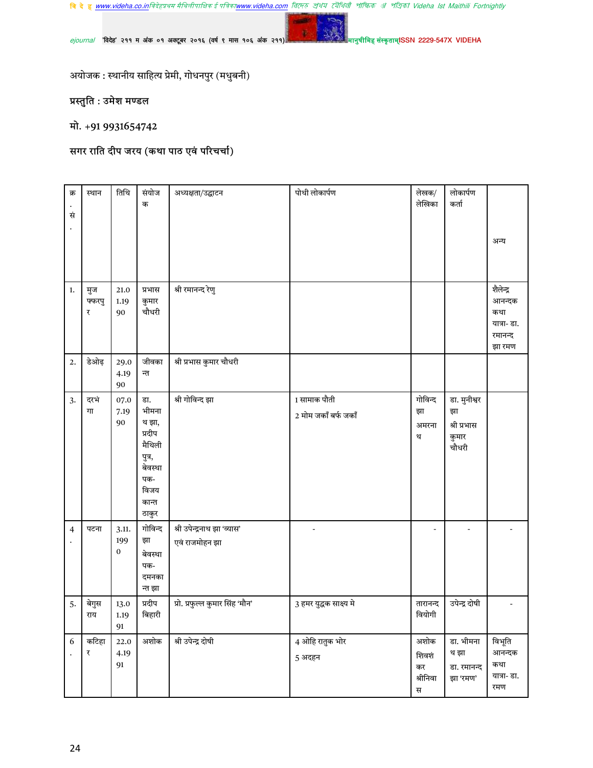अयोजक : स्थानीय साहित्य प्रेमी, गोधनपुर (मधुबनी)

प्रस्तुति : उमेश मण्डल

मो. +91 9931654742

सगर राति दीप जरय (कथा पाठ एवं परिचर्चा)

| क्र. सं. | स्थान | तिथि | संयोजक | अध्यक्षता/उद्घाटन | पोथी लोकार्पण | लेखक/ लेखिका | लोकार्पण कर्ता | अन्य |
|---|---|---|---|---|---|---|---|---|
| 1. | मुजफ्फरपुर | 21.01.1990 | प्रभास कुमार चौधरी | श्री रमानन्द रेणु | | | | शैलेन्द्र आनन्दक कथा यात्रा- डा. रमानन्द झा रमण |
| 2. | डेओढ़ | 29.04.1990 | जीवकान्त | श्री प्रभास कुमार चौधरी | | | | |
| 3. | दरभंगा | 07.07.1990 | डा. भीमनाथ झा, प्रदीप मैथिली पुत्र, बेवस्थापक- विजय कान्त ठाकुर | श्री गोविन्द झा | 1 सामाक पौती<br>2 मोम जकाँ बर्फ जकाँ | गोविन्द झा<br>अमरनाथ | डा. मुनीश्वर झा<br>श्री प्रभास कुमार चौधरी | |
| 4. | पटना | 3.11.1990 | गोविन्द झा बेवस्थापक- दमनकान्त झा | श्री उपेन्द्रनाथ झा 'व्यास' एवं राजमोहन झा | - | - | - | - |
| 5. | बेगुसराय | 13.01.1991 | प्रदीप बिहारी | प्रो. प्रफुल्ल कुमार सिंह 'मौन' | 3 हमर युद्धक साक्ष्य मे | तारानन्द वियोगी | उपेन्द्र दोषी | - |
| 6. | कटिहार | 22.04.1991 | अशोक | श्री उपेन्द्र दोषी | 4 ओहि रातुक भोर<br>5 अदहन | अशोक<br>शिवशंकर श्रीनिवास | डा. भीमनाथ झा<br>डा. रमानन्द झा 'रमण' | विभूति आनन्दक कथा यात्रा- डा. रमण |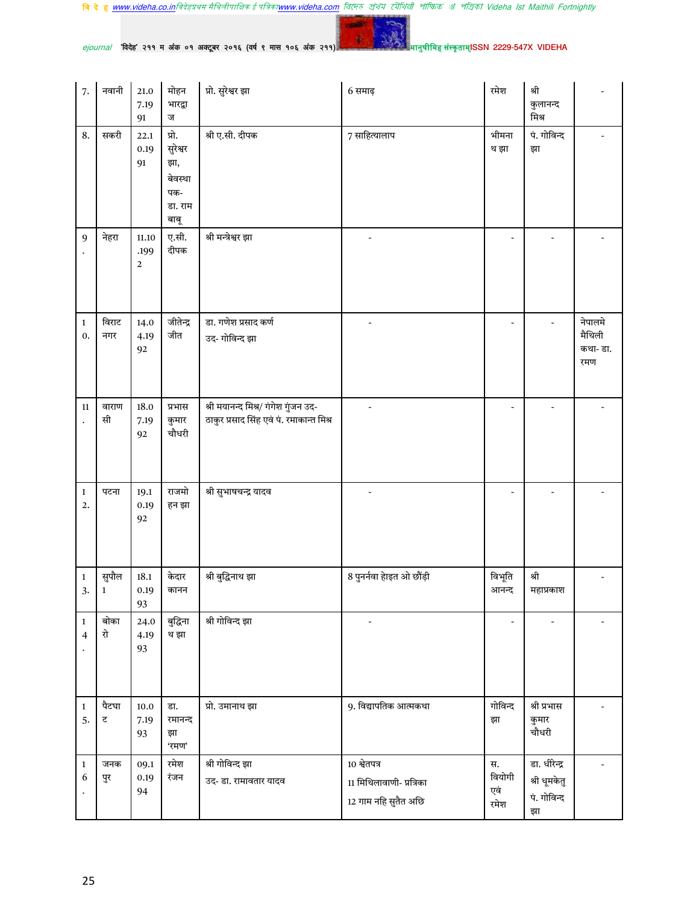| 7. | नवानी | 21.07.1991 | मोहन भारद्वाज | प्रो. सुरेश्वर झा | 6 समाढ़ | रमेश | श्री कुलानन्द मिश्र | - |
|---|---|---|---|---|---|---|---|---|
| 8. | सकरी | 22.10.1991 | प्रो. सुरेश्वर झा, बेवस्थापक- डा. राम बाबू | श्री ए.सी. दीपक | 7 साहित्यालाप | भीमनाथ झा | पं. गोविन्द झा | - |
| 9. | नेहरा | 11.10.1992 | ए.सी. दीपक | श्री मन्त्रेश्वर झा | - | - | - | - |
| 10. | विराटनगर | 14.04.1992 | जीतेन्द्र जीत | डा. गणेश प्रसाद कर्ण उद- गोविन्द झा | - | - | - | नेपालमे मैथिली कथा- डा. रमण |
| 11. | वाराणसी | 18.07.1992 | प्रभास कुमार चौधरी | श्री मयानन्द मिश्र/ गंगेश गुंजन उद- ठाकुर प्रसाद सिंह एवं पं. रमाकान्त मिश्र | - | - | - | - |
| 12. | पटना | 19.10.1992 | राजमोहन झा | श्री सुभाषचन्द्र यादव | - | - | - | - |
| 13. | सुपौल 1 | 18.10.1993 | केदार कानन | श्री बुद्धिनाथ झा | 8 पुनर्नवा होइत ओ छौंड़ी | विभूति आनन्द | श्री महाप्रकाश | - |
| 14. | बोकारो | 24.04.1993 | बुद्धिनाथ झा | श्री गोविन्द झा | - | - | - | - |
| 15. | पैटघाट | 10.07.1993 | डा. रमानन्द झा 'रमण' | प्रो. उमानाथ झा | 9. विद्यापतिक आत्मकथा | गोविन्द झा | श्री प्रभास कुमार चौधरी | - |
| 16. | जनकपुर | 09.10.1994 | रमेश रंजन | श्री गोविन्द झा उद- डा. रामावतार यादव | 10 श्वेतपत्र<br>11 मिथिलावाणी- प्रत्रिका<br>12 गाम नहि सुतैत अछि | स. वियोगी एवं रमेश | डा. धीरेन्द्र<br>श्री धूमकेतु<br>पं. गोविन्द झा | - |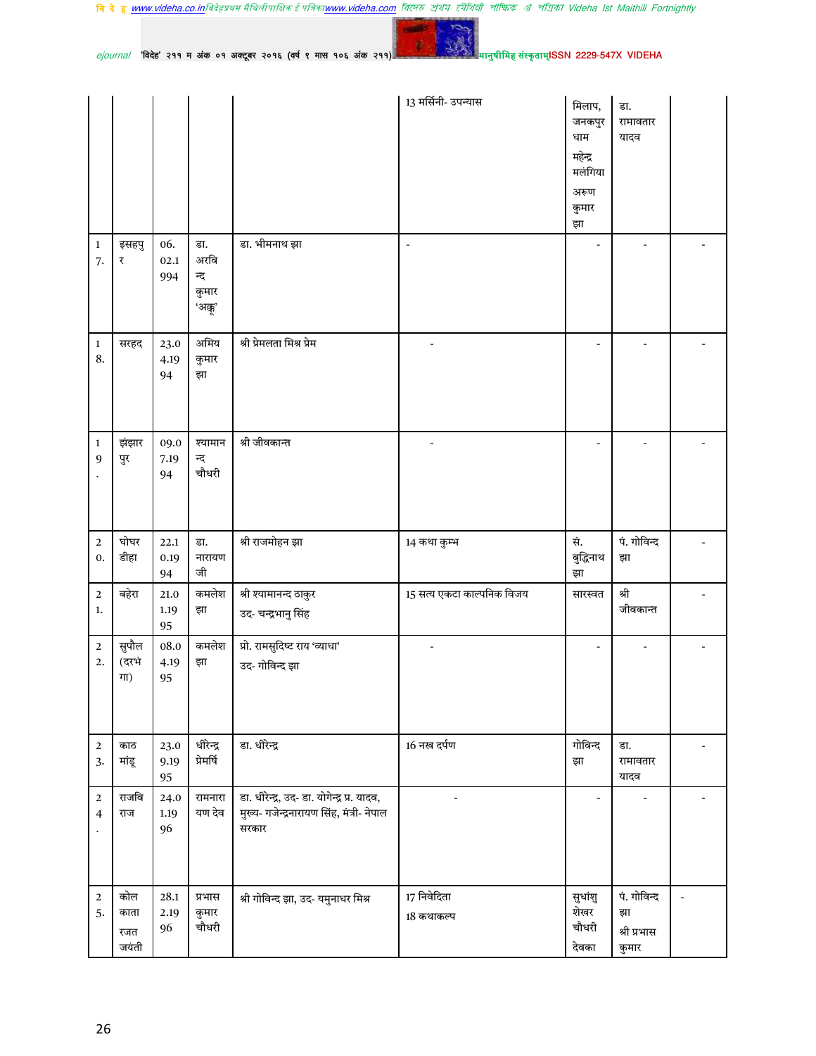| | | | | | 13 मर्सिनी- उपन्यास | मिलाप, जनकपुर धाम<br>महेन्द्र मलंगिया<br>अरूण कुमार झा | डा. रामावतार यादव | |
|---|---|---|---|---|---|---|---|---|
| 17. | इसहपुर | 06.02.1994 | डा. अरविन्द कुमार ‘अक्कू’ | डा. भीमनाथ झा | - | - | - | - |
| 18. | सरहद | 23.04.1994 | अमिय कुमार झा | श्री प्रेमलता मिश्र प्रेम | - | - | - | - |
| 19. | झंझारपुर | 09.07.1994 | श्यामानन्द चौधरी | श्री जीवकान्त | - | - | - | - |
| 20. | घोघरडीहा | 22.10.1994 | डा. नारायण जी | श्री राजमोहन झा | 14 कथा कुम्भ | सं. बुद्धिनाथ झा | पं. गोविन्द झा | - |
| 21. | बहेरा | 21.01.1995 | कमलेश झा | श्री श्यामानन्द ठाकुर<br>उद- चन्द्रभानु सिंह | 15 सत्य एकटा काल्पनिक विजय | सारस्वत | श्री जीवकान्त | - |
| 22. | सुपौल (दरभंगा) | 08.04.1995 | कमलेश झा | प्रो. रामसुदिष्ट राय ‘व्याधा’<br>उद- गोविन्द झा | - | - | - | - |
| 23. | काठमांडू | 23.09.1995 | धीरेन्द्र प्रेमर्षि | डा. धीरेन्द्र | 16 नख दर्पण | गोविन्द झा | डा. रामावतार यादव | - |
| 24. | राजविराज | 24.01.1996 | रामनारायण देव | डा. धीरेन्द्र, उद- डा. योगेन्द्र प्र. यादव, मुख्य- गजेन्द्रनारायण सिंह, मंत्री- नेपाल सरकार | - | - | - | - |
| 25. | कोलकाता रजत जयंती | 28.12.1996 | प्रभास कुमार चौधरी | श्री गोविन्द झा, उद- यमुनाधर मिश्र | 17 निवेदिता<br>18 कथाकल्प | सुधांशु शेखर चौधरी देवका | पं. गोविन्द झा<br>श्री प्रभास कुमार | - |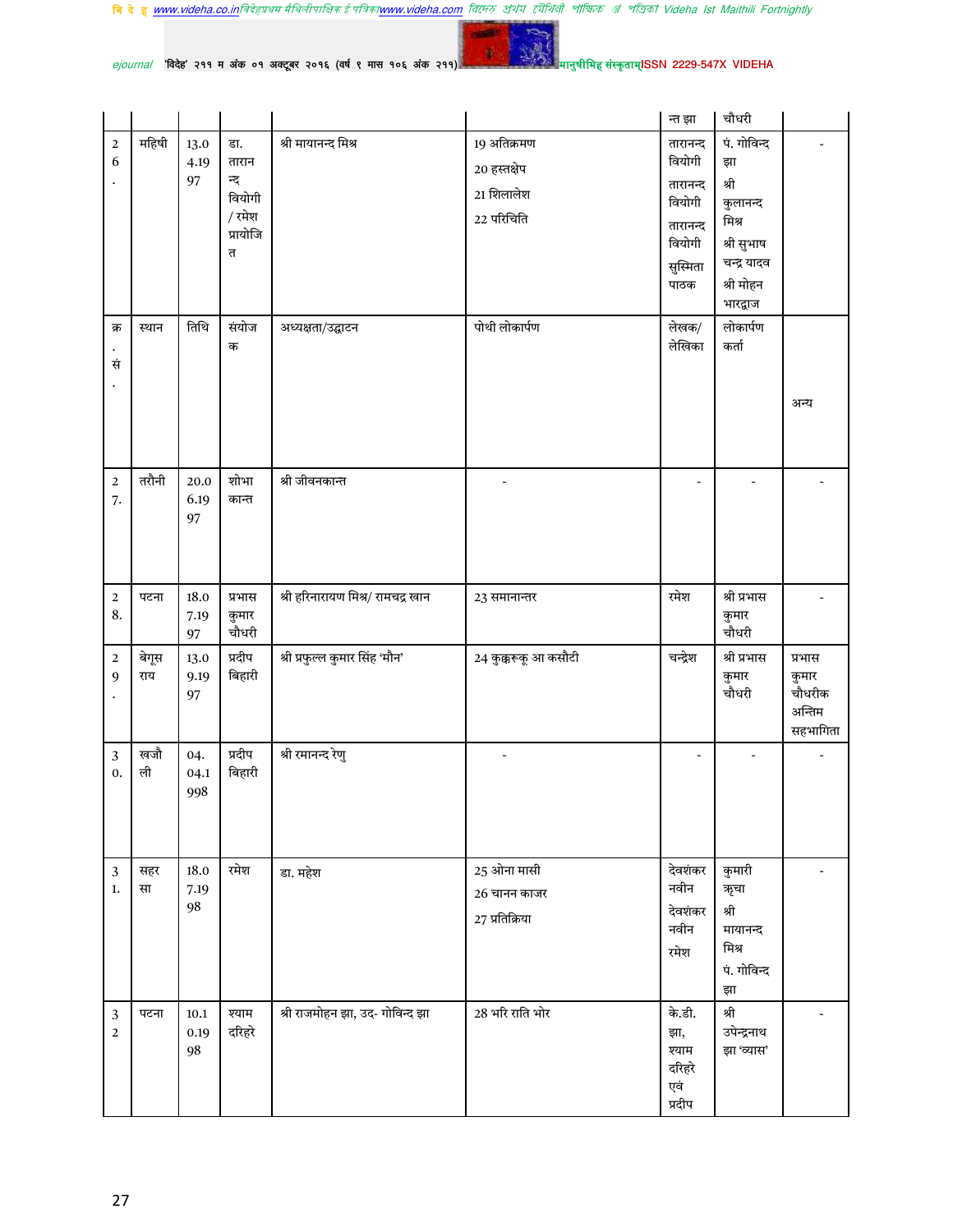| | | | | | | न्त झा | चौधरी | |
|---|---|---|---|---|---|---|---|---|
| 26. | महिषी | 13.04.1997 | डा. तारानन्द वियोगी / रमेश प्रायोजित | श्री मायानन्द मिश्र | 19 अतिक्रमण<br>20 हस्तक्षेप<br>21 शिलालेश<br>22 परिचिति | तारानन्द वियोगी<br>तारानन्द वियोगी<br>तारानन्द वियोगी<br>सुस्मिता पाठक | पं. गोविन्द झा<br>श्री कुलानन्द मिश्र<br>श्री सुभाष चन्द्र यादव<br>श्री मोहन भारद्वाज | - |
| क्र. सं. | स्थान | तिथि | संयोजक | अध्यक्षता/उद्घाटन | पोथी लोकार्पण | लेखक/ लेखिका | लोकार्पण कर्ता | अन्य |
| 27. | तरौनी | 20.06.1997 | शोभा कान्त | श्री जीवनकान्त | - | - | - | - |
| 28. | पटना | 18.07.1997 | प्रभास कुमार चौधरी | श्री हरिनारायण मिश्र/ रामचद्र खान | 23 समानान्तर | रमेश | श्री प्रभास कुमार चौधरी | - |
| 29. | बेगूसराय | 13.09.1997 | प्रदीप बिहारी | श्री प्रफुल्ल कुमार सिंह 'मौन' | 24 कुक्करूकू आ कसौटी | चन्द्रेश | श्री प्रभास कुमार चौधरी | प्रभास कुमार चौधरीक अन्तिम सहभागिता |
| 30. | खजौली | 04.04.1998 | प्रदीप बिहारी | श्री रमानन्द रेणु | - | - | - | - |
| 31. | सहरसा | 18.07.1998 | रमेश | डा. महेश | 25 ओना मासी<br>26 चानन काजर<br>27 प्रतिक्रिया | देवशंकर नवीन<br>देवशंकर नवीन<br>रमेश | कुमारी ऋचा<br>श्री मायानन्द मिश्र<br>पं. गोविन्द झा | - |
| 32 | पटना | 10.10.1998 | श्याम दरिहरे | श्री राजमोहन झा, उद- गोविन्द झा | 28 भरि राति भोर | के.डी. झा, श्याम दरिहरे एवं प्रदीप | श्री उपेन्द्रनाथ झा 'व्यास' | - |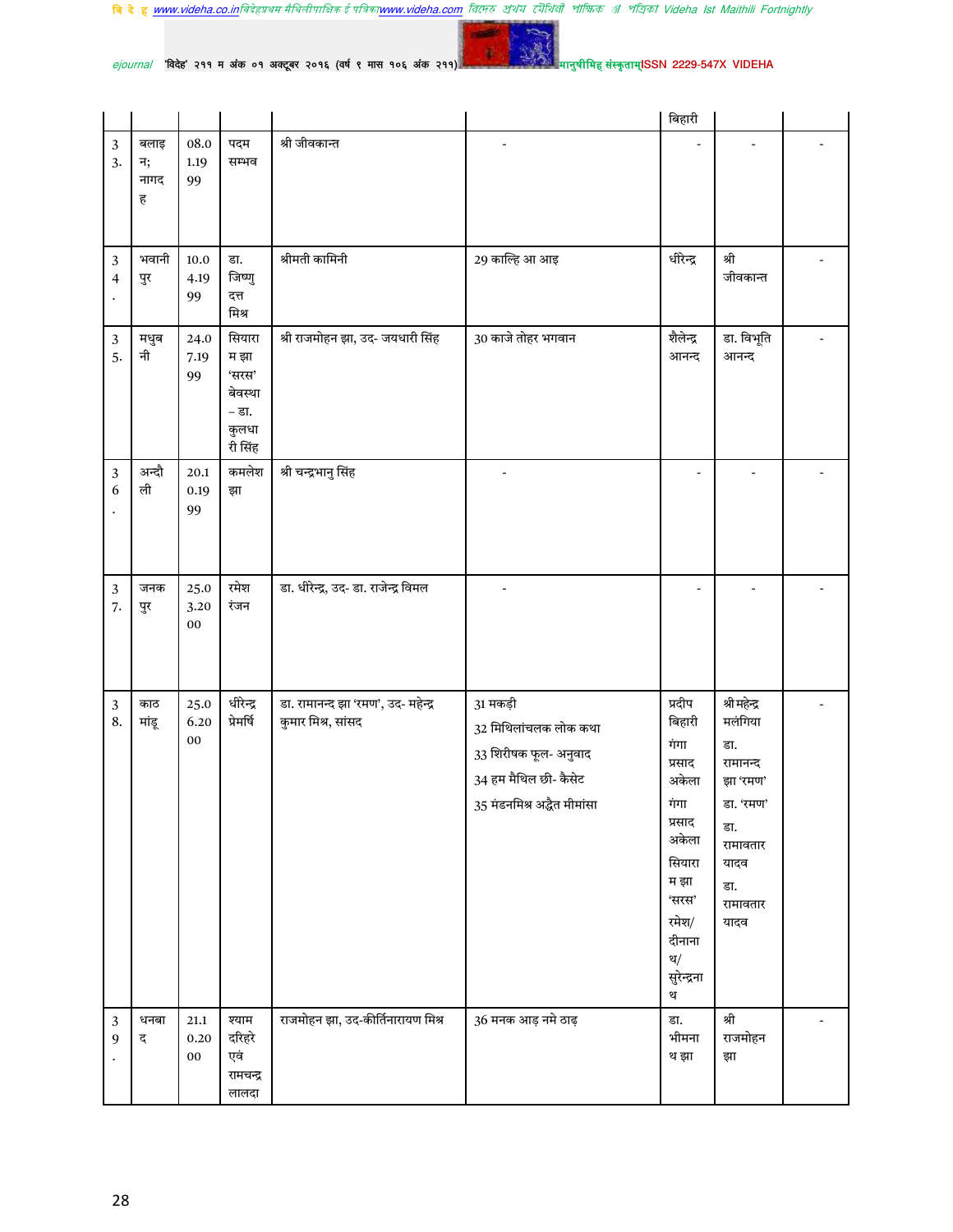| | | | | | | बिहारी | | |
|---|---|---|---|---|---|---|---|---|
| 33. | बलाइन; नागदह | 08.01.1999 | पदम सम्भव | श्री जीवकान्त | - | - | - | - |
| 34. | भवानीपुर | 10.04.1999 | डा. जिष्णु दत्त मिश्र | श्रीमती कामिनी | 29 काल्हि आ आइ | धीरेन्द्र | श्री जीवकान्त | - |
| 35. | मधुबनी | 24.07.1999 | सियाराम झा 'सरस' बेवस्था – डा. कुलधारी सिंह | श्री राजमोहन झा, उद- जयधारी सिंह | 30 काजे तोहर भगवान | शैलेन्द्र आनन्द | डा. विभूति आनन्द | - |
| 36. | अन्दौली | 20.10.1999 | कमलेश झा | श्री चन्द्रभानु सिंह | - | - | - | - |
| 37. | जनकपुर | 25.03.2000 | रमेश रंजन | डा. धीरेन्द्र, उद- डा. राजेन्द्र विमल | - | - | - | - |
| 38. | काठमांडू | 25.06.2000 | धीरेन्द्र प्रेमर्षि | डा. रामानन्द झा 'रमण', उद- महेन्द्र कुमार मिश्र, सांसद | 31 मकड़ी<br>32 मिथिलांचलक लोक कथा<br>33 शिरीषक फूल- अनुवाद<br>34 हम मैथिल छी- कैसेट<br>35 मंडनमिश्र अद्वैत मीमांसा | प्रदीप बिहारी<br>गंगा प्रसाद अकेला<br>गंगा प्रसाद अकेला<br>सियाराम झा 'सरस'<br>रमेश/ दीनानाथ/ सुरेन्द्रनाथ | श्री महेन्द्र मलंगिया<br>डा. रामानन्द झा 'रमण'<br>डा. 'रमण'<br>डा. रामावतार यादव<br>डा. रामावतार यादव | - |
| 39. | धनबाद | 21.10.2000 | श्याम दरिहरे एवं रामचन्द्र लालदा | राजमोहन झा, उद-कीर्तिनारायण मिश्र | 36 मनक आड़ नमे ठाढ़ | डा. भीमनाथ झा | श्री राजमोहन झा | - |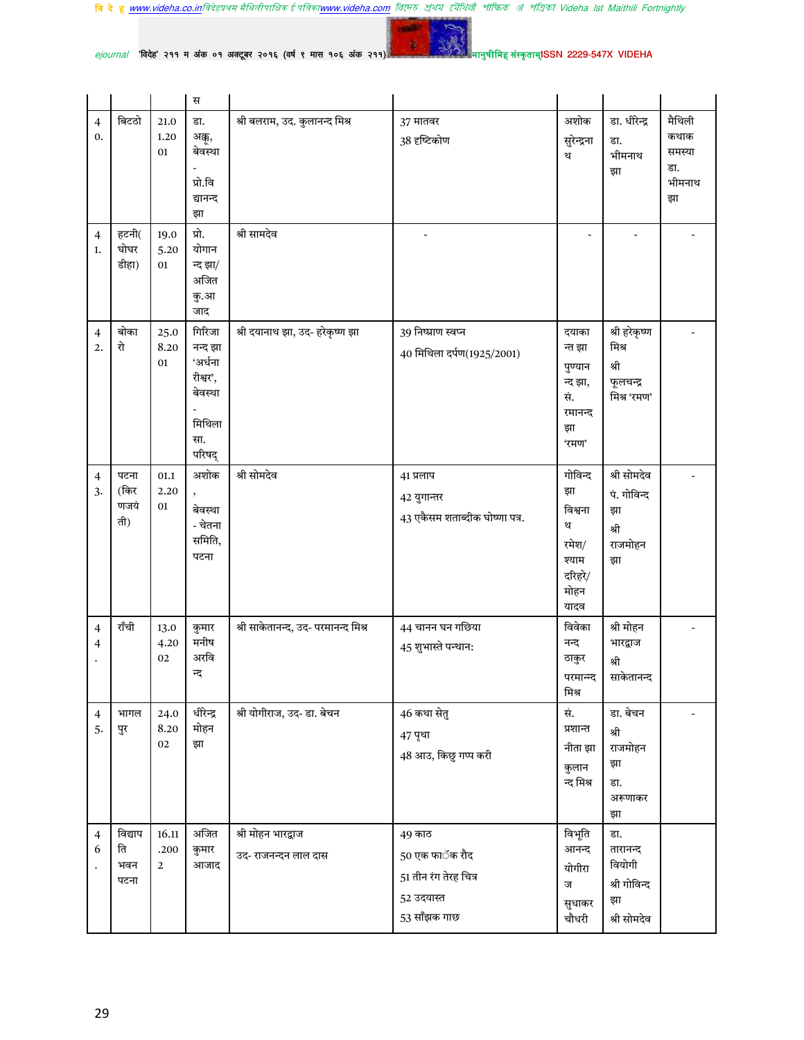| | | | स | | | | | |
|---|---|---|---|---|---|---|---|---|
| 40. | बिटठो | 21.01.2001 | डा. अक्कू, बेवस्था - प्रो.विद्यानन्द झा | श्री बलराम, उद. कुलानन्द मिश्र | 37 मातवर<br>38 दृष्टिकोण | अशोक सुरेन्द्रनाथ | डा. धीरेन्द्र<br>डा. भीमनाथ झा | मैथिली कथाक समस्या डा. भीमनाथ झा |
| 41. | हटनी(घोघरडीहा) | 19.05.2001 | प्रो. योगानन्द झा/ अजित कु.आजाद | श्री सामदेव | - | - | - | - |
| 42. | बोकारो | 25.08.2001 | गिरिजानन्द झा 'अर्धनारीश्वर', बेवस्था - मिथिला सा. परिषद् | श्री दयानाथ झा, उद- हरेकृष्ण झा | 39 निष्प्राण स्वप्न<br>40 मिथिला दर्पण(1925/2001) | दयाकान्त झा<br>पुण्यानन्द झा, सं. रमानन्द झा 'रमण' | श्री हरेकृष्ण मिश्र<br>श्री फूलचन्द्र मिश्र 'रमण' | - |
| 43. | पटना (किरणजयंती) | 01.12.2001 | अशोक, बेवस्था - चेतना समिति, पटना | श्री सोमदेव | 41 प्रलाप<br>42 युगान्तर<br>43 एकैसम शताब्दीक घोष्णा पत्र. | गोविन्द झा<br>विश्वनाथ<br>रमेश/ श्याम दरिहरे/ मोहन यादव | श्री सोमदेव<br>पं. गोविन्द झा<br>श्री राजमोहन झा | - |
| 44. | राँची | 13.04.2002 | कुमार मनीष अरविन्द | श्री साकेतानन्द, उद- परमानन्द मिश्र | 44 चानन घन गछिया<br>45 शुभास्ते पन्थान: | विवेकानन्द ठाकुर<br>परमान्द मिश्र | श्री मोहन भारद्वाज<br>श्री साकेतानन्द | - |
| 45. | भागलपुर | 24.08.2002 | धीरेन्द्र मोहन झा | श्री योगीराज, उद- डा. बेचन | 46 कथा सेतु<br>47 पृथा<br>48 आउ, किछु गप्प करी | सं. प्रशान्त<br>नीता झा<br>कुलानन्द मिश्र | डा. बेचन<br>श्री राजमोहन झा<br>डा. अरूणाकर झा | - |
| 46. | विद्यापति भवन पटना | 16.11.2002 | अजित कुमार आजाद | श्री मोहन भारद्वाज<br>उद- राजनन्दन लाल दास | 49 काठ<br>50 एक फाॅक रौद<br>51 तीन रंग तेरह चित्र<br>52 उदयास्त<br>53 साँझक गाछ | विभूति आनन्द<br>योगीराज<br>सुधाकर चौधरी | डा. तारानन्द वियोगी<br>श्री गोविन्द झा<br>श्री सोमदेव | |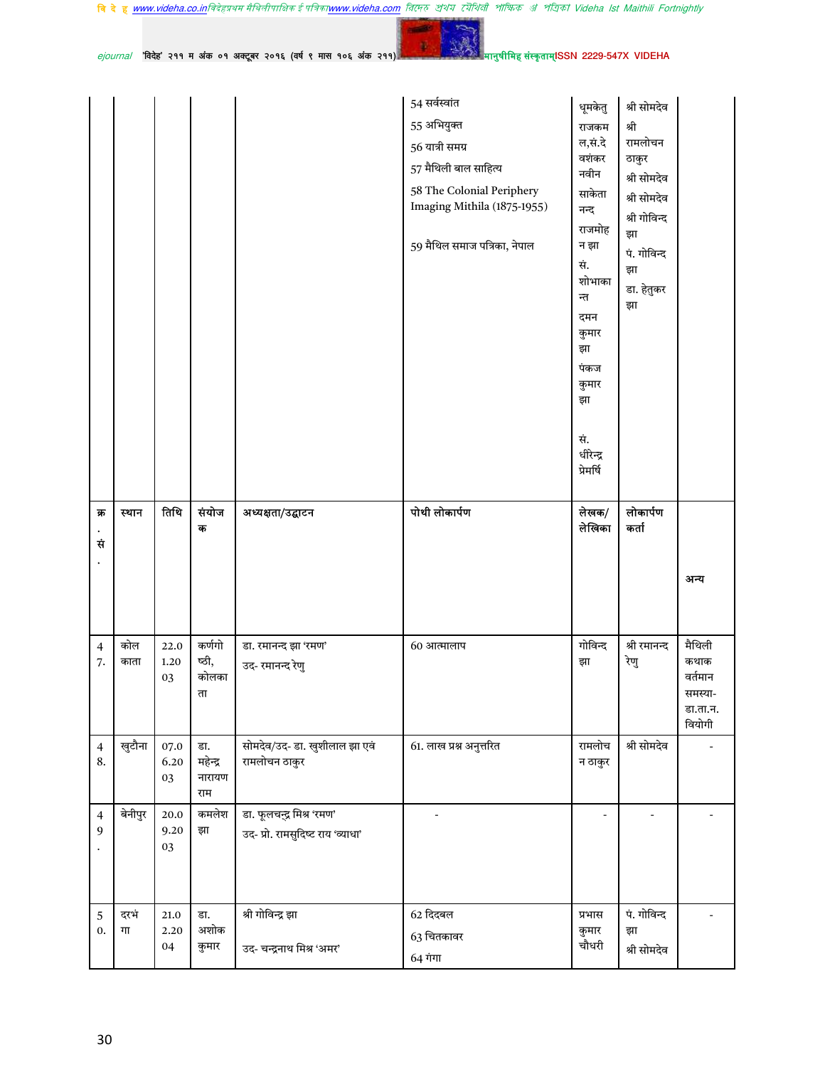| | | | | | 54 सर्वस्वांत<br>55 अभियुक्त<br>56 यात्री समग्र<br>57 मैथिली बाल साहित्य<br>58 The Colonial Periphery Imaging Mithila (1875-1955)<br>59 मैथिल समाज पत्रिका, नेपाल | धूमकेतु<br>राजकमल,सं.देवशंकर नवीन<br>साकेतानन्द<br>राजमोहन झा<br>सं. शोभाकान्त<br>दमन कुमार झा<br>पंकज कुमार झा<br>सं. धीरेन्द्र प्रेमर्षि | श्री सोमदेव<br>श्री रामलोचन ठाकुर<br>श्री सोमदेव<br>श्री सोमदेव<br>श्री गोविन्द झा<br>पं. गोविन्द झा<br>डा. हेतुकर झा | |
|---|---|---|---|---|---|---|---|---|
| क्र. सं. | स्थान | तिथि | संयोजक | अध्यक्षता/उद्घाटन | पोथी लोकार्पण | लेखक/ लेखिका | लोकार्पण कर्ता | अन्य |
| 47. | कोलकाता | 22.01.2003 | कर्णगोष्ठी, कोलकाता | डा. रमानन्द झा 'रमण'<br>उद- रमानन्द रेणु | 60 आत्मालाप | गोविन्द झा | श्री रमानन्द रेणु | मैथिली कथाक वर्तमान समस्या- डा.ता.न. वियोगी |
| 48. | खुटौना | 07.06.2003 | डा. महेन्द्र नारायण राम | सोमदेव/उद- डा. खुशीलाल झा एवं रामलोचन ठाकुर | 61. लाख प्रश्न अनुत्तरित | रामलोचन ठाकुर | श्री सोमदेव | - |
| 49. | बेनीपुर | 20.09.2003 | कमलेश झा | डा. फूलचन्द्र मिश्र 'रमण'<br>उद- प्रो. रामसुदिष्ट राय 'व्याधा' | - | - | - | - |
| 50. | दरभंगा | 21.02.2004 | डा. अशोक कुमार | श्री गोविन्द्र झा<br>उद- चन्द्रनाथ मिश्र 'अमर' | 62 दिदबल<br>63 चितकावर<br>64 गंगा | प्रभास कुमार चौधरी | पं. गोविन्द झा<br>श्री सोमदेव | - |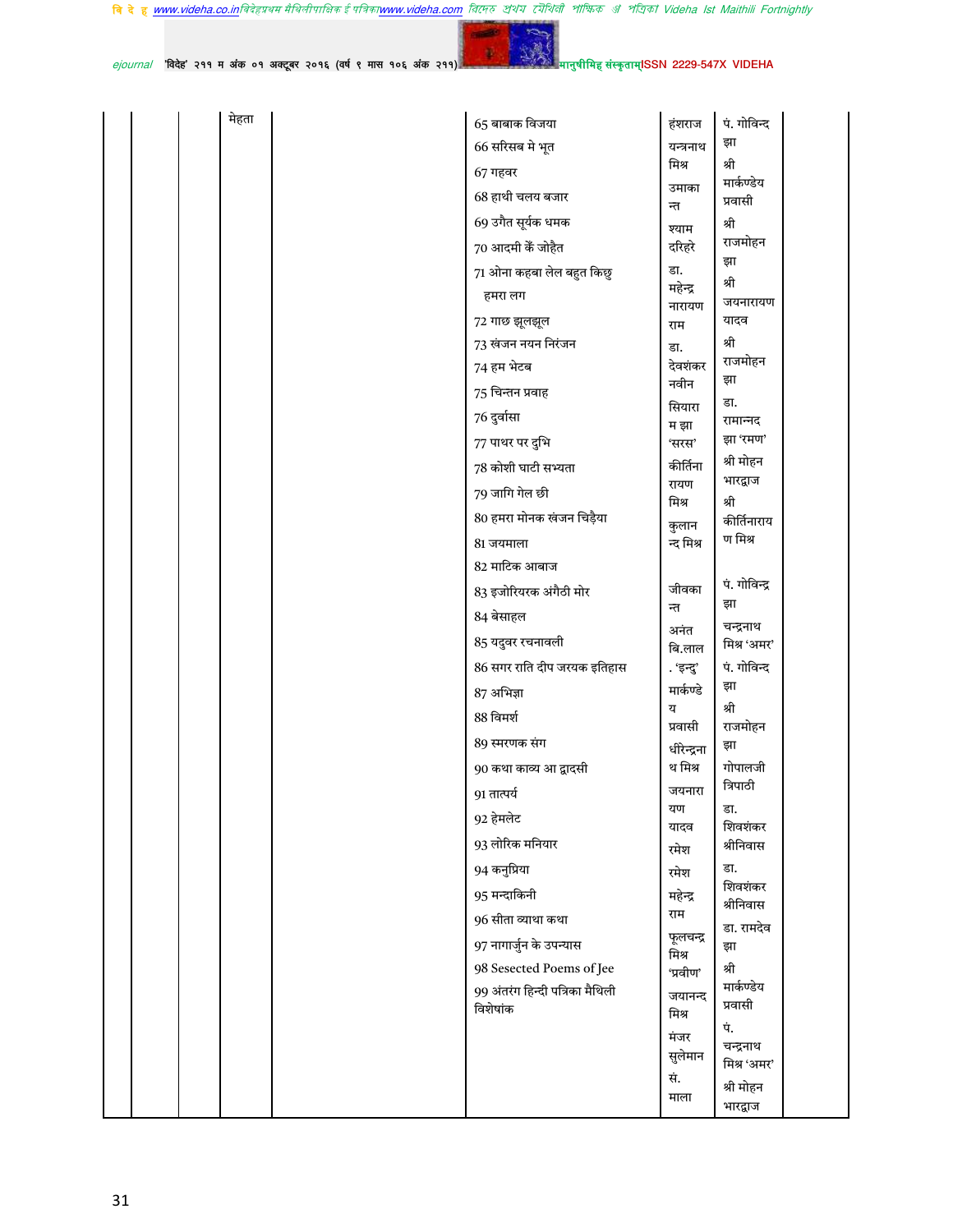| | | | | | | | | |
|---|---|---|---|---|---|---|---|---|
| | | मेहता | | | 65 बाबाक विजया<br>66 सरिसब मे भूत<br>67 गहवर<br>68 हाथी चलय बजार<br>69 उगैत सूर्यक धमक<br>70 आदमी कें जोहैत<br>71 ओना कहबा लेल बहुत किछु हमरा लग<br>72 गाछ झूलझूल<br>73 खंजन नयन निरंजन<br>74 हम भेटब<br>75 चिन्तन प्रवाह<br>76 दुर्वासा<br>77 पाथर पर दुभि<br>78 कोशी घाटी सभ्यता<br>79 जागि गेल छी<br>80 हमरा मोनक खंजन चिड़ैया<br>81 जयमाला<br>82 माटिक आबाज<br>83 इजोरियरक अंगैठी मोर<br>84 बेसाहल<br>85 यदुवर रचनावली<br>86 सगर राति दीप जरयक इतिहास<br>87 अभिज्ञा<br>88 विमर्श<br>89 स्मरणक संग<br>90 कथा काव्य आ द्वादसी<br>91 तात्पर्य<br>92 हेमलेट<br>93 लोरिक मनियार<br>94 कनुप्रिया<br>95 मन्दाकिनी<br>96 सीता व्याथा कथा<br>97 नागार्जुन के उपन्यास<br>98 Sesected Poems of Jee<br>99 अंतरंग हिन्दी पत्रिका मैथिली विशेषांक | हंशराज<br>यन्त्रनाथ मिश्र<br>उमाकान्त<br>श्याम दरिहरे<br>डा. महेन्द्र नारायण राम<br>डा. देवशंकर नवीन<br>सियाराम झा 'सरस'<br>कीर्तिनारायण मिश्र<br>कुलानन्द मिश्र<br><br>जीवकान्त<br>अनंत बि.लाल. 'इन्दु'<br>मार्कण्डेय प्रवासी<br>धीरेन्द्रनाथ मिश्र<br>जयनारायण यादव<br>रमेश<br>रमेश<br>महेन्द्र राम<br>फूलचन्द्र मिश्र 'प्रवीण'<br>जयानन्द मिश्र<br>मंजर सुलेमान<br>सं. माला | पं. गोविन्द झा<br>श्री मार्कण्डेय प्रवासी<br>श्री राजमोहन झा<br>श्री जयनारायण यादव<br>श्री राजमोहन झा<br>डा. रामानन्द झा 'रमण'<br>श्री मोहन भारद्वाज<br>श्री कीर्तिनारायण मिश्र<br><br>पं. गोविन्द्र झा<br>चन्द्रनाथ मिश्र 'अमर'<br>पं. गोविन्द झा<br>श्री राजमोहन झा<br>गोपालजी त्रिपाठी<br>डा. शिवशंकर श्रीनिवास<br>डा. शिवशंकर श्रीनिवास<br>डा. रामदेव झा<br>श्री मार्कण्डेय प्रवासी<br>पं. चन्द्रनाथ मिश्र 'अमर'<br>श्री मोहन भारद्वाज | |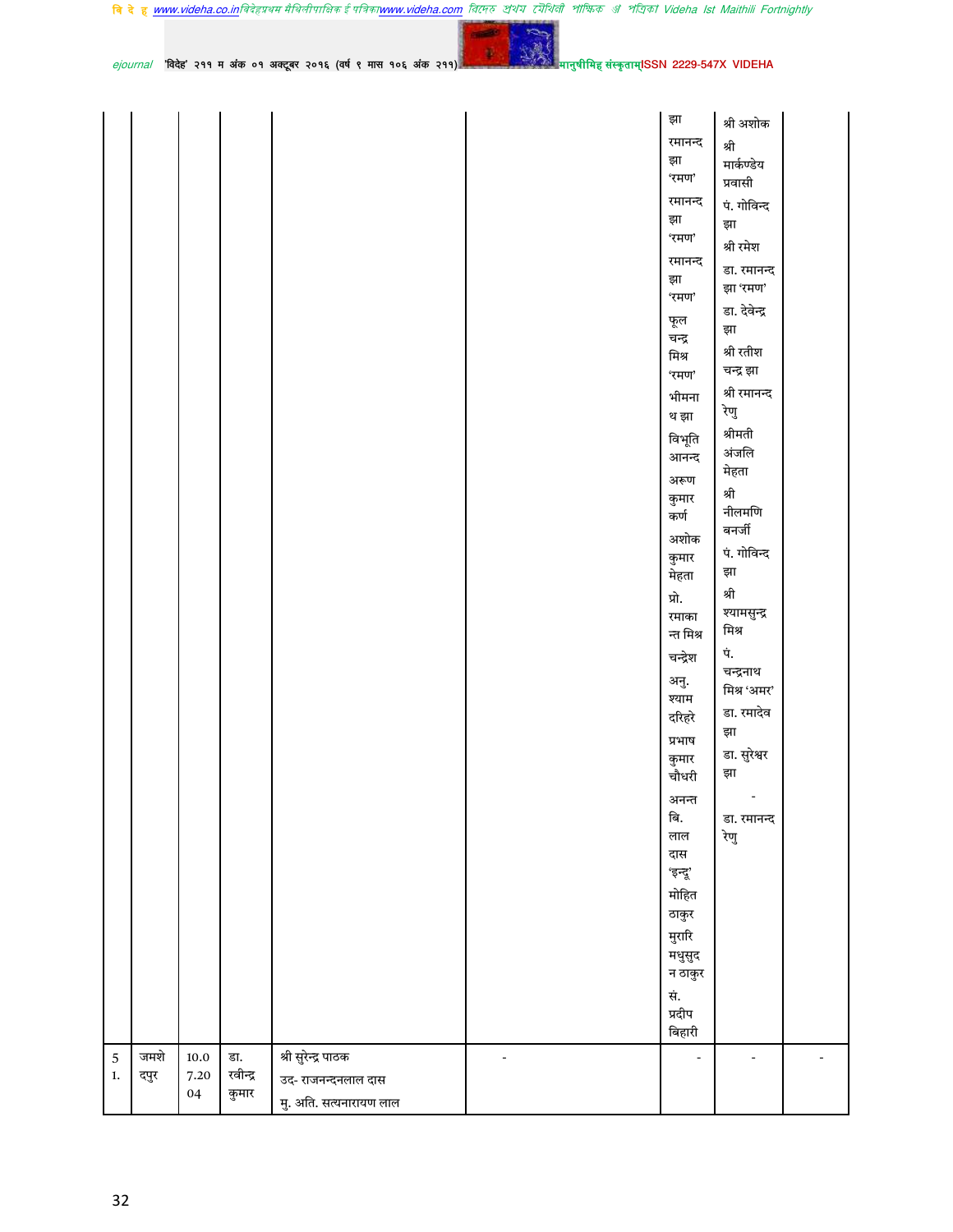| | | | | | | | | |
|---|---|---|---|---|---|---|---|---|
| | | | | | | झा<br>रमानन्द झा 'रमण'<br>रमानन्द झा 'रमण'<br>रमानन्द झा 'रमण'<br>फूल चन्द्र मिश्र 'रमण'<br>भीमनाथ झा<br>विभूति आनन्द<br>अरूण कुमार कर्ण<br>अशोक कुमार मेहता<br>प्रो. रमाकान्त मिश्र<br>चन्द्रेश<br>अनु. श्याम दरिहरे<br>प्रभाष कुमार चौधरी<br>अनन्त बि. लाल दास 'इन्दू'<br>मोहित ठाकुर<br>मुरारि मधुसुदन ठाकुर<br>सं. प्रदीप बिहारी | श्री अशोक<br>श्री मार्कण्डेय प्रवासी<br>पं. गोविन्द झा<br>श्री रमेश<br>डा. रमानन्द झा 'रमण'<br>डा. देवेन्द्र झा<br>श्री रतीश चन्द्र झा<br>श्री रमानन्द रेणु<br>श्रीमती अंजलि मेहता<br>श्री नीलमणि बनर्जी<br>पं. गोविन्द झा<br>श्री श्यामसुन्द्र मिश्र<br>पं. चन्द्रनाथ मिश्र 'अमर'<br>डा. रमादेव झा<br>डा. सुरेश्वर झा<br>-<br>डा. रमानन्द रेणु | |
| 51. | जमशेदपुर | 10.07.2004 | डा. रवीन्द्र कुमार | श्री सुरेन्द्र पाठक<br>उद- राजनन्दनलाल दास<br>मु. अति. सत्यनारायण लाल | - | - | - | - |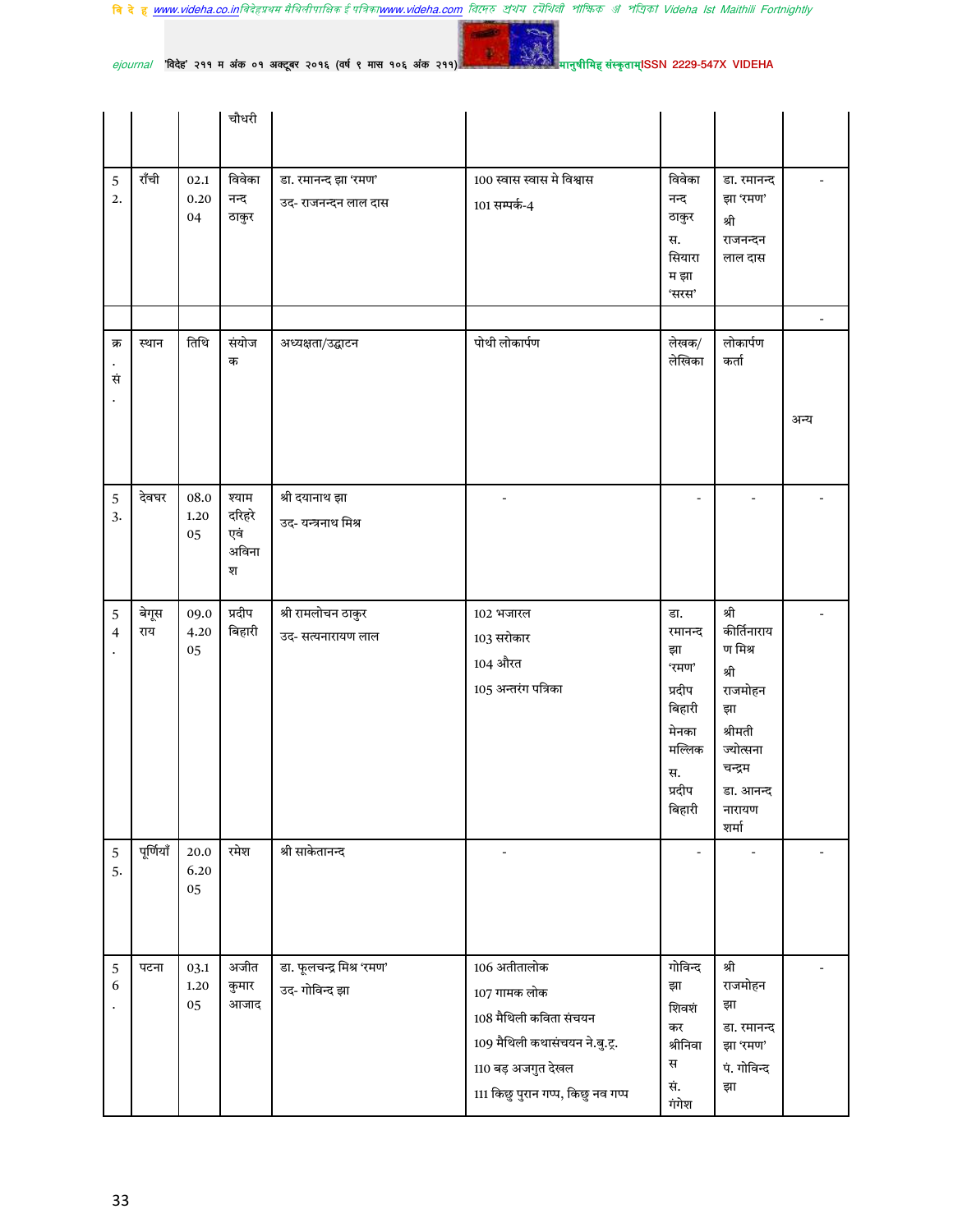|  |  |  | चौधरी |  |  |  |  |  |
|---|---|---|---|---|---|---|---|---|
| 52. | राँची | 02.10.2004 | विवेकानन्द ठाकुर | डा. रमानन्द झा 'रमण'<br>उद- राजनन्दन लाल दास | 100 स्वास स्वास मे विश्वास<br>101 सम्पर्क-4 | विवेकानन्द ठाकुर<br>स. सियाराम झा 'सरस' | डा. रमानन्द झा 'रमण'<br>श्री राजनन्दन लाल दास | - |
|  |  |  |  |  |  |  |  | - |
| क्र. सं. | स्थान | तिथि | संयोजक | अध्यक्षता/उद्घाटन | पोथी लोकार्पण | लेखक/ लेखिका | लोकार्पण कर्ता | अन्य |
| 53. | देवघर | 08.01.2005 | श्याम दरिहरे एवं अविनाश | श्री दयानाथ झा<br>उद- यन्त्रनाथ मिश्र | - | - | - | - |
| 54. | बेगूसराय | 09.04.2005 | प्रदीप बिहारी | श्री रामलोचन ठाकुर<br>उद- सत्यनारायण लाल | 102 भजारल<br>103 सरोकार<br>104 औरत<br>105 अन्तरंग पत्रिका | डा. रमानन्द झा 'रमण'<br>प्रदीप बिहारी<br>मेनका मल्लिक<br>स. प्रदीप बिहारी | श्री कीर्तिनारायण मिश्र<br>श्री राजमोहन झा<br>श्रीमती ज्योत्सना चन्द्रम<br>डा. आनन्द नारायण शर्मा | - |
| 55. | पूर्णियाँ | 20.06.2005 | रमेश | श्री साकेतानन्द | - | - | - | - |
| 56. | पटना | 03.11.2005 | अजीत कुमार आजाद | डा. फूलचन्द्र मिश्र 'रमण'<br>उद- गोविन्द झा | 106 अतीतालोक<br>107 गामक लोक<br>108 मैथिली कविता संचयन<br>109 मैथिली कथासंचयन ने.बु.ट्र.<br>110 बड़ अजगुत देखल<br>111 किछु पुरान गप्प, किछु नव गप्प | गोविन्द झा<br>शिवशंकर श्रीनिवास<br>सं. गंगेश | श्री राजमोहन झा<br>डा. रमानन्द झा 'रमण'<br>पं. गोविन्द झा | - |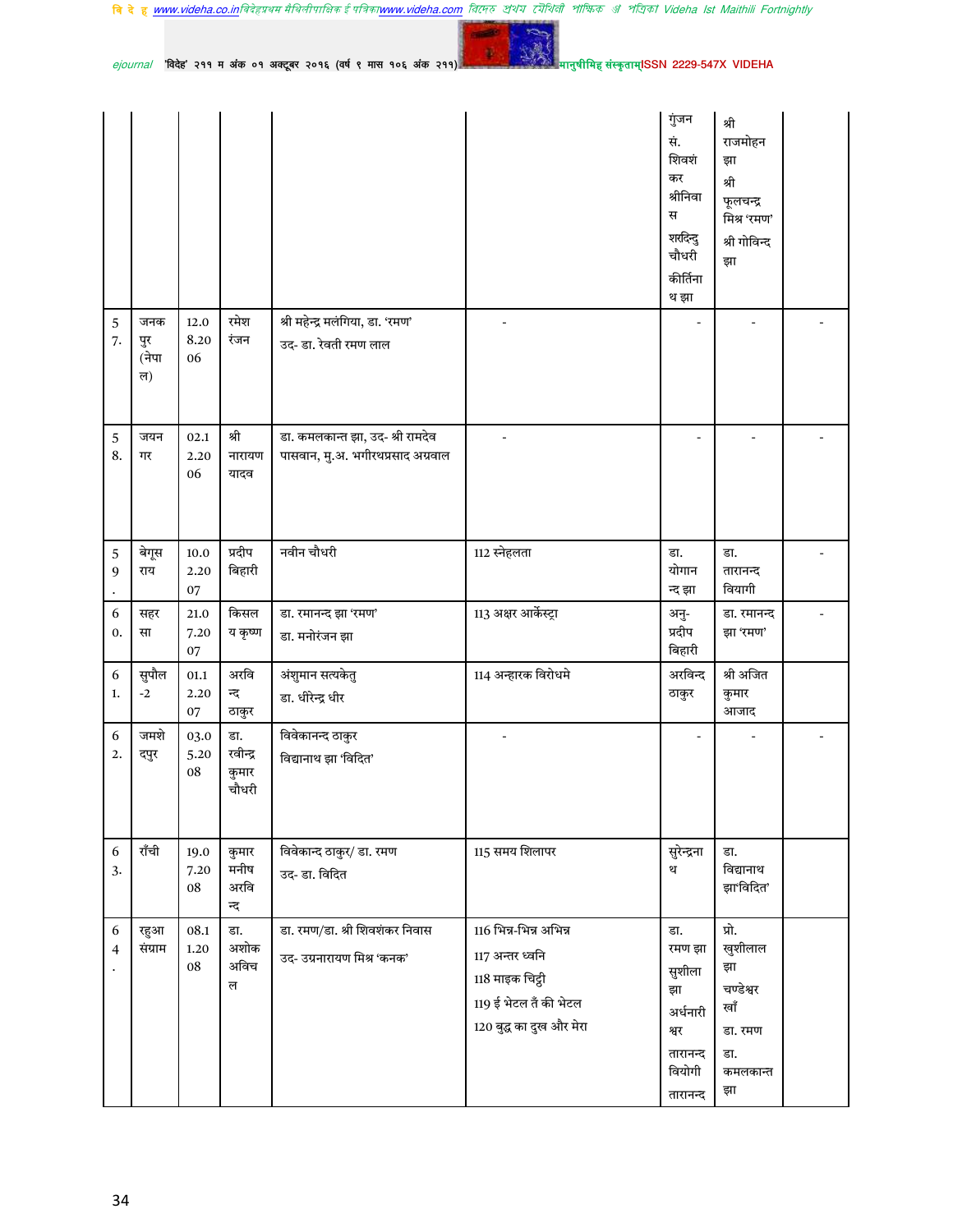| | | | | | | | | |
|---|---|---|---|---|---|---|---|---|
| | | | | | | गुंजन<br>सं. शिवशंकर श्रीनिवास<br>शरदिन्दु चौधरी<br>कीर्तिनाथ झा | श्री राजमोहन झा<br>श्री फूलचन्द्र मिश्र 'रमण'<br>श्री गोविन्द झा | |
| 57. | जनकपुर (नेपाल) | 12.08.2006 | रमेश रंजन | श्री महेन्द्र मलंगिया, डा. 'रमण'<br>उद- डा. रेवती रमण लाल | - | - | - | - |
| 58. | जयनगर | 02.12.2006 | श्री नारायण यादव | डा. कमलकान्त झा, उद- श्री रामदेव पासवान, मु.अ. भगीरथप्रसाद अग्रवाल | - | - | - | - |
| 59. | बेगूसराय | 10.02.2007 | प्रदीप बिहारी | नवीन चौधरी | 112 स्नेहलता | डा. योगानन्द झा | डा. तारानन्द वियागी | - |
| 60. | सहरसा | 21.07.2007 | किसलय कृष्ण | डा. रमानन्द झा 'रमण'<br>डा. मनोरंजन झा | 113 अक्षर आर्केस्ट्रा | अनु- प्रदीप बिहारी | डा. रमानन्द झा 'रमण' | - |
| 61. | सुपौल -2 | 01.12.2007 | अरविन्द ठाकुर | अंशुमान सत्यकेतु<br>डा. धीरेन्द्र धीर | 114 अन्हारक विरोधमे | अरविन्द ठाकुर | श्री अजित कुमार आजाद | |
| 62. | जमशेदपुर | 03.05.2008 | डा. रवीन्द्र कुमार चौधरी | विवेकानन्द ठाकुर<br>विद्यानाथ झा 'विदित' | - | - | - | - |
| 63. | राँची | 19.07.2008 | कुमार मनीष अरविन्द | विवेकान्द ठाकुर/ डा. रमण<br>उद- डा. विदित | 115 समय शिलापर | सुरेन्द्रनाथ | डा. विद्यानाथ झा'विदित' | |
| 64. | रहुआ संग्राम | 08.11.2008 | डा. अशोक अविचल | डा. रमण/डा. श्री शिवशंकर निवास<br>उद- उग्रनारायण मिश्र 'कनक' | 116 भिन्न-भिन्न अभिन्न<br>117 अन्तर ध्वनि<br>118 माइक चिट्ठी<br>119 ई भेटल तँ की भेटल<br>120 बुद्ध का दुख और मेरा | डा. रमण झा<br>सुशीला झा<br>अर्धनारीश्वर<br>तारानन्द वियोगी<br>तारानन्द | प्रो. खुशीलाल झा<br>चण्डेश्वर खाँ<br>डा. रमण<br>डा. कमलकान्त झा | |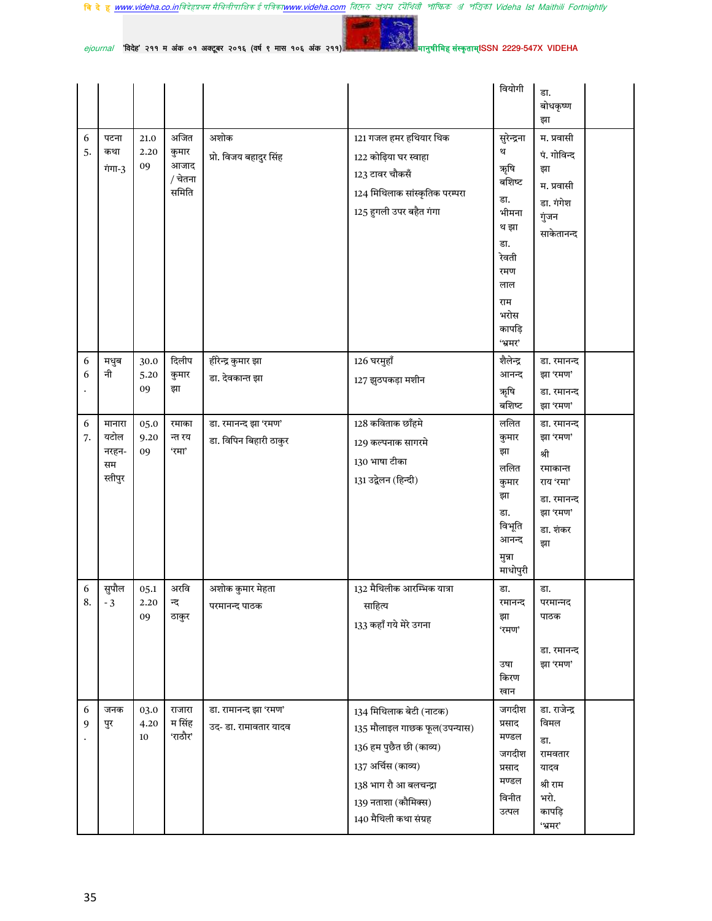| | | | | | | वियोगी | डा. बोधकृष्ण झा | |
|---|---|---|---|---|---|---|---|---|
| 65. | पटना कथा गंगा-3 | 21.02.2009 | अजित कुमार आजाद / चेतना समिति | अशोक<br>प्रो. विजय बहादुर सिंह | 121 गजल हमर हथियार थिक<br>122 कोढ़िया घर स्वाहा<br>123 टावर चौकसँ<br>124 मिथिलाक सांस्कृतिक परम्परा<br>125 हुगली उपर बहैत गंगा | सुरेन्द्रनाथ<br>ऋषि बशिष्ट<br>डा. भीमनाथ झा<br>डा. रेवती रमण लाल<br>राम भरोस कापड़ि 'भ्रमर' | म. प्रवासी<br>पं. गोविन्द झा<br>म. प्रवासी<br>डा. गंगेश गुंजन<br>साकेतानन्द | |
| 66. | मधुबनी | 30.05.2009 | दिलीप कुमार झा | हीरेन्द्र कुमार झा<br>डा. देवकान्त झा | 126 घरमुहाँ<br>127 झुठपकड़ा मशीन | शैलेन्द्र आनन्द<br>ऋषि बशिष्ट | डा. रमानन्द झा 'रमण'<br>डा. रमानन्द झा 'रमण' | |
| 67. | मानारायटोल नरहन-समस्तीपुर | 05.09.2009 | रमाकान्त रय 'रमा' | डा. रमानन्द झा 'रमण'<br>डा. विपिन बिहारी ठाकुर | 128 कविताक छाँहमे<br>129 कल्पनाक सागरमे<br>130 भाषा टीका<br>131 उद्वेलन (हिन्दी) | ललित कुमार झा<br>ललित कुमार झा<br>डा. विभूति आनन्द<br>मुन्ना माधोपुरी | डा. रमानन्द झा 'रमण'<br>श्री रमाकान्त राय 'रमा'<br>डा. रमानन्द झा 'रमण'<br>डा. शंकर झा | |
| 68. | सुपौल - 3 | 05.12.2009 | अरविन्द ठाकुर | अशोक कुमार मेहता<br>परमानन्द पाठक | 132 मैथिलीक आरम्भिक यात्रा साहित्य<br>133 कहाँ गये मेरे उगना | डा. रमानन्द झा 'रमण'<br>उषा किरण खान | डा. परमान्नद पाठक<br>डा. रमानन्द झा 'रमण' | |
| 69. | जनकपुर | 03.04.2010 | राजाराम सिंह 'राठौर' | डा. रामानन्द झा 'रमण'<br>उद- डा. रामावतार यादव | 134 मिथिलाक बेटी (नाटक)<br>135 मौलाइल गाछक फूल(उपन्यास)<br>136 हम पुछैत छी (काव्य)<br>137 अर्चिस (काव्य)<br>138 भाग रौ आ बलचन्द्रा<br>139 नताशा (कौमिक्स)<br>140 मैथिली कथा संग्रह | जगदीश प्रसाद मण्डल<br>जगदीश प्रसाद मण्डल<br>विनीत उत्पल | डा. राजेन्द्र विमल<br>डा. रामवतार यादव<br>श्री राम भरो. कापड़ि 'भ्रमर' | |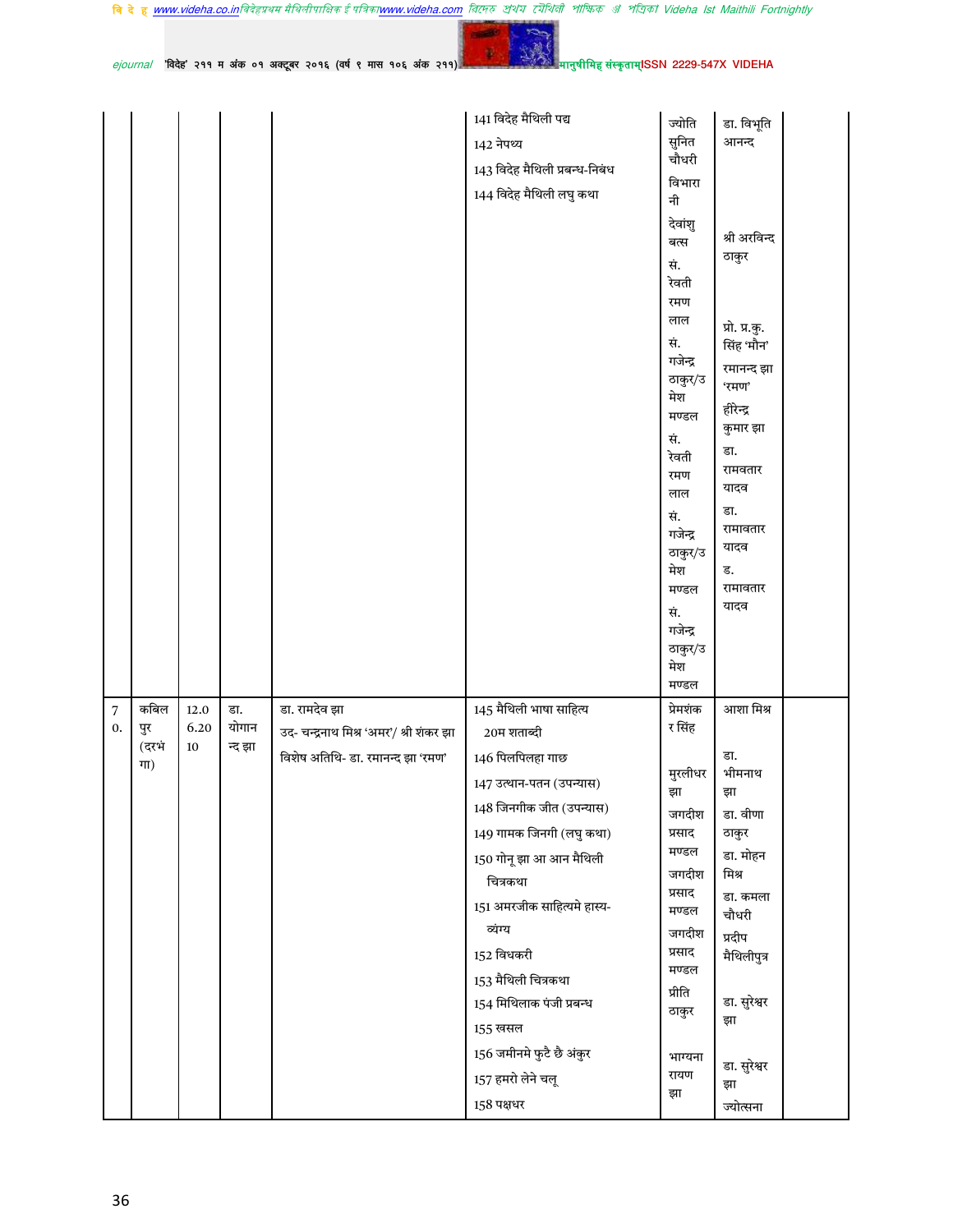| | | | | | | | | |
|---|---|---|---|---|---|---|---|---|
| | | | | | 141 विदेह मैथिली पद्य<br>142 नेपथ्य<br>143 विदेह मैथिली प्रबन्ध-निबंध<br>144 विदेह मैथिली लघु कथा | ज्योति सुनित चौधरी<br>विभारानी<br>देवांशु वत्स<br>सं. रेवती रमण लाल<br>सं. गजेन्द्र ठाकुर/उमेश मण्डल<br>सं. रेवती रमण लाल<br>सं. गजेन्द्र ठाकुर/उमेश मण्डल<br>सं. गजेन्द्र ठाकुर/उमेश मण्डल | डा. विभूति आनन्द<br>श्री अरविन्द ठाकुर<br>प्रो. प्र.कु. सिंह 'मौन'<br>रमानन्द झा 'रमण'<br>हीरेन्द्र कुमार झा<br>डा. रामवतार यादव<br>डा. रामावतार यादव<br>ड. रामावतार यादव | |
| 70. | कबिलपुर (दरभंगा) | 12.06.2010 | डा. योगानन्द झा | डा. रामदेव झा<br>उद- चन्द्रनाथ मिश्र 'अमर'/ श्री शंकर झा<br>विशेष अतिथि- डा. रमानन्द झा 'रमण' | 145 मैथिली भाषा साहित्य 20म शताब्दी<br>146 पिलपिलहा गाछ<br>147 उत्थान-पतन (उपन्यास)<br>148 जिनगीक जीत (उपन्यास)<br>149 गामक जिनगी (लघु कथा)<br>150 गोनू झा आ आन मैथिली चित्रकथा<br>151 अमरजीक साहित्यमे हास्य-व्यंग्य<br>152 विधकरी<br>153 मैथिली चित्रकथा<br>154 मिथिलाक पंजी प्रबन्ध<br>155 खसल<br>156 जमीनमे फुटै छै अंकुर<br>157 हमरो लेने चलू<br>158 पक्षधर | प्रेमशंकर सिंह<br>मुरलीधर झा<br>जगदीश प्रसाद मण्डल<br>जगदीश प्रसाद मण्डल<br>जगदीश प्रसाद मण्डल<br>प्रीति ठाकुर<br>भाग्यनारायण झा | आशा मिश्र<br>डा. भीमनाथ झा<br>डा. वीणा ठाकुर<br>डा. मोहन मिश्र<br>डा. कमला चौधरी<br>प्रदीप मैथिलीपुत्र<br>डा. सुरेश्वर झा<br>डा. सुरेश्वर झा<br>ज्योत्सना | |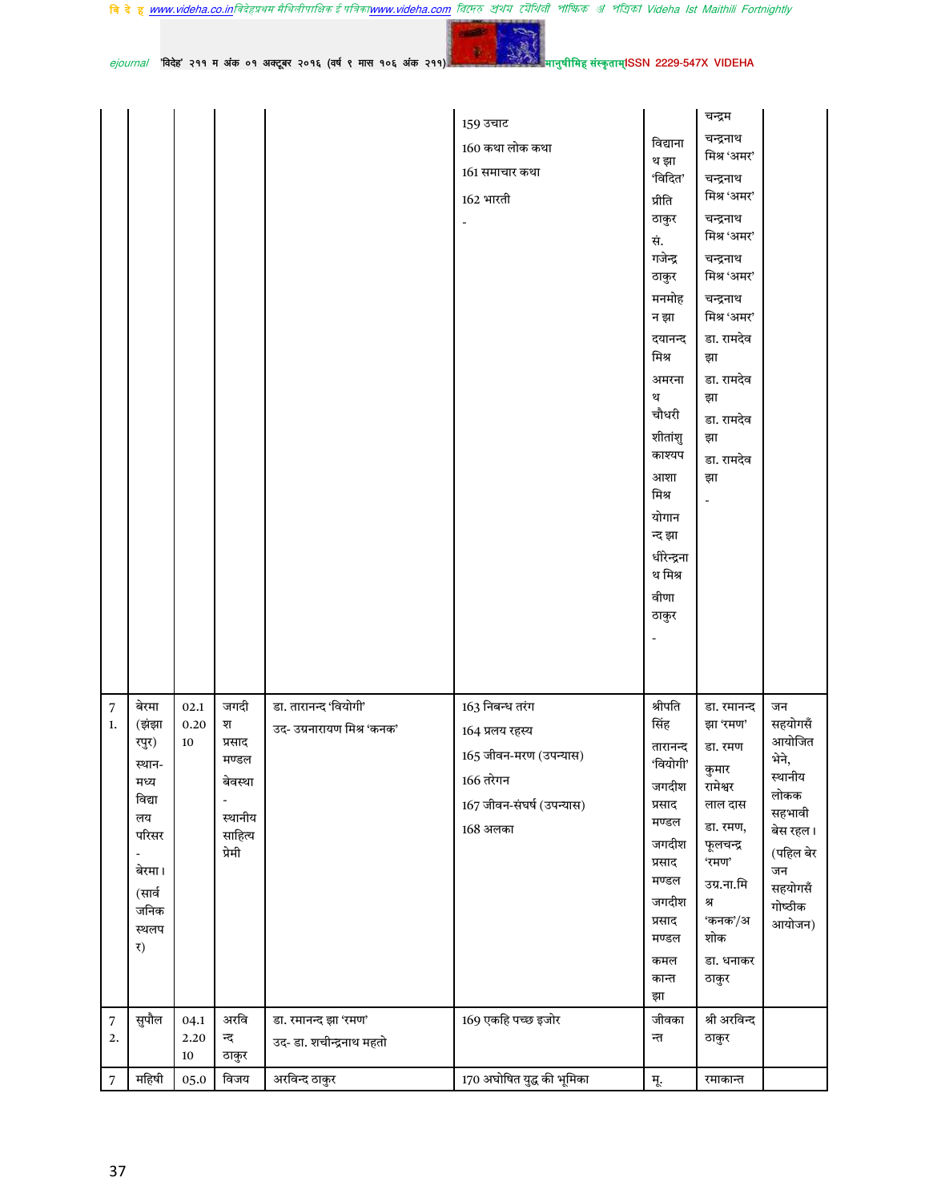| | | | | | 159 उचाट<br>160 कथा लोक कथा<br>161 समाचार कथा<br>162 भारती<br>- | विद्यानाथ झा 'विदित'<br>प्रीति ठाकुर<br>सं. गजेन्द्र ठाकुर<br>मनमोहन झा<br>दयानन्द मिश्र<br>अमरनाथ चौधरी<br>शीतांशु काश्यप<br>आशा मिश्र<br>योगानन्द झा<br>धीरेन्द्रनाथ मिश्र<br>वीणा ठाकुर<br>- | चन्द्रम<br>चन्द्रनाथ मिश्र 'अमर'<br>चन्द्रनाथ मिश्र 'अमर'<br>चन्द्रनाथ मिश्र 'अमर'<br>चन्द्रनाथ मिश्र 'अमर'<br>चन्द्रनाथ मिश्र 'अमर'<br>डा. रामदेव झा<br>डा. रामदेव झा<br>डा. रामदेव झा<br>डा. रामदेव झा<br>- | |
|---|---|---|---|---|---|---|---|---|
| 71. | बेरमा (झंझारपुर) स्थान- मध्य विद्यालय परिसर - बेरमा। (सार्वजनिक स्थलपर) | 02.10.2010 | जगदीश प्रसाद मण्डल बेवस्था - स्थानीय साहित्य प्रेमी | डा. तारानन्द 'वियोगी'<br>उद- उग्रनारायण मिश्र 'कनक' | 163 निबन्ध तरंग<br>164 प्रलय रहस्य<br>165 जीवन-मरण (उपन्यास)<br>166 तरेगन<br>167 जीवन-संघर्ष (उपन्यास)<br>168 अलका | श्रीपति सिंह<br>तारानन्द 'वियोगी'<br>जगदीश प्रसाद मण्डल<br>जगदीश प्रसाद मण्डल<br>जगदीश प्रसाद मण्डल<br>कमल कान्त झा | डा. रमानन्द झा 'रमण'<br>डा. रमण कुमार<br>रामेश्वर लाल दास<br>डा. रमण, फूलचन्द्र 'रमण'<br>उग्र.ना.मिश्र 'कनक'/अशोक<br>डा. धनाकर ठाकुर | जन सहयोगसँ आयोजित भेने, स्थानीय लोकक सहभावी बेस रहल। (पहिल बेर जन सहयोगसँ गोष्ठीक आयोजन) |
| 72. | सुपौल | 04.12.2010 | अरविन्द ठाकुर | डा. रमानन्द झा 'रमण'<br>उद- डा. शचीन्द्रनाथ महतो | 169 एकहि पच्छ इजोर | जीवकान्त | श्री अरविन्द ठाकुर | |
| 7 | महिषी | 05.0 | विजय | अरविन्द ठाकुर | 170 अघोषित युद्ध की भूमिका | मू. | रमाकान्त | |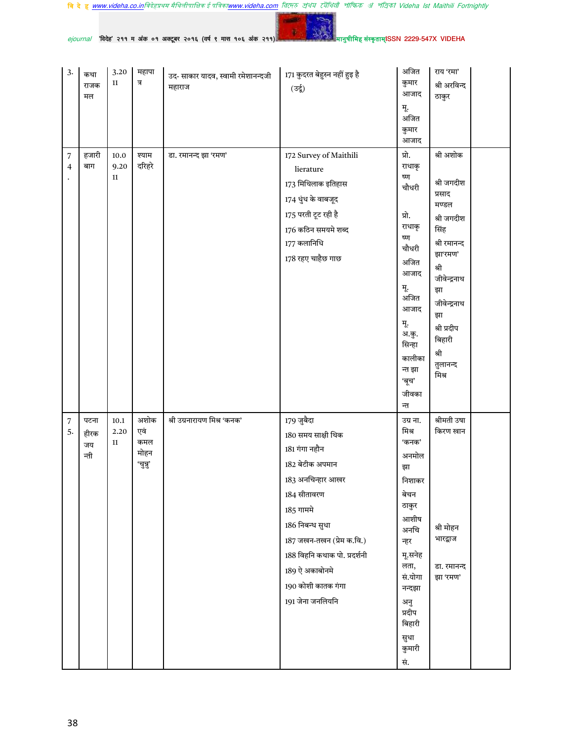| | | | | | | | |
|---|---|---|---|---|---|---|---|
| 3. | कथा राजकमल | 3.2011 | महापात्र | उद- साकार यादव, स्वामी रमेशानन्दजी महाराज | 171 कुदरत बेहुस्न नहीं हुइ है (उर्दू) | अजित कुमार आजाद मू. अजित कुमार आजाद | राय 'रमा' श्री अरविन्द ठाकुर | |
| 74. | हजारी बाग | 10.09.2011 | श्याम दरिहरे | डा. रमानन्द झा 'रमण' | 172 Survey of Maithili lierature<br>173 मिथिलाक इतिहास<br>174 धुंध के वाबजूद<br>175 परती टूट रही है<br>176 कठिन समयमे शब्द<br>177 कलानिधि<br>178 रहए चाहैछ गाछ | प्रो. राधाकृष्ण चौधरी<br>प्रो. राधाकृष्ण चौधरी<br>अजित आजाद<br>मू. अजित आजाद<br>मू. अ.कु. सिन्हा<br>कालीकान्त झा 'बूच'<br>जीवकान्त | श्री अशोक<br>श्री जगदीश प्रसाद मण्डल<br>श्री जगदीश सिंह<br>श्री रमानन्द झा'रमण'<br>श्री जीवेन्द्रनाथ झा<br>जीवेन्द्रनाथ झा<br>श्री प्रदीप बिहारी<br>श्री तुलानन्द मिश्र | |
| 75. | पटना हीरक जयन्ती | 10.12.2011 | अशोक एवं कमल मोहन 'चुन्नु' | श्री उग्रनारायण मिश्र 'कनक' | 179 जुबैदा<br>180 समय साक्षी थिक<br>181 गंगा नहौन<br>182 बेटीक अपमान<br>183 अनचिन्हार आखर<br>184 सीतावरण<br>185 गाममे<br>186 निबन्ध सुधा<br>187 जखन-तखन (प्रेम क.वि.)<br>188 विहनि कथाक पो. प्रदर्शनी<br>189 ऐ अकाबोनमे<br>190 कोशी कातक गंगा<br>191 जेना जनलियनि | उग्र ना. मिश्र 'कनक'<br>अनमोल झा<br>निशाकर<br>बेचन ठाकुर<br>आशीष अनचिन्हार<br>मू.सनेह लता, सं.योगानन्दझा<br>अनु प्रदीप बिहारी<br>सुधा कुमारी सं. | श्रीमती उषा किरण खान<br>श्री मोहन भारद्वाज<br>डा. रमानन्द झा 'रमण' | |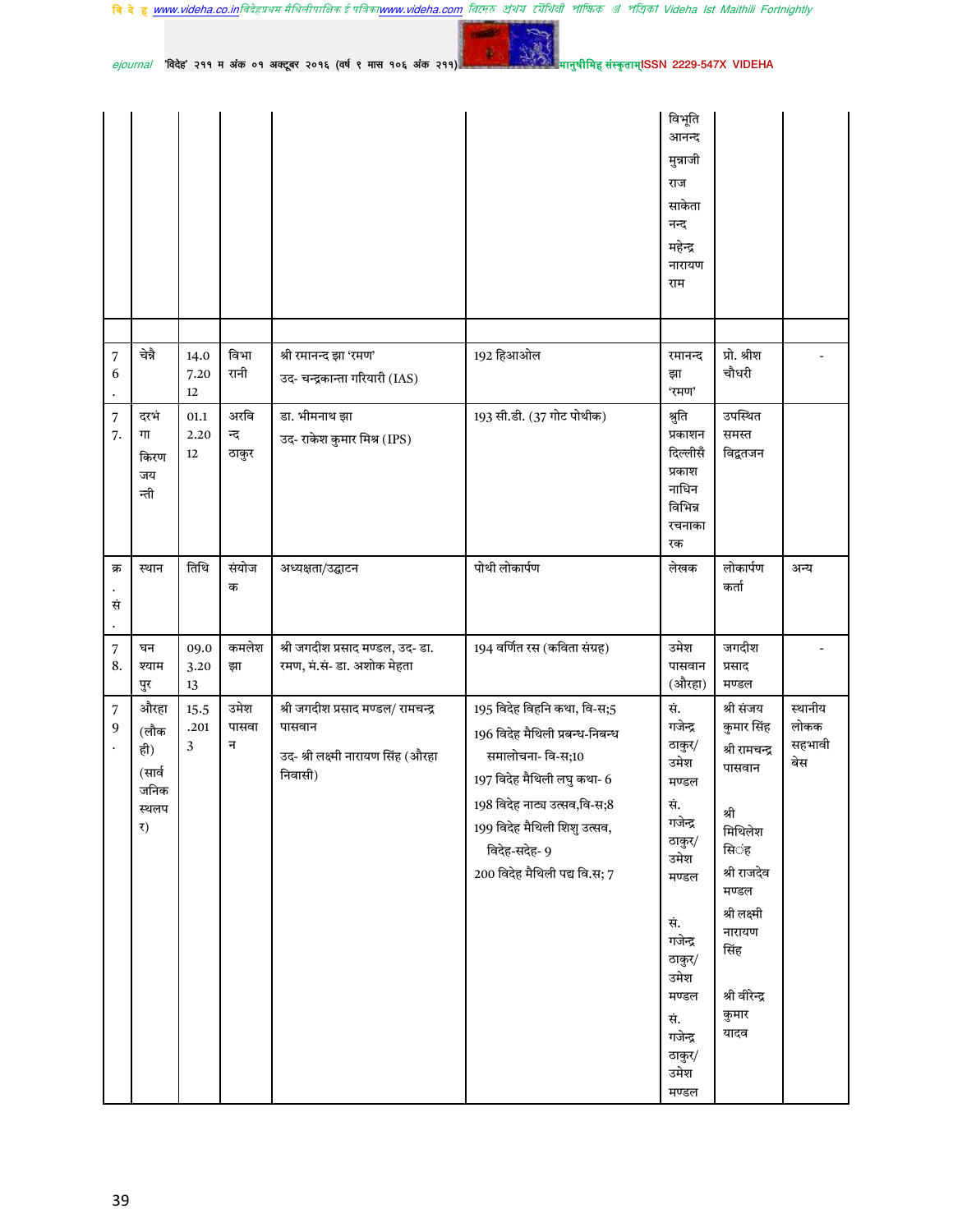| | | | | | | विभूति आनन्द मुन्नाजी राज साकेतानन्द महेन्द्र नारायण राम | | |
|---|---|---|---|---|---|---|---|---|
| | | | | | | | | |
| 76. | चेन्नै | 14.07.2012 | विभा रानी | श्री रमानन्द झा 'रमण' उद- चन्द्रकान्ता गरियारी (IAS) | 192 हिआओल | रमानन्द झा 'रमण' | प्रो. श्रीश चौधरी | - |
| 77. | दरभंगा किरण जयन्ती | 01.12.2012 | अरविन्द ठाकुर | डा. भीमनाथ झा उद- राकेश कुमार मिश्र (IPS) | 193 सी.डी. (37 गोट पोथीक) | श्रुति प्रकाशन दिल्लीसँ प्रकाशनाधिन विभिन्न रचनाकारक | उपस्थित समस्त विद्वतजन | |
| क्र.सं. | स्थान | तिथि | संयोजक | अध्यक्षता/उद्घाटन | पोथी लोकार्पण | लेखक | लोकार्पण कर्ता | अन्य |
| 78. | घनश्यामपुर | 09.03.2013 | कमलेश झा | श्री जगदीश प्रसाद मण्डल, उद- डा. रमण, मं.सं- डा. अशोक मेहता | 194 वर्णित रस (कविता संग्रह) | उमेश पासवान (औरहा) | जगदीश प्रसाद मण्डल | - |
| 79. | औरहा (लौकही) (सार्वजनिक स्थलपर) | 15.5.2013 | उमेश पासवान | श्री जगदीश प्रसाद मण्डल/ रामचन्द्र पासवान उद- श्री लक्ष्मी नारायण सिंह (औरहा निवासी) | 195 विदेह विहनि कथा, वि-स;5<br>196 विदेह मैथिली प्रबन्ध-निबन्ध समालोचना- वि-स;10<br>197 विदेह मैथिली लघु कथा- 6<br>198 विदेह नाट्य उत्सव,वि-स;8<br>199 विदेह मैथिली शिशु उत्सव, विदेह-सदेह- 9<br>200 विदेह मैथिली पद्य वि.स; 7 | सं. गजेन्द्र ठाकुर/ उमेश मण्डल<br>सं. गजेन्द्र ठाकुर/ उमेश मण्डल<br>सं. गजेन्द्र ठाकुर/ उमेश मण्डल<br>सं. गजेन्द्र ठाकुर/ उमेश मण्डल | श्री संजय कुमार सिंह<br>श्री रामचन्द्र पासवान<br>श्री मिथिलेश सिंह<br>श्री राजदेव मण्डल<br>श्री लक्ष्मी नारायण सिंह<br>श्री वीरेन्द्र कुमार यादव | स्थानीय लोकक सहभावी बेस |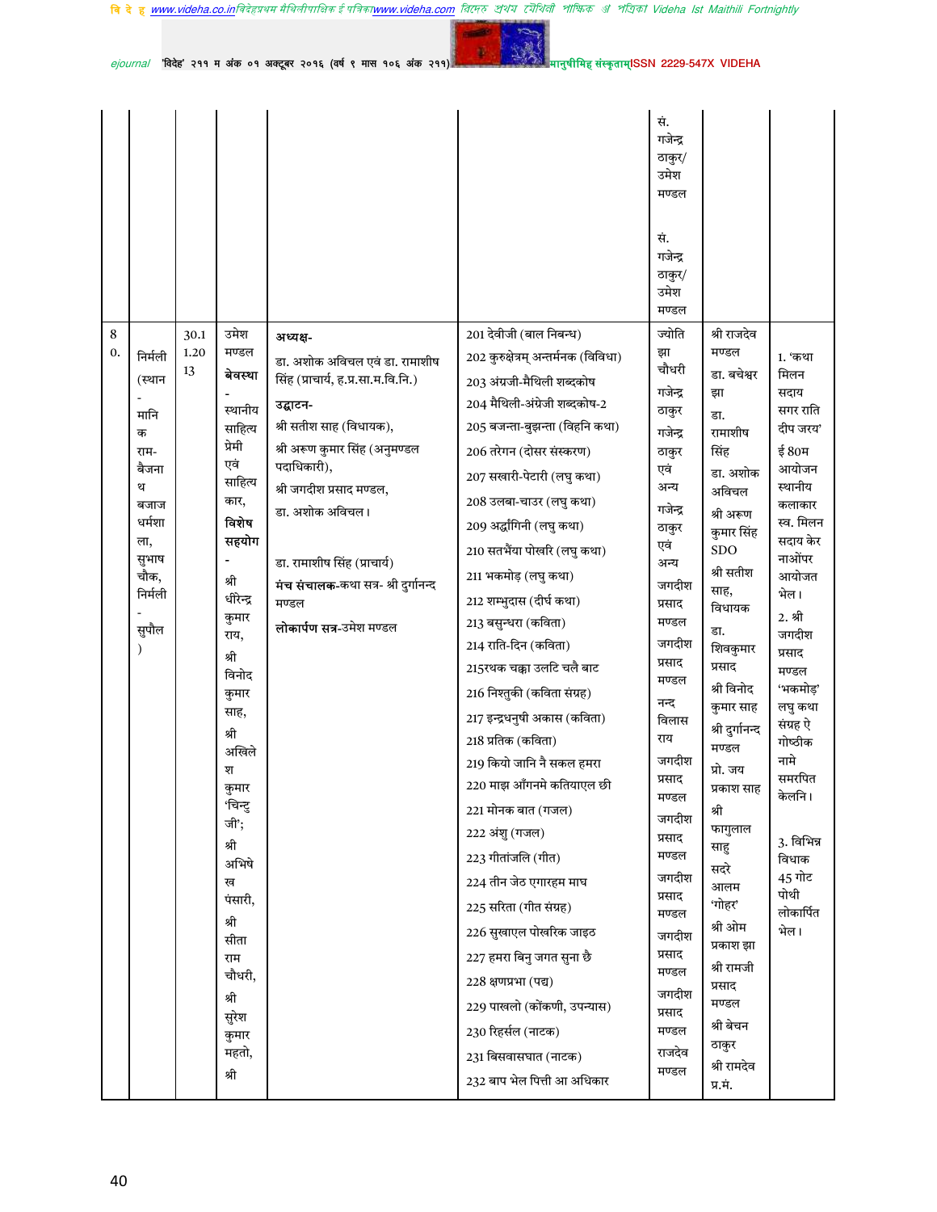|  |  |  |  |  |  | सं. गजेन्द्र ठाकुर/ उमेश मण्डल<br><br>सं. गजेन्द्र ठाकुर/ उमेश मण्डल |  |  |
|---|---|---|---|---|---|---|---|---|
| 80. | निर्मली (स्थान - मानिक राम-बैजनाथ बजाज धर्मशाला, सुभाष चौक, निर्मली - सुपौल ) | 30.11.2013 | उमेश मण्डल **बेवस्था** - स्थानीय साहित्य प्रेमी एवं साहित्यकार, **विशेष सहयोग** - श्री धीरेन्द्र कुमार राय, श्री विनोद कुमार साह, श्री अखिलेश कुमार 'चिन्टु जी'; श्री अभिषेख पंसारी, श्री सीताराम चौधरी, श्री सुरेश कुमार महतो, श्री | **अध्यक्ष-** डा. अशोक अविचल एवं डा. रामाशीष सिंह (प्राचार्य, ह.प्र.सा.म.वि.नि.)<br>**उद्घाटन-** श्री सतीश साह (विधायक), श्री अरूण कुमार सिंह (अनुमण्डल पदाधिकारी), श्री जगदीश प्रसाद मण्डल, डा. अशोक अविचल।<br><br>डा. रामाशीष सिंह (प्राचार्य)<br>**मंच संचालक**-कथा सत्र- श्री दुर्गानन्द मण्डल<br>**लोकार्पण सत्र**-उमेश मण्डल | 201 देवीजी (बाल निबन्ध)<br>202 कुरुक्षेत्रम् अन्तर्मनक (विविधा)<br>203 अंग्रजी-मैथिली शब्दकोष<br>204 मैथिली-अंग्रेजी शब्दकोष-2<br>205 बजन्ता-बुझन्ता (विहनि कथा)<br>206 तरेगन (दोसर संस्करण)<br>207 सखारी-पेटारी (लघु कथा)<br>208 उलबा-चाउर (लघु कथा)<br>209 अर्द्धांगिनी (लघु कथा)<br>210 सतभैंया पोखरि (लघु कथा)<br>211 भकमोड़ (लघु कथा)<br>212 शम्भुदास (दीर्घ कथा)<br>213 बसुन्धरा (कविता)<br>214 राति-दिन (कविता)<br>215रथक चक्का उलटि चलै बाट<br>216 निश्तुकी (कविता संग्रह)<br>217 इन्द्रधनुषी अकास (कविता)<br>218 प्रतिक (कविता)<br>219 कियो जानि नै सकल हमरा<br>220 माझ आँगनमे कतियाएल छी<br>221 मोनक बात (गजल)<br>222 अंशु (गजल)<br>223 गीतांजलि (गीत)<br>224 तीन जेठ एगारहम माघ<br>225 सरिता (गीत संग्रह)<br>226 सुखाएल पोखरिक जाइठ<br>227 हमरा बिनु जगत सुना छै<br>228 क्षणप्रभा (पद्य)<br>229 पाखलो (कोंकणी, उपन्यास)<br>230 रिहर्सल (नाटक)<br>231 बिसवासघात (नाटक)<br>232 बाप भेल पित्ती आ अधिकार | ज्योति झा चौधरी<br>गजेन्द्र ठाकुर<br>गजेन्द्र ठाकुर एवं अन्य<br>गजेन्द्र ठाकुर एवं अन्य<br>जगदीश प्रसाद मण्डल<br>जगदीश प्रसाद मण्डल<br>नन्द विलास राय<br>जगदीश प्रसाद मण्डल<br>जगदीश प्रसाद मण्डल<br>जगदीश प्रसाद मण्डल<br>जगदीश प्रसाद मण्डल<br>जगदीश प्रसाद मण्डल<br>राजदेव मण्डल | श्री राजदेव मण्डल<br>डा. बचेश्वर झा<br>डा. रामाशीष सिंह<br>डा. अशोक अविचल<br>श्री अरूण कुमार सिंह SDO<br>श्री सतीश साह, विधायक<br>डा. शिवकुमार प्रसाद<br>श्री विनोद कुमार साह<br>श्री दुर्गानन्द मण्डल<br>प्रो. जय प्रकाश साह<br>श्री फागुलाल साहु<br>सदरे आलम 'गोहर'<br>श्री ओम प्रकाश झा<br>श्री रामजी प्रसाद मण्डल<br>श्री बेचन ठाकुर<br>श्री रामदेव प्र.मं. | 1. 'कथा मिलन सदाय सगर राति दीप जरय' ई 80म आयोजन स्थानीय कलाकार स्व. मिलन सदाय केर नाओंपर आयोजत भेल।<br>2. श्री जगदीश प्रसाद मण्डल 'भकमोड़' लघु कथा संग्रह ऐ गोष्ठीक नामे समरपित केलनि।<br><br>3. विभिन्न विधाक 45 गोट पोथी लोकार्पित भेल। |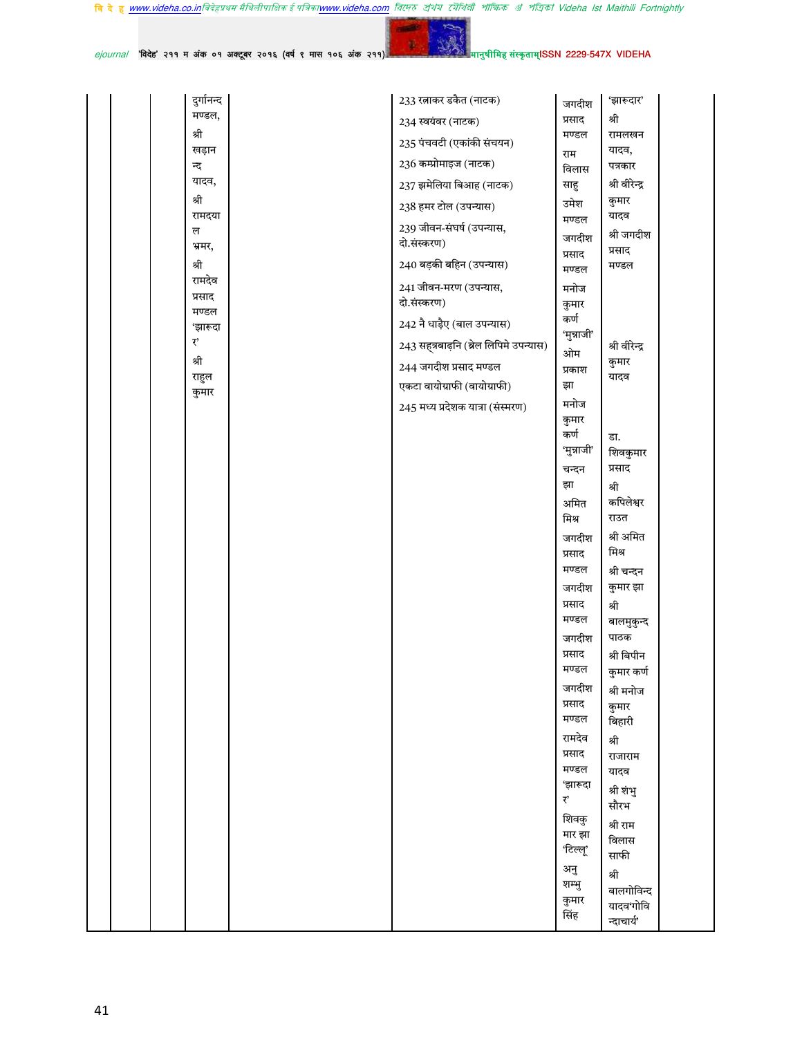| | | | | | | | | |
|---|---|---|---|---|---|---|---|---|
| | | | दुर्गानन्द मण्डल, श्री खड़ानन्द यादव, श्री रामदयाल भ्रमर, श्री रामदेव प्रसाद मण्डल 'झारूदार' श्री राहुल कुमार | | 233 रत्नाकर डकैत (नाटक)<br>234 स्वयंवर (नाटक)<br>235 पंचवटी (एकांकी संचयन)<br>236 कम्प्रोमाइज (नाटक)<br>237 झमेलिया बिआह (नाटक)<br>238 हमर टोल (उपन्यास)<br>239 जीवन-संघर्ष (उपन्यास, दो.संस्करण)<br>240 बड़की बहिन (उपन्यास)<br>241 जीवन-मरण (उपन्यास, दो.संस्करण)<br>242 नै धाड़ैए (बाल उपन्यास)<br>243 सहत्रबाढ़नि (ब्रेल लिपिमे उपन्यास)<br>244 जगदीश प्रसाद मण्डल एकटा वायोग्राफी (वायोग्राफी)<br>245 मध्य प्रदेशक यात्रा (संस्मरण) | जगदीश प्रसाद मण्डल<br>राम विलास साहु<br>उमेश मण्डल<br>जगदीश प्रसाद मण्डल<br>मनोज कुमार कर्ण 'मुन्नाजी'<br>ओम प्रकाश झा<br>मनोज कुमार कर्ण 'मुन्नाजी'<br>चन्दन झा<br>अमित मिश्र<br>जगदीश प्रसाद मण्डल<br>जगदीश प्रसाद मण्डल<br>जगदीश प्रसाद मण्डल<br>जगदीश प्रसाद मण्डल<br>रामदेव प्रसाद मण्डल 'झारूदार'<br>शिवकुमार झा 'टिल्लू'<br>अनुशम्भु कुमार सिंह | 'झारूदार' श्री रामलखन यादव, पत्रकार श्री वीरेन्द्र कुमार यादव श्री जगदीश प्रसाद मण्डल<br>श्री वीरेन्द्र कुमार यादव<br>डा. शिवकुमार प्रसाद<br>श्री कपिलेश्वर राउत<br>श्री अमित मिश्र<br>श्री चन्दन कुमार झा<br>श्री बालमुकुन्द पाठक<br>श्री विपीन कुमार कर्ण<br>श्री मनोज कुमार बिहारी<br>श्री राजाराम यादव<br>श्री शंभु सौरभ<br>श्री राम विलास साफी<br>श्री बालगोविन्द यादव'गोविन्दाचार्य' | |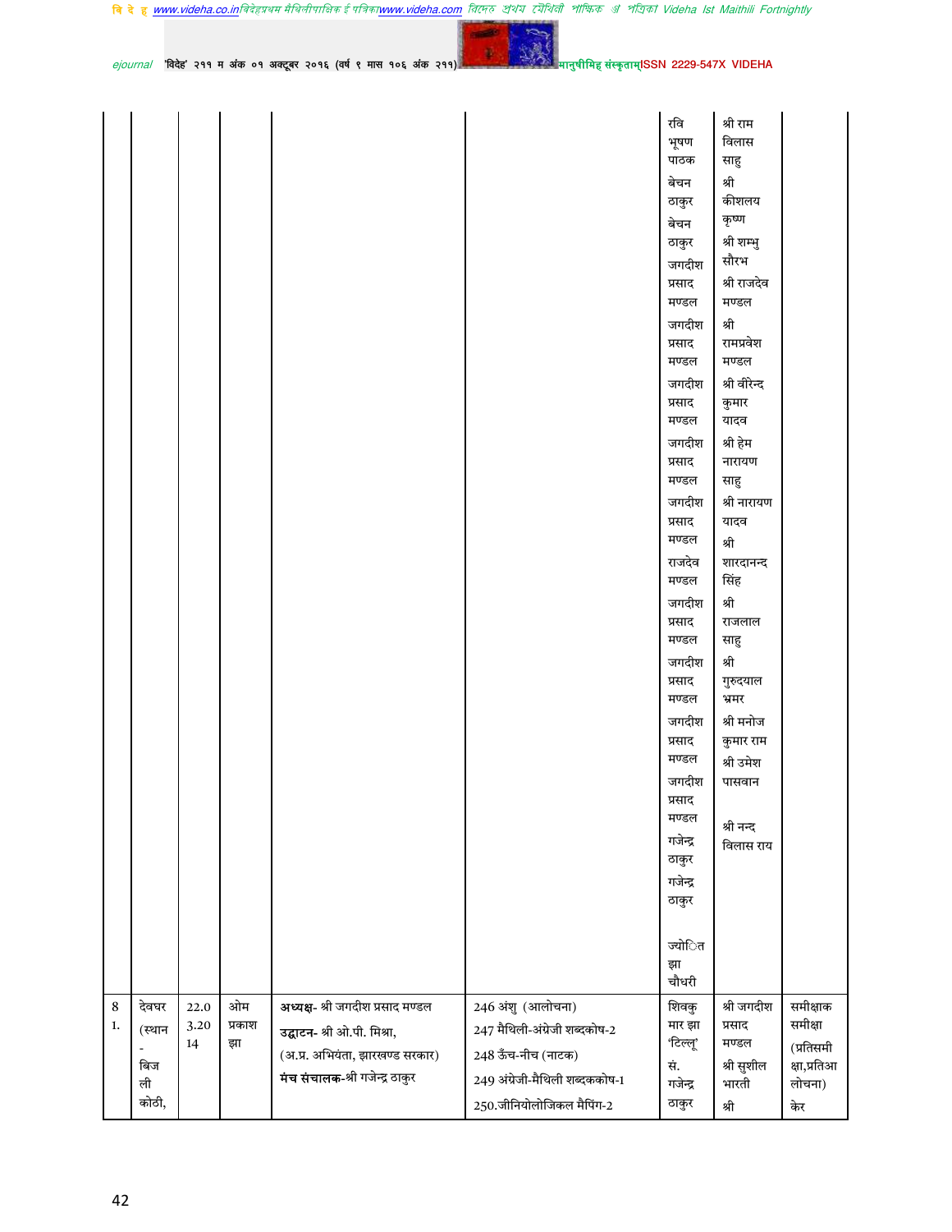| | | | | | | | |
|---|---|---|---|---|---|---|---|
| | | | | | रवि भूषण पाठक | श्री राम विलास साहु | |
| | | | | | बेचन ठाकुर | श्री कीशलय कृष्ण | |
| | | | | | बेचन ठाकुर | श्री शम्भु सौरभ | |
| | | | | | जगदीश प्रसाद मण्डल | श्री राजदेव मण्डल | |
| | | | | | जगदीश प्रसाद मण्डल | श्री रामप्रवेश मण्डल | |
| | | | | | जगदीश प्रसाद मण्डल | श्री वीरेन्द कुमार यादव | |
| | | | | | जगदीश प्रसाद मण्डल | श्री हेम नारायण साहु | |
| | | | | | जगदीश प्रसाद मण्डल | श्री नारायण यादव | |
| | | | | | राजदेव मण्डल | श्री शारदानन्द सिंह | |
| | | | | | जगदीश प्रसाद मण्डल | श्री राजलाल साहु | |
| | | | | | जगदीश प्रसाद मण्डल | श्री गुरुदयाल भ्रमर | |
| | | | | | जगदीश प्रसाद मण्डल | श्री मनोज कुमार राम | |
| | | | | | जगदीश प्रसाद मण्डल | श्री उमेश पासवान | |
| | | | | | गजेन्द्र ठाकुर | श्री नन्द विलास राय | |
| | | | | | गजेन्द्र ठाकुर | | |
| | | | | | ज्योति झा चौधरी | | |
| 81. | देवघर (स्थान - बिजली कोठी, | 22.03.2014 | ओम प्रकाश झा | **अध्यक्ष-** श्री जगदीश प्रसाद मण्डल<br>**उद्घाटन-** श्री ओ.पी. मिश्रा, (अ.प्र. अभियंता, झारखण्ड सरकार)<br>**मंच संचालक-**श्री गजेन्द्र ठाकुर | 246 अंशु (आलोचना)<br>247 मैथिली-अंग्रेजी शब्दकोष-2<br>248 ऊँच-नीच (नाटक)<br>249 अंग्रेजी-मैथिली शब्दककोष-1<br>250.जीनियोलोजिकल मैपिंग-2 | शिवकुमार झा 'टिल्लू'<br>सं. गजेन्द्र ठाकुर | श्री जगदीश प्रसाद मण्डल<br>श्री सुशील भारती<br>श्री | समीक्षाक समीक्षा (प्रतिसमीक्षा,प्रतिआलोचना) केर |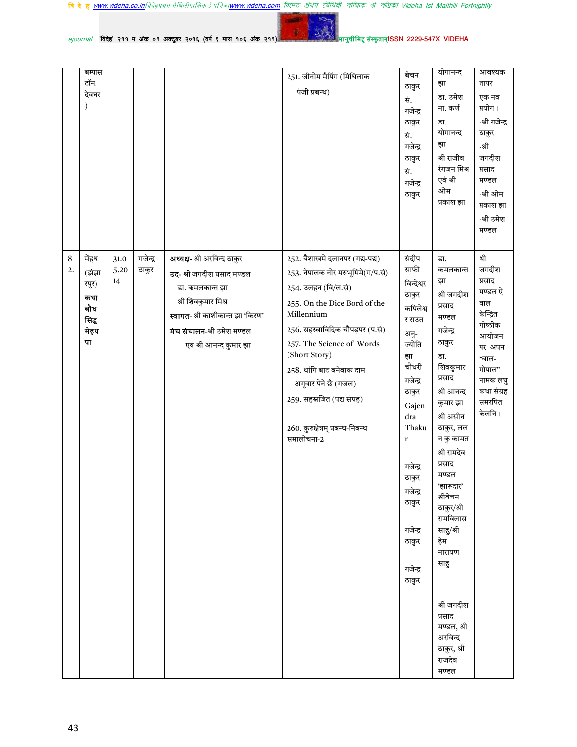| | बम्पास टॉन, देवघर ) | | | | 251. जीनोम मैपिंग (मिथिलाक पंजी प्रबन्ध) | बेचन ठाकुर सं. गजेन्द्र ठाकुर सं. गजेन्द्र ठाकुर सं. गजेन्द्र ठाकुर | योगानन्द झा डा. उमेश ना. कर्ण डा. योगानन्द झा श्री राजीव रंगजन मिश्र एवं श्री ओम प्रकाश झा | आवश्यक तापर एक नव प्रयोग। -श्री गजेन्द्र ठाकुर -श्री जगदीश प्रसाद मण्डल -श्री ओम प्रकाश झा -श्री उमेश मण्डल |
|---|---|---|---|---|---|---|---|---|
| 82. | मेंहथ (झंझारपुर) **कथा बौध सिद्ध मेहथपा** | 31.05.2014 | गजेन्द्र ठाकुर | **अध्यक्ष-** श्री अरविन्द ठाकुर<br>**उद-** श्री जगदीश प्रसाद मण्डल<br>डा. कमलकान्त झा<br>श्री शिवकुमार मिश्र<br>**स्वागत-** श्री काशीकान्त झा 'किरण'<br>**मंच संचालन-**श्री उमेश मण्डल एवं श्री आनन्द कुमार झा | 252. बैशाखमे दलानपर (गद्य-पद्य)<br>253. नेपालक नोर मरुभूमिमे(ग/प.सं)<br>254. उलहन (वि/ल.सं)<br>255. On the Dice Bord of the Millennium<br>256. सहस्त्राविदिक चौपड़पर (प.सं)<br>257. The Science of Words (Short Story)<br>258. धांगि बाट बनेबाक दाम अगूवार पेने छँ (गजल)<br>259. सहस्रजित (पद्य संग्रह)<br>260. कुरुक्षेत्रम् प्रबन्ध-निबन्ध समालोचना-2 | संदीप साफी<br>विन्देश्वर ठाकुर<br>कपिलेश्वर राउत<br>अनु-ज्योति झा चौधरी<br>गजेन्द्र ठाकुर<br>Gajendra Thakur<br>गजेन्द्र ठाकुर<br>गजेन्द्र ठाकुर<br>गजेन्द्र ठाकुर<br>गजेन्द्र ठाकुर | डा. कमलकान्त झा<br>श्री जगदीश प्रसाद मण्डल<br>गजेन्द्र ठाकुर<br>डा. शिवकुमार प्रसाद<br>श्री आनन्द कुमार झा<br>श्री असीन ठाकुर, लल न कु कामत<br>श्री रामदेव प्रसाद मण्डल 'झारूदार'<br>श्रीबेचन ठाकुर/श्री रामविलास साहु/श्री हेम नारायण साहु<br>श्री जगदीश प्रसाद मण्डल, श्री अरविन्द ठाकुर, श्री राजदेव मण्डल | श्री जगदीश प्रसाद मण्डल ऐ बाल केन्द्रित गोष्ठीक आयोजन पर अपन "बाल-गोपाल" नामक लघु कथा संग्रह समरपित केलनि। |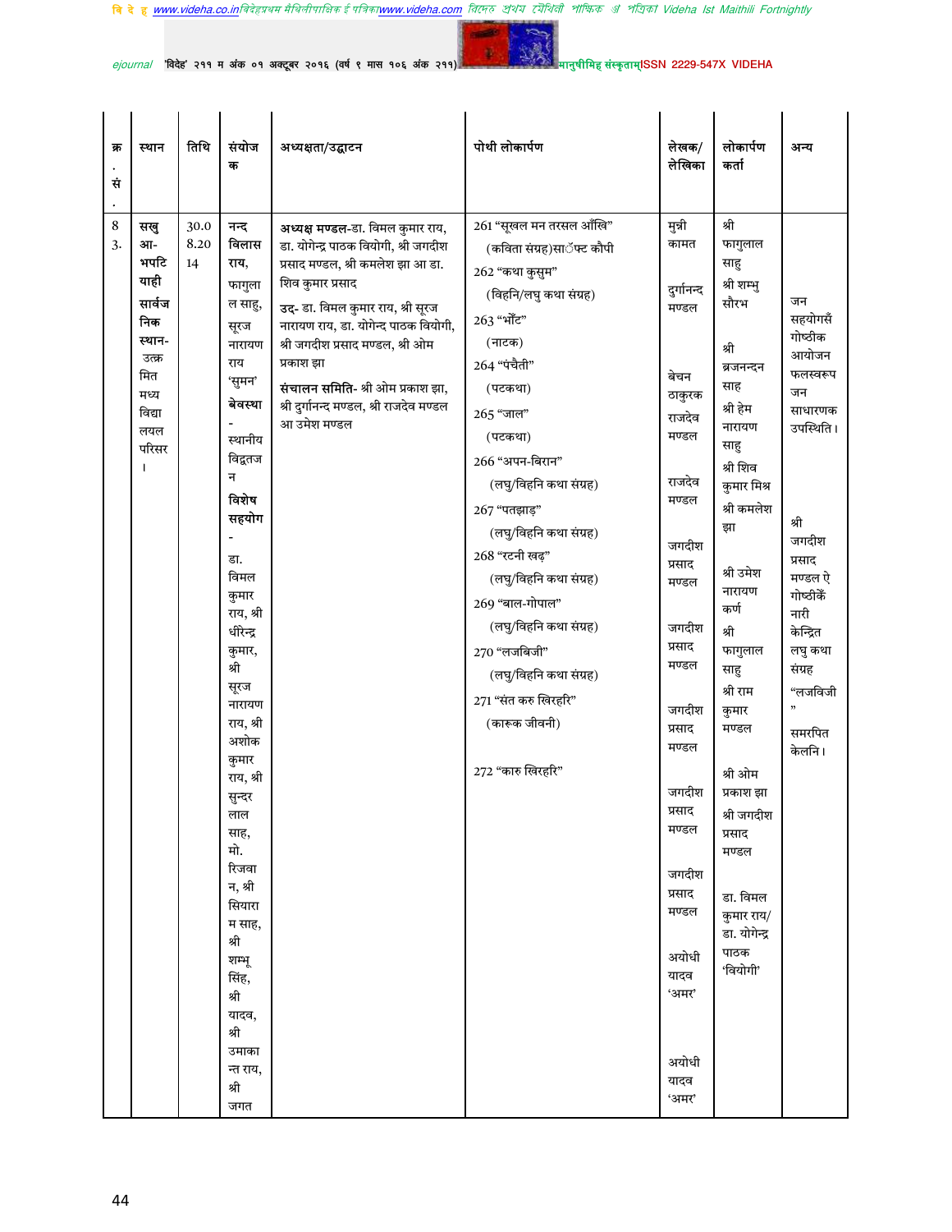| क्र.सं. | स्थान | तिथि | संयोजक | अध्यक्षता/उद्घाटन | पोथी लोकार्पण | लेखक/लेखिका | लोकार्पण कर्ता | अन्य |
|---|---|---|---|---|---|---|---|---|
| 83. | **सखुआ-भपटियाही सार्वजनिक स्थान-** उत्क्रमित मध्य विद्यालयल परिसर। | 30.08.2014 | नन्द **विलास राय,** फागुलाल साहु, सूरज नारायण राय 'सुमन' **बेवस्था** - स्थानीय विद्वतजन **विशेष सहयोग** - डा. विमल कुमार राय, श्री धीरेन्द्र कुमार, श्री सूरज नारायण राय, श्री अशोक कुमार राय, श्री सुन्दर लाल साह, मो. रिजवान, श्री सियाराम साह, श्री शम्भू सिंह, श्री यादव, श्री उमाकान्त राय, श्री जगत | **अध्यक्ष मण्डल**-डा. विमल कुमार राय, डा. योगेन्द्र पाठक वियोगी, श्री जगदीश प्रसाद मण्डल, श्री कमलेश झा आ डा. शिव कुमार प्रसाद<br>**उद-** डा. विमल कुमार राय, श्री सूरज नारायण राय, डा. योगेन्द्र पाठक वियोगी, श्री जगदीश प्रसाद मण्डल, श्री ओम प्रकाश झा<br>**संचालन समिति-** श्री ओम प्रकाश झा, श्री दुर्गानन्द मण्डल, श्री राजदेव मण्डल आ उमेश मण्डल | 261 "सूखल मन तरसल आँखि" (कविता संग्रह)साॅफ्ट कौपी<br>262 "कथा कुसुम" (विहनि/लघु कथा संग्रह)<br>263 "भौंट" (नाटक)<br>264 "पंचैती" (पटकथा)<br>265 "जाल" (पटकथा)<br>266 "अपन-बिरान" (लघु/विहनि कथा संग्रह)<br>267 "पतझाड़" (लघु/विहनि कथा संग्रह)<br>268 "रटनी खढ़" (लघु/विहनि कथा संग्रह)<br>269 "बाल-गोपाल" (लघु/विहनि कथा संग्रह)<br>270 "लजबिजी" (लघु/विहनि कथा संग्रह)<br>271 "संत करु खिरहरि" (कारुक जीवनी)<br>272 "कारु खिरहरि" | मुन्नी कामत<br>दुर्गानन्द मण्डल<br>बेचन ठाकुरक<br>राजदेव मण्डल<br>राजदेव मण्डल<br>जगदीश प्रसाद मण्डल<br>जगदीश प्रसाद मण्डल<br>जगदीश प्रसाद मण्डल<br>जगदीश प्रसाद मण्डल<br>जगदीश प्रसाद मण्डल<br>अयोधी यादव 'अमर'<br>अयोधी यादव 'अमर' | श्री फागुलाल साहु<br>श्री शम्भु सौरभ<br>श्री ब्रजनन्दन साह<br>श्री हेम नारायण साहु<br>श्री शिव कुमार मिश्र<br>श्री कमलेश झा<br>श्री उमेश नारायण कर्ण<br>श्री फागुलाल साहु<br>श्री राम कुमार मण्डल<br>श्री ओम प्रकाश झा<br>श्री जगदीश प्रसाद मण्डल<br>डा. विमल कुमार राय/ डा. योगेन्द्र पाठक 'वियोगी' | जन सहयोगसँ गोष्ठीक आयोजन फलस्वरूप जन साधारणक उपस्थिति।<br>श्री जगदीश प्रसाद मण्डल ऐ गोष्ठीकें नारी केन्द्रित लघु कथा संग्रह "लजविजी" समरपित केलनि। |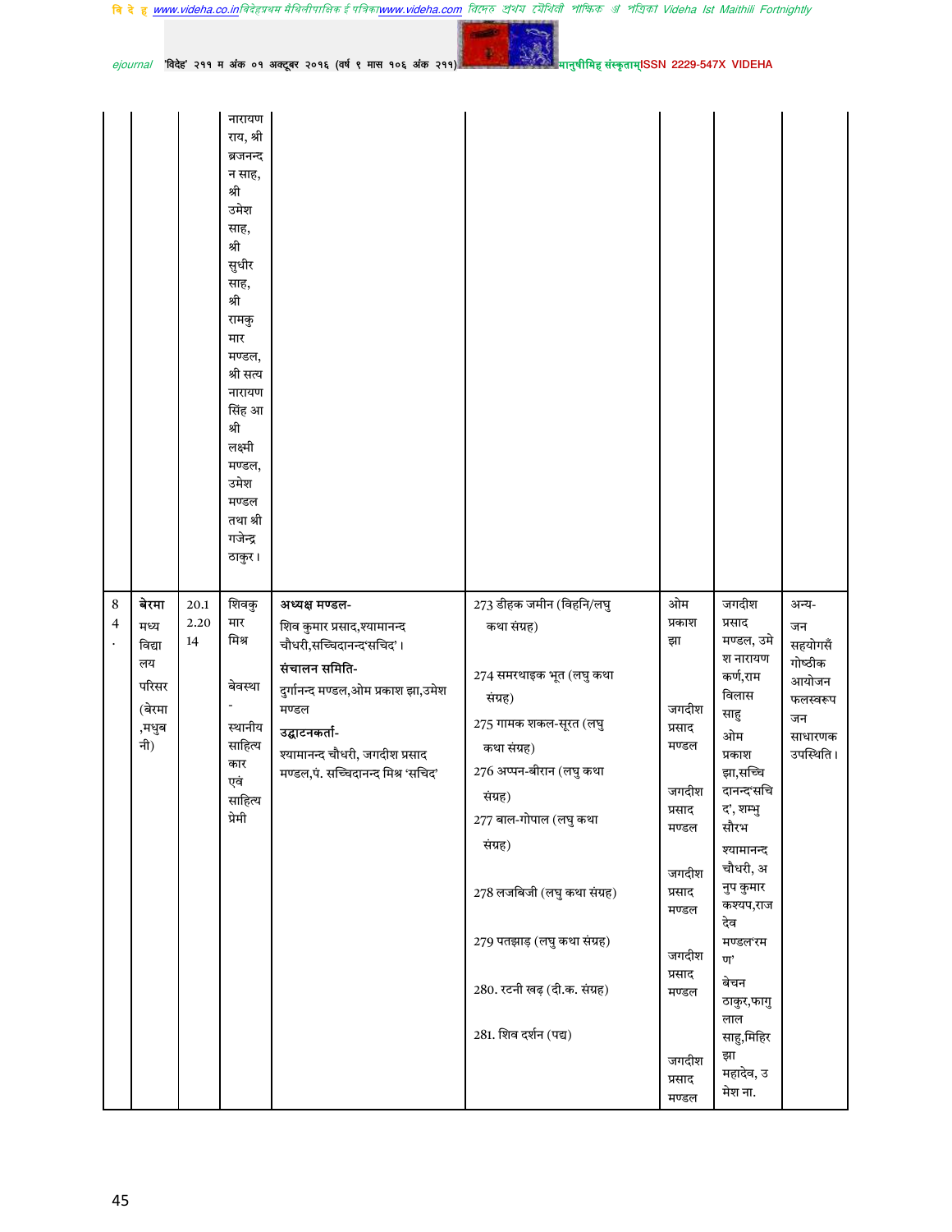|  |  |  |  |  |  |  |  |  |
|---|---|---|---|---|---|---|---|---|
|  |  |  | नारायण राय, श्री ब्रजनन्दन साह, श्री उमेश साह, श्री सुधीर साह, श्री रामकुमार मण्डल, श्री सत्य नारायण सिंह आ श्री लक्ष्मी मण्डल, उमेश मण्डल तथा श्री गजेन्द्र ठाकुर। |  |  |  |  |  |
| 84. | बेरमा मध्य विद्यालय परिसर (बेरमा,मधुबनी) | 20.12.2014 | शिवकुमार मिश्र<br><br>बेवस्था - स्थानीय साहित्यकार एवं साहित्य प्रेमी | **अध्यक्ष मण्डल-**<br>शिव कुमार प्रसाद,श्यामानन्द चौधरी,सच्चिदानन्द'सचिद'।<br>**संचालन समिति-**<br>दुर्गानन्द मण्डल,ओम प्रकाश झा,उमेश मण्डल<br>**उद्घाटनकर्ता-**<br>श्यामानन्द चौधरी, जगदीश प्रसाद मण्डल,पं. सच्चिदानन्द मिश्र 'सचिद' | 273 डीहक जमीन (विहनि/लघु कथा संग्रह)<br><br>274 समरथाइक भूत (लघु कथा संग्रह)<br>275 गामक शकल-सूरत (लघु कथा संग्रह)<br>276 अप्पन-बीरान (लघु कथा संग्रह)<br>277 बाल-गोपाल (लघु कथा संग्रह)<br><br>278 लजबिजी (लघु कथा संग्रह)<br><br>279 पतझाड़ (लघु कथा संग्रह)<br><br>280. रटनी खढ़ (दी.क. संग्रह)<br><br>281. शिव दर्शन (पद्य) | ओम प्रकाश झा<br><br>जगदीश प्रसाद मण्डल<br><br>जगदीश प्रसाद मण्डल<br><br>जगदीश प्रसाद मण्डल<br><br>जगदीश प्रसाद मण्डल<br><br>जगदीश प्रसाद मण्डल | जगदीश प्रसाद मण्डल, उमेश नारायण कर्ण,राम विलास साहु<br>ओम प्रकाश झा,सच्चिदानन्द'सचिद', शम्भु सौरभ<br>श्यामानन्द चौधरी, अनुप कुमार कश्यप,राजदेव मण्डल'रमण'<br>बेचन ठाकुर,फागुलाल साहु,मिहिर झा<br>महादेव, उमेश ना. | अन्य-जन सहयोगसँ गोष्ठीक आयोजन फलस्वरूप जन साधारणक उपस्थिति। |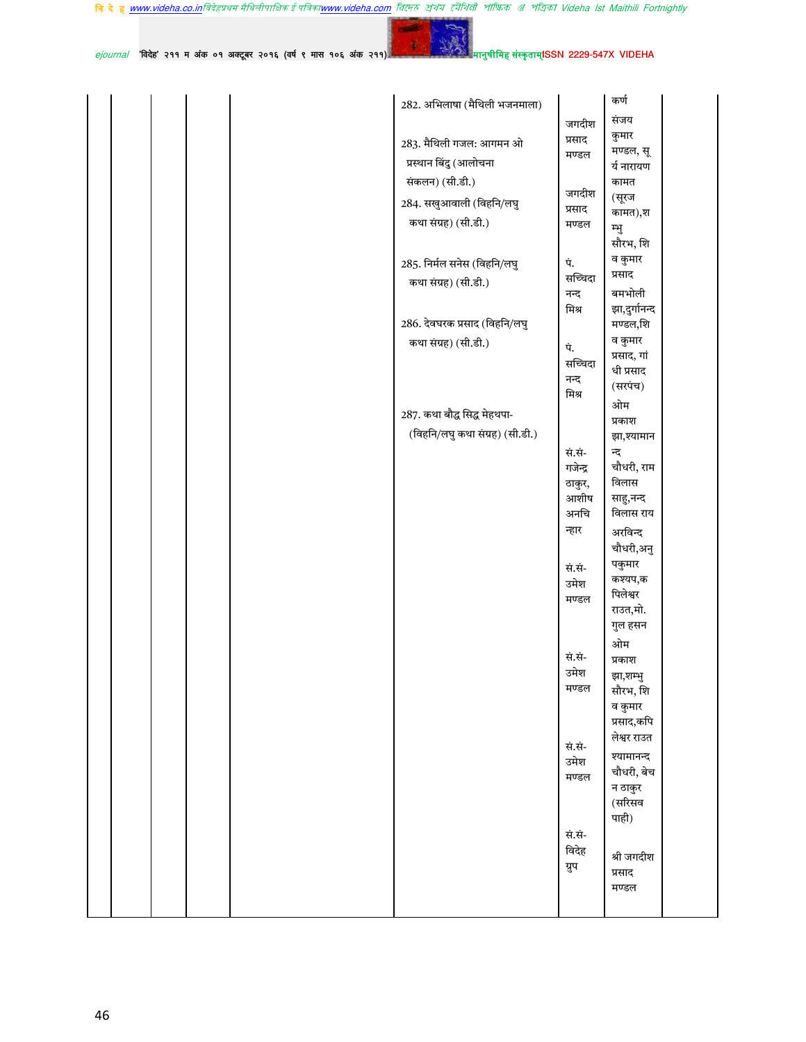| | | | | | | | | |
|---|---|---|---|---|---|---|---|---|
| | | | | | 282. अभिलाषा (मैथिली भजनमाला) | जगदीश प्रसाद मण्डल | कर्ण | |
| | | | | | 283. मैथिली गजल: आगमन ओ प्रस्थान बिंदु (आलोचना संकलन) (सी.डी.) | जगदीश प्रसाद मण्डल | संजय कुमार मण्डल, सूर्य नारायण कामत (सूरज कामत),शम्भु सौरभ, शिव कुमार प्रसाद | |
| | | | | | 284. सखुआवाली (विहनि/लघु कथा संग्रह) (सी.डी.) | पं. सच्चिदानन्द मिश्र | बमभोली झा,दुर्गानन्द मण्डल,शिव कुमार प्रसाद, गांधी प्रसाद (सरपंच) | |
| | | | | | 285. निर्मल सनेस (विहनि/लघु कथा संग्रह) (सी.डी.) | पं. सच्चिदानन्द मिश्र | ओम प्रकाश झा,श्यामानन्द चौधरी, राम विलास साहु,नन्द विलास राय | |
| | | | | | 286. देवघरक प्रसाद (विहनि/लघु कथा संग्रह) (सी.डी.) | सं.सं- गजेन्द्र ठाकुर, आशीष अनचिन्हार | अरविन्द चौधरी,अनुपकुमार कश्यप,कपिलेश्वर राउत,मो. गुल हसन | |
| | | | | | 287. कथा बौद्ध सिद्ध मेहथपा- (विहनि/लघु कथा संग्रह) (सी.डी.) | सं.सं- उमेश मण्डल | ओम प्रकाश झा,शम्भु सौरभ, शिव कुमार प्रसाद,कपिलेश्वर राउत | |
| | | | | | | सं.सं- उमेश मण्डल | श्यामानन्द चौधरी, बेचन ठाकुर (सरिसव पाही) | |
| | | | | | | सं.सं- उमेश मण्डल | | |
| | | | | | | सं.सं- विदेह ग्रुप | श्री जगदीश प्रसाद मण्डल | |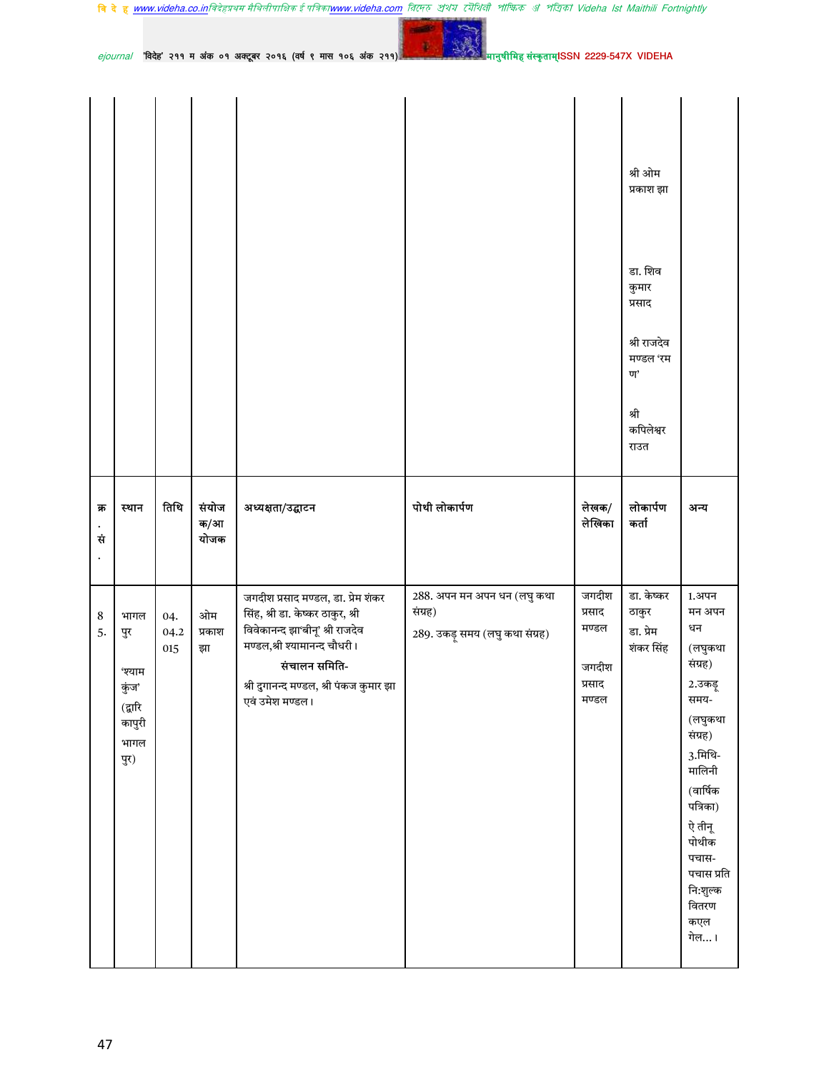| | | | | | | | श्री ओम प्रकाश झा<br><br>डा. शिव कुमार प्रसाद<br><br>श्री राजदेव मण्डल 'रमण'<br><br>श्री कपिलेश्वर राउत | |
|---|---|---|---|---|---|---|---|---|
| **क्र. सं.** | **स्थान** | **तिथि** | **संयोजक/आयोजक** | **अध्यक्षता/उद्घाटन** | **पोथी लोकार्पण** | **लेखक/लेखिका** | **लोकार्पण कर्ता** | **अन्य** |
| 85. | भागलपुर<br><br>'श्याम कुंज'<br><br>(द्वारिकापुरी भागलपुर) | 04.04.2015 | ओम प्रकाश झा | जगदीश प्रसाद मण्डल, डा. प्रेम शंकर सिंह, श्री डा. केष्कर ठाकुर, श्री विवेकानन्द झा'बीनू' श्री राजदेव मण्डल,श्री श्यामानन्द चौधरी।<br><br>**संचालन समिति-**<br><br>श्री दुगानन्द मण्डल, श्री पंकज कुमार झा एवं उमेश मण्डल। | 288. अपन मन अपन धन (लघु कथा संग्रह)<br><br>289. उकड़ू समय (लघु कथा संग्रह) | जगदीश प्रसाद मण्डल<br><br>जगदीश प्रसाद मण्डल | डा. केष्कर ठाकुर<br><br>डा. प्रेम शंकर सिंह | 1.अपन मन अपन धन (लघुकथा संग्रह)<br><br>2.उकड़ू समय- (लघुकथा संग्रह)<br><br>3.मिथि-मालिनी (वार्षिक पत्रिका)<br><br>ऐ तीनू पोथीक पचास-पचास प्रति नि:शुल्क वितरण कएल गेल...। |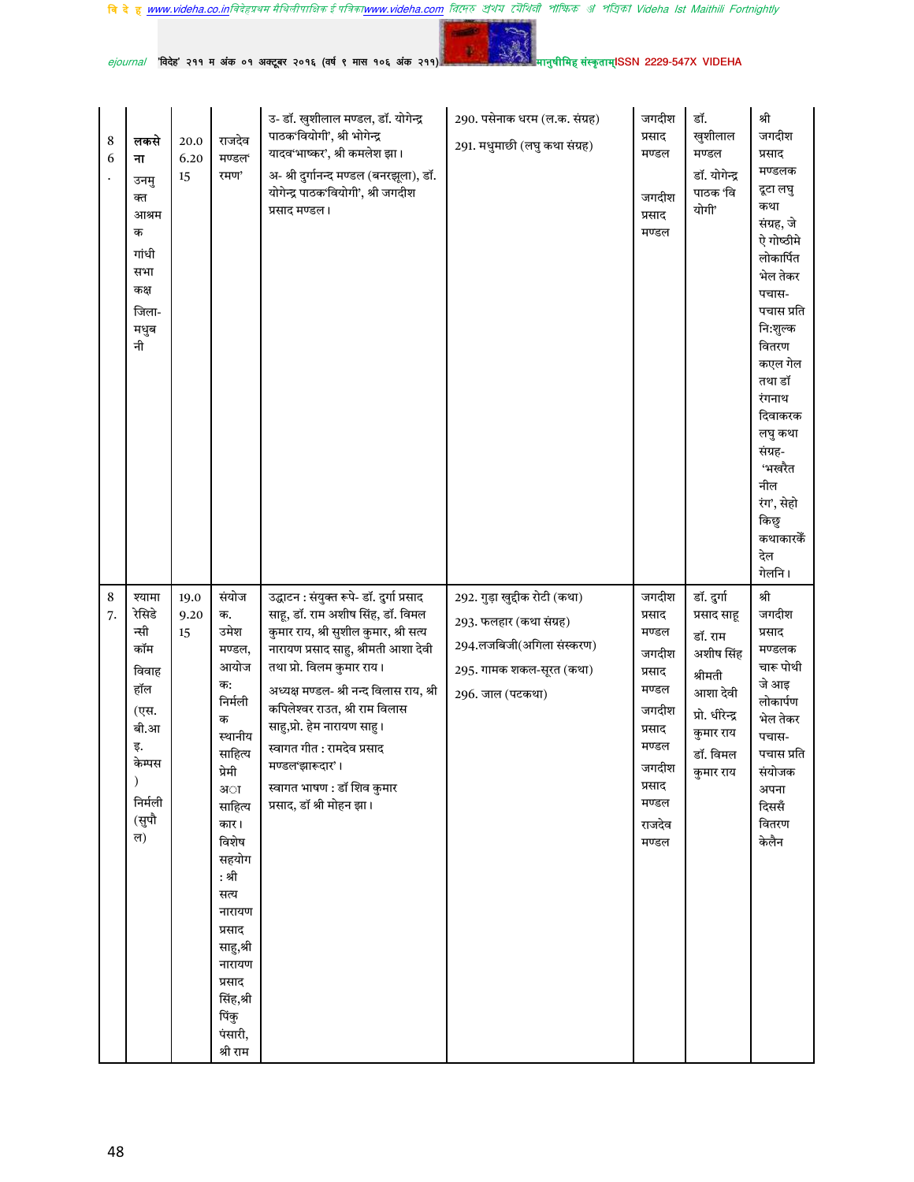| 86. | लकसेना उनमुक्त आश्रमक गांधी सभा कक्ष जिला-मधुबनी | 20.06.2015 | राजदेव मण्डल'रमण' | उ- डॉ. खुशीलाल मण्डल, डॉ. योगेन्द्र पाठक'वियोगी', श्री भोगेन्द्र यादव'भाष्कर', श्री कमलेश झा। अ- श्री दुर्गानन्द मण्डल (बनरझूला), डॉ. योगेन्द्र पाठक'वियोगी', श्री जगदीश प्रसाद मण्डल। | 290. पसेनाक धरम (ल.क. संग्रह) 291. मधुमाछी (लघु कथा संग्रह) | जगदीश प्रसाद मण्डल जगदीश प्रसाद मण्डल | डॉ. खुशीलाल मण्डल डॉ. योगेन्द्र पाठक 'वियोगी' | श्री जगदीश प्रसाद मण्डलक दूटा लघु कथा संग्रह, जे ऐ गोष्ठीमे लोकार्पित भेल तेकर पचास-पचास प्रति नि:शुल्क वितरण कएल गेल तथा डॉ रंगनाथ दिवाकरक लघु कथा संग्रह- 'भखरैत नील रंग', सेहो किछु कथाकारकेँ देल गेलनि। |
|---|---|---|---|---|---|---|---|---|
| 87. | श्यामा रेसिडेन्सी कॉम विवाह हॉल (एस.बी.आइ. केम्पस) निर्मली (सुपौल) | 19.09.2015 | संयोजक. उमेश मण्डल, आयोजक: निर्मलीक स्थानीय साहित्य प्रेमी अ ा साहित्यकार। विशेष सहयोग : श्री सत्य नारायण प्रसाद साहु,श्री नारायण प्रसाद सिंह,श्री पिंकु पंसारी, श्री राम | उद्घाटन : संयुक्त रूपे- डॉ. दुर्गा प्रसाद साहू, डॉ. राम अशीष सिंह, डॉ. विमल कुमार राय, श्री सुशील कुमार, श्री सत्य नारायण प्रसाद साहु, श्रीमती आशा देवी तथा प्रो. विलम कुमार राय। अध्यक्ष मण्डल- श्री नन्द विलास राय, श्री कपिलेश्वर राउत, श्री राम विलास साहु,प्रो. हेम नारायण साहु। स्वागत गीत : रामदेव प्रसाद मण्डल'झारूदार'। स्वागत भाषण : डॉ शिव कुमार प्रसाद, डॉ श्री मोहन झा। | 292. गुड़ा खुद्दीक रोटी (कथा) 293. फलहार (कथा संग्रह) 294.लजबिजी(अगिला संस्करण) 295. गामक शकल-सूरत (कथा) 296. जाल (पटकथा) | जगदीश प्रसाद मण्डल जगदीश प्रसाद मण्डल जगदीश प्रसाद मण्डल जगदीश प्रसाद मण्डल राजदेव मण्डल | डॉ. दुर्गा प्रसाद साहू डॉ. राम अशीष सिंह श्रीमती आशा देवी प्रो. धीरेन्द्र कुमार राय डॉ. विमल कुमार राय | श्री जगदीश प्रसाद मण्डलक चारू पोथी जे आइ लोकार्पण भेल तेकर पचास-पचास प्रति संयोजक अपना दिससँ वितरण केलैन |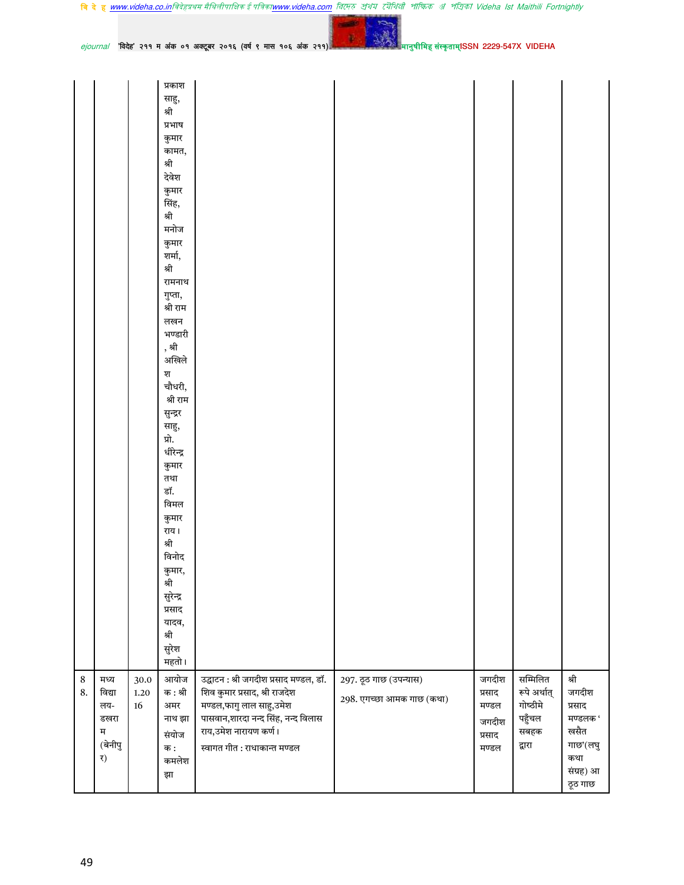| | | | | | | | | |
|---|---|---|---|---|---|---|---|---|
| | | | प्रकाश साहु, श्री प्रभाष कुमार कामत, श्री देवेश कुमार सिंह, श्री मनोज कुमार शर्मा, श्री रामनाथ गुप्ता, श्री राम लखन भण्डारी, श्री अखिलेश चौधरी, श्री राम सुन्दर साहु, प्रो. धीरेन्द्र कुमार तथा डॉ. विमल कुमार राय। श्री विनोद कुमार, श्री सुरेन्द्र प्रसाद यादव, श्री सुरेश महतो। | | | | | |
| 88. | मध्य विद्यालय-डखराम (बेनीपुर) | 30.01.2016 | आयोजक : श्री अमर नाथ झा संयोजक : कमलेश झा | उद्घाटन : श्री जगदीश प्रसाद मण्डल, डॉ. शिव कुमार प्रसाद, श्री राजदेश मण्डल,फागु लाल साहु,उमेश पासवान,शारदा नन्द सिंह, नन्द विलास राय,उमेश नारायण कर्ण।<br>स्वागत गीत : राधाकान्त मण्डल | 297. ठूठ गाछ (उपन्यास)<br>298. एगच्छा आमक गाछ (कथा) | जगदीश प्रसाद मण्डल<br>जगदीश प्रसाद मण्डल | सम्मिलित रूपे अर्थात् गोष्ठीमे पहुँचल सबहक द्वारा | श्री जगदीश प्रसाद मण्डलक 'खसैत गाछ'(लघु कथा संग्रह) आ ठूठ गाछ |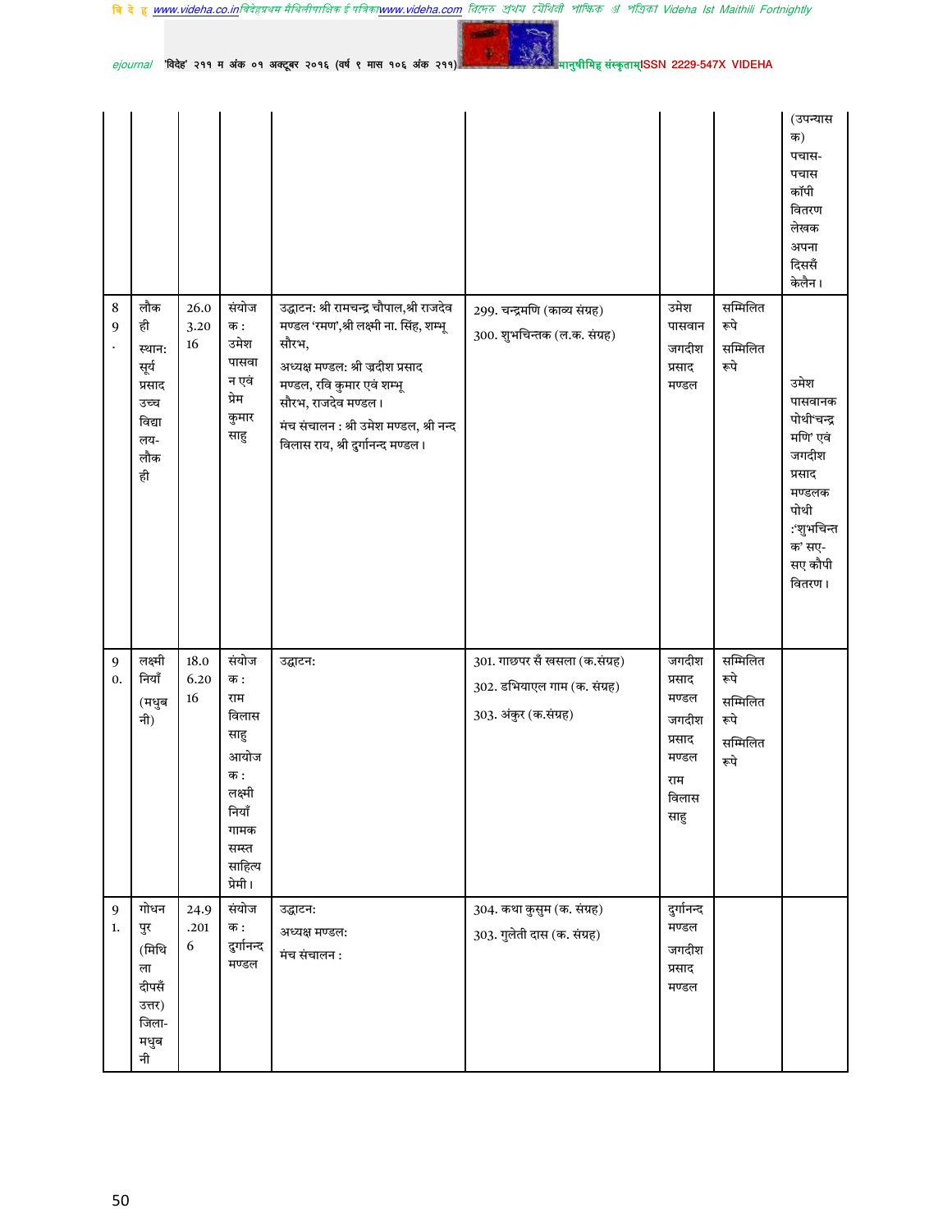| | | | | | | | |
|---|---|---|---|---|---|---|---|
| | | | | | | | (उपन्यास क) पचास-पचास कॉपी वितरण लेखक अपना दिससँ केलैन। |
| 89. | लौकही स्थान: सूर्य प्रसाद उच्च विद्यालय- लौकही | 26.03.2016 | संयोजक : उमेश पासवान एवं प्रेम कुमार साहु | उद्घाटन: श्री रामचन्द्र चौपाल,श्री राजदेव मण्डल 'रमण',श्री लक्ष्मी ना. सिंह, शम्भू सौरभ, अध्यक्ष मण्डल: श्री जदीश प्रसाद मण्डल, रवि कुमार एवं शम्भू सौरभ, राजदेव मण्डल। मंच संचालन : श्री उमेश मण्डल, श्री नन्द विलास राय, श्री दुर्गानन्द मण्डल। | 299. चन्द्रमणि (काव्य संग्रह) 300. शुभचिन्तक (ल.क. संग्रह) | उमेश पासवान जगदीश प्रसाद मण्डल | सम्मिलित रूपे सम्मिलित रूपे | उमेश पासवानक पोथी'चन्द्र मणि' एवं जगदीश प्रसाद मण्डलक पोथी :'शुभचिन्तक' सए-सए कौपी वितरण। |
| 90. | लक्ष्मीनियाँ (मधुबनी) | 18.06.2016 | संयोजक : राम विलास साहु आयोजक : लक्ष्मीनियाँ गामक सम्स्त साहित्य प्रेमी। | उद्घाटन: | 301. गाछपर सँ खसला (क.संग्रह) 302. डभियाएल गाम (क. संग्रह) 303. अंकुर (क.संग्रह) | जगदीश प्रसाद मण्डल जगदीश प्रसाद मण्डल राम विलास साहु | सम्मिलित रूपे सम्मिलित रूपे सम्मिलित रूपे | |
| 91. | गोधनपुर (मिथिला दीपसँ उत्तर) जिला- मधुबनी | 24.9.2016 | संयोजक : दुर्गानन्द मण्डल | उद्घाटन: अध्यक्ष मण्डल: मंच संचालन : | 304. कथा कुसुम (क. संग्रह) 303. गुलेती दास (क. संग्रह) | दुर्गानन्द मण्डल जगदीश प्रसाद मण्डल | | |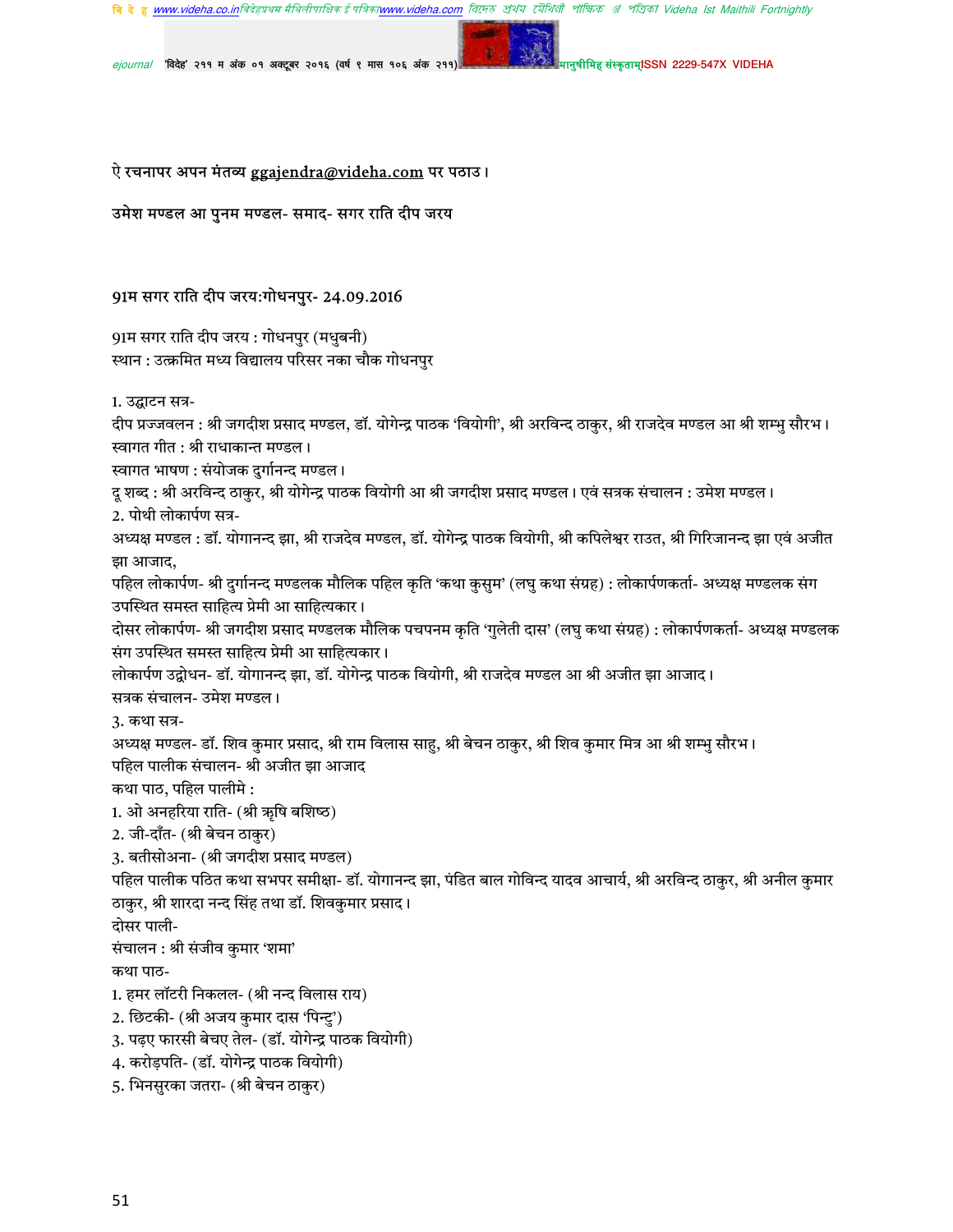ऐ रचनापर अपन मंतव्य ggajendra@videha.com पर पठाउ।

उमेश मण्डल आ पुनम मण्डल- समाद- सगर राति दीप जरय

## 91म सगर राति दीप जरय:गोधनपुर- 24.09.2016

91म सगर राति दीप जरय : गोधनपुर (मधुबनी)
स्थान : उत्क्रमित मध्य विद्यालय परिसर नका चौक गोधनपुर

1. उद्घाटन सत्र-
दीप प्रज्जवलन : श्री जगदीश प्रसाद मण्डल, डॉ. योगेन्द्र पाठक 'वियोगी', श्री अरविन्द ठाकुर, श्री राजदेव मण्डल आ श्री शम्भु सौरभ।
स्वागत गीत : श्री राधाकान्त मण्डल।
स्वागत भाषण : संयोजक दुर्गानन्द मण्डल।
दू शब्द : श्री अरविन्द ठाकुर, श्री योगेन्द्र पाठक वियोगी आ श्री जगदीश प्रसाद मण्डल। एवं सत्रक संचालन : उमेश मण्डल।
2. पोथी लोकार्पण सत्र-
अध्यक्ष मण्डल : डॉ. योगानन्द झा, श्री राजदेव मण्डल, डॉ. योगेन्द्र पाठक वियोगी, श्री कपिलेश्वर राउत, श्री गिरिजानन्द झा एवं अजीत झा आजाद,
पहिल लोकार्पण- श्री दुर्गानन्द मण्डलक मौलिक पहिल कृति 'कथा कुसुम' (लघु कथा संग्रह) : लोकार्पणकर्ता- अध्यक्ष मण्डलक संग उपस्थित समस्त साहित्य प्रेमी आ साहित्यकार।
दोसर लोकार्पण- श्री जगदीश प्रसाद मण्डलक मौलिक पचपनम कृति 'गुलेती दास' (लघु कथा संग्रह) : लोकार्पणकर्ता- अध्यक्ष मण्डलक संग उपस्थित समस्त साहित्य प्रेमी आ साहित्यकार।
लोकार्पण उद्बोधन- डॉ. योगानन्द झा, डॉ. योगेन्द्र पाठक वियोगी, श्री राजदेव मण्डल आ श्री अजीत झा आजाद।
सत्रक संचालन- उमेश मण्डल।
3. कथा सत्र-
अध्यक्ष मण्डल- डॉ. शिव कुमार प्रसाद, श्री राम विलास साहु, श्री बेचन ठाकुर, श्री शिव कुमार मित्र आ श्री शम्भु सौरभ।
पहिल पालीक संचालन- श्री अजीत झा आजाद
कथा पाठ, पहिल पालीमे :
1. ओ अनहरिया राति- (श्री ऋृषि बशिष्ठ)
2. जी-दाँत- (श्री बेचन ठाकुर)
3. बतीसोअना- (श्री जगदीश प्रसाद मण्डल)
पहिल पालीक पठित कथा सभपर समीक्षा- डॉ. योगानन्द झा, पंडित बाल गोविन्द यादव आचार्य, श्री अरविन्द ठाकुर, श्री अनील कुमार ठाकुर, श्री शारदा नन्द सिंह तथा डॉ. शिवकुमार प्रसाद।
दोसर पाली-
संचालन : श्री संजीव कुमार 'शमा'
कथा पाठ-
1. हमर लॉटरी निकलल- (श्री नन्द विलास राय)
2. छिटकी- (श्री अजय कुमार दास 'पिन्टु')
3. पढ़ए फारसी बेचए तेल- (डॉ. योगेन्द्र पाठक वियोगी)
4. करोड़पति- (डॉ. योगेन्द्र पाठक वियोगी)
5. भिनसुरका जतरा- (श्री बेचन ठाकुर)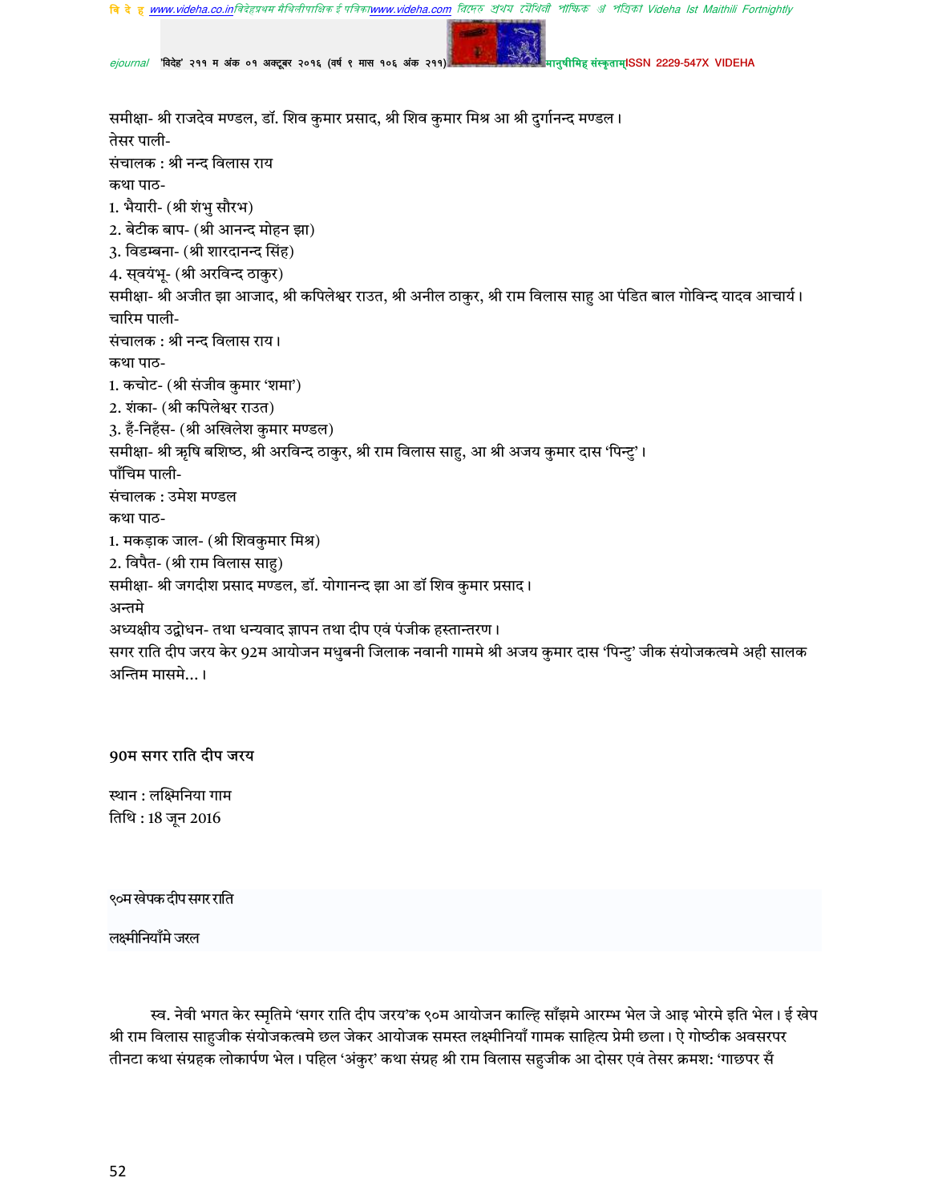समीक्षा- श्री राजदेव मण्डल, डॉ. शिव कुमार प्रसाद, श्री शिव कुमार मिश्र आ श्री दुर्गानन्द मण्डल।

तेसर पाली-

संचालक : श्री नन्द विलास राय

कथा पाठ-

1. भैयारी- (श्री शंभु सौरभ)
2. बेटीक बाप- (श्री आनन्द मोहन झा)
3. विडम्बना- (श्री शारदानन्द सिंह)
4. स्वयंभू- (श्री अरविन्द ठाकुर)

समीक्षा- श्री अजीत झा आजाद, श्री कपिलेश्वर राउत, श्री अनील ठाकुर, श्री राम विलास साहु आ पंडित बाल गोविन्द यादव आचार्य।

चारिम पाली-

संचालक : श्री नन्द विलास राय।

कथा पाठ-

1. कचोट- (श्री संजीव कुमार 'शमा')
2. शंका- (श्री कपिलेश्वर राउत)
3. हँ-निहँस- (श्री अखिलेश कुमार मण्डल)

समीक्षा- श्री ॠषि बशिष्ठ, श्री अरविन्द ठाकुर, श्री राम विलास साहु, आ श्री अजय कुमार दास 'पिन्टु'।

पाँचिम पाली-

संचालक : उमेश मण्डल

कथा पाठ-

1. मकड़ाक जाल- (श्री शिवकुमार मिश्र)
2. विपैत- (श्री राम विलास साहु)

समीक्षा- श्री जगदीश प्रसाद मण्डल, डॉ. योगानन्द झा आ डॉ शिव कुमार प्रसाद।

अन्तमे

अध्यक्षीय उद्बोधन- तथा धन्यवाद ज्ञापन तथा दीप एवं पंजीक हस्तान्तरण।

सगर राति दीप जरय केर 92म आयोजन मधुबनी जिलाक नवानी गाममे श्री अजय कुमार दास 'पिन्टु' जीक संयोजकत्वमे अही सालक अन्तिम मासमे...।

### 90म सगर राति दीप जरय

स्थान : लक्ष्मिनिया गाम
तिथि : 18 जून 2016

९०म खेपक दीप सगर राति

लक्ष्मीनियाँमे जरल

स्व. नेवी भगत केर स्मृतिमे 'सगर राति दीप जरय'क ९०म आयोजन काल्हि साँझमे आरम्भ भेल जे आइ भोरमे इति भेल। ई खेप श्री राम विलास साहुजीक संयोजकत्वमे छल जेकर आयोजक समस्त लक्ष्मीनियाँ गामक साहित्य प्रेमी छला। ऐ गोष्ठीक अवसरपर तीनटा कथा संग्रहक लोकार्पण भेल। पहिल 'अंकुर' कथा संग्रह श्री राम विलास सहुजीक आ दोसर एवं तेसर क्रमश: 'गाछपर सँ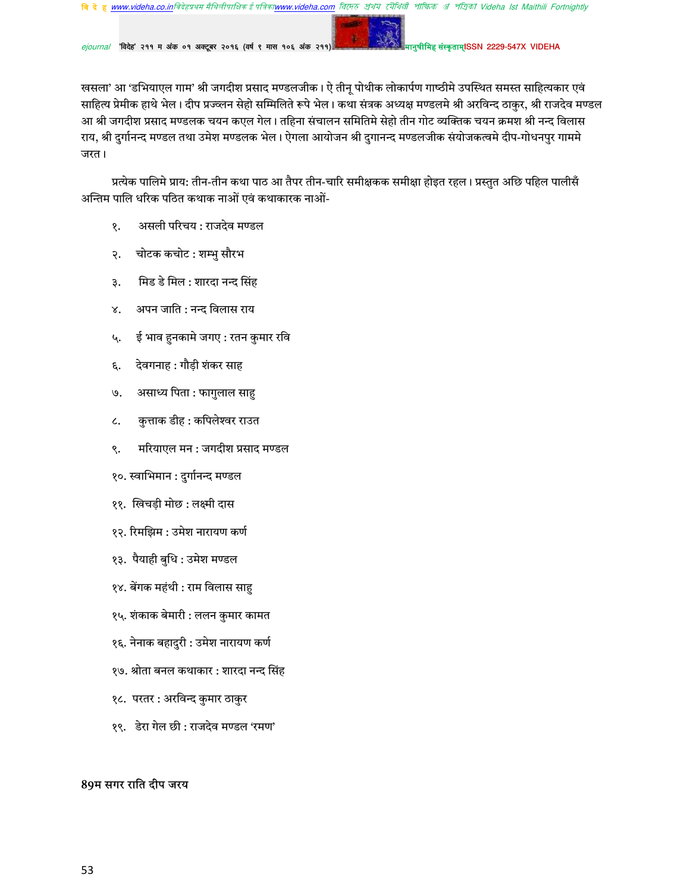खसला' आ 'डभियाएल गाम' श्री जगदीश प्रसाद मण्डलजीक। ऐ तीनू पोथीक लोकार्पण गाष्ठीमे उपस्थित समस्त साहित्यकार एवं साहित्य प्रेमीक हाथे भेल। दीप प्रज्व्लन सेहो सम्मिलिते रूपे भेल। कथा संत्रक अध्यक्ष मण्डलमे श्री अरविन्द ठाकुर, श्री राजदेव मण्डल आ श्री जगदीश प्रसाद मण्डलक चयन कएल गेल। तहिना संचालन समितिमे सेहो तीन गोट व्यक्तिक चयन क्रमश श्री नन्द विलास राय, श्री दुर्गानन्द मण्डल तथा उमेश मण्डलक भेल। ऐगला आयोजन श्री दुगानन्द मण्डलजीक संयोजकत्वमे दीप-गोधनपुर गाममे जरत।

प्रत्येक पालिमे प्राय: तीन-तीन कथा पाठ आ तैपर तीन-चारि समीक्षकक समीक्षा होइत रहल। प्रस्तुत अछि पहिल पालीसँ अन्तिम पालि धरिक पठित कथाक नाओं एवं कथाकारक नाओं-

१. असली परिचय : राजदेव मण्डल

२. चोटक कचोट : शम्भु सौरभ

३. मिड डे मिल : शारदा नन्द सिंह

४. अपन जाति : नन्द विलास राय

५. ई भाव हुनकामे जगए : रतन कुमार रवि

६. देवगनाह : गौड़ी शंकर साह

७. असाध्य पिता : फागुलाल साहु

८. कुत्ताक डीह : कपिलेश्वर राउत

९. मरियाएल मन : जगदीश प्रसाद मण्डल

१०. स्वाभिमान : दुर्गानन्द मण्डल

११. खिचड़ी मोछ : लक्ष्मी दास

१२. रिमझिम : उमेश नारायण कर्ण

१३. पैयाही बुधि : उमेश मण्डल

१४. बेंगक महंथी : राम विलास साहु

१५. शंकाक बेमारी : ललन कुमार कामत

१६. नेनाक बहादुरी : उमेश नारायण कर्ण

१७. श्रोता बनल कथाकार : शारदा नन्द सिंह

१८. परतर : अरविन्द कुमार ठाकुर

१९. डेरा गेल छी : राजदेव मण्डल 'रमण'

**89म सगर राति दीप जरय**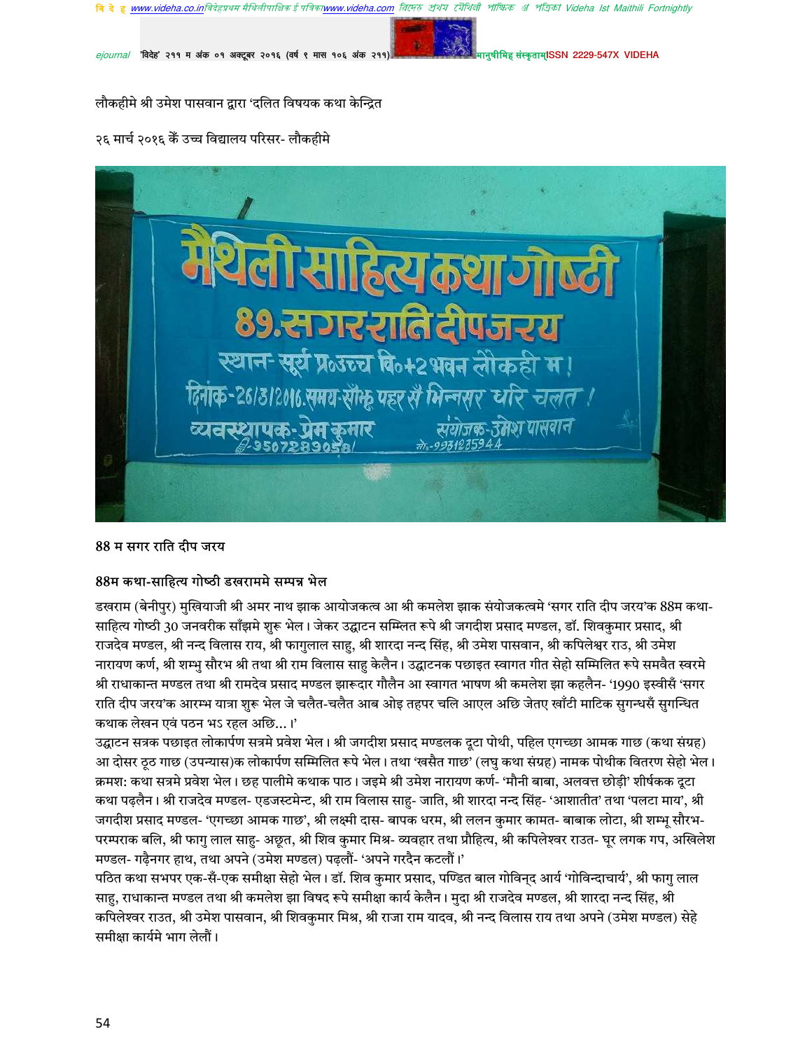लौकहीमे श्री उमेश पासवान द्वारा 'दलित विषयक कथा केन्द्रित

२६ मार्च २०१६ कें उच्च विद्यालय परिसर- लौकहीमे

88 म सगर राति दीप जरय

## 88म कथा-साहित्य गोष्ठी डखराममे सम्पन्न भेल

डखराम (बेनीपुर) मुखियाजी श्री अमर नाथ झाक आयोजकत्व आ श्री कमलेश झाक संयोजकत्वमे 'सगर राति दीप जरय'क 88म कथा-साहित्य गोष्ठी 30 जनवरीक साँझमे शुरू भेल। जेकर उद्घाटन सम्मिलत रूपे श्री जगदीश प्रसाद मण्डल, डॉ. शिवकुमार प्रसाद, श्री राजदेव मण्डल, श्री नन्द विलास राय, श्री फागुलाल साहु, श्री शारदा नन्द सिंह, श्री उमेश पासवान, श्री कपिलेश्वर राउ, श्री उमेश नारायण कर्ण, श्री शम्भु सौरभ श्री तथा श्री राम विलास साहु केलैन। उद्घाटनक पछाइत स्वागत गीत सेहो सम्मिलित रूपे समवैत स्वरमे श्री राधाकान्त मण्डल तथा श्री रामदेव प्रसाद मण्डल झारूदार गौलैन आ स्वागत भाषण श्री कमलेश झा कहलैन- '1990 इस्वीसँ 'सगर राति दीप जरय'क आरम्भ यात्रा शुरू भेल जे चलैत-चलैत आब ओइ तहपर चलि आएल अछि जेतए खाँटी माटिक सुगन्धसँ सुगन्धित कथाक लेखन एवं पठन भऽ रहल अछि...।'

उद्घाटन सत्रक पछाइत लोकार्पण सत्रमे प्रवेश भेल। श्री जगदीश प्रसाद मण्डलक दूटा पोथी, पहिल एगच्छा आमक गाछ (कथा संग्रह) आ दोसर ठूठ गाछ (उपन्यास)क लोकार्पण सम्मिलित रूपे भेल। तथा 'खसैत गाछ' (लघु कथा संग्रह) नामक पोथीक वितरण सेहो भेल। क्रमश: कथा सत्रमे प्रवेश भेल। छह पालीमे कथाक पाठ। जइमे श्री उमेश नारायण कर्ण- 'मौनी बाबा, अलवत्त छोड़ी' शीर्षकक दूटा कथा पढ़लैन। श्री राजदेव मण्डल- एडजस्टमेन्ट, श्री राम विलास साहु- जाति, श्री शारदा नन्द सिंह- 'आशातीत' तथा 'पलटा माय', श्री जगदीश प्रसाद मण्डल- 'एगच्छा आमक गाछ', श्री लक्ष्मी दास- बापक धरम, श्री ललन कुमार कामत- बाबाक लोटा, श्री शम्भू सौरभ- परम्पराक बलि, श्री फागु लाल साहु- अछूत, श्री शिव कुमार मिश्र- व्यवहार तथा प्रौहित्य, श्री कपिलेश्वर राउत- घूर लगक गप, अखिलेश मण्डल- गढ़ैनगर हाथ, तथा अपने (उमेश मण्डल) पढ़लौं- 'अपने गरदैन कटलौं।'

पठित कथा सभपर एक-सँ-एक समीक्षा सेहो भेल। डॉ. शिव कुमार प्रसाद, पण्डित बाल गोविन्द आर्य 'गोविन्दाचार्य', श्री फागु लाल साहु, राधाकान्त मण्डल तथा श्री कमलेश झा विषद रूपे समीक्षा कार्य केलैन। मुदा श्री राजदेव मण्डल, श्री शारदा नन्द सिंह, श्री कपिलेश्वर राउत, श्री उमेश पासवान, श्री शिवकुमार मिश्र, श्री राजा राम यादव, श्री नन्द विलास राय तथा अपने (उमेश मण्डल) सेहे समीक्षा कार्यमे भाग लेलौं।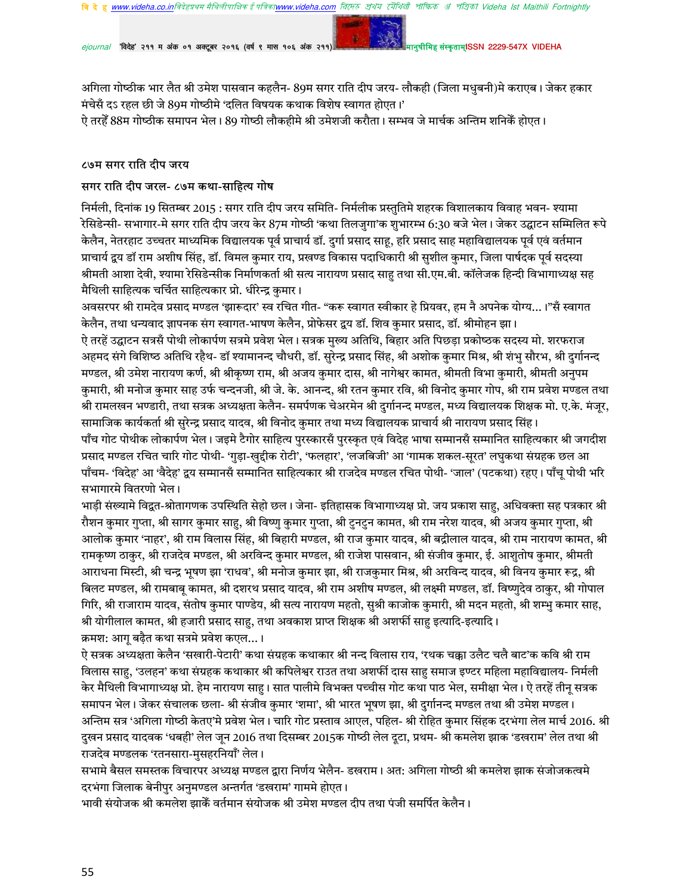अगिला गोष्ठीक भार लैत श्री उमेश पासवान कहलैन- 89म सगर राति दीप जरय- लौकही (जिला मधुबनी)मे कराएब। जेकर हकार मंचेसँ दऽ रहल छी जे 89म गोष्ठीमे 'दलित विषयक कथाक विशेष स्वागत होएत।'

ऐ तरहेँ 88म गोष्ठीक समापन भेल। 89 गोष्ठी लौकहीमे श्री उमेशजी करौता। सम्भव जे मार्चक अन्तिम शनिकेँ होएत।

## ८७म सगर राति दीप जरय

### सगर राति दीप जरल- ८७म कथा-साहित्य गोष

निर्मली, दिनांक 19 सितम्बर 2015 : सगर राति दीप जरय समिति- निर्मलीक प्रस्तुतिमे शहरक विशालकाय विवाह भवन- श्यामा रेसिडेन्सी- सभागार-मे सगर राति दीप जरय केर 87म गोष्ठी 'कथा तिलजुगा'क शुभारम्भ 6:30 बजे भेल। जेकर उद्घाटन सम्मिलित रूपे केलैन, नेतरहाट उच्चतर माध्यमिक विद्यालयक पूर्व प्राचार्य डॉ. दुर्गा प्रसाद साहू, हरि प्रसाद साह महाविद्यालयक पूर्व एवं वर्तमान प्राचार्य द्वय डॉ राम अशीष सिंह, डॉ. विमल कुमार राय, प्रखण्ड विकास पदाधिकारी श्री सुशील कुमार, जिला पार्षदक पूर्व सदस्या श्रीमती आशा देवी, श्यामा रेसिडेन्सीक निर्माणकर्ता श्री सत्य नारायण प्रसाद साहु तथा सी.एम.बी. कॉलेजक हिन्दी विभागाध्यक्ष सह मैथिली साहित्यक चर्चित साहित्यकार प्रो. धीरेन्द्र कुमार।

अवसरपर श्री रामदेव प्रसाद मण्डल 'झारूदार' स्व रचित गीत- "करू स्वागत स्वीकार हे प्रियवर, हम नै अपनेक योग्य...।"सँ स्वागत केलैन, तथा धन्यवाद ज्ञापनक संग स्वागत-भाषण केलैन, प्रोफेसर द्वय डॉ. शिव कुमार प्रसाद, डॉ. श्रीमोहन झा।

ऐ तरहेँ उद्घाटन सत्रसँ पोथी लोकार्पण सत्रमे प्रवेश भेल। सत्रक मुख्य अतिथि, बिहार अति पिछड़ा प्रकोष्ठक सदस्य मो. शरफराज अहमद संगे विशिष्ठ अतिथि रहैथ- डॉ श्यामानन्द चौधरी, डॉ. सुरेन्द्र प्रसाद सिंह, श्री अशोक कुमार मिश्र, श्री शंभु सौरभ, श्री दुर्गानन्द मण्डल, श्री उमेश नारायण कर्ण, श्री श्रीकृष्ण राम, श्री अजय कुमार दास, श्री नागेश्वर कामत, श्रीमती विभा कुमारी, श्रीमती अनुपम कुमारी, श्री मनोज कुमार साह उर्फ चन्दनजी, श्री जे. के. आनन्द, श्री रतन कुमार रवि, श्री विनोद कुमार गोप, श्री राम प्रवेश मण्डल तथा श्री रामलखन भण्डारी, तथा सत्रक अध्यक्षता केलैन- समर्पणक चेअरमेन श्री दुर्गानन्द मण्डल, मध्य विद्यालयक शिक्षक मो. ए.के. मंजूर, सामाजिक कार्यकर्ता श्री सुरेन्द्र प्रसाद यादव, श्री विनोद कुमार तथा मध्य विद्यालयक प्राचार्य श्री नारायण प्रसाद सिंह।

पाँच गोट पोथीक लोकार्पण भेल। जइमे टैगोर साहित्य पुरस्कारसँ पुरस्कृत एवं विदेह भाषा सम्मानसँ सम्मानित साहित्यकार श्री जगदीश प्रसाद मण्डल रचित चारि गोट पोथी- 'गुड़ा-खुद्दीक रोटी', 'फलहार', 'लजबिजी' आ 'गामक शकल-सूरत' लघुकथा संग्रहक छल आ पाँचम- 'विदेह' आ 'वैदेह' द्वय सम्मानसँ सम्मानित साहित्यकार श्री राजदेव मण्डल रचित पोथी- 'जाल' (पटकथा) रहए। पाँचू पोथी भरि सभागारमे वितरणो भेल।

भाड़ी संख्यामे विद्वत-श्रोतागणक उपस्थिति सेहो छल। जेना- इतिहासक विभागाध्यक्ष प्रो. जय प्रकाश साहु, अधिवक्ता सह पत्रकार श्री रौशन कुमार गुप्ता, श्री सागर कुमार साहु, श्री विष्णु कुमार गुप्ता, श्री टुनटुन कामत, श्री राम नरेश यादव, श्री अजय कुमार गुप्ता, श्री आलोक कुमार 'नाहर', श्री राम विलास सिंह, श्री बिहारी मण्डल, श्री राज कुमार यादव, श्री बद्रीलाल यादव, श्री राम नारायण कामत, श्री रामकृष्ण ठाकुर, श्री राजदेव मण्डल, श्री अरविन्द कुमार मण्डल, श्री राजेश पासवान, श्री संजीव कुमार, ई. आशुतोष कुमार, श्रीमती आराधना मिस्टी, श्री चन्द्र भूषण झा 'राधव', श्री मनोज कुमार झा, श्री राजकुमार मिश्र, श्री अरविन्द यादव, श्री विनय कुमार रूद्र, श्री बिलट मण्डल, श्री रामबाबू कामत, श्री दशरथ प्रसाद यादव, श्री राम अशीष मण्डल, श्री लक्ष्मी मण्डल, डॉ. विष्णुदेव ठाकुर, श्री गोपाल गिरि, श्री राजाराम यादव, संतोष कुमार पाण्डेय, श्री सत्य नारायण महतो, सुश्री काजोक कुमारी, श्री मदन महतो, श्री शम्भु कमार साह, श्री योगीलाल कामत, श्री हजारी प्रसाद साहु, तथा अवकाश प्राप्त शिक्षक श्री अशर्फी साहु इत्यादि-इत्यादि।

क्रमश: आगू बढ़ैत कथा सत्रमे प्रवेश कएल...।

ऐ सत्रक अध्यक्षता केलैन 'सखारी-पेटारी' कथा संग्रहक कथाकार श्री नन्द विलास राय, 'रथक चक्का उलैट चलै बाट'क कवि श्री राम विलास साहु, 'उलहन' कथा संग्रहक कथाकार श्री कपिलेश्वर राउत तथा अशर्फी दास साहु समाज इण्टर महिला महाविद्यालय- निर्मली केर मैथिली विभागाध्यक्ष प्रो. हेम नारायण साहु। सात पालीमे विभक्त पच्चीस गोट कथा पाठ भेल, समीक्षा भेल। ऐ तरहें तीनू सत्रक समापन भेल। जेकर संचालक छला- श्री संजीव कुमार 'शमा', श्री भारत भूषण झा, श्री दुर्गानन्द मण्डल तथा श्री उमेश मण्डल।

अन्तिम सत्र 'अगिला गोष्ठी केतए'मे प्रवेश भेल। चारि गोट प्रस्ताव आएल, पहिल- श्री रोहित कुमार सिंहक दरभंगा लेल मार्च 2016. श्री दुखन प्रसाद यादवक 'धबही' लेल जून 2016 तथा दिसम्बर 2015क गोष्ठी लेल दूटा, प्रथम- श्री कमलेश झाक 'डखराम' लेल तथा श्री राजदेव मण्डलक 'रतनसारा-मुसहरनियाँ' लेल।

सभामे बैसल समस्तक विचारपर अध्यक्ष मण्डल द्वारा निर्णय भेलैन- डखराम। अत: अगिला गोष्ठी श्री कमलेश झाक संजोजकत्वमे दरभंगा जिलाक बेनीपुर अनुमण्डल अन्तर्गत 'डखराम' गाममे होएत।

भावी संयोजक श्री कमलेश झाकेँ वर्तमान संयोजक श्री उमेश मण्डल दीप तथा पंजी समर्पित केलैन।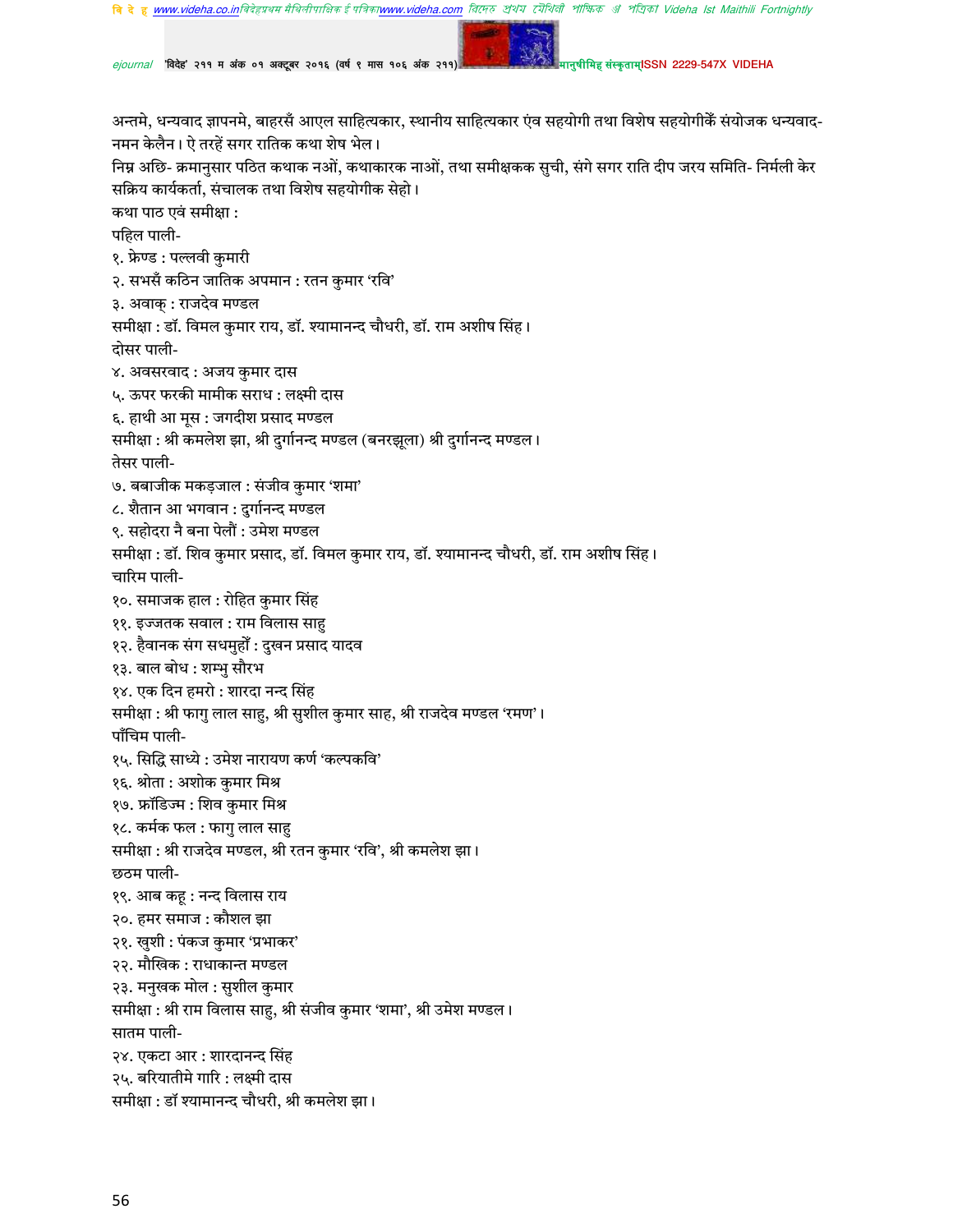अन्तमे, धन्यवाद ज्ञापनमे, बाहरसँ आएल साहित्यकार, स्थानीय साहित्यकार एंव सहयोगी तथा विशेष सहयोगीकेँ संयोजक धन्यवाद-नमन केलैन। ऐ तरहें सगर रातिक कथा शेष भेल।

निम्न अछि- क्रमानुसार पठित कथाक नओं, कथाकारक नाओं, तथा समीक्षकक सुची, संगे सगर राति दीप जरय समिति- निर्मली केर सक्रिय कार्यकर्ता, संचालक तथा विशेष सहयोगीक सेहो।

कथा पाठ एवं समीक्षा :

पहिल पाली-

१. फ्रेण्ड : पल्लवी कुमारी

२. सभसँ कठिन जातिक अपमान : रतन कुमार 'रवि'

३. अवाक् : राजदेव मण्डल

समीक्षा : डॉ. विमल कुमार राय, डॉ. श्यामानन्द चौधरी, डॉ. राम अशीष सिंह।

दोसर पाली-

४. अवसरवाद : अजय कुमार दास

५. ऊपर फरकी मामीक सराध : लक्ष्मी दास

६. हाथी आ मूस : जगदीश प्रसाद मण्डल

समीक्षा : श्री कमलेश झा, श्री दुर्गानन्द मण्डल (बनरझूला) श्री दुर्गानन्द मण्डल।

तेसर पाली-

७. बबाजीक मकड़जाल : संजीव कुमार 'शमा'

८. शैतान आ भगवान : दुर्गानन्द मण्डल

९. सहोदरा नै बना पेलौं : उमेश मण्डल

समीक्षा : डॉ. शिव कुमार प्रसाद, डॉ. विमल कुमार राय, डॉ. श्यामानन्द चौधरी, डॉ. राम अशीष सिंह।

चारिम पाली-

१०. समाजक हाल : रोहित कुमार सिंह

११. इज्जतक सवाल : राम विलास साहु

१२. हैवानक संग सधमुहौं : दुखन प्रसाद यादव

१३. बाल बोध : शम्भु सौरभ

१४. एक दिन हमरो : शारदा नन्द सिंह

समीक्षा : श्री फागु लाल साहु, श्री सुशील कुमार साह, श्री राजदेव मण्डल 'रमण'।

पाँचिम पाली-

१५. सिद्धि साध्ये : उमेश नारायण कर्ण 'कल्पकवि'

१६. श्रोता : अशोक कुमार मिश्र

१७. फ्रॉडिज्म : शिव कुमार मिश्र

१८. कर्मक फल : फागु लाल साहु

समीक्षा : श्री राजदेव मण्डल, श्री रतन कुमार 'रवि', श्री कमलेश झा।

छठम पाली-

१९. आब कहू : नन्द विलास राय

२०. हमर समाज : कौशल झा

२१. खुशी : पंकज कुमार 'प्रभाकर'

२२. मौखिक : राधाकान्त मण्डल

२३. मनुखक मोल : सुशील कुमार

समीक्षा : श्री राम विलास साहु, श्री संजीव कुमार 'शमा', श्री उमेश मण्डल।

सातम पाली-

२४. एकटा आर : शारदानन्द सिंह

२५. बरियातीमे गारि : लक्ष्मी दास

समीक्षा : डॉ श्यामानन्द चौधरी, श्री कमलेश झा।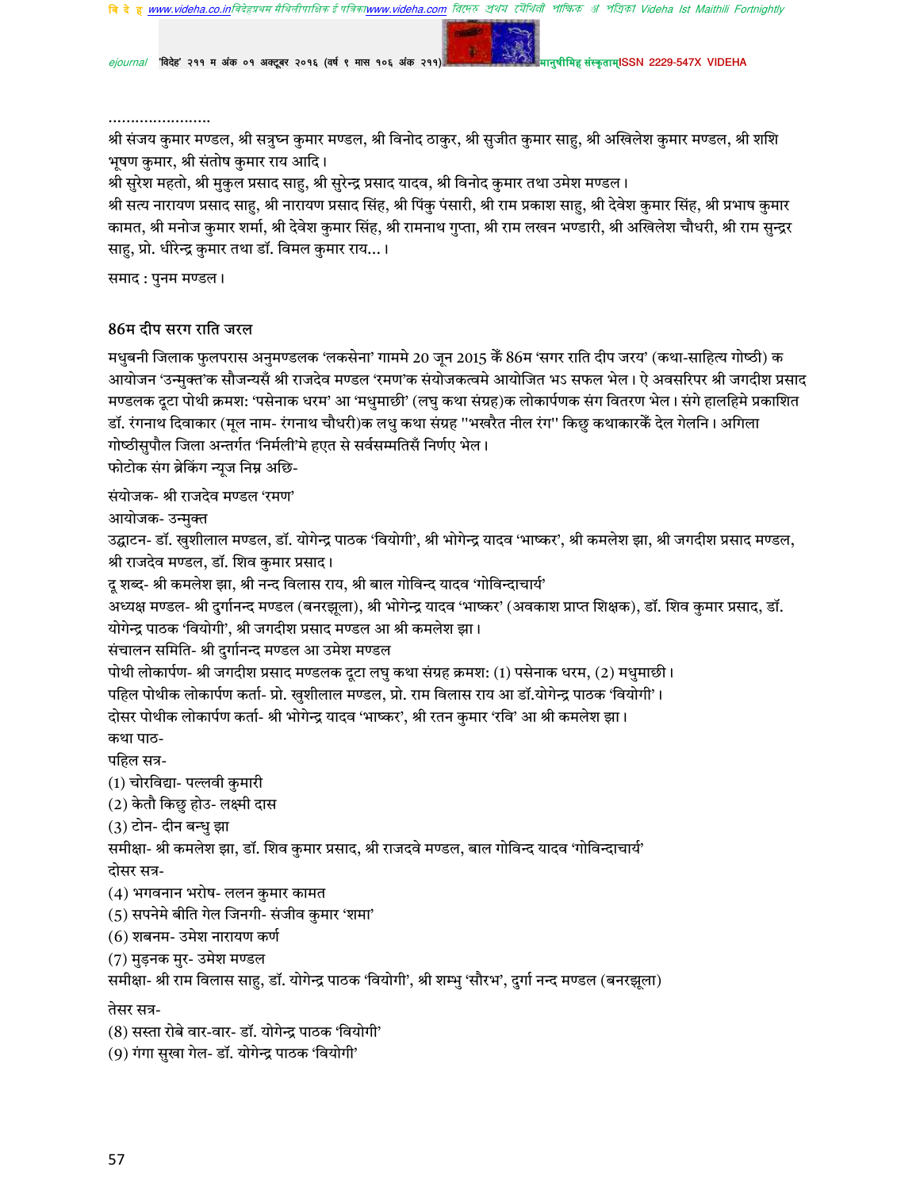.......................

श्री संजय कुमार मण्डल, श्री सत्रुघ्न कुमार मण्डल, श्री विनोद ठाकुर, श्री सुजीत कुमार साहु, श्री अखिलेश कुमार मण्डल, श्री शशि भूषण कुमार, श्री संतोष कुमार राय आदि।

श्री सुरेश महतो, श्री मुकुल प्रसाद साहु, श्री सुरेन्द्र प्रसाद यादव, श्री विनोद कुमार तथा उमेश मण्डल।

श्री सत्य नारायण प्रसाद साहु, श्री नारायण प्रसाद सिंह, श्री पिंकु पंसारी, श्री राम प्रकाश साहु, श्री देवेश कुमार सिंह, श्री प्रभाष कुमार कामत, श्री मनोज कुमार शर्मा, श्री देवेश कुमार सिंह, श्री रामनाथ गुप्ता, श्री राम लखन भण्डारी, श्री अखिलेश चौधरी, श्री राम सुन्द्रर साहु, प्रो. धीरेन्द्र कुमार तथा डॉ. विमल कुमार राय...।

समाद : पुनम मण्डल।

## 86म दीप सरग राति जरल

मधुबनी जिलाक फुलपरास अनुमण्डलक 'लकसेना' गाममे 20 जून 2015 केँ 86म 'सगर राति दीप जरय' (कथा-साहित्य गोष्ठी) क आयोजन 'उन्मुक्त'क सौजन्यसँ श्री राजदेव मण्डल 'रमण'क संयोजकत्वमे आयोजित भऽ सफल भेल। ऐ अवसरिपर श्री जगदीश प्रसाद मण्डलक दूटा पोथी क्रमश: 'पसेनाक धरम' आ 'मधुमाछी' (लघु कथा संग्रह)क लोकार्पणक संग वितरण भेल। संगे हालहिमे प्रकाशित डॉ. रंगनाथ दिवाकार (मूल नाम- रंगनाथ चौधरी)क लघु कथा संग्रह "भखरैत नील रंग" किछु कथाकारकेँ देल गेलनि। अगिला गोष्ठीसुपौल जिला अन्तर्गत 'निर्मली'मे हएत से सर्वसम्मतिसँ निर्णए भेल।

फोटोक संग ब्रेकिंग न्यूज निम्न अछि-

संयोजक- श्री राजदेव मण्डल 'रमण'

आयोजक- उन्मुक्त

उद्घाटन- डॉ. खुशीलाल मण्डल, डॉ. योगेन्द्र पाठक 'वियोगी', श्री भोगेन्द्र यादव 'भाष्कर', श्री कमलेश झा, श्री जगदीश प्रसाद मण्डल, श्री राजदेव मण्डल, डॉ. शिव कुमार प्रसाद।

दू शब्द- श्री कमलेश झा, श्री नन्द विलास राय, श्री बाल गोविन्द यादव 'गोविन्दाचार्य'

अध्यक्ष मण्डल- श्री दुर्गानन्द मण्डल (बनरझूला), श्री भोगेन्द्र यादव 'भाष्कर' (अवकाश प्राप्त शिक्षक), डॉ. शिव कुमार प्रसाद, डॉ. योगेन्द्र पाठक 'वियोगी', श्री जगदीश प्रसाद मण्डल आ श्री कमलेश झा।

संचालन समिति- श्री दुर्गानन्द मण्डल आ उमेश मण्डल

पोथी लोकार्पण- श्री जगदीश प्रसाद मण्डलक दूटा लघु कथा संग्रह क्रमश: (1) पसेनाक धरम, (2) मधुमाछी।

पहिल पोथीक लोकार्पण कर्ता- प्रो. खुशीलाल मण्डल, प्रो. राम विलास राय आ डॉ.योगेन्द्र पाठक 'वियोगी'।

दोसर पोथीक लोकार्पण कर्ता- श्री भोगेन्द्र यादव 'भाष्कर', श्री रतन कुमार 'रवि' आ श्री कमलेश झा।

कथा पाठ-

पहिल सत्र-

(1) चोरविद्या- पल्लवी कुमारी
(2) केतौ किछु होउ- लक्ष्मी दास
(3) टोन- दीन बन्धु झा

समीक्षा- श्री कमलेश झा, डॉ. शिव कुमार प्रसाद, श्री राजदवे मण्डल, बाल गोविन्द यादव 'गोविन्दाचार्य'

दोसर सत्र-

(4) भगवनान भरोष- ललन कुमार कामत
(5) सपनेमे बीति गेल जिनगी- संजीव कुमार 'शमा'
(6) शबनम- उमेश नारायण कर्ण
(7) मुड़नक मुर- उमेश मण्डल

समीक्षा- श्री राम विलास साहु, डॉ. योगेन्द्र पाठक 'वियोगी', श्री शम्भु 'सौरभ', दुर्गा नन्द मण्डल (बनरझूला)

तेसर सत्र-

(8) सस्ता रोबे वार-वार- डॉ. योगेन्द्र पाठक 'वियोगी'
(9) गंगा सुखा गेल- डॉ. योगेन्द्र पाठक 'वियोगी'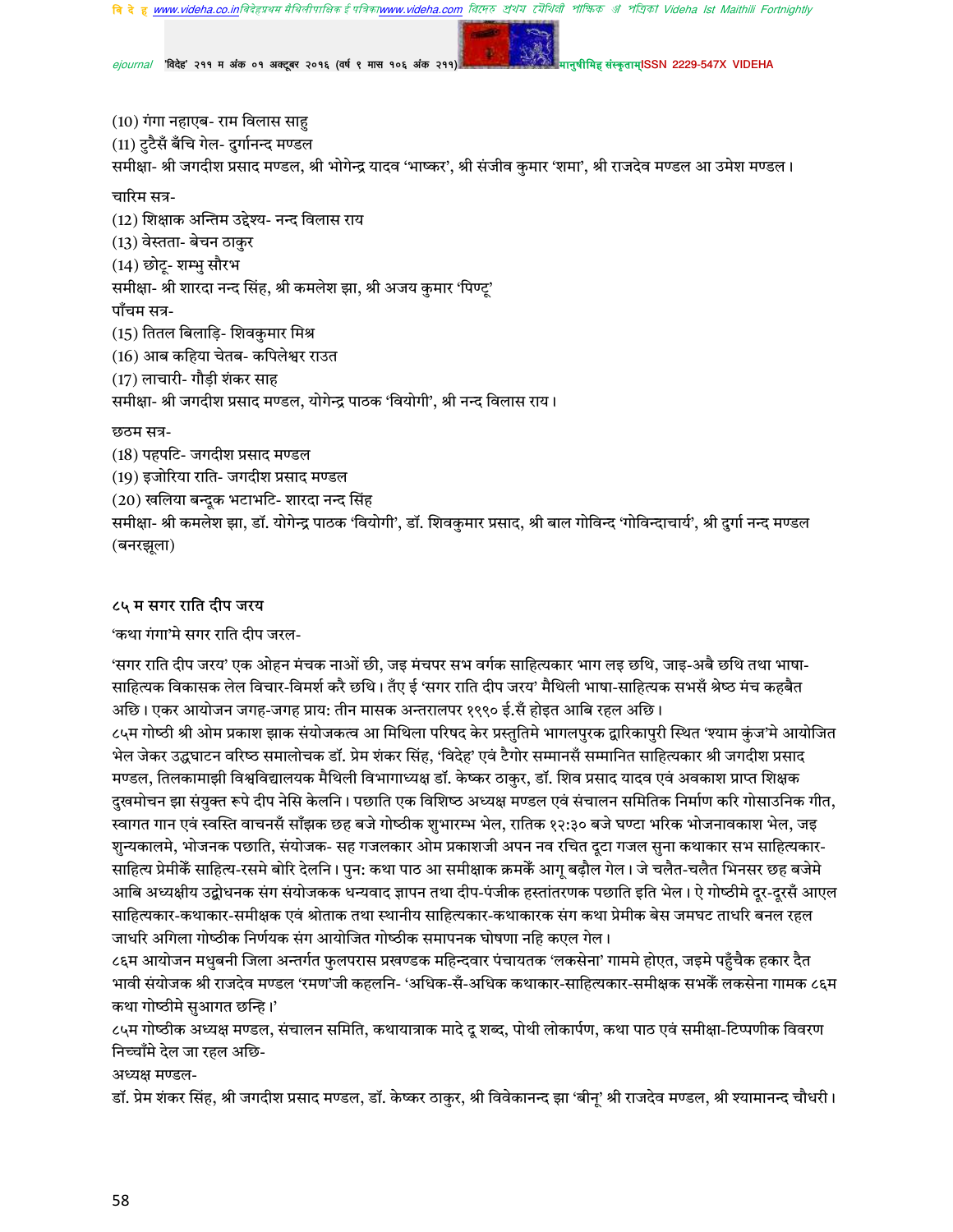(10) गंगा नहाएब- राम विलास साहु
(11) टुटैसँ बँचि गेल- दुर्गानन्द मण्डल
समीक्षा- श्री जगदीश प्रसाद मण्डल, श्री भोगेन्द्र यादव 'भाष्कर', श्री संजीव कुमार 'शमा', श्री राजदेव मण्डल आ उमेश मण्डल।

चारिम सत्र-
(12) शिक्षाक अन्तिम उद्देश्य- नन्द विलास राय
(13) वेस्तता- बेचन ठाकुर
(14) छोटू- शम्भु सौरभ
समीक्षा- श्री शारदा नन्द सिंह, श्री कमलेश झा, श्री अजय कुमार 'पिण्टू'
पाँचम सत्र-
(15) तितल बिलाड़ि- शिवकुमार मिश्र
(16) आब कहिया चेतब- कपिलेश्वर राउत
(17) लाचारी- गौड़ी शंकर साह
समीक्षा- श्री जगदीश प्रसाद मण्डल, योगेन्द्र पाठक 'वियोगी', श्री नन्द विलास राय।

छठम सत्र-
(18) पहपटि- जगदीश प्रसाद मण्डल
(19) इजोरिया राति- जगदीश प्रसाद मण्डल
(20) खलिया बन्दूक भटाभटि- शारदा नन्द सिंह
समीक्षा- श्री कमलेश झा, डॉ. योगेन्द्र पाठक 'वियोगी', डॉ. शिवकुमार प्रसाद, श्री बाल गोविन्द 'गोविन्दाचार्य', श्री दुर्गा नन्द मण्डल (बनरझूला)

## ८५ म सगर राति दीप जरय

'कथा गंगा'मे सगर राति दीप जरल-

'सगर राति दीप जरय' एक ओहन मंचक नाओं छी, जइ मंचपर सभ वर्गक साहित्यकार भाग लइ छथि, जाइ-अबै छथि तथा भाषा-साहित्यक विकासक लेल विचार-विमर्श करै छथि। तँए ई 'सगर राति दीप जरय' मैथिली भाषा-साहित्यक सभसँ श्रेष्ठ मंच कहबैत अछि। एकर आयोजन जगह-जगह प्राय: तीन मासक अन्तरालपर १९९० ई.सँ होइत आबि रहल अछि।
८५म गोष्ठी श्री ओम प्रकाश झाक संयोजकत्व आ मिथिला परिषद केर प्रस्तुतिमे भागलपुरक द्वारिकापुरी स्थित 'श्याम कुंज'मे आयोजित भेल जेकर उद्घाटन वरिष्ठ समालोचक डॉ. प्रेम शंकर सिंह, 'विदेह' एवं टैगोर सम्मानसँ सम्मानित साहित्यकार श्री जगदीश प्रसाद मण्डल, तिलकामाझी विश्वविद्यालयक मैथिली विभागाध्यक्ष डॉ. केष्कर ठाकुर, डॉ. शिव प्रसाद यादव एवं अवकाश प्राप्त शिक्षक दुखमोचन झा संयुक्त रूपे दीप नेसि केलनि। पछाति एक विशिष्ठ अध्यक्ष मण्डल एवं संचालन समितिक निर्माण करि गोसाउनिक गीत, स्वागत गान एवं स्वस्ति वाचनसँ साँझक छह बजे गोष्ठीक शुभारम्भ भेल, रातिक १२:३० बजे घण्टा भरिक भोजनावकाश भेल, जइ शुन्यकालमे, भोजनक पछाति, संयोजक- सह गजलकार ओम प्रकाशजी अपन नव रचित दूटा गजल सुना कथाकार सभ साहित्यकार-साहित्य प्रेमीकेँ साहित्य-रसमे बोरि देलनि। पुन: कथा पाठ आ समीक्षाक क्रमकेँ आगू बढ़ौल गेल। जे चलैत-चलैत भिनसर छह बजेमे आबि अध्यक्षीय उद्बोधनक संग संयोजकक धन्यवाद ज्ञापन तथा दीप-पंजीक हस्तांतरणक पछाति इति भेल। ऐ गोष्ठीमे दूर-दूरसँ आएल साहित्यकार-कथाकार-समीक्षक एवं श्रोताक तथा स्थानीय साहित्यकार-कथाकारक संग कथा प्रेमीक बेस जमघट ताधरि बनल रहल जाधरि अगिला गोष्ठीक निर्णयक संग आयोजित गोष्ठीक समापनक घोषणा नहि कएल गेल।
८६म आयोजन मधुबनी जिला अन्तर्गत फुलपरास प्रखण्डक महिन्दवार पंचायतक 'लकसेना' गाममे होएत, जइमे पहुँचैक हकार दैत भावी संयोजक श्री राजदेव मण्डल 'रमण'जी कहलनि- 'अधिक-सँ-अधिक कथाकार-साहित्यकार-समीक्षक सभकेँ लकसेना गामक ८६म कथा गोष्ठीमे सुआगत छन्हि।'
८५म गोष्ठीक अध्यक्ष मण्डल, संचालन समिति, कथायात्राक मादे दू शब्द, पोथी लोकार्पण, कथा पाठ एवं समीक्षा-टिप्पणीक विवरण निच्चाँमे देल जा रहल अछि-
अध्यक्ष मण्डल-
डॉ. प्रेम शंकर सिंह, श्री जगदीश प्रसाद मण्डल, डॉ. केष्कर ठाकुर, श्री विवेकानन्द झा 'बीनू' श्री राजदेव मण्डल, श्री श्यामानन्द चौधरी।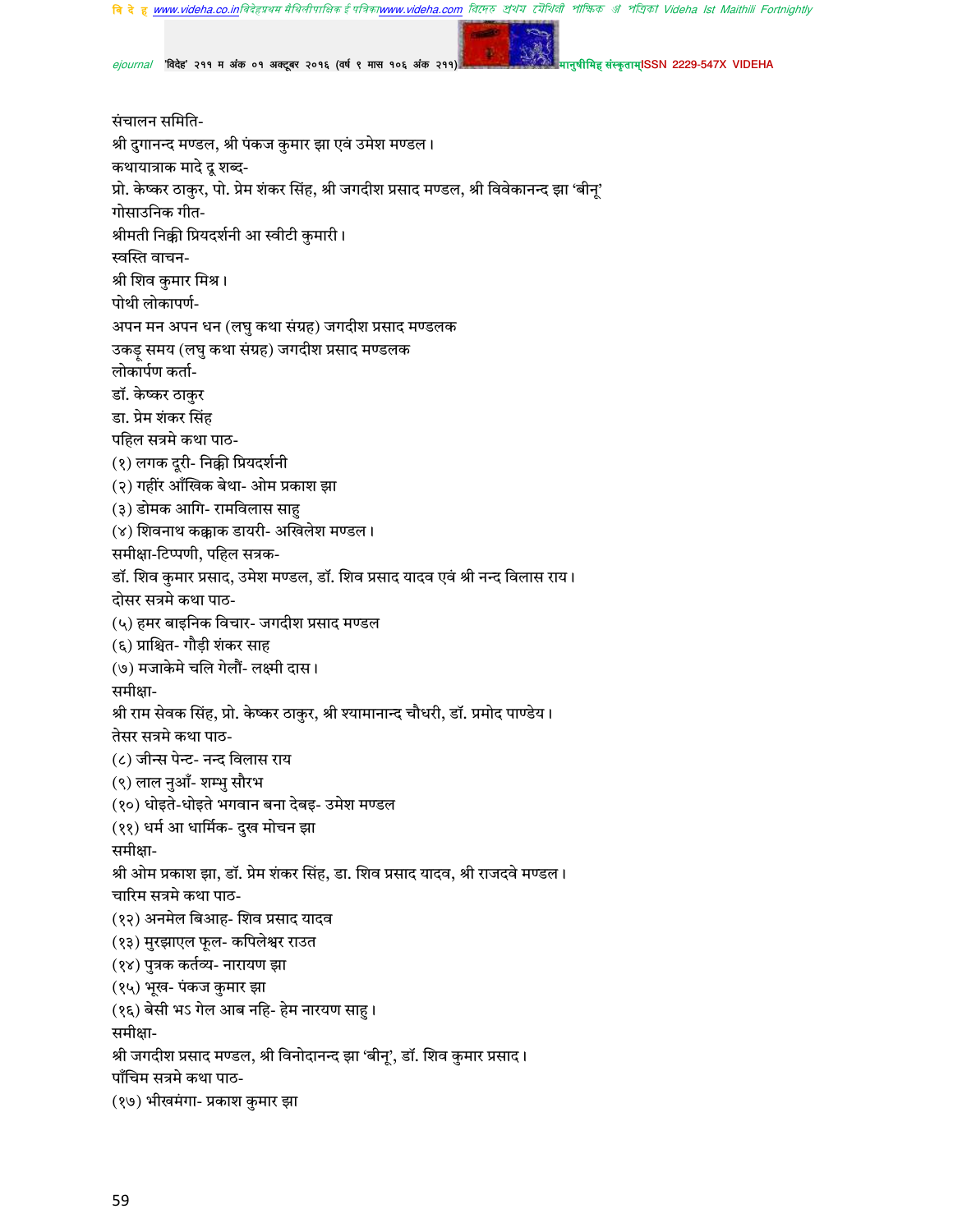संचालन समिति-

श्री दुगानन्द मण्डल, श्री पंकज कुमार झा एवं उमेश मण्डल।

कथायात्राक मादे दू शब्द-

प्रो. केष्कर ठाकुर, पो. प्रेम शंकर सिंह, श्री जगदीश प्रसाद मण्डल, श्री विवेकानन्द झा 'बीनू'

गोसाउनिक गीत-

श्रीमती निक्की प्रियदर्शनी आ स्वीटी कुमारी।

स्वस्ति वाचन-

श्री शिव कुमार मिश्र।

पोथी लोकापर्ण-

अपन मन अपन धन (लघु कथा संग्रह) जगदीश प्रसाद मण्डलक

उकडू समय (लघु कथा संग्रह) जगदीश प्रसाद मण्डलक

लोकार्पण कर्ता-

डॉ. केष्कर ठाकुर

डा. प्रेम शंकर सिंह

पहिल सत्रमे कथा पाठ-

(१) लगक दूरी- निक्की प्रियदर्शनी

(२) गहींर आँखिक बेथा- ओम प्रकाश झा

(३) डोमक आगि- रामविलास साहु

(४) शिवनाथ कक्काक डायरी- अखिलेश मण्डल।

समीक्षा-टिप्पणी, पहिल सत्रक-

डॉ. शिव कुमार प्रसाद, उमेश मण्डल, डॉ. शिव प्रसाद यादव एवं श्री नन्द विलास राय।

दोसर सत्रमे कथा पाठ-

(५) हमर बाइनिक विचार- जगदीश प्रसाद मण्डल

(६) प्राश्चित- गौड़ी शंकर साह

(७) मजाकेमे चलि गेलौं- लक्ष्मी दास।

समीक्षा-

श्री राम सेवक सिंह, प्रो. केष्कर ठाकुर, श्री श्यामानान्द चौधरी, डॉ. प्रमोद पाण्डेय।

तेसर सत्रमे कथा पाठ-

(८) जीन्स पेन्ट- नन्द विलास राय

(९) लाल नुआँ- शम्भु सौरभ

(१०) धोइते-धोइते भगवान बना देबइ- उमेश मण्डल

(११) धर्म आ धार्मिक- दुख मोचन झा

समीक्षा-

श्री ओम प्रकाश झा, डॉ. प्रेम शंकर सिंह, डा. शिव प्रसाद यादव, श्री राजदवे मण्डल।

चारिम सत्रमे कथा पाठ-

(१२) अनमेल बिआह- शिव प्रसाद यादव

(१३) मुरझाएल फूल- कपिलेश्वर राउत

(१४) पुत्रक कर्तव्य- नारायण झा

(१५) भूख- पंकज कुमार झा

(१६) बेसी भऽ गेल आब नहि- हेम नारयण साहु।

समीक्षा-

श्री जगदीश प्रसाद मण्डल, श्री विनोदानन्द झा 'बीनू', डॉ. शिव कुमार प्रसाद।

पाँचिम सत्रमे कथा पाठ-

(१७) भीखमंगा- प्रकाश कुमार झा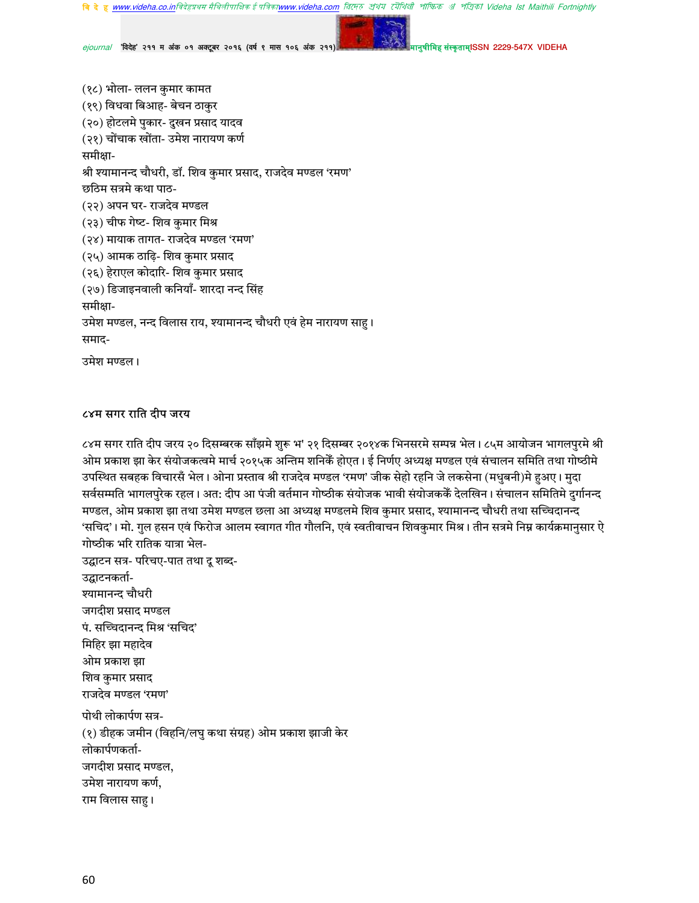(१८) भोला- ललन कुमार कामत
(१९) विधवा बिआह- बेचन ठाकुर
(२०) होटलमे पुकार- दुखन प्रसाद यादव
(२१) चोंचाक खोंता- उमेश नारायण कर्ण
समीक्षा-
श्री श्यामानन्द चौधरी, डॉ. शिव कुमार प्रसाद, राजदेव मण्डल 'रमण'
छठिम सत्रमे कथा पाठ-
(२२) अपन घर- राजदेव मण्डल
(२३) चीफ गेष्ट- शिव कुमार मिश्र
(२४) मायाक तागत- राजदेव मण्डल 'रमण'
(२५) आमक ठाढ़ि- शिव कुमार प्रसाद
(२६) हेराएल कोदारि- शिव कुमार प्रसाद
(२७) डिजाइनवाली कनियाँ- शारदा नन्द सिंह
समीक्षा-
उमेश मण्डल, नन्द विलास राय, श्यामानन्द चौधरी एवं हेम नारायण साहु।
समाद-
उमेश मण्डल।

### ८४म सगर राति दीप जरय

८४म सगर राति दीप जरय २० दिसम्बरक साँझमे शुरू भ' २१ दिसम्बर २०१४क भिनसरमे सम्पन्न भेल। ८५म आयोजन भागलपुरमे श्री ओम प्रकाश झा केर संयोजकत्वमे मार्च २०१५क अन्तिम शनिकेँ होएत। ई निर्णए अध्यक्ष मण्डल एवं संचालन समिति तथा गोष्ठीमे उपस्थित सबहक विचारसँ भेल। ओना प्रस्ताव श्री राजदेव मण्डल 'रमण' जीक सेहो रहनि जे लकसेना (मधुबनी)मे हुअए। मुदा सर्वसम्मति भागलपुरेक रहल। अत: दीप आ पंजी वर्तमान गोष्ठीक संयोजक भावी संयोजककेँ देलखिन। संचालन समितिमे दुर्गानन्द मण्डल, ओम प्रकाश झा तथा उमेश मण्डल छला आ अध्यक्ष मण्डलमे शिव कुमार प्रसाद, श्यामानन्द चौधरी तथा सच्चिदानन्द 'सचिद'। मो. गुल हसन एवं फिरोज आलम स्वागत गीत गौलनि, एवं स्वतीवाचन शिवकुमार मिश्र। तीन सत्रमे निम्न कार्यक्रमानुसार ऐ गोष्ठीक भरि रातिक यात्रा भेल-
उद्घाटन सत्र- परिचए-पात तथा दू शब्द-
उद्घाटनकर्ता-
श्यामानन्द चौधरी
जगदीश प्रसाद मण्डल
पं. सच्चिदानन्द मिश्र 'सचिद'
मिहिर झा महादेव
ओम प्रकाश झा
शिव कुमार प्रसाद
राजदेव मण्डल 'रमण'
पोथी लोकार्पण सत्र-
(१) डीहक जमीन (विहनि/लघु कथा संग्रह) ओम प्रकाश झाजी केर
लोकार्पणकर्ता-
जगदीश प्रसाद मण्डल,
उमेश नारायण कर्ण,
राम विलास साहु।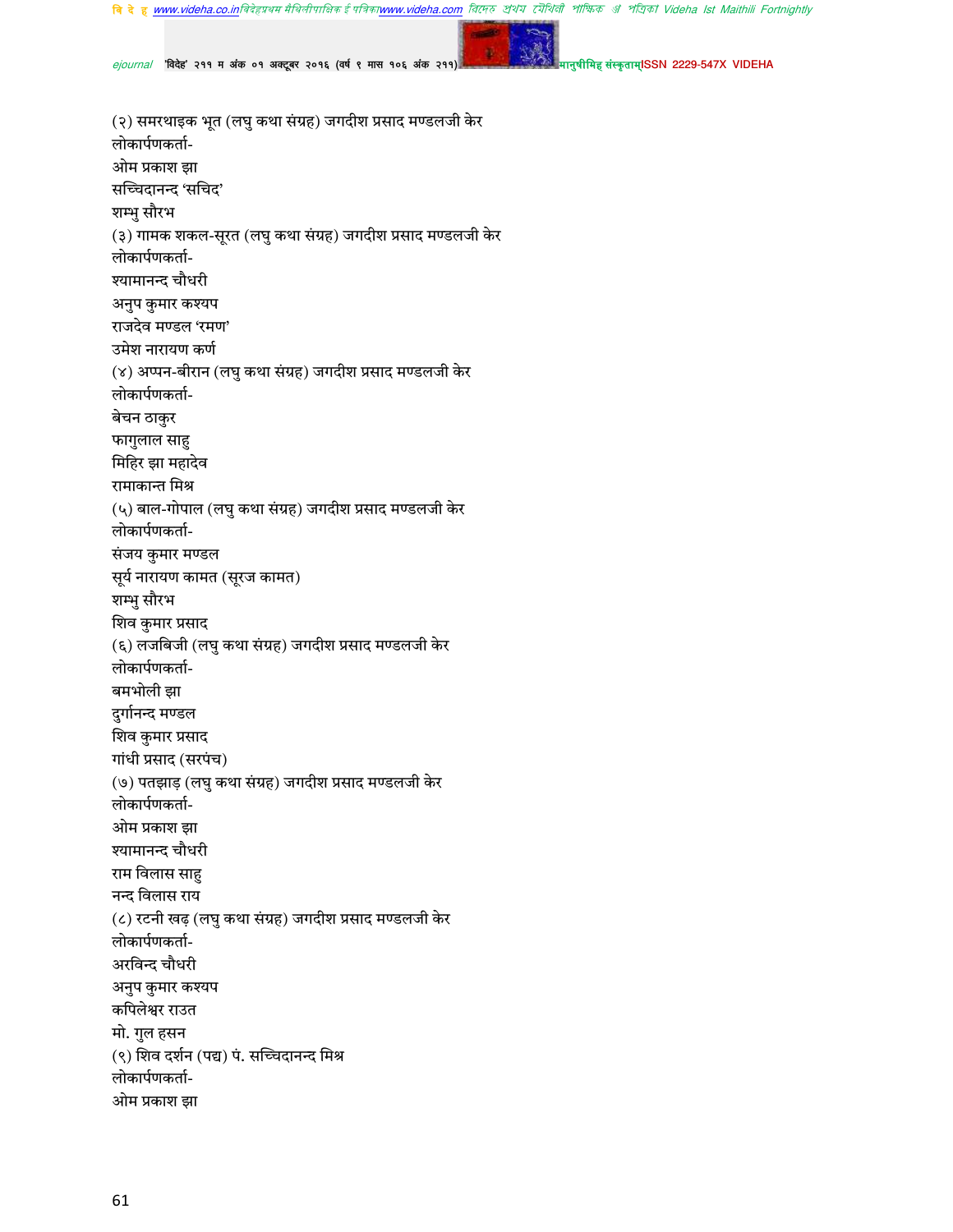(२) समरथाइक भूत (लघु कथा संग्रह) जगदीश प्रसाद मण्डलजी केर

लोकार्पणकर्ता-

ओम प्रकाश झा

सच्चिदानन्द ‘सचिद’

शम्भु सौरभ

(३) गामक शकल-सूरत (लघु कथा संग्रह) जगदीश प्रसाद मण्डलजी केर

लोकार्पणकर्ता-

श्यामानन्द चौधरी

अनुप कुमार कश्यप

राजदेव मण्डल ‘रमण’

उमेश नारायण कर्ण

(४) अप्पन-बीरान (लघु कथा संग्रह) जगदीश प्रसाद मण्डलजी केर

लोकार्पणकर्ता-

बेचन ठाकुर

फागुलाल साहु

मिहिर झा महादेव

रामाकान्त मिश्र

(५) बाल-गोपाल (लघु कथा संग्रह) जगदीश प्रसाद मण्डलजी केर

लोकार्पणकर्ता-

संजय कुमार मण्डल

सूर्य नारायण कामत (सूरज कामत)

शम्भु सौरभ

शिव कुमार प्रसाद

(६) लजबिजी (लघु कथा संग्रह) जगदीश प्रसाद मण्डलजी केर

लोकार्पणकर्ता-

बमभोली झा

दुर्गानन्द मण्डल

शिव कुमार प्रसाद

गांधी प्रसाद (सरपंच)

(७) पतझाड़ (लघु कथा संग्रह) जगदीश प्रसाद मण्डलजी केर

लोकार्पणकर्ता-

ओम प्रकाश झा

श्यामानन्द चौधरी

राम विलास साहु

नन्द विलास राय

(८) रटनी खढ़ (लघु कथा संग्रह) जगदीश प्रसाद मण्डलजी केर

लोकार्पणकर्ता-

अरविन्द चौधरी

अनुप कुमार कश्यप

कपिलेश्वर राउत

मो. गुल हसन

(९) शिव दर्शन (पद्य) पं. सच्चिदानन्द मिश्र

लोकार्पणकर्ता-

ओम प्रकाश झा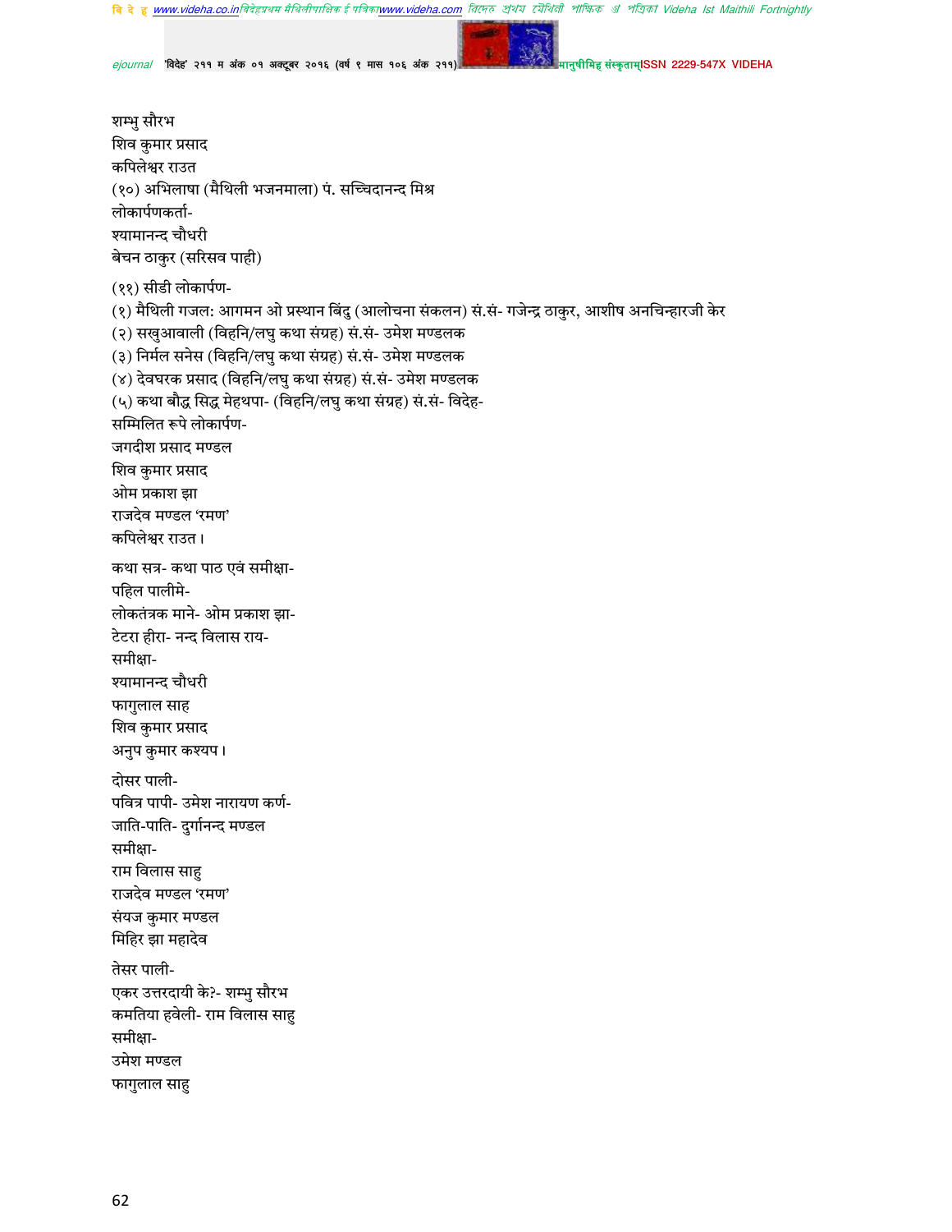शम्भु सौरभ
शिव कुमार प्रसाद
कपिलेश्वर राउत
(१०) अभिलाषा (मैथिली भजनमाला) पं. सच्चिदानन्द मिश्र
लोकार्पणकर्ता-
श्यामानन्द चौधरी
बेचन ठाकुर (सरिसव पाही)

(११) सीडी लोकार्पण-
(१) मैथिली गजल: आगमन ओ प्रस्थान बिंदु (आलोचना संकलन) सं.सं- गजेन्द्र ठाकुर, आशीष अनचिन्हारजी केर
(२) सखुआवाली (विहनि/लघु कथा संग्रह) सं.सं- उमेश मण्डलक
(३) निर्मल सनेस (विहनि/लघु कथा संग्रह) सं.सं- उमेश मण्डलक
(४) देवघरक प्रसाद (विहनि/लघु कथा संग्रह) सं.सं- उमेश मण्डलक
(५) कथा बौद्ध सिद्ध मेहथपा- (विहनि/लघु कथा संग्रह) सं.सं- विदेह-
सम्मिलित रूपे लोकार्पण-
जगदीश प्रसाद मण्डल
शिव कुमार प्रसाद
ओम प्रकाश झा
राजदेव मण्डल 'रमण'
कपिलेश्वर राउत।

कथा सत्र- कथा पाठ एवं समीक्षा-
पहिल पालीमे-
लोकतंत्रक माने- ओम प्रकाश झा-
टेटरा हीरा- नन्द विलास राय-
समीक्षा-
श्यामानन्द चौधरी
फागुलाल साह
शिव कुमार प्रसाद
अनुप कुमार कश्यप।

दोसर पाली-
पवित्र पापी- उमेश नारायण कर्ण-
जाति-पाति- दुर्गानन्द मण्डल
समीक्षा-
राम विलास साहु
राजदेव मण्डल 'रमण'
संयज कुमार मण्डल
मिहिर झा महादेव

तेसर पाली-
एकर उत्तरदायी के?- शम्भु सौरभ
कमतिया हवेली- राम विलास साहु
समीक्षा-
उमेश मण्डल
फागुलाल साहु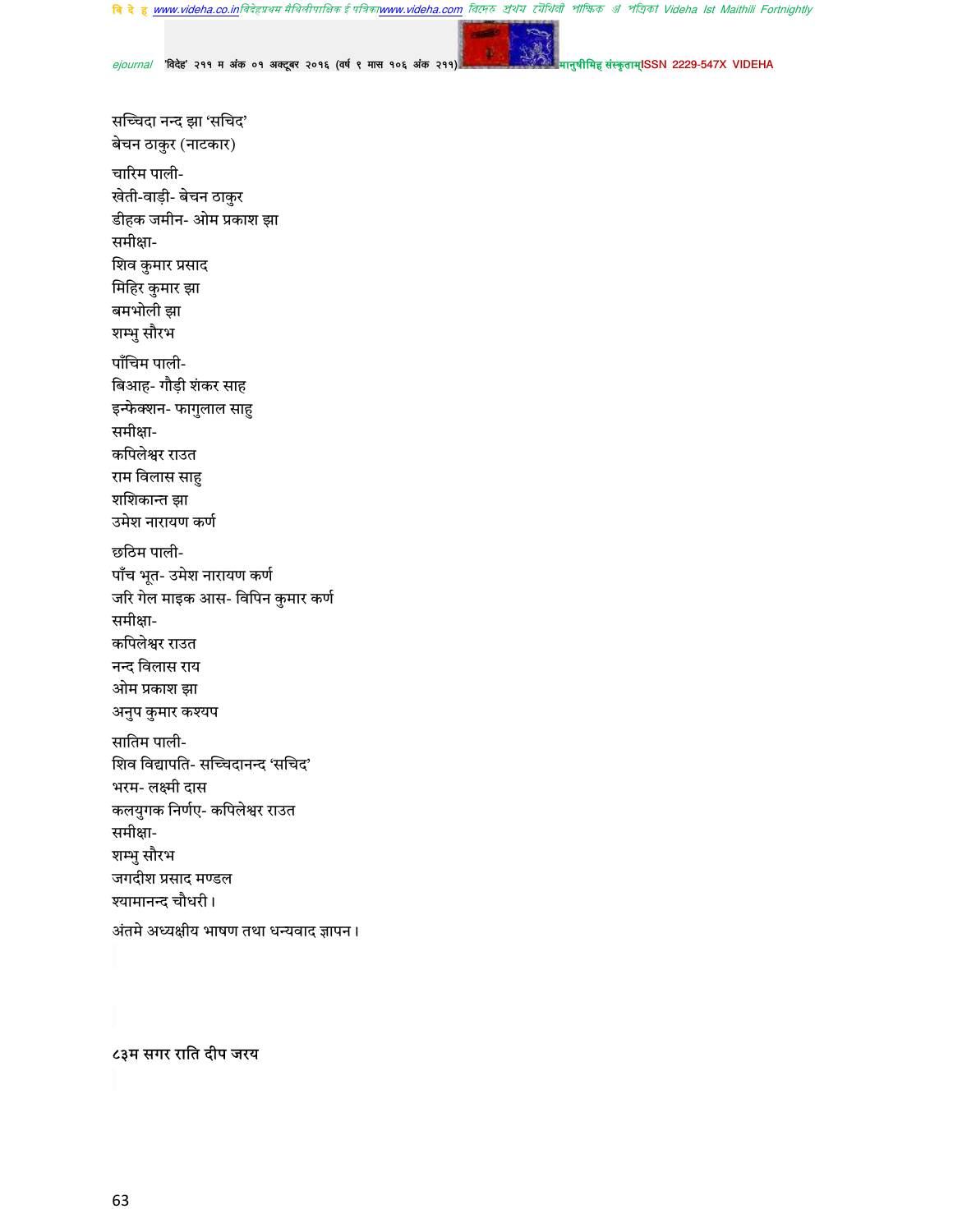सच्चिदा नन्द झा 'सचिद'
बेचन ठाकुर (नाटकार)

चारिम पाली-
खेती-वाड़ी- बेचन ठाकुर
डीहक जमीन- ओम प्रकाश झा
समीक्षा-
शिव कुमार प्रसाद
मिहिर कुमार झा
बमभोली झा
शम्भु सौरभ

पाँचिम पाली-
बिआह- गौड़ी शंकर साह
इन्फेक्शन- फागुलाल साहु
समीक्षा-
कपिलेश्वर राउत
राम विलास साहु
शशिकान्त झा
उमेश नारायण कर्ण

छठिम पाली-
पाँच भूत- उमेश नारायण कर्ण
जरि गेल माइक आस- विपिन कुमार कर्ण
समीक्षा-
कपिलेश्वर राउत
नन्द विलास राय
ओम प्रकाश झा
अनुप कुमार कश्यप

सातिम पाली-
शिव विद्यापति- सच्चिदानन्द 'सचिद'
भरम- लक्ष्मी दास
कलयुगक निर्णए- कपिलेश्वर राउत
समीक्षा-
शम्भु सौरभ
जगदीश प्रसाद मण्डल
श्यामानन्द चौधरी।

अंतमे अध्यक्षीय भाषण तथा धन्यवाद ज्ञापन।

## ८३म सगर राति दीप जरय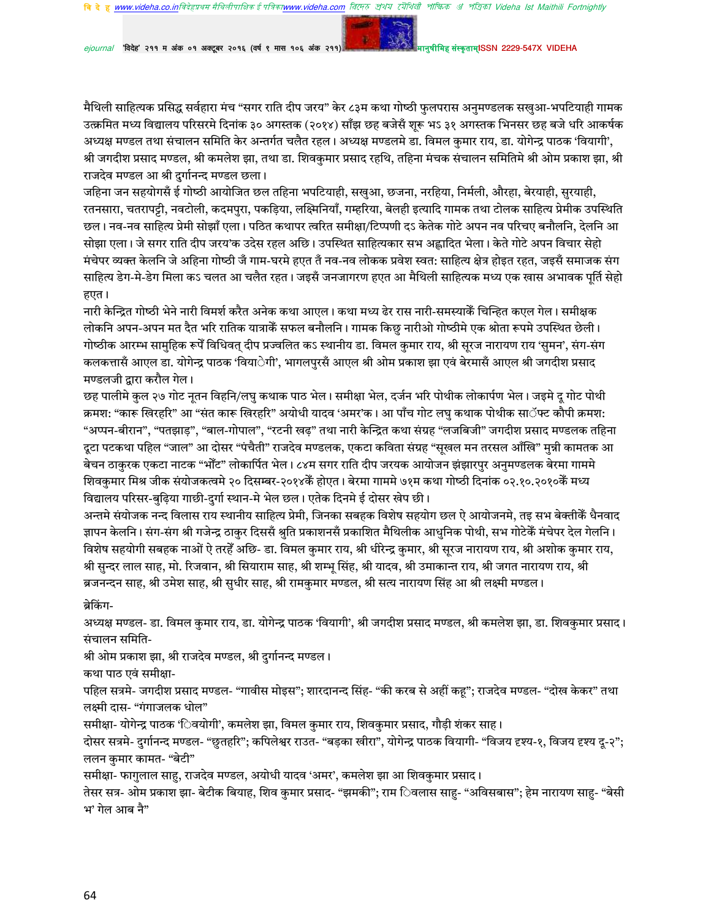मैथिली साहित्यक प्रसिद्ध सर्वहारा मंच "सगर राति दीप जरय" केर ८३म कथा गोष्ठी फुलपरास अनुमण्डलक सखुआ-भपटियाही गामक उत्क्रमित मध्य विद्यालय परिसरमे दिनांक ३० अगस्तक (२०१४) साँझ छह बजेसँ शूरू भऽ ३१ अगस्तक भिनसर छह बजे धरि आकर्षक अध्यक्ष मण्डल तथा संचालन समिति केर अन्तर्गत चलैत रहल। अध्यक्ष मण्डलमे डा. विमल कुमार राय, डा. योगेन्द्र पाठक 'वियागी', श्री जगदीश प्रसाद मण्डल, श्री कमलेश झा, तथा डा. शिवकुमार प्रसाद रहथि, तहिना मंचक संचालन समितिमे श्री ओम प्रकाश झा, श्री राजदेव मण्डल आ श्री दुर्गानन्द मण्डल छला।

जहिना जन सहयोगसँ ई गोष्ठी आयोजित छल तहिना भपटियाही, सखुआ, छजना, नरहिया, निर्मली, औरहा, बेरयाही, सुरयाही, रतनसारा, चतरापट्टी, नवटोली, कदमपुरा, पकड़िया, लक्ष्मिनियाँ, गम्हरिया, बेलही इत्यादि गामक तथा टोलक साहित्य प्रेमीक उपस्थिति छल। नव-नव साहित्य प्रेमी सोझाँ एला। पठित कथापर त्वरित समीक्षा/टिप्पणी दऽ केतेक गोटे अपन नव परिचए बनौलनि, देलनि आ सोझा एला। जे सगर राति दीप जरय'क उदेस रहल अछि। उपस्थित साहित्यकार सभ अह्लादित भेला। केते गोटे अपन विचार सेहो मंचेपर व्यक्त केलनि जे अहिना गोष्ठी जँ गाम-घरमे हएत तँ नव-नव लोकक प्रवेश स्वत: साहित्य क्षेत्र होइत रहत, जइसँ समाजक संग साहित्य डेग-मे-डेग मिला कऽ चलत आ चलैत रहत। जइसँ जनजागरण हएत आ मैथिली साहित्यक मध्य एक खास अभावक पूर्ति सेहो हएत।

नारी केन्द्रित गोष्ठी भेने नारी विमर्श करैत अनेक कथा आएल। कथा मध्य ढेर रास नारी-समस्याकेँ चिन्हित कएल गेल। समीक्षक लोकनि अपन-अपन मत दैत भरि रातिक यात्राकेँ सफल बनौलनि। गामक किछु नारीओ गोष्ठीमे एक श्रोता रूपमे उपस्थित छेली। गोष्ठीक आरम्भ सामुहिक रूपेँ विधिवत् दीप प्रज्वलित कऽ स्थानीय डा. विमल कुमार राय, श्री सूरज नारायण राय 'सुमन', संग-संग कलकत्तासँ आएल डा. योगेन्द्र पाठक 'वियाेगी', भागलपुरसँ आएल श्री ओम प्रकाश झा एवं बेरमासँ आएल श्री जगदीश प्रसाद मण्डलजी द्वारा करौल गेल।

छह पालीमे कुल २७ गोट नूतन विहनि/लघु कथाक पाठ भेल। समीक्षा भेल, दर्जन भरि पोथीक लोकार्पण भेल। जइमे दू गोट पोथी क्रमश: "कारू खिरहरि" आ "संत कारू खिरहरि" अयोधी यादव 'अमर'क। आ पाँच गोट लघु कथाक पोथीक साॅफ्ट कौपी क्रमश: "अप्पन-बीरान", "पतझाड़", "बाल-गोपाल", "रटनी खढ़" तथा नारी केन्द्रित कथा संग्रह "लजबिजी" जगदीश प्रसाद मण्डलक तहिना दूटा पटकथा पहिल "जाल" आ दोसर "पंचैती" राजदेव मण्डलक, एकटा कविता संग्रह "सूखल मन तरसल आँखि" मुन्नी कामतक आ बेचन ठाकुरक एकटा नाटक "भौंट" लोकार्पित भेल। ८४म सगर राति दीप जरयक आयोजन झंझारपुर अनुमण्डलक बेरमा गाममे शिवकुमार मिश्र जीक संयोजकत्वमे २० दिसम्बर-२०१४केँ होएत। बेरमा गाममे ७१म कथा गोष्ठी दिनांक ०२.१०.२०१०केँ मध्य विद्यालय परिसर-बुढ़िया गाछी-दुर्गा स्थान-मे भेल छल। एतेक दिनमे ई दोसर खेप छी।

अन्तमे संयोजक नन्द विलास राय स्थानीय साहित्य प्रेमी, जिनका सबहक विशेष सहयोग छल ऐ आयोजनमे, तइ सभ बेक्तीकेँ धैनवाद ज्ञापन केलनि। संग-संग श्री गजेन्द्र ठाकुर दिससँ श्रुति प्रकाशनसँ प्रकाशित मैथिलीक आधुनिक पोथी, सभ गोटेकेँ मंचेपर देल गेलनि। विशेष सहयोगी सबहक नाओं ऐ तरहेँ अछि- डा. विमल कुमार राय, श्री धीरेन्द्र कुमार, श्री सूरज नारायण राय, श्री अशोक कुमार राय, श्री सुन्दर लाल साह, मो. रिजवान, श्री सियाराम साह, श्री शम्भू सिंह, श्री यादव, श्री उमाकान्त राय, श्री जगत नारायण राय, श्री ब्रजनन्दन साह, श्री उमेश साह, श्री सुधीर साह, श्री रामकुमार मण्डल, श्री सत्य नारायण सिंह आ श्री लक्ष्मी मण्डल।

ब्रेकिंग-

अध्यक्ष मण्डल- डा. विमल कुमार राय, डा. योगेन्द्र पाठक 'वियागी', श्री जगदीश प्रसाद मण्डल, श्री कमलेश झा, डा. शिवकुमार प्रसाद।

संचालन समिति-

श्री ओम प्रकाश झा, श्री राजदेव मण्डल, श्री दुर्गानन्द मण्डल।

कथा पाठ एवं समीक्षा-

पहिल सत्रमे- जगदीश प्रसाद मण्डल- "गावीस मोइस"; शारदानन्द सिंह- "की करब से अहीं कहू"; राजदेव मण्डल- "दोख केकर" तथा लक्ष्मी दास- "गंगाजलक धोल"

समीक्षा- योगेन्द्र पाठक 'िवयोगी', कमलेश झा, विमल कुमार राय, शिवकुमार प्रसाद, गौड़ी शंकर साह।

दोसर सत्रमे- दुर्गानन्द मण्डल- "छुतहरि"; कपिलेश्वर राउत- "बड़का खीरा", योगेन्द्र पाठक वियागी- "विजय दृश्य-१, विजय दृश्य दू-२"; ललन कुमार कामत- "बेटी"

समीक्षा- फागुलाल साहु, राजदेव मण्डल, अयोधी यादव 'अमर', कमलेश झा आ शिवकुमार प्रसाद।

तेसर सत्र- ओम प्रकाश झा- बेटीक बियाह, शिव कुमार प्रसाद- "झमकी"; राम िवलास साहु- "अविसबास"; हेम नारायण साहु- "बेसी भ' गेल आब नै"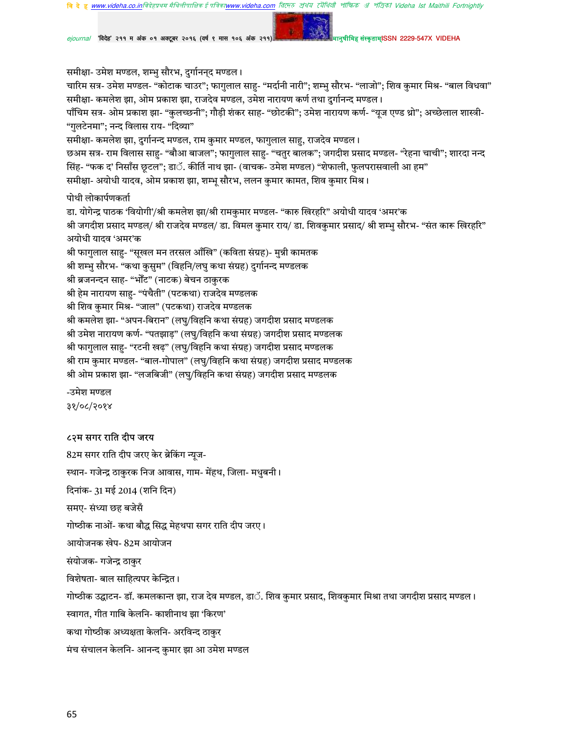समीक्षा- उमेश मण्डल, शम्भु सौरभ, दुर्गानन्द मण्डल।

चारिम सत्र- उमेश मण्डल- "कोटाक चाउर"; फागुलाल साहु- "मर्दानी नारी"; शम्भु सौरभ- "लाजो"; शिव कुमार मिश्र- "बाल विधवा"

समीक्षा- कमलेश झा, ओम प्रकाश झा, राजदेव मण्डल, उमेश नारायण कर्ण तथा दुर्गानन्द मण्डल।

पाँचिम सत्र- ओम प्रकाश झा- "कुलच्छनी"; गौड़ी शंकर साह- "छोटकी"; उमेश नारायण कर्ण- "यूज एण्ड थ्रो"; अच्छेलाल शास्त्री- "गुलटेनमा"; नन्द विलास राय- "दिव्या"

समीक्षा- कमलेश झा, दुर्गानन्द मण्डल, राम कुमार मण्डल, फागुलाल साहु, राजदेव मण्डल।

छअम सत्र- राम विलास साहु- "बौआ बाजल"; फागुलाल साहु- "चतुर बालक"; जगदीश प्रसाद मण्डल- "रेहना चाची"; शारदा नन्द सिंह- "फक द' निसाँस छूटल"; डाॅ. कीर्ति नाथ झा- (वाचक- उमेश मण्डल) "शेफाली, फुलपरासवाली आ हम"

समीक्षा- अयोधी यादव, ओम प्रकाश झा, शम्भू सौरभ, ललन कुमार कामत, शिव कुमार मिश्र।

पोथी लोकार्पणकर्ता

डा. योगेन्द्र पाठक 'वियोगी'/श्री कमलेश झा/श्री रामकुमार मण्डल- "कारु खिरहरि" अयोधी यादव 'अमर'क

श्री जगदीश प्रसाद मण्डल/ श्री राजदेव मण्डल/ डा. विमल कुमार राय/ डा. शिवकुमार प्रसाद/ श्री शम्भु सौरभ- "संत कारू खिरहरि" अयोधी यादव 'अमर'क

श्री फागुलाल साहु- "सूखल मन तरसल आँखि" (कविता संग्रह)- मुन्नी कामतक

श्री शम्भु सौरभ- "कथा कुसुम" (विहनि/लघु कथा संग्रह) दुर्गानन्द मण्डलक

श्री ब्रजनन्दन साह- "भोंट" (नाटक) बेचन ठाकुरक

श्री हेम नारायण साहु- "पंचैती" (पटकथा) राजदेव मण्डलक

श्री शिव कुमार मिश्र- "जाल" (पटकथा) राजदेव मण्डलक

श्री कमलेश झा- "अपन-बिरान" (लघु/विहनि कथा संग्रह) जगदीश प्रसाद मण्डलक

श्री उमेश नारायण कर्ण- "पतझाड़" (लघु/विहनि कथा संग्रह) जगदीश प्रसाद मण्डलक

श्री फागुलाल साहु- "रटनी खढ़" (लघु/विहनि कथा संग्रह) जगदीश प्रसाद मण्डलक

श्री राम कुमार मण्डल- "बाल-गोपाल" (लघु/विहनि कथा संग्रह) जगदीश प्रसाद मण्डलक

श्री ओम प्रकाश झा- "लजबिजी" (लघु/विहनि कथा संग्रह) जगदीश प्रसाद मण्डलक

-उमेश मण्डल

३१/०८/२०१४

## ८२म सगर राति दीप जरय

82म सगर राति दीप जरए केर ब्रेकिंग न्यूज-

स्थान- गजेन्द्र ठाकुरक निज आवास, गाम- मेंहथ, जिला- मधुबनी।

दिनांक- 31 मई 2014 (शनि दिन)

समए- संध्या छह बजेसँ

गोष्ठीक नाओं- कथा बौद्ध सिद्ध मेहथपा सगर राति दीप जरए।

आयोजनक खेप- 82म आयोजन

संयोजक- गजेन्द्र ठाकुर

विशेषता- बाल साहित्यपर केन्द्रित।

गोष्ठीक उद्घाटन- डॉ. कमलकान्त झा, राज देव मण्डल, डाॅ. शिव कुमार प्रसाद, शिवकुमार मिश्रा तथा जगदीश प्रसाद मण्डल।

स्वागत, गीत गाबि केलनि- काशीनाथ झा 'किरण'

कथा गोष्ठीक अध्यक्षता केलनि- अरविन्द ठाकुर

मंच संचालन केलनि- आनन्द कुमार झा आ उमेश मण्डल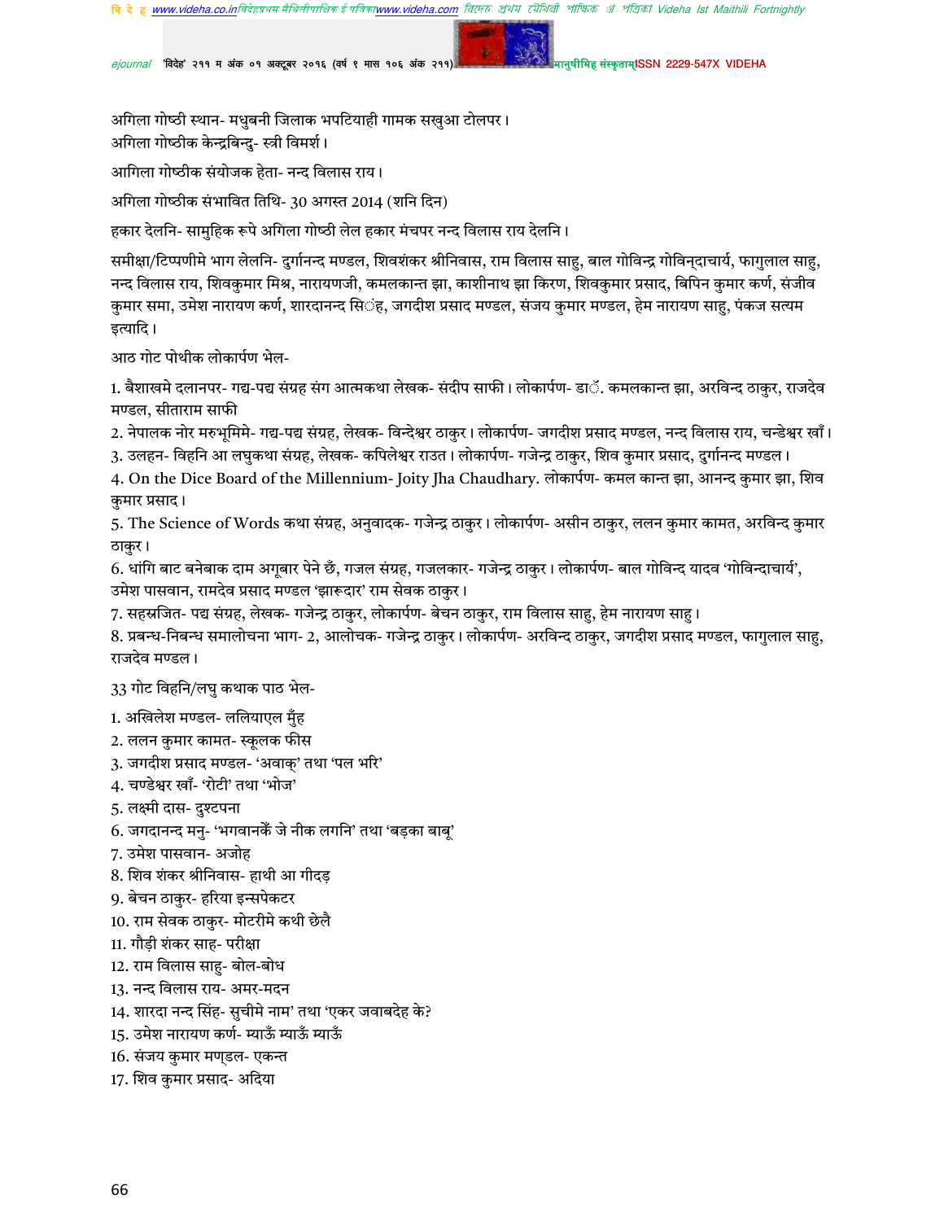अगिला गोष्ठी स्थान- मधुबनी जिलाक भपटियाही गामक सखुआ टोलपर।

अगिला गोष्ठीक केन्द्रबिन्दु- स्त्री विमर्श।

आगिला गोष्ठीक संयोजक हेता- नन्द विलास राय।

अगिला गोष्ठीक संभावित तिथि- 30 अगस्त 2014 (शनि दिन)

हकार देलनि- सामुहिक रूपे अगिला गोष्ठी लेल हकार मंचपर नन्द विलास राय देलनि।

समीक्षा/टिप्पणीमे भाग लेलनि- दुर्गानन्द मण्डल, शिवशंकर श्रीनिवास, राम विलास साहु, बाल गोविन्द्र गोविन्दाचार्य, फागुलाल साहु, नन्द विलास राय, शिवकुमार मिश्र, नारायणजी, कमलकान्त झा, काशीनाथ झा किरण, शिवकुमार प्रसाद, बिपिन कुमार कर्ण, संजीव कुमार समा, उमेश नारायण कर्ण, शारदानन्द सिंह, जगदीश प्रसाद मण्डल, संजय कुमार मण्डल, हेम नारायण साहु, पंकज सत्यम इत्यादि।

आठ गोट पोथीक लोकार्पण भेल-

1. बैशाखमे दलानपर- गद्य-पद्य संग्रह संग आत्मकथा लेखक- संदीप साफी। लोकार्पण- डाॅ. कमलकान्त झा, अरविन्द ठाकुर, राजदेव मण्डल, सीताराम साफी
2. नेपालक नोर मरुभूमिमे- गद्य-पद्य संग्रह, लेखक- विन्देश्वर ठाकुर। लोकार्पण- जगदीश प्रसाद मण्डल, नन्द विलास राय, चन्डेश्वर खाँ।
3. उलहन- विहनि आ लघुकथा संग्रह, लेखक- कपिलेश्वर राउत। लोकार्पण- गजेन्द्र ठाकुर, शिव कुमार प्रसाद, दुर्गानन्द मण्डल।
4. On the Dice Board of the Millennium- Joity Jha Chaudhary. लोकार्पण- कमल कान्त झा, आनन्द कुमार झा, शिव कुमार प्रसाद।
5. The Science of Words कथा संग्रह, अनुवादक- गजेन्द्र ठाकुर। लोकार्पण- असीन ठाकुर, ललन कुमार कामत, अरविन्द कुमार ठाकुर।
6. धांगि बाट बनेबाक दाम अगूबार पेने छँ, गजल संग्रह, गजलकार- गजेन्द्र ठाकुर। लोकार्पण- बाल गोविन्द यादव 'गोविन्दाचार्य', उमेश पासवान, रामदेव प्रसाद मण्डल 'झारूदार' राम सेवक ठाकुर।
7. सहस्रजित- पद्य संग्रह, लेखक- गजेन्द्र ठाकुर, लोकार्पण- बेचन ठाकुर, राम विलास साहु, हेम नारायण साहु।
8. प्रबन्ध-निबन्ध समालोचना भाग- 2, आलोचक- गजेन्द्र ठाकुर। लोकार्पण- अरविन्द ठाकुर, जगदीश प्रसाद मण्डल, फागुलाल साहु, राजदेव मण्डल।

33 गोट विहनि/लघु कथाक पाठ भेल-

1. अखिलेश मण्डल- ललियाएल मुँह
2. ललन कुमार कामत- स्कूलक फीस
3. जगदीश प्रसाद मण्डल- 'अवाक्' तथा 'पल भरि'
4. चण्डेश्वर खाँ- 'रोटी' तथा 'भोज'
5. लक्ष्मी दास- दुश्टपना
6. जगदानन्द मनु- 'भगवानकेँ जे नीक लगनि' तथा 'बड़का बाबू'
7. उमेश पासवान- अजोह
8. शिव शंकर श्रीनिवास- हाथी आ गीदड़
9. बेचन ठाकुर- हरिया इन्सपेकटर
10. राम सेवक ठाकुर- मोटरीमे कथी छेलै
11. गौड़ी शंकर साह- परीक्षा
12. राम विलास साहु- बोल-बोध
13. नन्द विलास राय- अमर-मदन
14. शारदा नन्द सिंह- सुचीमे नाम' तथा 'एकर जवाबदेह के?
15. उमेश नारायण कर्ण- म्याऊँ म्याऊँ म्याऊँ
16. संजय कुमार मण्डल- एकन्त
17. शिव कुमार प्रसाद- अदिया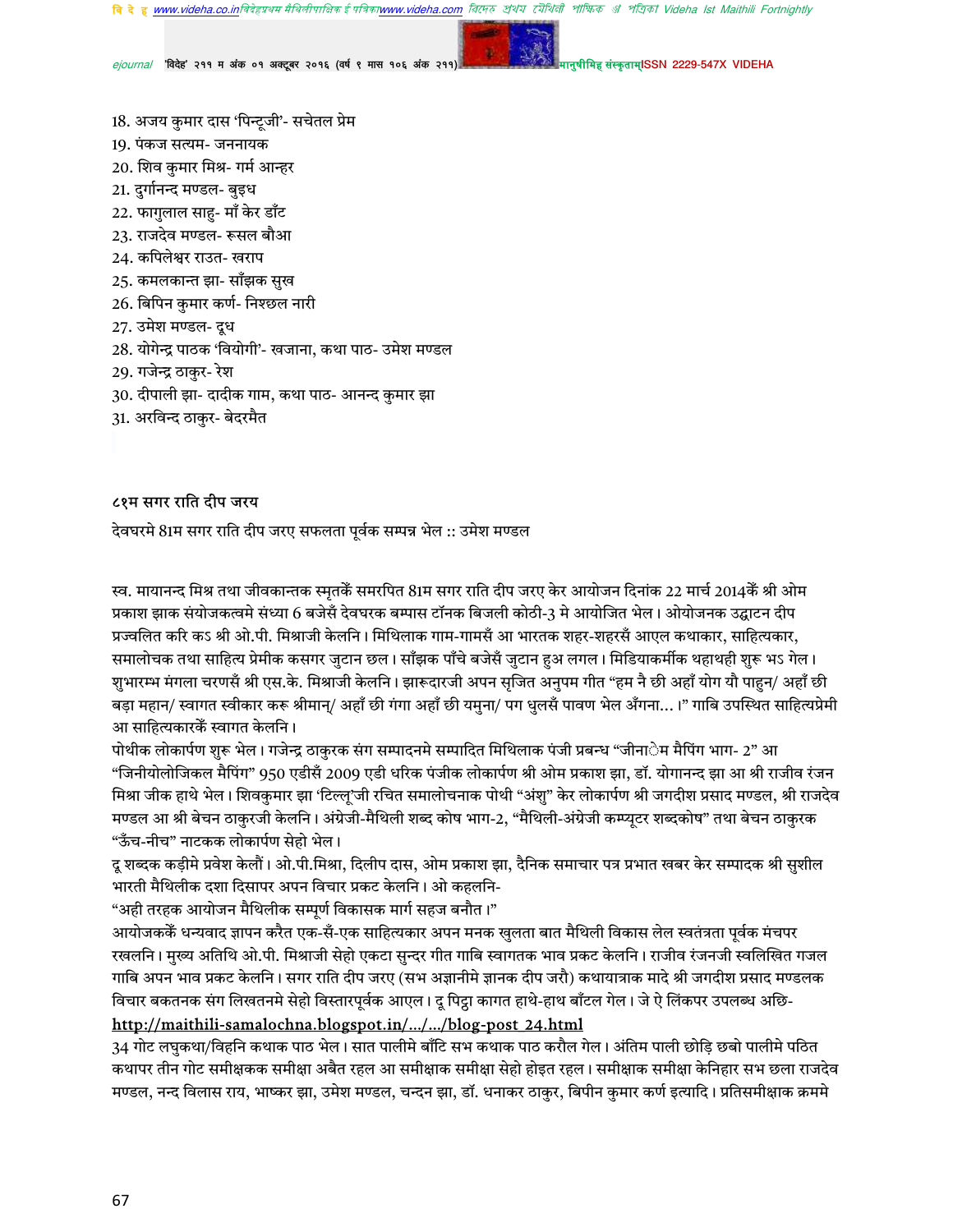18. अजय कुमार दास 'पिन्टूजी'- सचेतल प्रेम
19. पंकज सत्यम- जननायक
20. शिव कुमार मिश्र- गर्म आन्हर
21. दुर्गानन्द मण्डल- बुइध
22. फागुलाल साहु- माँ केर डाँट
23. राजदेव मण्डल- रूसल बौआ
24. कपिलेश्वर राउत- खराप
25. कमलकान्त झा- साँझक सुख
26. बिपिन कुमार कर्ण- निश्छल नारी
27. उमेश मण्डल- दूध
28. योगेन्द्र पाठक 'वियोगी'- खजाना, कथा पाठ- उमेश मण्डल
29. गजेन्द्र ठाकुर- रेश
30. दीपाली झा- दादीक गाम, कथा पाठ- आनन्द कुमार झा
31. अरविन्द ठाकुर- बेदरमैत

## ८१म सगर राति दीप जरय

देवघरमे 81म सगर राति दीप जरए सफलता पूर्वक सम्पन्न भेल :: उमेश मण्डल

स्व. मायानन्द मिश्र तथा जीवकान्तक स्मृतकेँ समरपित 81म सगर राति दीप जरए केर आयोजन दिनांक 22 मार्च 2014केँ श्री ओम प्रकाश झाक संयोजकत्वमे संध्या 6 बजेसँ देवघरक बम्पास टॉनक बिजली कोठी-3 मे आयोजित भेल। ओयोजनक उद्घाटन दीप प्रज्वलित करि कऽ श्री ओ.पी. मिश्राजी केलनि। मिथिलाक गाम-गामसँ आ भारतक शहर-शहरसँ आएल कथाकार, साहित्यकार, समालोचक तथा साहित्य प्रेमीक कसगर जुटान छल। साँझक पाँचे बजेसँ जुटान हुअ लगल। मिडियाकर्मीक थहाथही शुरू भऽ गेल। शुभारम्भ मंगला चरणसँ श्री एस.के. मिश्राजी केलनि। झारूदारजी अपन सृजित अनुपम गीत "हम नै छी अहाँ योग यौ पाहुन/ अहाँ छी बड़ा महान/ स्वागत स्वीकार करू श्रीमान्/ अहाँ छी गंगा अहाँ छी यमुना/ पग धुलसँ पावण भेल अँगना... ।" गाबि उपस्थित साहित्यप्रेमी आ साहित्यकारकेँ स्वागत केलनि।
पोथीक लोकार्पण शुरू भेल। गजेन्द्र ठाकुरक संग सम्पादनमे सम्पादित मिथिलाक पंजी प्रबन्ध "जीनाेम मैपिंग भाग- 2" आ "जिनीयोलोजिकल मैपिंग" 950 एडीसँ 2009 एडी धरिक पंजीक लोकार्पण श्री ओम प्रकाश झा, डॉ. योगानन्द झा आ श्री राजीव रंजन मिश्रा जीक हाथे भेल। शिवकुमार झा 'टिल्लू'जी रचित समालोचनाक पोथी "अंशु" केर लोकार्पण श्री जगदीश प्रसाद मण्डल, श्री राजदेव मण्डल आ श्री बेचन ठाकुरजी केलनि। अंग्रेजी-मैथिली शब्द कोष भाग-2, "मैथिली-अंग्रेजी कम्प्यूटर शब्दकोष" तथा बेचन ठाकुरक "ऊँच-नीच" नाटकक लोकार्पण सेहो भेल।
दू शब्दक कड़ीमे प्रवेश केलौं। ओ.पी.मिश्रा, दिलीप दास, ओम प्रकाश झा, दैनिक समाचार पत्र प्रभात खबर केर सम्पादक श्री सुशील भारती मैथिलीक दशा दिसापर अपन विचार प्रकट केलनि। ओ कहलनि-
"अही तरहक आयोजन मैथिलीक सम्पूर्ण विकासक मार्ग सहज बनौत।"
आयोजककेँ धन्यवाद ज्ञापन करैत एक-सँ-एक साहित्यकार अपन मनक खुलता बात मैथिली विकास लेल स्वतंत्रता पूर्वक मंचपर रखलनि। मुख्य अतिथि ओ.पी. मिश्राजी सेहो एकटा सुन्दर गीत गाबि स्वागतक भाव प्रकट केलनि। राजीव रंजनजी स्वलिखित गजल गाबि अपन भाव प्रकट केलनि। सगर राति दीप जरए (सभ अज्ञानीमे ज्ञानक दीप जरौ) कथायात्राक मादे श्री जगदीश प्रसाद मण्डलक विचार बकतनक संग लिखतनमे सेहो विस्तारपूर्वक आएल। दू पिट्ठा कागत हाथे-हाथ बाँटल गेल। जे ऐ लिंकपर उपलब्ध अछि-
http://maithili-samalochna.blogspot.in/.../.../blog-post_24.html
34 गोट लघुकथा/विहनि कथाक पाठ भेल। सात पालीमे बाँटि सभ कथाक पाठ करौल गेल। अंतिम पाली छोड़ि छबो पालीमे पठित कथापर तीन गोट समीक्षकक समीक्षा अबैत रहल आ समीक्षाक समीक्षा सेहो होइत रहल। समीक्षाक समीक्षा केनिहार सभ छला राजदेव मण्डल, नन्द विलास राय, भाष्कर झा, उमेश मण्डल, चन्दन झा, डॉ. धनाकर ठाकुर, बिपीन कुमार कर्ण इत्यादि। प्रतिसमीक्षाक क्रममे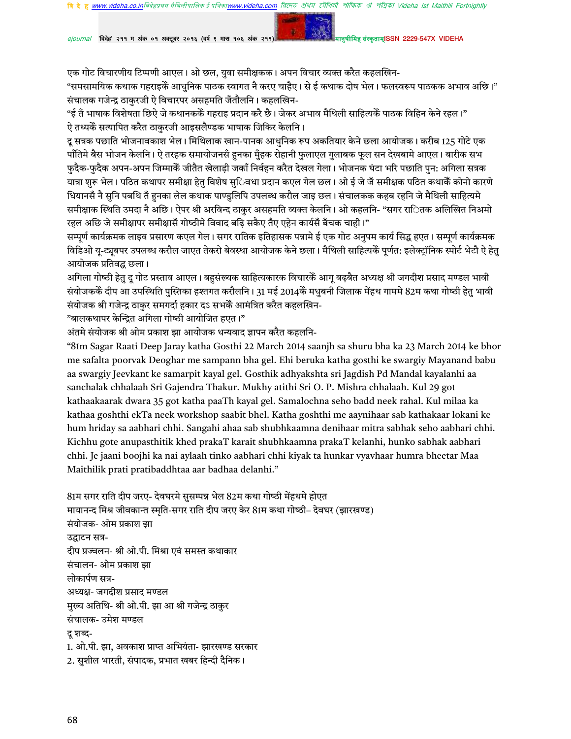एक गोट विचारणीय टिप्पणी आएल। ओ छल, युवा समीक्षकक। अपन विचार व्यक्त करैत कहलखिन-

"समसामयिक कथाक गहराइकेँ आधुनिक पाठक स्वागत नै करए चाहैए। से ई कथाक दोष भेल। फलस्वरूप पाठकक अभाव अछि।"

संचालक गजेन्द्र ठाकुरजी ऐ विचारपर असहमति जँतौलनि। कहलखिन-

"ई तँ भाषाक विशेषता छिऐ जे कथानककेँ गहराइ प्रदान करै छै। जेकर अभाव मैथिली साहित्यकेँ पाठक विहिन केने रहल।"

ऐ तथ्यकेँ सत्यापित करैत ठाकुरजी आइसलैण्डक भाषाक जिकिर केलनि।

दू सत्रक पछाति भोजनावकाश भेल। मिथिलाक खान-पानक आधुनिक रूप अकतियार केने छला आयोजक। करीब 125 गोटे एक पाँतिमे बैस भोजन केलनि। ऐ तरहक समायोजनसँ हुनका मुँहक रोहानी फुलाएल गुलाबक फूल सन देखबामे आएल। बारीक सभ फुदैक-फुदैक अपन-अपन जिम्माकेँ जीतैत खेलाड़ी जकाँ निर्वहन करैत देखल गेला। भोजनक घंटा भरि पछाति पुन: अगिला सत्रक यात्रा शुरू भेल। पठित कथापर समीक्षा हेतु विशेष सुविधा प्रदान कएल गेल छल। ओ ई जे जँ समीक्षक पठित कथाकेँ कोनो कारणे धियानसँ नै सुनि पबथि तँ हुनका लेल कथाक पाण्डुलिपि उपलब्ध करौल जाइ छल। संचालकक कहब रहनि जे मैथिली साहित्यमे समीक्षाक स्थिति उमदा नै अछि। ऐपर श्री अरविन्द ठाकुर असहमति व्यक्त केलनि। ओ कहलनि- "सगर रातिक अलिखित निअमो रहल अछि जे समीक्षापर समीक्षासँ गोष्ठीमे विवाद बढ़ि सकैए तँए एहेन कार्यसँ बँचक चाही।"

सम्पूर्ण कार्यक्रमक लाइव प्रसारण कएल गेल। सगर रातिक इतिहासक पन्नामे ई एक गोट अनुपम कार्य सिद्ध हएत। सम्पूर्ण कार्यक्रमक विडिओ यू-ट्यूबपर उपलब्ध करौल जाएत तेकरो बेवस्था आयोजक केने छला। मैथिली साहित्यकेँ पूर्णत: इलेक्ट्रॉनिक स्पोर्ट भेटौ ऐ हेतु आयोजक प्रतिवद्ध छला।

अगिला गोष्ठी हेतु दू गोट प्रस्ताव आएल। बहुसंख्यक साहित्यकारक विचारकेँ आगू बढ़बैत अध्यक्ष श्री जगदीश प्रसाद मण्डल भावी संयोजककेँ दीप आ उपस्थिति पुस्तिका हश्तगत करौलनि। 31 मई 2014केँ मधुबनी जिलाक मेंहथ गाममे 82म कथा गोष्ठी हेतु भावी संयोजक श्री गजेन्द्र ठाकुर समगर्दा हकार दऽ सभकेँ आमंत्रित करैत कहलखिन-

"बालकथापर केन्द्रित अगिला गोष्ठी आयोजित हएत।"

अंतमे संयोजक श्री ओम प्रकाश झा आयोजक धन्यवाद ज्ञापन करैत कहलनि-

"81m Sagar Raati Deep Jaray katha Gosthi 22 March 2014 saanjh sa shuru bha ka 23 March 2014 ke bhor me safalta poorvak Deoghar me sampann bha gel. Ehi beruka katha gosthi ke swargiy Mayanand babu aa swargiy Jeevkant ke samarpit kayal gel. Gosthik adhyakshta sri Jagdish Pd Mandal kayalanhi aa sanchalak chhalaah Sri Gajendra Thakur. Mukhy atithi Sri O. P. Mishra chhalaah. Kul 29 got kathaakaarak dwara 35 got katha paaTh kayal gel. Samalochna seho badd neek rahal. Kul milaa ka kathaa goshthi ekTa neek workshop saabit bhel. Katha goshthi me aaynihaar sab kathakaar lokani ke hum hriday sa aabhari chhi. Sangahi ahaa sab shubhkaamna denihaar mitra sabhak seho aabhari chhi. Kichhu gote anupasthitik khed prakaT karait shubhkaamna prakaT kelanhi, hunko sabhak aabhari chhi. Je jaani boojhi ka nai aylaah tinko aabhari chhi kiyak ta hunkar vyavhaar humra bheetar Maa Maithilik prati pratibaddhtaa aar badhaa delanhi."

81म सगर राति दीप जरए- देवघरमे सुसम्पन्न भेल 82म कथा गोष्ठी मेंहथमे होएत

मायानन्द मिश्र जीवकान्त स्मृति-सगर राति दीप जरए केर 81म कथा गोष्ठी– देवघर (झारखण्ड)

संयोजक- ओम प्रकाश झा

उद्घाटन सत्र-

दीप प्रज्वलन- श्री ओ.पी. मिश्रा एवं समस्त कथाकार

संचालन- ओम प्रकाश झा

लोकार्पण सत्र-

अध्यक्ष- जगदीश प्रसाद मण्डल

मुख्य अतिथि- श्री ओ.पी. झा आ श्री गजेन्द्र ठाकुर

संचालक- उमेश मण्डल

दू शब्द-

1. ओ.पी. झा, अवकाश प्राप्त अभियंता- झारखण्ड सरकार
2. सुशील भारती, संपादक, प्रभात खबर हिन्दी दैनिक।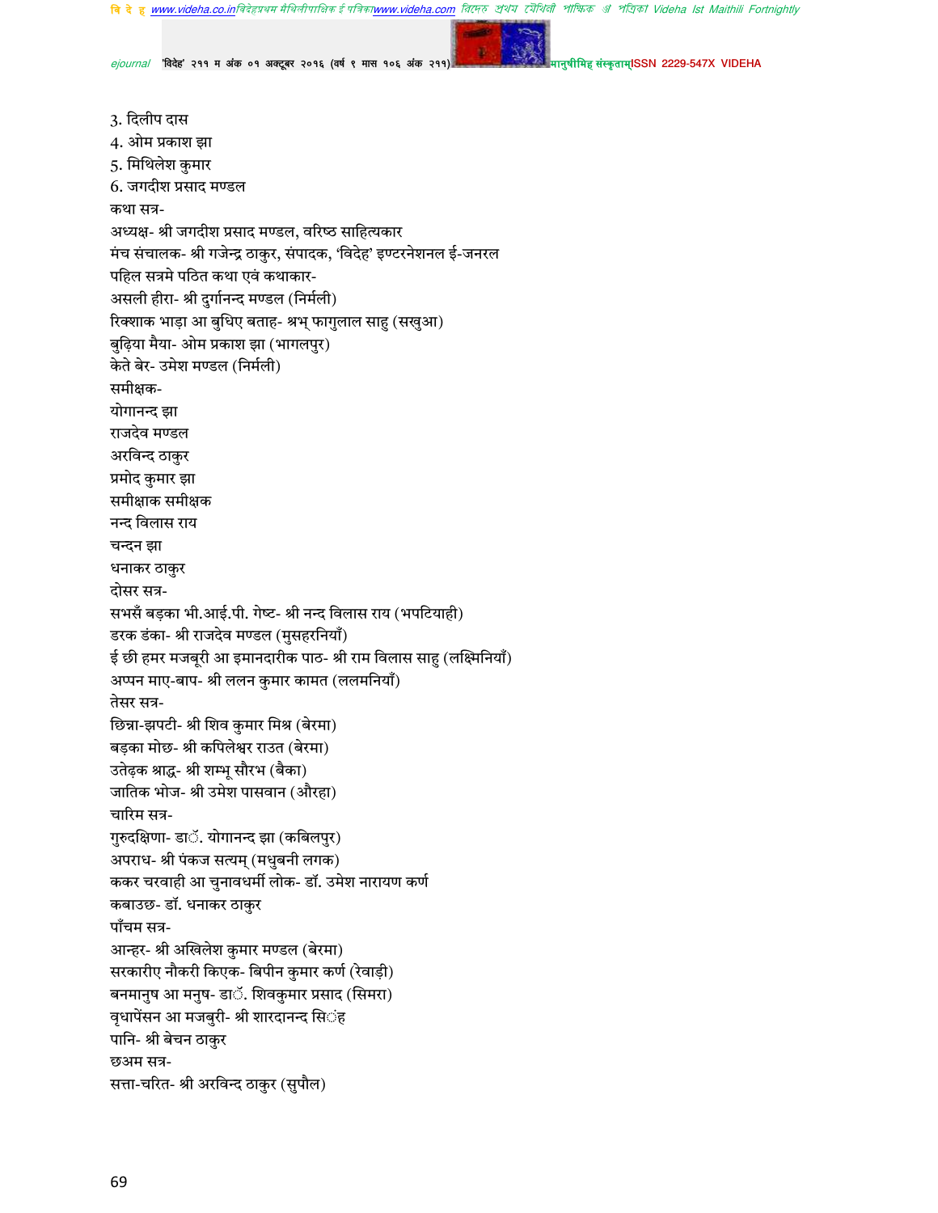3. दिलीप दास

4. ओम प्रकाश झा

5. मिथिलेश कुमार

6. जगदीश प्रसाद मण्डल

कथा सत्र-

अध्यक्ष- श्री जगदीश प्रसाद मण्डल, वरिष्ठ साहित्यकार

मंच संचालक- श्री गजेन्द्र ठाकुर, संपादक, 'विदेह' इण्टरनेशनल ई-जनरल

पहिल सत्रमे पठित कथा एवं कथाकार-

असली हीरा- श्री दुर्गानन्द मण्डल (निर्मली)

रिक्साक भाड़ा आ बुधिए बताह- श्रभ् फागुलाल साहु (सखुआ)

बुढ़िया मैया- ओम प्रकाश झा (भागलपुर)

केते बेर- उमेश मण्डल (निर्मली)

समीक्षक-

योगानन्द झा

राजदेव मण्डल

अरविन्द ठाकुर

प्रमोद कुमार झा

समीक्षाक समीक्षक

नन्द विलास राय

चन्दन झा

धनाकर ठाकुर

दोसर सत्र-

सभसँ बड़का भी.आई.पी. गेष्ट- श्री नन्द विलास राय (भपटियाही)

डरक डंका- श्री राजदेव मण्डल (मुसहरनियाँ)

ई छी हमर मजबूरी आ इमानदारीक पाठ- श्री राम विलास साहु (लक्ष्मिनियाँ)

अप्पन माए-बाप- श्री ललन कुमार कामत (ललमनियाँ)

तेसर सत्र-

छिन्ना-झपटी- श्री शिव कुमार मिश्र (बेरमा)

बड़का मोछ- श्री कपिलेश्वर राउत (बेरमा)

उतेढ़क श्राद्ध- श्री शम्भू सौरभ (बैका)

जातिक भोज- श्री उमेश पासवान (औरहा)

चारिम सत्र-

गुरुदक्षिणा- डाॅ. योगानन्द झा (कबिलपुर)

अपराध- श्री पंकज सत्यम् (मधुबनी लगक)

ककर चरवाही आ चुनावधर्मी लोक- डॉ. उमेश नारायण कर्ण

कबाउछ- डॉ. धनाकर ठाकुर

पाँचम सत्र-

आन्हर- श्री अखिलेश कुमार मण्डल (बेरमा)

सरकारीए नौकरी किएक- बिपीन कुमार कर्ण (रेवाड़ी)

बनमानुष आ मनुष- डाॅ. शिवकुमार प्रसाद (सिमरा)

वृधापेंसन आ मजबुरी- श्री शारदानन्द सिंह

पानि- श्री बेचन ठाकुर

छअम सत्र-

सत्ता-चरित- श्री अरविन्द ठाकुर (सुपौल)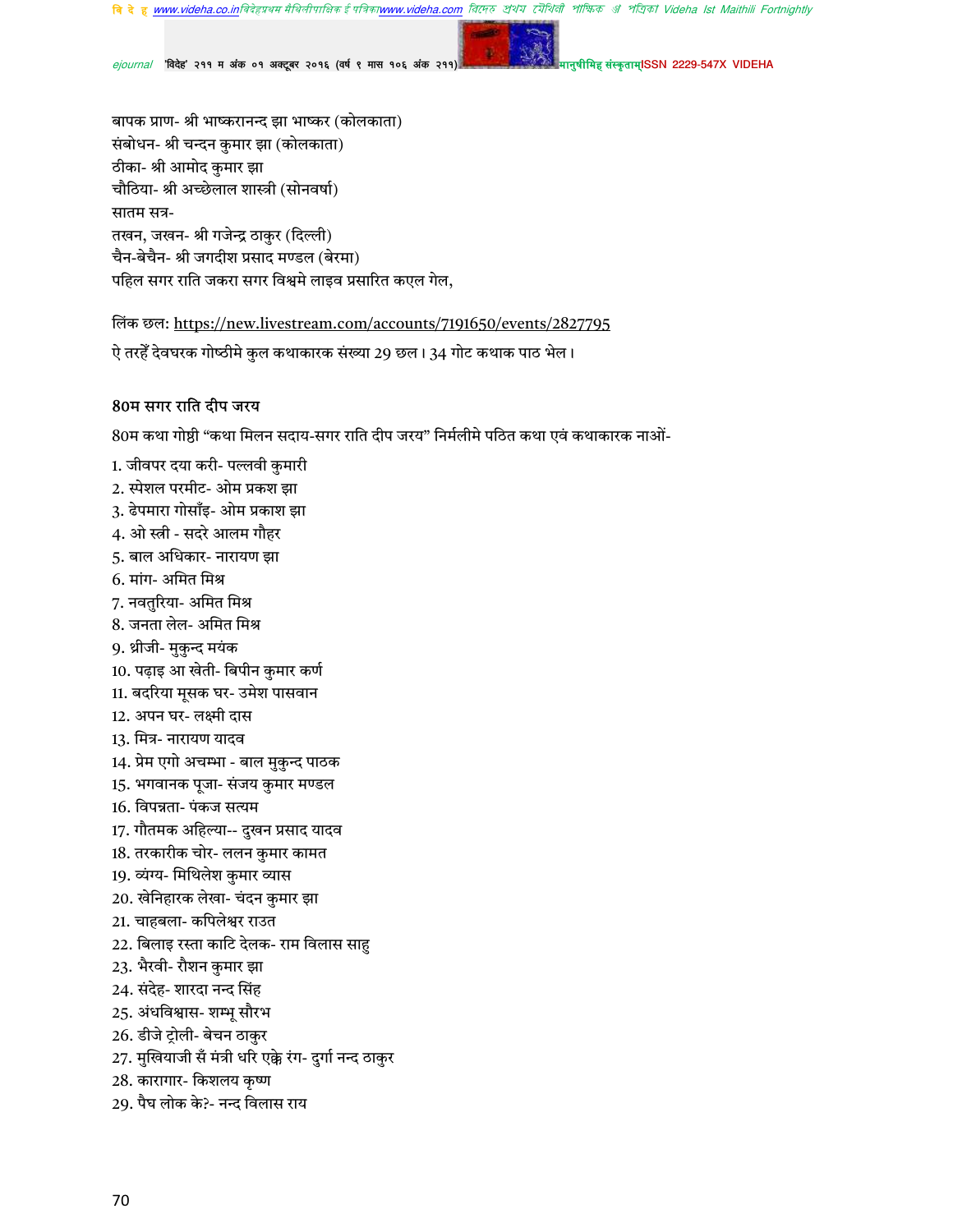बापक प्राण- श्री भाष्करानन्द झा भाष्कर (कोलकाता)
संबोधन- श्री चन्दन कुमार झा (कोलकाता)
ठीका- श्री आमोद कुमार झा
चौठिया- श्री अच्छेलाल शास्त्री (सोनवर्षा)
सातम सत्र-
तखन, जखन- श्री गजेन्द्र ठाकुर (दिल्ली)
चैन-बेचैन- श्री जगदीश प्रसाद मण्डल (बेरमा)
पहिल सगर राति जकरा सगर विश्वमे लाइव प्रसारित कएल गेल,

लिंक छल: https://new.livestream.com/accounts/7191650/events/2827795

ऐ तरहेँ देवघरक गोष्ठीमे कुल कथाकारक संख्या 29 छल। 34 गोट कथाक पाठ भेल।

### 80म सगर राति दीप जरय

80म कथा गोष्ठी "कथा मिलन सदाय-सगर राति दीप जरय" निर्मलीमे पठित कथा एवं कथाकारक नाओं-

1. जीवपर दया करी- पल्लवी कुमारी
2. स्पेशल परमीट- ओम प्रकश झा
3. ढेपमारा गोसाँइ- ओम प्रकाश झा
4. ओ स्त्री - सदरे आलम गौहर
5. बाल अधिकार- नारायण झा
6. मांग- अमित मिश्र
7. नवतुरिया- अमित मिश्र
8. जनता लेल- अमित मिश्र
9. थ्रीजी- मुकुन्द मयंक
10. पढ़ाइ आ खेती- बिपीन कुमार कर्ण
11. बदरिया मूसक घर- उमेश पासवान
12. अपन घर- लक्ष्मी दास
13. मित्र- नारायण यादव
14. प्रेम एगो अचम्भा - बाल मुकुन्द पाठक
15. भगवानक पूजा- संजय कुमार मण्डल
16. विपन्नता- पंकज सत्यम
17. गौतमक अहिल्या-- दुखन प्रसाद यादव
18. तरकारीक चोर- ललन कुमार कामत
19. व्यंग्य- मिथिलेश कुमार व्यास
20. खेनिहारक लेखा- चंदन कुमार झा
21. चाहबला- कपिलेश्वर राउत
22. बिलाइ रस्ता काटि देलक- राम विलास साहु
23. भैरवी- रौशन कुमार झा
24. संदेह- शारदा नन्द सिंह
25. अंधविश्वास- शम्भू सौरभ
26. डीजे ट्रोली- बेचन ठाकुर
27. मुखियाजी सँ मंत्री धरि एक्के रंग- दुर्गा नन्द ठाकुर
28. कारागार- किशलय कृष्ण
29. पैघ लोक के?- नन्द विलास राय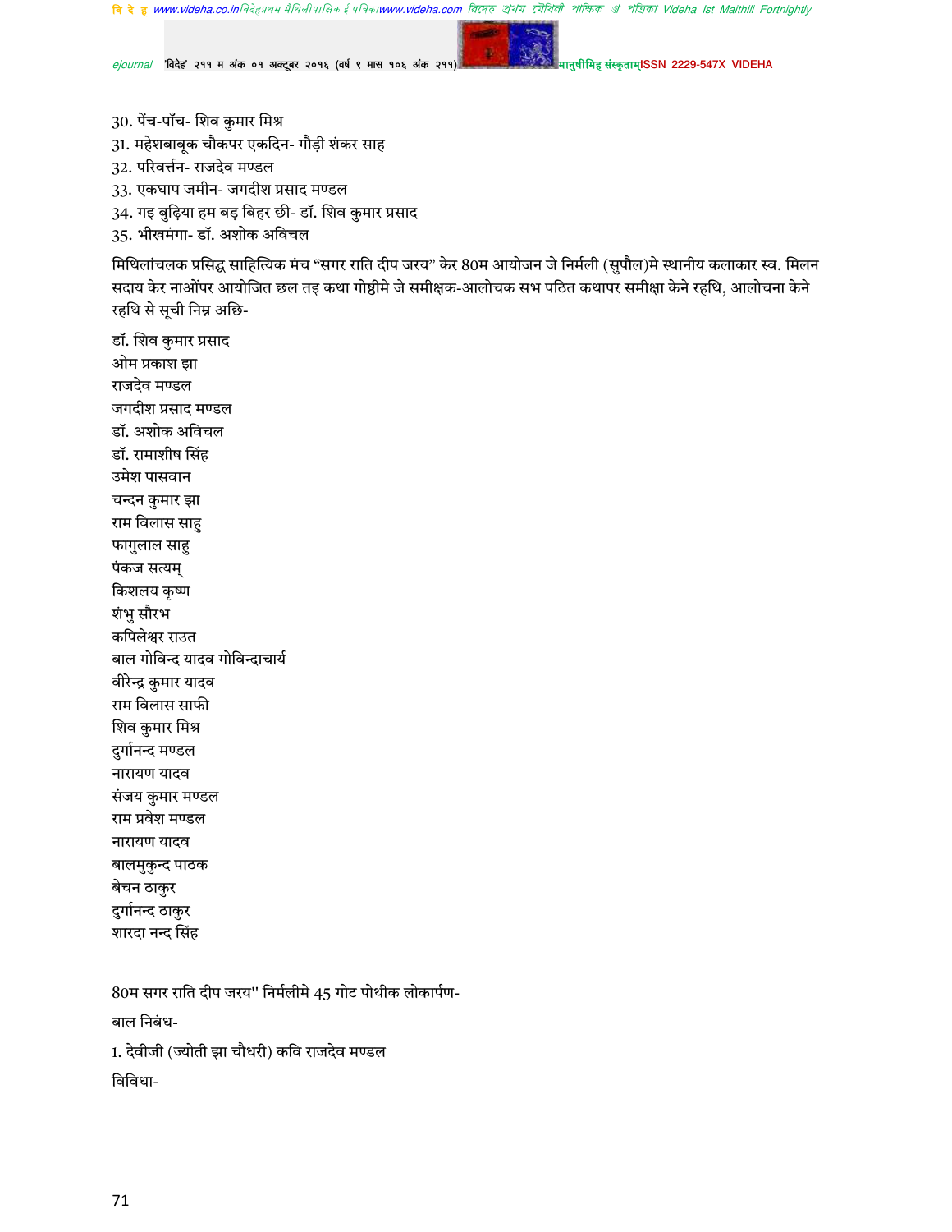30. पेंच-पाँच- शिव कुमार मिश्र
31. महेशबाबूक चौकपर एकदिन- गौड़ी शंकर साह
32. परिवर्त्तन- राजदेव मण्डल
33. एकघाप जमीन- जगदीश प्रसाद मण्डल
34. गइ बुढ़िया हम बड़ बिहर छी- डॉ. शिव कुमार प्रसाद
35. भीखमंगा- डॉ. अशोक अविचल

मिथिलांचलक प्रसिद्ध साहित्यिक मंच "सगर राति दीप जरय" केर 80म आयोजन जे निर्मली (सुपौल)मे स्थानीय कलाकार स्व. मिलन सदाय केर नाओंपर आयोजित छल तइ कथा गोष्ठीमे जे समीक्षक-आलोचक सभ पठित कथापर समीक्षा केने रहथि, आलोचना केने रहथि से सूची निम्न अछि-

डॉ. शिव कुमार प्रसाद
ओम प्रकाश झा
राजदेव मण्डल
जगदीश प्रसाद मण्डल
डॉ. अशोक अविचल
डॉ. रामाशीष सिंह
उमेश पासवान
चन्दन कुमार झा
राम विलास साहु
फागुलाल साहु
पंकज सत्यम्
किशलय कृष्ण
शंभु सौरभ
कपिलेश्वर राउत
बाल गोविन्द यादव गोविन्दाचार्य
वीरेन्द्र कुमार यादव
राम विलास साफी
शिव कुमार मिश्र
दुर्गानन्द मण्डल
नारायण यादव
संजय कुमार मण्डल
राम प्रवेश मण्डल
नारायण यादव
बालमुकुन्द पाठक
बेचन ठाकुर
दुर्गानन्द ठाकुर
शारदा नन्द सिंह

80म सगर राति दीप जरय" निर्मलीमे 45 गोट पोथीक लोकार्पण-

बाल निबंध-

1. देवीजी (ज्योती झा चौधरी) कवि राजदेव मण्डल

विविधा-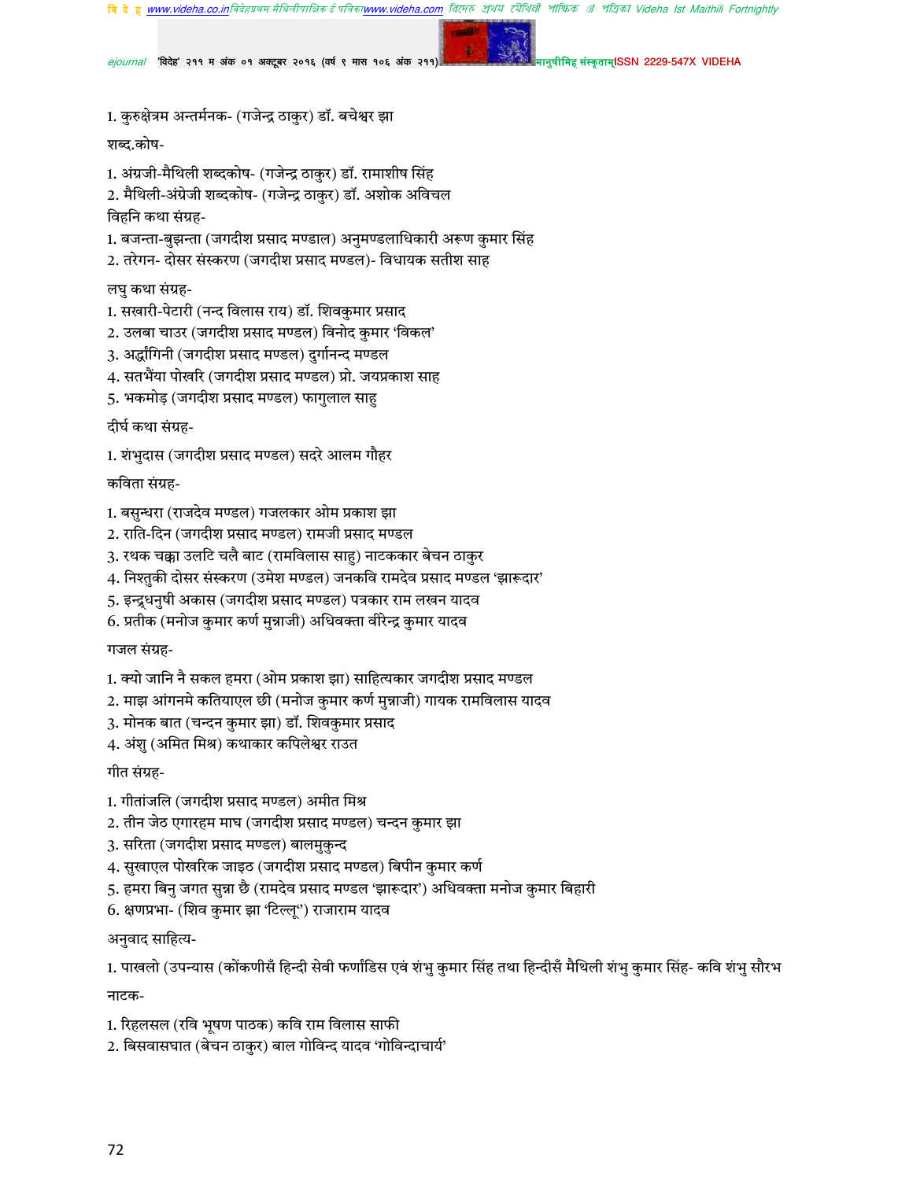1. कुरुक्षेत्रम अन्तर्मनक- (गजेन्द्र ठाकुर) डॉ. बचेश्वर झा

शब्द.कोष-

1. अंग्रजी-मैथिली शब्दकोष- (गजेन्द्र ठाकुर) डॉ. रामाशीष सिंह
2. मैथिली-अंग्रेजी शब्दकोष- (गजेन्द्र ठाकुर) डॉ. अशोक अविचल

विहनि कथा संग्रह-

1. बजन्ता-बुझन्ता (जगदीश प्रसाद मण्डाल) अनुमण्डलाधिकारी अरूण कुमार सिंह
2. तरेगन- दोसर संस्करण (जगदीश प्रसाद मण्डल)- विधायक सतीश साह

लघु कथा संग्रह-

1. सखारी-पेटारी (नन्द विलास राय) डॉ. शिवकुमार प्रसाद
2. उलबा चाउर (जगदीश प्रसाद मण्डल) विनोद कुमार 'विकल'
3. अर्द्धांगिनी (जगदीश प्रसाद मण्डल) दुर्गानन्द मण्डल
4. सतभैंया पोखरि (जगदीश प्रसाद मण्डल) प्रो. जयप्रकाश साह
5. भकमोड़ (जगदीश प्रसाद मण्डल) फागुलाल साहु

दीर्घ कथा संग्रह-

1. शंभुदास (जगदीश प्रसाद मण्डल) सदरे आलम गौहर

कविता संग्रह-

1. बसुन्धरा (राजदेव मण्डल) गजलकार ओम प्रकाश झा
2. राति-दिन (जगदीश प्रसाद मण्डल) रामजी प्रसाद मण्डल
3. रथक चक्का उलटि चलै बाट (रामविलास साहु) नाटककार बेचन ठाकुर
4. निश्तुकी दोसर संस्करण (उमेश मण्डल) जनकवि रामदेव प्रसाद मण्डल 'झारूदार'
5. इन्द्रधनुषी अकास (जगदीश प्रसाद मण्डल) पत्रकार राम लखन यादव
6. प्रतीक (मनोज कुमार कर्ण मुन्नाजी) अधिवक्ता वीरेन्द्र कुमार यादव

गजल संग्रह-

1. क्यो जानि नै सकल हमरा (ओम प्रकाश झा) साहित्यकार जगदीश प्रसाद मण्डल
2. माझ आंगनमे कतियाएल छी (मनोज कुमार कर्ण मुन्नाजी) गायक रामविलास यादव
3. मोनक बात (चन्दन कुमार झा) डॉ. शिवकुमार प्रसाद
4. अंशु (अमित मिश्र) कथाकार कपिलेश्वर राउत

गीत संग्रह-

1. गीतांजलि (जगदीश प्रसाद मण्डल) अमीत मिश्र
2. तीन जेठ एगारहम माघ (जगदीश प्रसाद मण्डल) चन्दन कुमार झा
3. सरिता (जगदीश प्रसाद मण्डल) बालमुकुन्द
4. सुखाएल पोखरिक जाइठ (जगदीश प्रसाद मण्डल) बिपीन कुमार कर्ण
5. हमरा बिनु जगत सुन्ना छै (रामदेव प्रसाद मण्डल 'झारूदार') अधिवक्ता मनोज कुमार बिहारी
6. क्षणप्रभा- (शिव कुमार झा 'टिल्लू') राजाराम यादव

अनुवाद साहित्य-

1. पाखलो (उपन्यास (कोंकणीसँ हिन्दी सेवी फर्णांडिस एवं शंभु कुमार सिंह तथा हिन्दीसँ मैथिली शंभु कुमार सिंह- कवि शंभु सौरभ

नाटक-

1. रिहलसल (रवि भूषण पाठक) कवि राम विलास साफी
2. बिसवासघात (बेचन ठाकुर) बाल गोविन्द यादव 'गोविन्दाचार्य'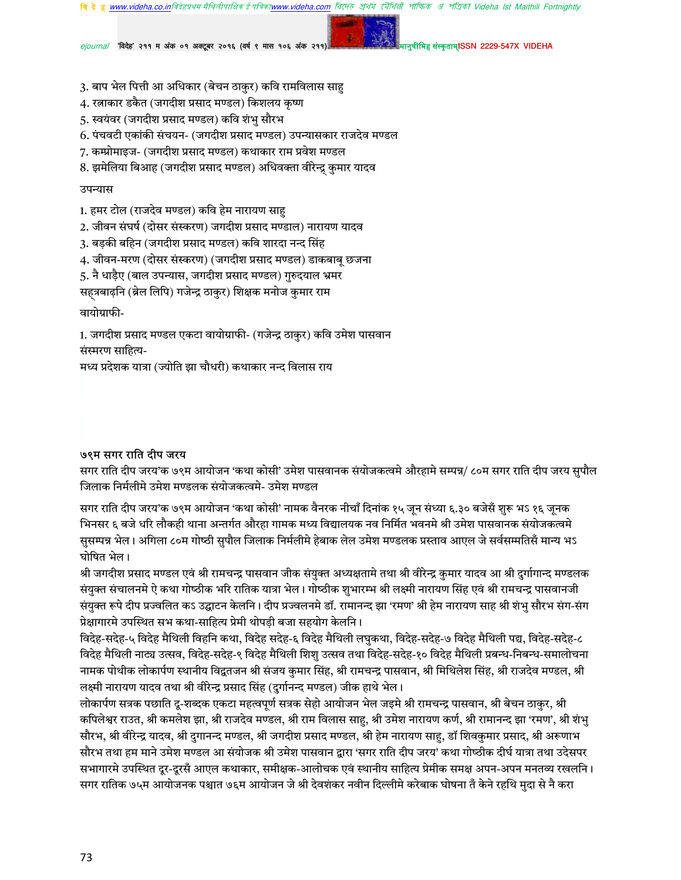3. बाप भेल पित्ती आ अधिकार (बेचन ठाकुर) कवि रामविलास साहु
4. रत्नाकार डकैत (जगदीश प्रसाद मण्डल) किशलय कृष्ण
5. स्वयंवर (जगदीश प्रसाद मण्डल) कवि शंभु सौरभ
6. पंचवटी एकांकी संचयन- (जगदीश प्रसाद मण्डल) उपन्यासकार राजदेव मण्डल
7. कम्प्रोमाइज- (जगदीश प्रसाद मण्डल) कथाकार राम प्रवेश मण्डल
8. झमेलिया बिआह (जगदीश प्रसाद मण्डल) अधिवक्ता वीरेन्द्र कुमार यादव

उपन्यास

1. हमर टोल (राजदेव मण्डल) कवि हेम नारायण साहु
2. जीवन संघर्ष (दोसर संस्करण) जगदीश प्रसाद मण्डाल) नारायण यादव
3. बड़की बहिन (जगदीश प्रसाद मण्डल) कवि शारदा नन्द सिंह
4. जीवन-मरण (दोसर संस्करण) (जगदीश प्रसाद मण्डल) डाकबाबू छजना
5. नै धाड़ैए (बाल उपन्यास, जगदीश प्रसाद मण्डल) गुरुदयाल भ्रमर

सहस्त्रबाढ़नि (ब्रेल लिपि) गजेन्द्र ठाकुर) शिक्षक मनोज कुमार राम

वायोग्राफी-

1. जगदीश प्रसाद मण्डल एकटा वायोग्राफी- (गजेन्द्र ठाकुर) कवि उमेश पासवान

संस्मरण साहित्य-

मध्य प्रदेशक यात्रा (ज्योति झा चौधरी) कथाकार नन्द विलास राय

### ७९म सगर राति दीप जरय

सगर राति दीप जरय'क ७९म आयोजन 'कथा कोसी' उमेश पासवानक संयोजकत्वमे औरहामे सम्पन्न/ ८०म सगर राति दीप जरय सुपौल जिलाक निर्मलीमे उमेश मण्डलक संयोजकत्वमे- उमेश मण्डल

सगर राति दीप जरय'क ७९म आयोजन 'कथा कोसी' नामक बैनरक नीचाँ दिनांक १५ जून संध्या ६.३० बजेसँ शुरू भऽ १६ जूनक भिनसर ६ बजे धरि लौकही थाना अन्तर्गत औरहा गामक मध्य विद्यालयक नव निर्मित भवनमे श्री उमेश पासवानक संयोजकत्वमे सुसम्पन्न भेल। अगिला ८०म गोष्ठी सुपौल जिलाक निर्मलीमे हेबाक लेल उमेश मण्डलक प्रस्ताव आएल जे सर्वसम्मतिसँ मान्य भऽ घोषित भेल।

श्री जगदीश प्रसाद मण्डल एवं श्री रामचन्द्र पासवान जीक संयुक्त अध्यक्षतामे तथा श्री वीरेन्द्र कुमार यादव आ श्री दुर्गागान्द मण्डलक संयुक्त संचालनमे ऐ कथा गोष्ठीक भरि रातिक यात्रा भेल। गोष्ठीक शुभारम्भ श्री लक्ष्मी नारायण सिंह एवं श्री रामचन्द्र पासवानजी संयुक्त रूपे दीप प्रज्वलित कऽ उद्घाटन केलनि। दीप प्रज्वलनमे डॉ. रामानन्द झा 'रमण' श्री हेम नारायण साह श्री शंभु सौरभ संग-संग प्रेक्षागारमे उपस्थित सभ कथा-साहित्य प्रेमी थोपड़ी बजा सहयोग केलनि।

विदेह-सदेह-५ विदेह मैथिली विहनि कथा, विदेह सदेह-६ विदेह मैथिली लघुकथा, विदेह-सदेह-७ विदेह मैथिली पद्य, विदेह-सदेह-८ विदेह मैथिली नाट्य उत्सव, विदेह-सदेह-९ विदेह मैथिली शिशु उत्सव तथा विदेह-सदेह-१० विदेह मैथिली प्रबन्ध-निबन्ध-समालोचना नामक पोथीक लोकार्पण स्थानीय विद्वतजन श्री संजय कुमार सिंह, श्री रामचन्द्र पासवान, श्री मिथिलेश सिंह, श्री राजदेव मण्डल, श्री लक्ष्मी नारायण यादव तथा श्री वीरेन्द्र प्रसाद सिंह (दुर्गानन्द मण्डल) जीक हाथे भेल।

लोकार्पण सत्रक पछाति दू-शब्दक एकटा महत्वपूर्ण सत्रक सेहो आयोजन भेल जइमे श्री रामचन्द्र पासवान, श्री बेचन ठाकुर, श्री कपिलेश्वर राउत, श्री कमलेश झा, श्री राजदेव मण्डल, श्री राम विलास साहु, श्री उमेश नारायण कर्ण, श्री रामानन्द झा 'रमण', श्री शंभु सौरभ, श्री वीरेन्द्र यादव, श्री दुगानन्द मण्डल, श्री जगदीश प्रसाद मण्डल, श्री हेम नारायण साहु, डॉ शिवकुमार प्रसाद, श्री अरूणाभ सौरभ तथा हम माने उमेश मण्डल आ संयोजक श्री उमेश पासवान द्वारा 'सगर राति दीप जरय' कथा गोष्ठीक दीर्घ यात्रा तथा उदेसपर सभागारमे उपस्थित दूर-दूरसँ आएल कथाकार, समीक्षक-आलोचक एवं स्थानीय साहित्य प्रेमीक समक्ष अपन-अपन मनतव्य रखलनि। सगर रातिक ७५म आयोजनक पश्चात ७६म आयोजन जे श्री देवशंकर नवीन दिल्लीमे करेबाक घोषना तँ केने रहथि मुदा से नै करा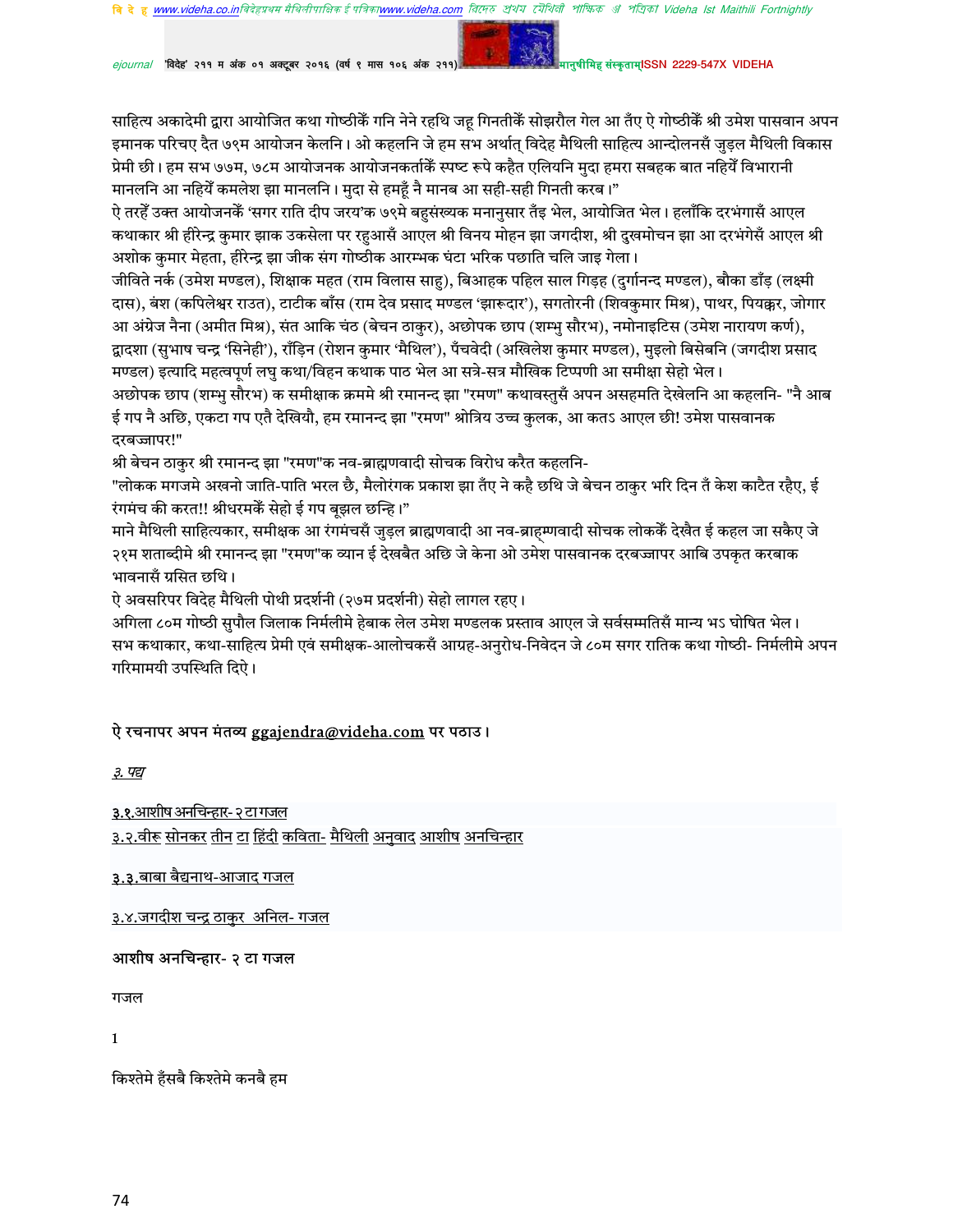साहित्य अकादेमी द्वारा आयोजित कथा गोष्ठीकें गनि नेने रहथि जहू गिनतीकें सोझरौल गेल आ तँए ऐ गोष्ठीकें श्री उमेश पासवान अपन इमानक परिचए दैत ७९म आयोजन केलनि। ओ कहलनि जे हम सभ अर्थात् विदेह मैथिली साहित्य आन्दोलनसँ जुड़ल मैथिली विकास प्रेमी छी। हम सभ ७७म, ७८म आयोजनक आयोजनकर्ताकें स्पष्ट रूपे कहैत एलियनि मुदा हमरा सबहक बात नहियें विभारानी माननलि आ नहियें कमलेश झा माननलि। मुदा से हमहूँ नै मानब आ सही-सही गिनती करब।"

ऐ तरहें उक्त आयोजनकें 'सगर राति दीप जरय'क ७९मे बहुसंख्यक मनानुसार तँइ भेल, आयोजित भेल। हलाँकि दरभंगासँ आएल कथाकार श्री हीरेन्द्र कुमार झाक उकसेला पर रहुआसँ आएल श्री विनय मोहन झा जगदीश, श्री दुखमोचन झा आ दरभंगेसँ आएल श्री अशोक कुमार मेहता, हीरेन्द्र झा जीक संग गोष्ठीक आरम्भक घंटा भरिक पछाति चलि जाइ गेला।

जीविते नर्क (उमेश मण्डल), शिक्षाक महत (राम विलास साहु), बिआहक पहिल साल गिड़ह (दुर्गानन्द मण्डल), बौका डाँड़ (लक्ष्मी दास), बंश (कपिलेश्वर राउत), टाटीक बाँस (राम देव प्रसाद मण्डल 'झारूदार'), सगतोरनी (शिवकुमार मिश्र), पाथर, पियक्कर, जोगार आ अंग्रेज नैना (अमीत मिश्र), संत आकि चंठ (बेचन ठाकुर), अछोपक छाप (शम्भु सौरभ), नमोनाइटिस (उमेश नारायण कर्ण), द्वादशा (सुभाष चन्द्र 'सिनेही'), राँड़िन (रोशन कुमार 'मैथिल'), पँचवेदी (अखिलेश कुमार मण्डल), मुइलो बिसेबनि (जगदीश प्रसाद मण्डल) इत्यादि महत्वपूर्ण लघु कथा/विहन कथाक पाठ भेल आ सत्रे-सत्र मौखिक टिप्पणी आ समीक्षा सेहो भेल।

अछोपक छाप (शम्भु सौरभ) क समीक्षाक क्रममे श्री रमानन्द झा "रमण" कथावस्तुसँ अपन असहमति देखेलनि आ कहलनि- "नै आब ई गप नै अछि, एकटा गप एतै देखियौ, हम रमानन्द झा "रमण" श्रोत्रिय उच्च कुलक, आ कतऽ आएल छी! उमेश पासवानक दरबज्जापर!"

श्री बेचन ठाकुर श्री रमानन्द झा "रमण"क नव-ब्राह्मणवादी सोचक विरोध करैत कहलनि-

"लोकक मगजमे अखनो जाति-पाति भरल छै, मैलोरंगक प्रकाश झा तँए ने कहै छथि जे बेचन ठाकुर भरि दिन तँ केश काटैत रहैए, ई रंगमंच की करत!! श्रीधरमकें सेहो ई गप बूझल छन्हि।"

माने मैथिली साहित्यकार, समीक्षक आ रंगमंचसँ जुड़ल ब्राह्मणवादी आ नव-ब्राह्मणवादी सोचक लोककें देखैत ई कहल जा सकैए जे २१म शताब्दीमे श्री रमानन्द झा "रमण"क ध्यान ई देखबैत अछि जे केना ओ उमेश पासवानक दरबज्जापर आबि उपकृत करबाक भावनासँ ग्रसित छथि।

ऐ अवसरिपर विदेह मैथिली पोथी प्रदर्शनी (२७म प्रदर्शनी) सेहो लागल रहए।

अगिला ८०म गोष्ठी सुपौल जिलाक निर्मलीमे हेबाक लेल उमेश मण्डलक प्रस्ताव आएल जे सर्वसम्मतिसँ मान्य भऽ घोषित भेल। सभ कथाकार, कथा-साहित्य प्रेमी एवं समीक्षक-आलोचकसँ आग्रह-अनुरोध-निवेदन जे ८०म सगर रातिक कथा गोष्ठी- निर्मलीमे अपन गरिमामयी उपस्थिति दिऐ।

ऐ रचनापर अपन मंतव्य ggajendra@videha.com पर पठाउ।

*३. पद्य*

३.१.आशीष अनचिन्हार- २ टा गजल

३.२.वीरू सोनकर तीन टा हिंदी कविता- मैथिली अनुवाद आशीष अनचिन्हार

३.३.बाबा बैद्यनाथ-आजाद गजल

३.४.जगदीश चन्द्र ठाकुर अनिल- गजल

**आशीष अनचिन्हार- २ टा गजल**

गजल

1

किश्तेमे हँसबै किश्तेमे कनबै हम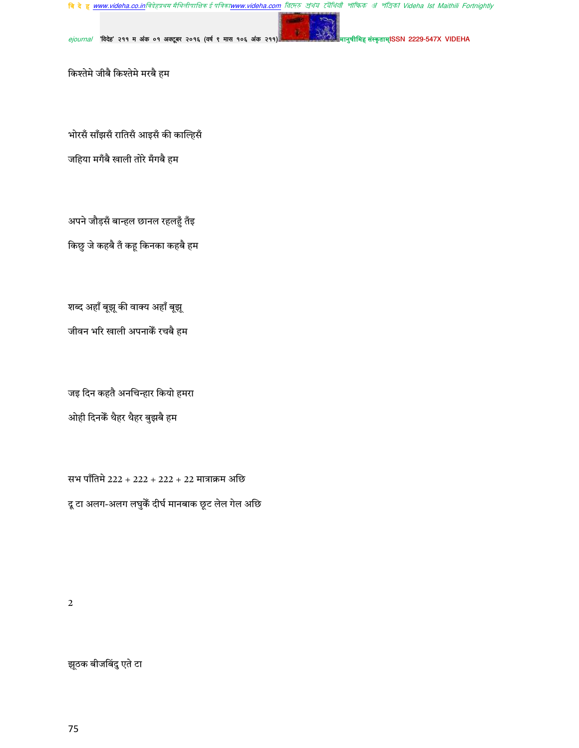किश्तेमे जीबै किश्तेमे मरबै हम

भोरसँ साँझसँ रातिसँ आइसँ की काल्हिसँ

जहिया मगँबै खाली तोरे मँगबै हम

अपने जौड़सँ बान्हल छानल रहलहुँ तँइ

किछु जे कहबै तँ कहू किनका कहबै हम

शब्द अहाँ बूझू की वाक्य अहाँ बूझू

जीवन भरि खाली अपनाकेँ रचबै हम

जइ दिन कहतै अनचिन्हार कियो हमरा

ओही दिनकेँ थैहर थैहर बुझबै हम

सभ पाँतिमे 222 + 222 + 222 + 22 मात्राक्रम अछि

दू टा अलग-अलग लघुकेँ दीर्घ मानबाक छूट लेल गेल अछि

2

झूठक बीजबिंदु एते टा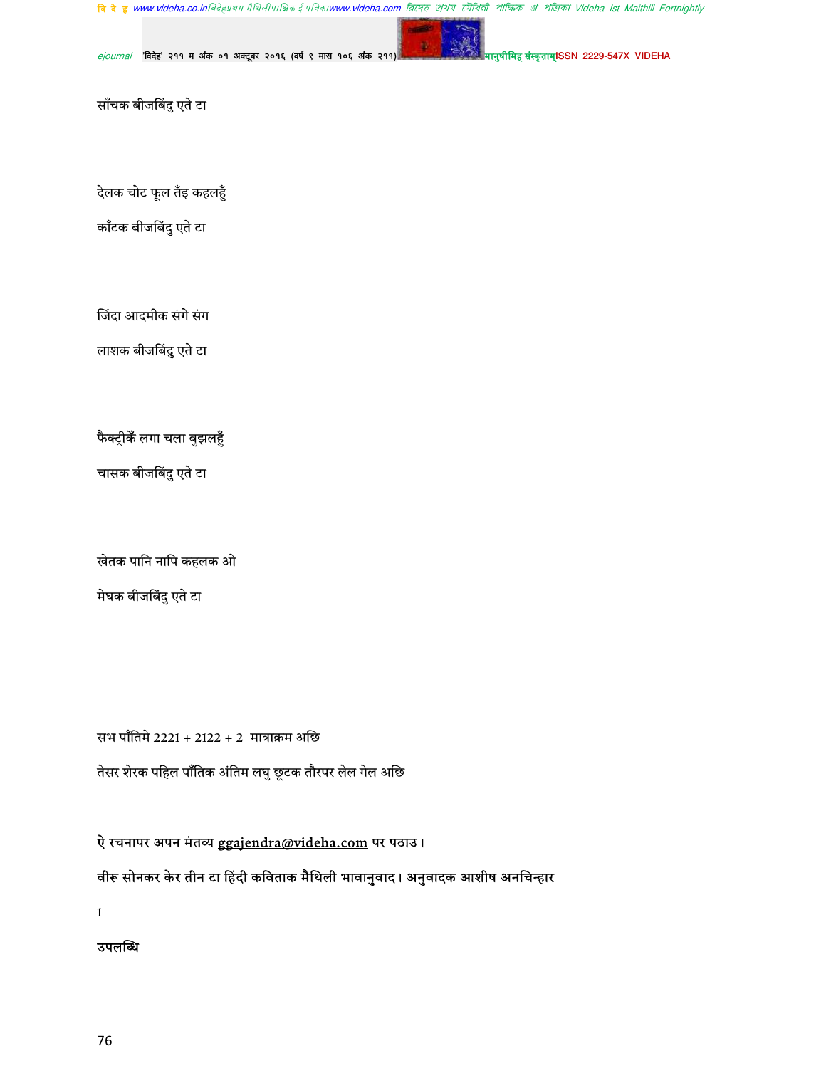साँचक बीजबिंदु एते टा

देलक चोट फूल तँइ कहलहुँ

काँटक बीजबिंदु एते टा

जिंदा आदमीक संगे संग

लाशक बीजबिंदु एते टा

फैक्ट्रीकेँ लगा चला बुझलहुँ

चासक बीजबिंदु एते टा

खेतक पानि नापि कहलक ओ

मेघक बीजबिंदु एते टा

सभ पाँतिमे 2221 + 2122 + 2 मात्राक्रम अछि

तेसर शेरक पहिल पाँतिक अंतिम लघु छूटक तौरपर लेल गेल अछि

**ऐ रचनापर अपन मंतव्य ggajendra@videha.com पर पठाउ।**

**वीरू सोनकर केर तीन टा हिंदी कविताक मैथिली भावानुवाद। अनुवादक आशीष अनचिन्हार**

1

**उपलब्धि**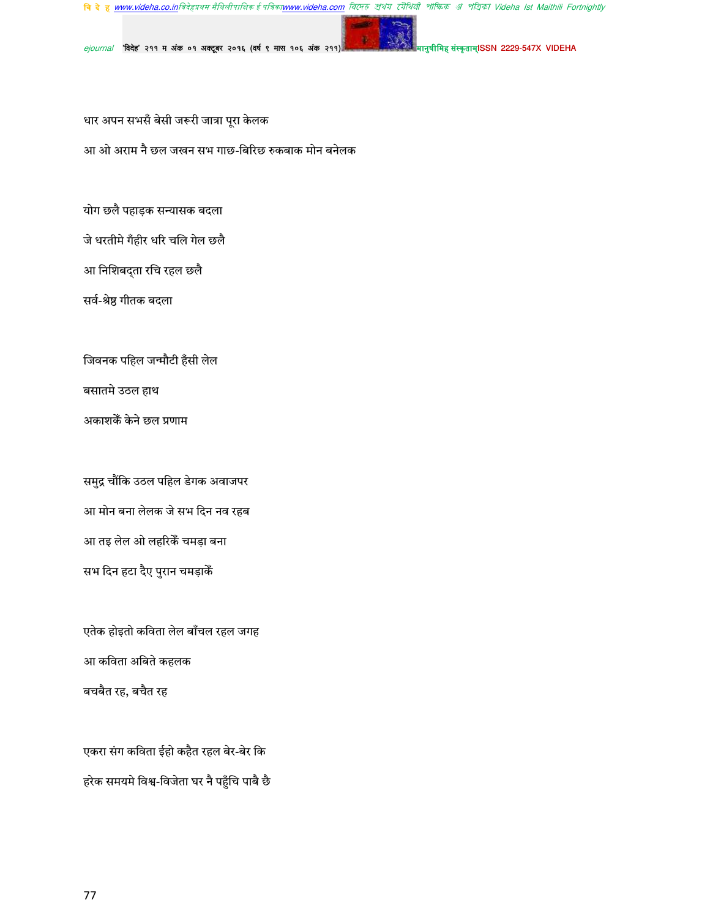धार अपन सभसँ बेसी जरूरी जात्रा पूरा केलक

आ ओ अराम नै छल जखन सभ गाछ-बिरिछ रुकबाक मोन बनेलक

योग छलै पहाड़क सन्यासक बदला

जे धरतीमे गँहीर धरि चलि गेल छलै

आ निशिबद्ता रचि रहल छलै

सर्व-श्रेष्ठ गीतक बदला

जिवनक पहिल जन्मौटी हँसी लेल

बसातमे उठल हाथ

अकाशकेँ केने छल प्रणाम

समुद्र चौंकि उठल पहिल डेगक अवाजपर

आ मोन बना लेलक जे सभ दिन नव रहब

आ तइ लेल ओ लहरिकेँ चमड़ा बना

सभ दिन हटा दैए पुरान चमड़ाकेँ

एतेक होइतो कविता लेल बाँचल रहल जगह

आ कविता अबिते कहलक

बचबैत रह, बचैत रह

एकरा संग कविता ईहो कहैत रहल बेर-बेर कि

हरेक समयमे विश्व-विजेता घर नै पहुँचि पाबै छै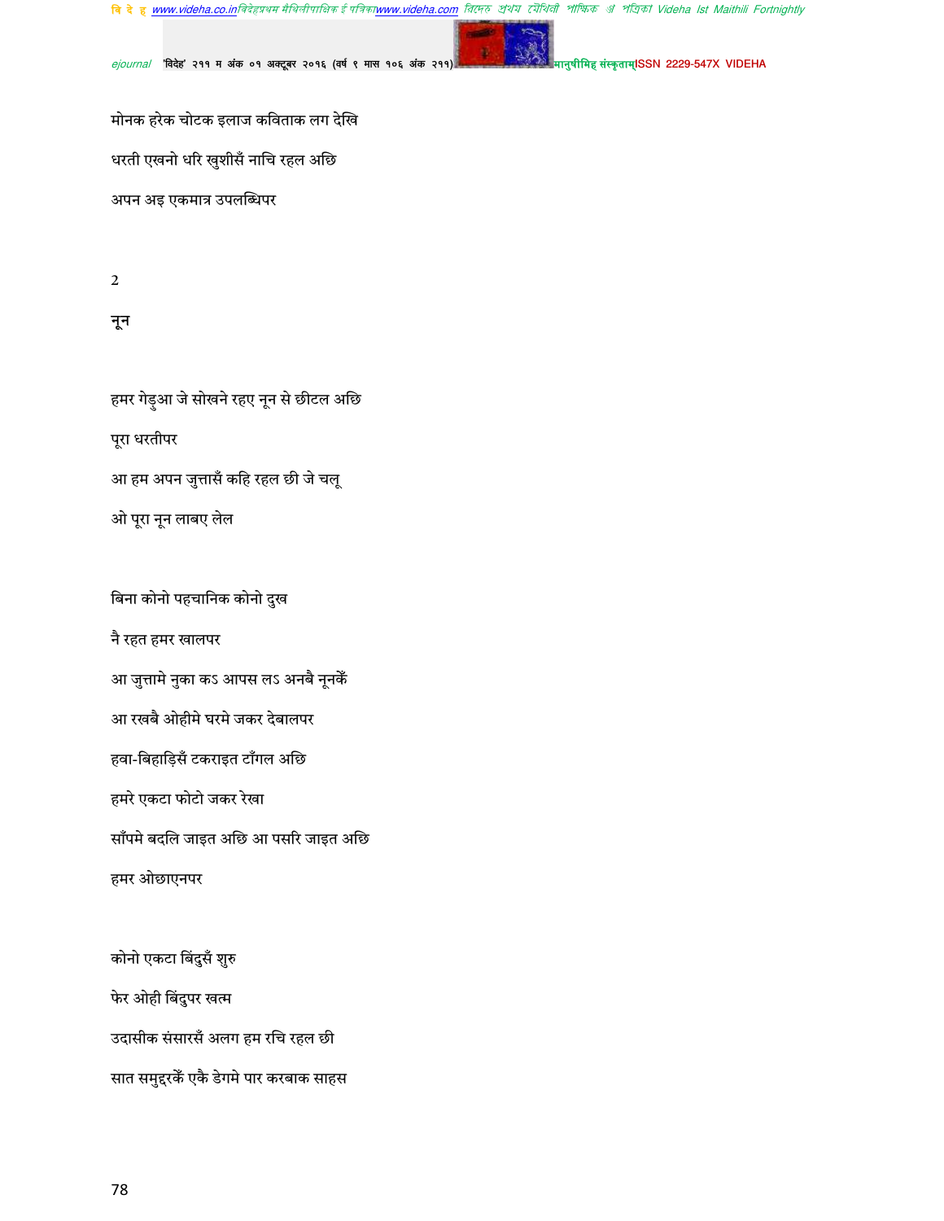मोनक हरेक चोटक इलाज कविताक लग देखि

धरती एखनो धरि खुशीसँ नाचि रहल अछि

अपन अइ एकमात्र उपलब्धिपर

2

## नून

हमर गेड़ुआ जे सोखने रहए नून से छीटल अछि

पूरा धरतीपर

आ हम अपन जुत्तासँ कहि रहल छी जे चलू

ओ पूरा नून लाबए लेल

बिना कोनो पहचानिक कोनो दुख

नै रहत हमर खालपर

आ जुत्तामे नुका कऽ आपस लऽ अनबै नूनकेँ

आ रखबै ओहीमे घरमे जकर देबालपर

हवा-बिहाड़िसँ टकराइत टाँगल अछि

हमरे एकटा फोटो जकर रेखा

साँपमे बदलि जाइत अछि आ पसरि जाइत अछि

हमर ओछाएनपर

कोनो एकटा बिंदुसँ शुरु

फेर ओही बिंदुपर खत्म

उदासीक संसारसँ अलग हम रचि रहल छी

सात समुद्रकेँ एकै डेगमे पार करबाक साहस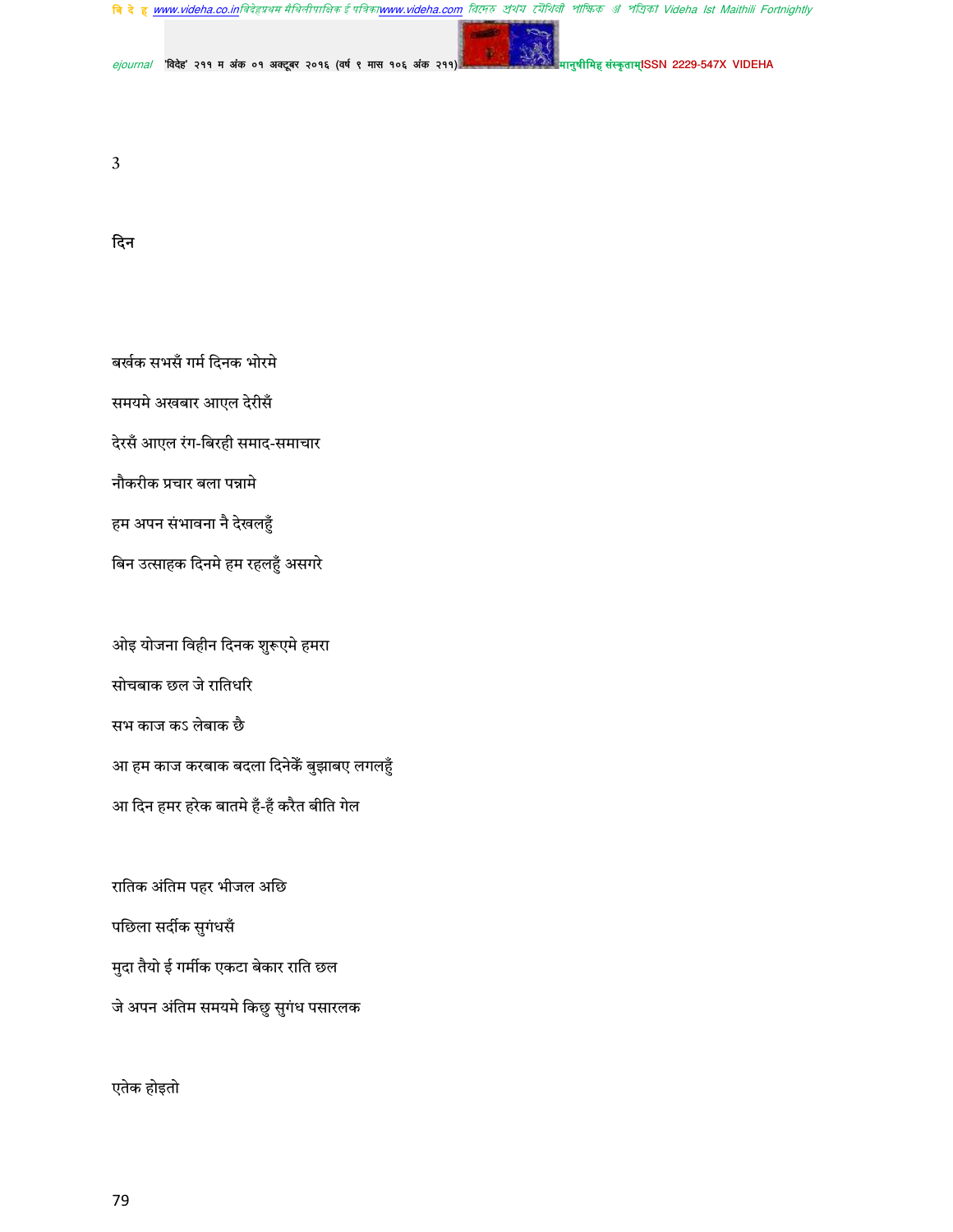3

## दिन

बर्खक सभसँ गर्म दिनक भोरमे

समयमे अखबार आएल देरीसँ

देरसँ आएल रंग-बिरही समाद-समाचार

नौकरीक प्रचार बला पन्नामे

हम अपन संभावना नै देखलहुँ

बिन उत्साहक दिनमे हम रहलहुँ असगरे

ओइ योजना विहीन दिनक शुरूएमे हमरा

सोचबाक छल जे रातिधरि

सभ काज कऽ लेबाक छै

आ हम काज करबाक बदला दिनेकेँ बुझाबए लगलहुँ

आ दिन हमर हरेक बातमे हँ-हँ करैत बीति गेल

रातिक अंतिम पहर भीजल अछि

पछिला सर्दीक सुगंधसँ

मुदा तैयो ई गर्मीक एकटा बेकार राति छल

जे अपन अंतिम समयमे किछु सुगंध पसारलक

एतेक होइतो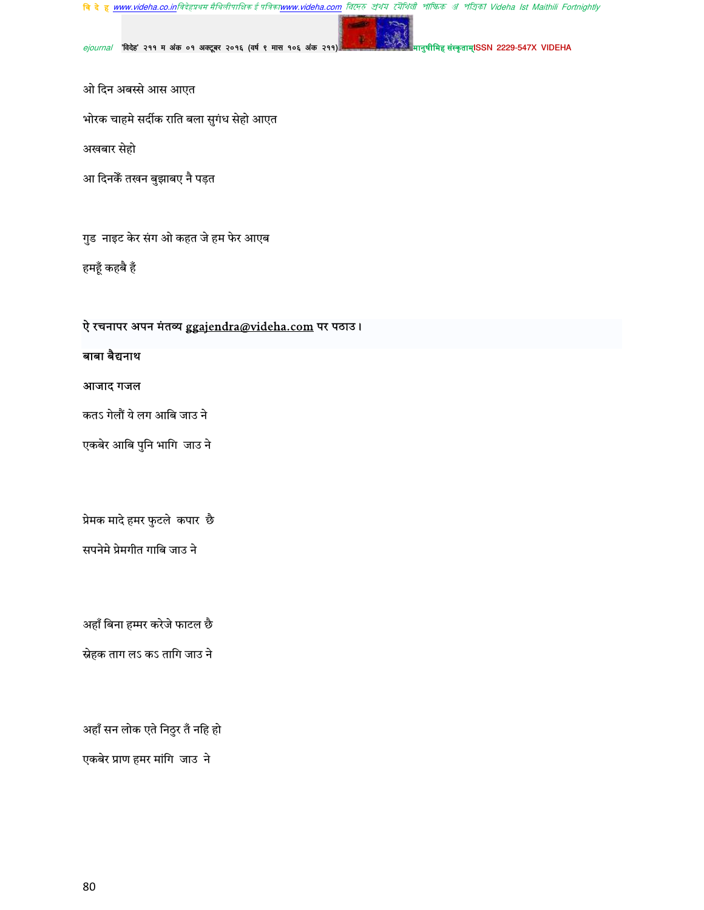ओ दिन अबस्से आस आएत

भोरक चाहमे सर्दीक राति बला सुगंध सेहो आएत

अखबार सेहो

आ दिनकेँ तखन बुझाबए नै पड़त

गुड  नाइट केर संग ओ कहत जे हम फेर आएब

हमहूँ कहबै हँ

**ऐ रचनापर अपन मंतव्य ggajendra@videha.com पर पठाउ।**

**बाबा बैद्यनाथ**

**आजाद गजल**

कतऽ गेलौं ये लग आबि जाउ ने

एकबेर आबि पुनि भागि  जाउ ने

प्रेमक मादे हमर फुटले  कपार  छै

सपनेमे प्रेमगीत गाबि जाउ ने

अहाँ बिना हम्मर करेजे फाटल छै

स्नेहक ताग लऽ कऽ तागि जाउ ने

अहाँ सन लोक एते निठुर तँ नहि हो

एकबेर प्राण हमर मांगि  जाउ  ने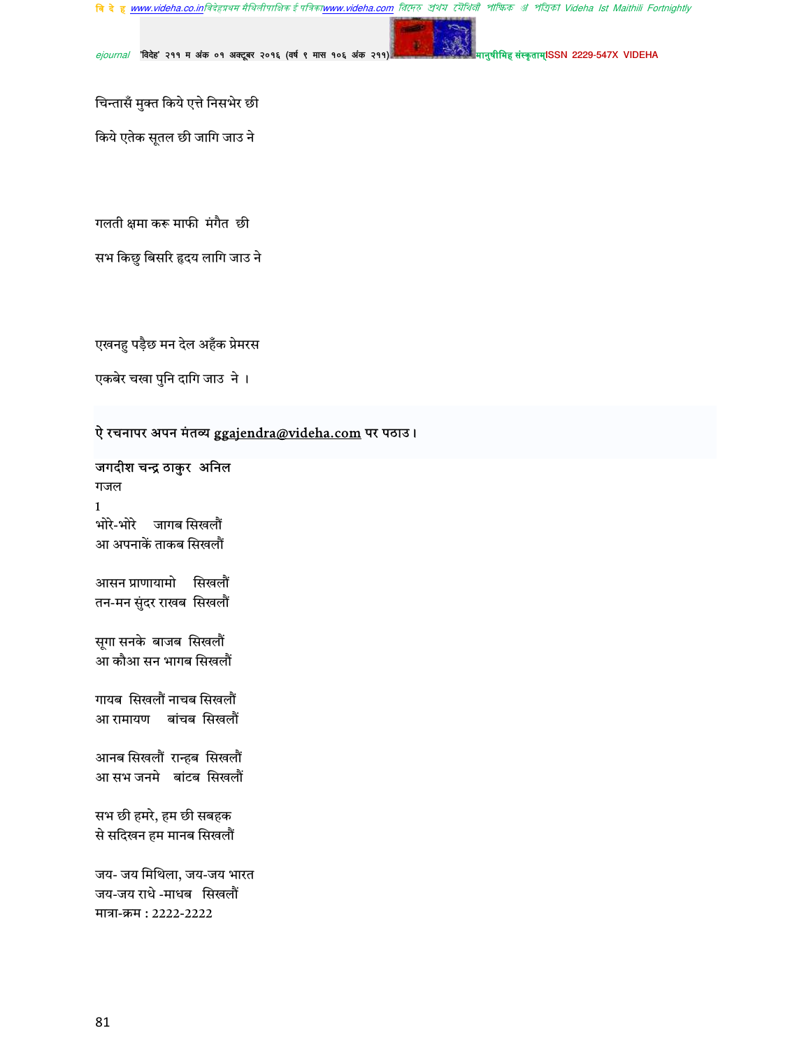चिन्तासँ मुक्त किये एत्ते निसभेर छी

किये एतेक सूतल छी जागि जाउ ने

गलती क्षमा करू माफी मंगैत छी

सभ किछु बिसरि हृदय लागि जाउ ने

एखनहु पड़ैछ मन देल अहँक प्रेमरस

एकबेर चखा पुनि दागि जाउ ने ।

ऐ रचनापर अपन मंतव्य ggajendra@videha.com पर पठाउ।

**जगदीश चन्द्र ठाकुर अनिल**

गजल

1

भोरे-भोरे जागब सिखलौं
आ अपनाकें ताकब सिखलौं

आसन प्राणायामो सिखलौं
तन-मन सुंदर राखब सिखलौं

सूगा सनके बाजब सिखलौं
आ कौआ सन भागब सिखलौं

गायब सिखलौं नाचब सिखलौं
आ रामायण बांचब सिखलौं

आनब सिखलौं रान्हब सिखलौं
आ सभ जनमे बांटब सिखलौं

सभ छी हमरे, हम छी सबहक
से सदिखन हम मानब सिखलौं

जय- जय मिथिला, जय-जय भारत
जय-जय राधे -माधब सिखलौं
मात्रा-क्रम : 2222-2222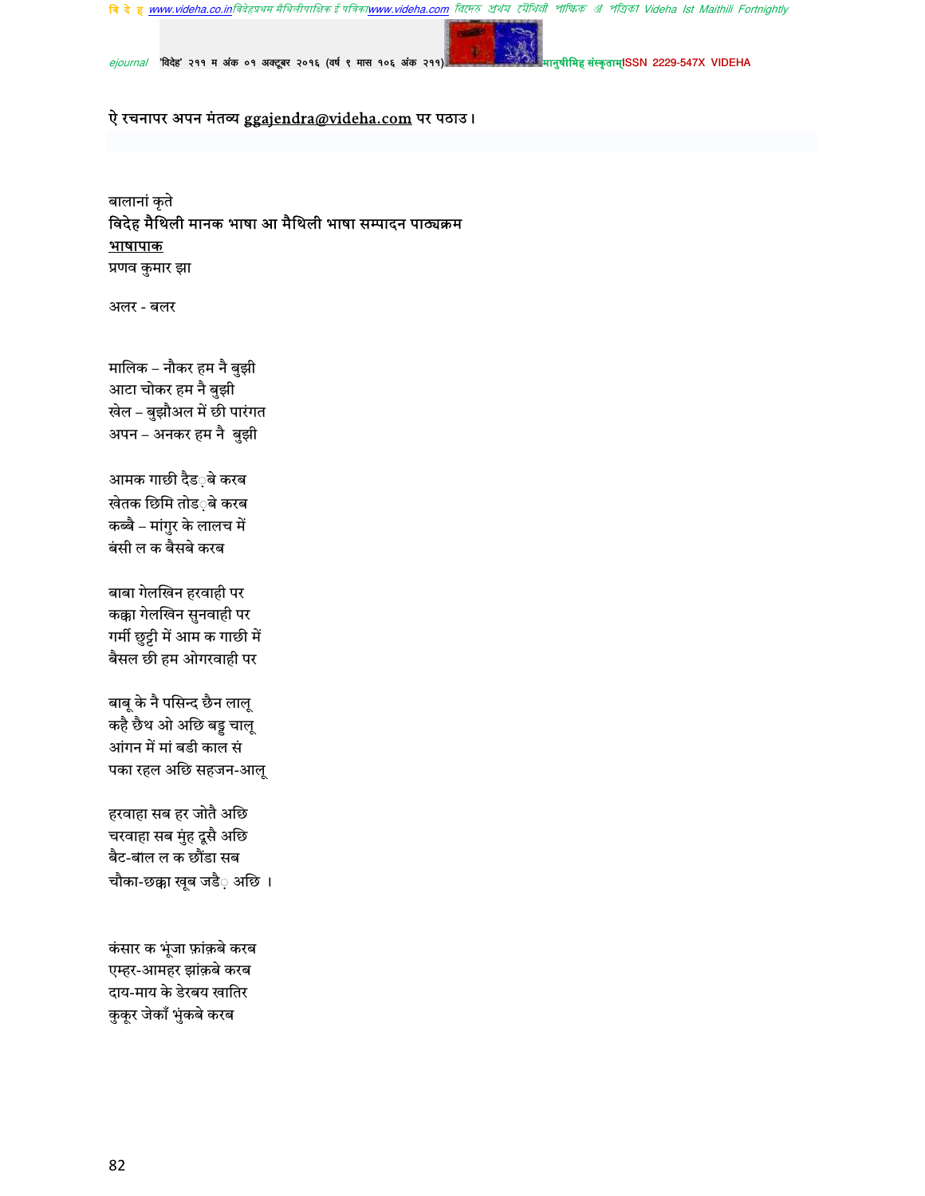ऐ रचनापर अपन मंतव्य ggajendra@videha.com पर पठाउ।

बालानां कृते

**विदेह मैथिली मानक भाषा आ मैथिली भाषा सम्पादन पाठ्यक्रम**

**भाषापाक**

प्रणव कुमार झा

अलर - बलर

मालिक – नौकर हम नै बुझी  
आटा चोकर हम नै बुझी  
खेल – बुझौअल में छी पारंगत  
अपन – अनकर हम नै बुझी

आमक गाछी दैड़बे करब  
खेतक छिमि तोड़बे करब  
कब्बै – मांगुर के लालच में  
बंसी ल क बैसबे करब

बाबा गेलखिन हरवाही पर  
कक्का गेलखिन सुनवाही पर  
गर्मी छुट्टी में आम क गाछी में  
बैसल छी हम ओगरवाही पर

बाबू के नै पसिन्द छैन लालू  
कहै छैथ ओ अछि बड्ड चालू  
आंगन में मां बडी काल सं  
पका रहल अछि सहजन-आलू

हरवाहा सब हर जोतै अछि  
चरवाहा सब मुंह दूसै अछि  
बैट-बाॅल ल क छौंडा सब  
चौका-छक्का खूब जड़ै अछि ।

कंसार क भूंजा फ़ांक़बे करब  
एम्हर-आमहर झांक़बे करब  
दाय-माय के डेरबय खातिर  
कुकूर जेकाँ भुंकबे करब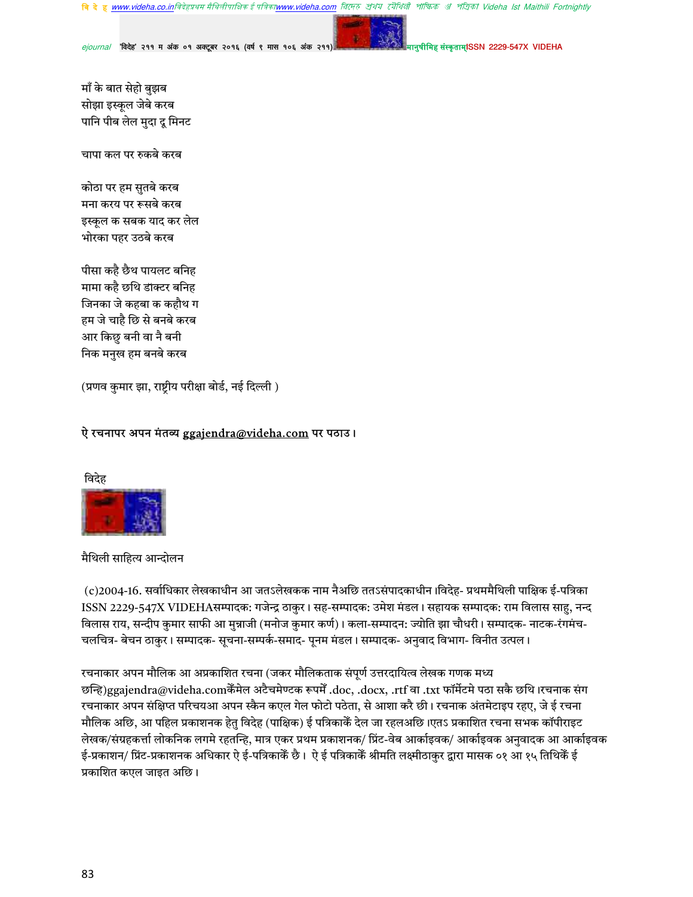माँ के बात सेहो बुझब
सोझा इस्कूल जेबे करब
पानि पीब लेल मुदा दू मिनट

चापा कल पर रुकबे करब

कोठा पर हम सुतबे करब
मना करय पर रूसबे करब
इस्कूल क सबक याद कर लेल
भोरका पहर उठबे करब

पीसा कहै छैथ पायलट बनिह
मामा कहै छथि डाक्टर बनिह
जिनका जे कहबा क कहौथ ग
हम जे चाहै छि से बनबे करब
आर किछु बनी वा नै बनी
निक मनुख हम बनबे करब

(प्रणव कुमार झा, राष्ट्रीय परीक्षा बोर्ड, नई दिल्ली )

ऐ रचनापर अपन मंतव्य ggajendra@videha.com पर पठाउ।

विदेह

मैथिली साहित्य आन्दोलन

(c)2004-16. सर्वाधिकार लेखकाधीन आ जतऽलेखकक नाम नैअछि ततऽसंपादकाधीन।विदेह- प्रथममैथिली पाक्षिक ई-पत्रिका ISSN 2229-547X VIDEHAसम्पादक: गजेन्द्र ठाकुर। सह-सम्पादक: उमेश मंडल। सहायक सम्पादक: राम विलास साहु, नन्द विलास राय, सन्दीप कुमार साफी आ मुन्नाजी (मनोज कुमार कर्ण)। कला-सम्पादन: ज्योति झा चौधरी। सम्पादक- नाटक-रंगमंच-चलचित्र- बेचन ठाकुर। सम्पादक- सूचना-सम्पर्क-समाद- पूनम मंडल। सम्पादक- अनुवाद विभाग- विनीत उत्पल।

रचनाकार अपन मौलिक आ अप्रकाशित रचना (जकर मौलिकताक संपूर्ण उत्तरदायित्व लेखक गणक मध्य छन्हि)ggajendra@videha.comकेँमेल अटैचमेण्टक रूपमेँ .doc, .docx, .rtf वा .txt फॉर्मेटमे पठा सकै छथि।रचनाक संग रचनाकार अपन संक्षिप्त परिचयआ अपन स्कैन कएल गेल फोटो पठेता, से आशा करै छी। रचनाक अंतमेटाइप रहए, जे ई रचना मौलिक अछि, आ पहिल प्रकाशनक हेतु विदेह (पाक्षिक) ई पत्रिकाकेँ देल जा रहलअछि।एतऽ प्रकाशित रचना सभक कॉपीराइट लेखक/संग्रहकर्त्ता लोकनिक लगमे रहतन्हि, मात्र एकर प्रथम प्रकाशनक/ प्रिंट-वेब आर्काइवक/ आर्काइवक अनुवादक आ आर्काइवक ई-प्रकाशन/ प्रिंट-प्रकाशनक अधिकार ऐ ई-पत्रिकाकेँ छै। ऐ ई पत्रिकाकेँ श्रीमति लक्ष्मीठाकुर द्वारा मासक ०१ आ १५ तिथिकेँ ई प्रकाशित कएल जाइत अछि।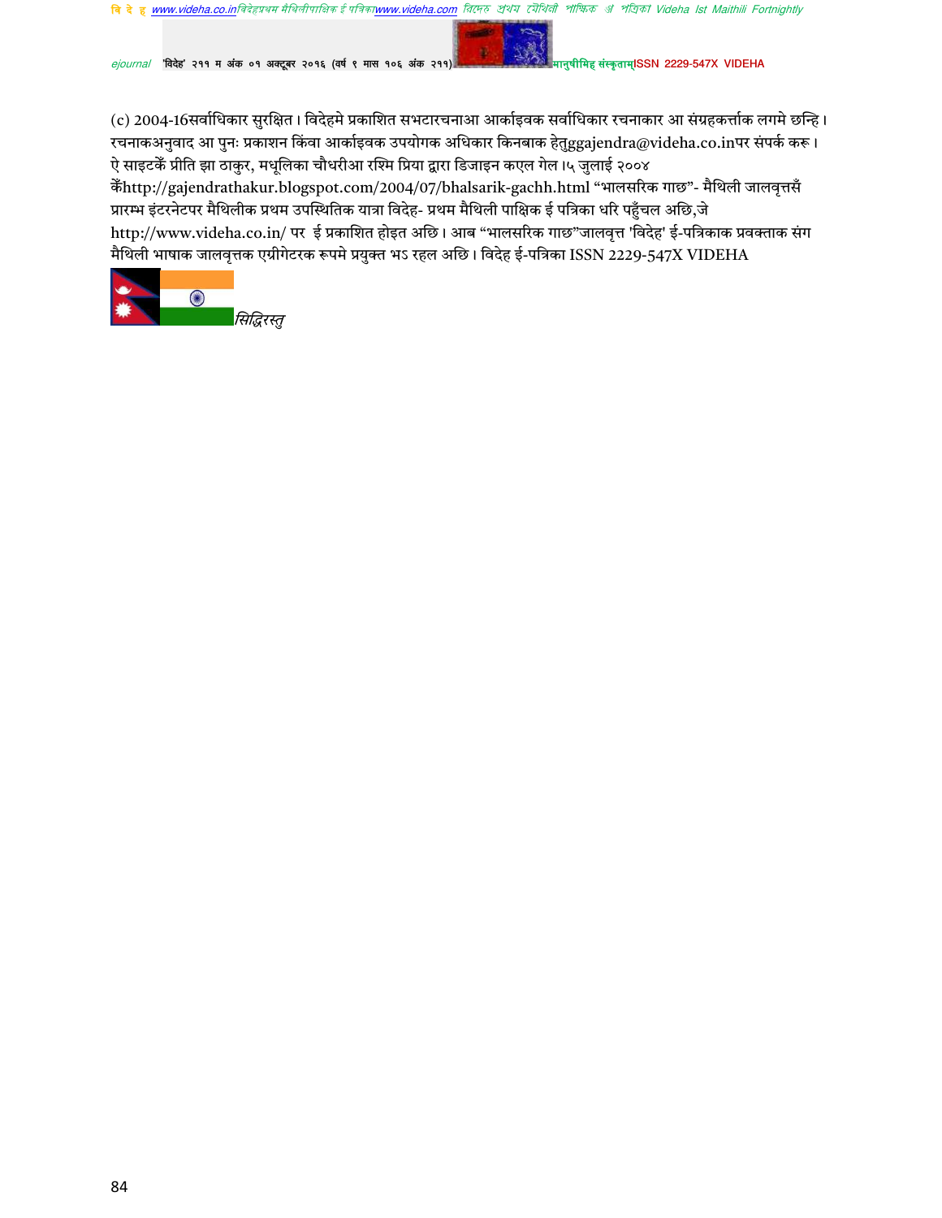(c) 2004-16सर्वाधिकार सुरक्षित। विदेहमे प्रकाशित सभटारचनाआ आर्काइवक सर्वाधिकार रचनाकार आ संग्रहकर्त्ताक लगमे छन्हि। रचनाकअनुवाद आ पुनः प्रकाशन किंवा आर्काइवक उपयोगक अधिकार किनबाक हेतुggajendra@videha.co.inपर संपर्क करू। ऐ साइटकेँ प्रीति झा ठाकुर, मधूलिका चौधरीआ रश्मि प्रिया द्वारा डिजाइन कएल गेल।५ जुलाई २००४ केँhttp://gajendrathakur.blogspot.com/2004/07/bhalsarik-gachh.html "भालसरिक गाछ"- मैथिली जालवृत्तसँ प्रारम्भ इंटरनेटपर मैथिलीक प्रथम उपस्थितिक यात्रा विदेह- प्रथम मैथिली पाक्षिक ई पत्रिका धरि पहुँचल अछि,जे http://www.videha.co.in/ पर ई प्रकाशित होइत अछि। आब "भालसरिक गाछ"जालवृत्त 'विदेह' ई-पत्रिकाक प्रवक्ताक संग मैथिली भाषाक जालवृत्तक एग्रीगेटरक रूपमे प्रयुक्त भऽ रहल अछि। विदेह ई-पत्रिका ISSN 2229-547X VIDEHA

*सिद्धिरस्तु*